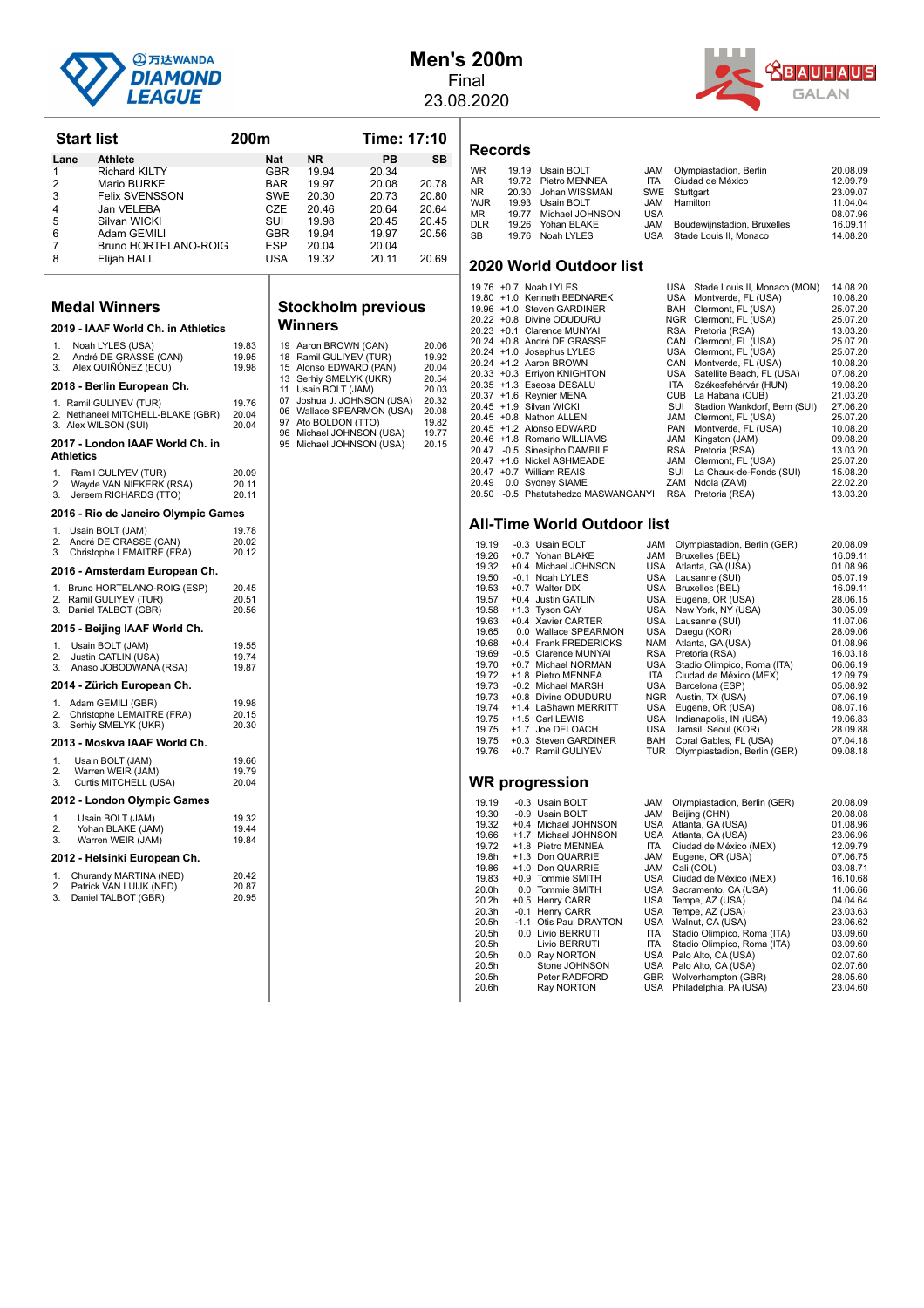# Men's 200m

Final

23.08.2020

## Start list

**200m** **Time: 17:10**

| Lane | Athlete | Nat | NR | PB | SB |
|---|---|---|---|---|---|
| 1 | Richard KILTY | GBR | 19.94 | 20.34 | |
| 2 | Mario BURKE | BAR | 19.97 | 20.08 | 20.78 |
| 3 | Felix SVENSSON | SWE | 20.30 | 20.73 | 20.80 |
| 4 | Jan VELEBA | CZE | 20.46 | 20.64 | 20.64 |
| 5 | Silvan WICKI | SUI | 19.98 | 20.45 | 20.45 |
| 6 | Adam GEMILI | GBR | 19.94 | 19.97 | 20.56 |
| 7 | Bruno HORTELANO-ROIG | ESP | 20.04 | 20.04 | |
| 8 | Elijah HALL | USA | 19.32 | 20.11 | 20.69 |

## Medal Winners

### 2019 - IAAF World Ch. in Athletics

1. Noah LYLES (USA) 19.83
2. André DE GRASSE (CAN) 19.95
3. Alex QUIÑÓNEZ (ECU) 19.98

### 2018 - Berlin European Ch.

1. Ramil GULIYEV (TUR) 19.76
2. Nethaneel MITCHELL-BLAKE (GBR) 20.04
3. Alex WILSON (SUI) 20.04

### 2017 - London IAAF World Ch. in Athletics

1. Ramil GULIYEV (TUR) 20.09
2. Wayde VAN NIEKERK (RSA) 20.11
3. Jereem RICHARDS (TTO) 20.11

### 2016 - Rio de Janeiro Olympic Games

1. Usain BOLT (JAM) 19.78
2. André DE GRASSE (CAN) 20.02
3. Christophe LEMAITRE (FRA) 20.12

### 2016 - Amsterdam European Ch.

1. Bruno HORTELANO-ROIG (ESP) 20.45
2. Ramil GULIYEV (TUR) 20.51
3. Daniel TALBOT (GBR) 20.56

### 2015 - Beijing IAAF World Ch.

1. Usain BOLT (JAM) 19.55
2. Justin GATLIN (USA) 19.74
3. Anaso JOBODWANA (RSA) 19.87

### 2014 - Zürich European Ch.

1. Adam GEMILI (GBR) 19.98
2. Christophe LEMAITRE (FRA) 20.15
3. Serhiy SMELYK (UKR) 20.30

### 2013 - Moskva IAAF World Ch.

1. Usain BOLT (JAM) 19.66
2. Warren WEIR (JAM) 19.79
3. Curtis MITCHELL (USA) 20.04

### 2012 - London Olympic Games

1. Usain BOLT (JAM) 19.32
2. Yohan BLAKE (JAM) 19.44
3. Warren WEIR (JAM) 19.84

### 2012 - Helsinki European Ch.

1. Churandy MARTINA (NED) 20.42
2. Patrick VAN LUIJK (NED) 20.87
3. Daniel TALBOT (GBR) 20.95

## Stockholm previous Winners

| Year | Athlete | Result |
|---|---|---|
| 19 | Aaron BROWN (CAN) | 20.06 |
| 18 | Ramil GULIYEV (TUR) | 19.92 |
| 15 | Alonso EDWARD (PAN) | 20.04 |
| 13 | Serhiy SMELYK (UKR) | 20.54 |
| 11 | Usain BOLT (JAM) | 20.03 |
| 07 | Joshua J. JOHNSON (USA) | 20.32 |
| 06 | Wallace SPEARMON (USA) | 20.08 |
| 97 | Ato BOLDON (TTO) | 19.82 |
| 96 | Michael JOHNSON (USA) | 19.77 |
| 95 | Michael JOHNSON (USA) | 20.15 |

## Records

| | Result | Athlete | Nat | Venue | Date |
|---|---|---|---|---|---|
| WR | 19.19 | Usain BOLT | JAM | Olympiastadion, Berlin | 20.08.09 |
| AR | 19.72 | Pietro MENNEA | ITA | Ciudad de México | 12.09.79 |
| NR | 20.30 | Johan WISSMAN | SWE | Stuttgart | 23.09.07 |
| WJR | 19.93 | Usain BOLT | JAM | Hamilton | 11.04.04 |
| MR | 19.77 | Michael JOHNSON | USA | | 08.07.96 |
| DLR | 19.26 | Yohan BLAKE | JAM | Boudewijnstadion, Bruxelles | 16.09.11 |
| SB | 19.76 | Noah LYLES | USA | Stade Louis II, Monaco | 14.08.20 |

## 2020 World Outdoor list

| Result | Wind | Athlete | Nat | Venue | Date |
|---|---|---|---|---|---|
| 19.76 | +0.7 | Noah LYLES | USA | Stade Louis II, Monaco (MON) | 14.08.20 |
| 19.80 | +1.0 | Kenneth BEDNAREK | USA | Montverde, FL (USA) | 10.08.20 |
| 19.96 | +1.0 | Steven GARDINER | BAH | Clermont, FL (USA) | 25.07.20 |
| 20.22 | +0.8 | Divine ODUDURU | NGR | Clermont, FL (USA) | 25.07.20 |
| 20.23 | +0.1 | Clarence MUNYAI | RSA | Pretoria (RSA) | 13.03.20 |
| 20.24 | +0.8 | André DE GRASSE | CAN | Clermont, FL (USA) | 25.07.20 |
| 20.24 | +1.0 | Josephus LYLES | USA | Clermont, FL (USA) | 25.07.20 |
| 20.24 | +1.2 | Aaron BROWN | CAN | Montverde, FL (USA) | 10.08.20 |
| 20.33 | +0.3 | Erriyon KNIGHTON | USA | Satellite Beach, FL (USA) | 07.08.20 |
| 20.35 | +1.3 | Eseosa DESALU | ITA | Székesfehérvár (HUN) | 19.08.20 |
| 20.37 | +1.6 | Reynier MENA | CUB | La Habana (CUB) | 21.03.20 |
| 20.45 | +1.9 | Silvan WICKI | SUI | Stadion Wankdorf, Bern (SUI) | 27.06.20 |
| 20.45 | +0.8 | Nathon ALLEN | JAM | Clermont, FL (USA) | 25.07.20 |
| 20.45 | +1.2 | Alonso EDWARD | PAN | Montverde, FL (USA) | 10.08.20 |
| 20.46 | +1.8 | Romario WILLIAMS | JAM | Kingston (JAM) | 09.08.20 |
| 20.47 | -0.5 | Sinesipho DAMBILE | RSA | Pretoria (RSA) | 13.03.20 |
| 20.47 | +1.6 | Nickel ASHMEADE | JAM | Clermont, FL (USA) | 25.07.20 |
| 20.47 | +0.7 | William REAIS | SUI | La Chaux-de-Fonds (SUI) | 15.08.20 |
| 20.49 | 0.0 | Sydney SIAME | ZAM | Ndola (ZAM) | 22.02.20 |
| 20.50 | -0.5 | Phatutshedzo MASWANGANYI | RSA | Pretoria (RSA) | 13.03.20 |

## All-Time World Outdoor list

| Result | Wind | Athlete | Nat | Venue | Date |
|---|---|---|---|---|---|
| 19.19 | -0.3 | Usain BOLT | JAM | Olympiastadion, Berlin (GER) | 20.08.09 |
| 19.26 | +0.7 | Yohan BLAKE | JAM | Bruxelles (BEL) | 16.09.11 |
| 19.32 | +0.4 | Michael JOHNSON | USA | Atlanta, GA (USA) | 01.08.96 |
| 19.50 | -0.1 | Noah LYLES | USA | Lausanne (SUI) | 05.07.19 |
| 19.53 | +0.7 | Walter DIX | USA | Bruxelles (BEL) | 16.09.11 |
| 19.57 | +0.4 | Justin GATLIN | USA | Eugene, OR (USA) | 28.06.15 |
| 19.58 | +1.3 | Tyson GAY | USA | New York, NY (USA) | 30.05.09 |
| 19.63 | +0.4 | Xavier CARTER | USA | Lausanne (SUI) | 11.07.06 |
| 19.65 | 0.0 | Wallace SPEARMON | USA | Daegu (KOR) | 28.09.06 |
| 19.68 | +0.4 | Frank FREDERICKS | NAM | Atlanta, GA (USA) | 01.08.96 |
| 19.69 | -0.5 | Clarence MUNYAI | RSA | Pretoria (RSA) | 16.03.18 |
| 19.70 | +0.7 | Michael NORMAN | USA | Stadio Olimpico, Roma (ITA) | 06.06.19 |
| 19.72 | +1.8 | Pietro MENNEA | ITA | Ciudad de México (MEX) | 12.09.79 |
| 19.73 | -0.2 | Michael MARSH | USA | Barcelona (ESP) | 05.08.92 |
| 19.73 | +0.8 | Divine ODUDURU | NGR | Austin, TX (USA) | 07.06.19 |
| 19.74 | +1.4 | LaShawn MERRITT | USA | Eugene, OR (USA) | 08.07.16 |
| 19.75 | +1.5 | Carl LEWIS | USA | Indianapolis, IN (USA) | 19.06.83 |
| 19.75 | +1.7 | Joe DELOACH | USA | Jamsil, Seoul (KOR) | 28.09.88 |
| 19.75 | +0.3 | Steven GARDINER | BAH | Coral Gables, FL (USA) | 07.04.18 |
| 19.76 | +0.7 | Ramil GULIYEV | TUR | Olympiastadion, Berlin (GER) | 09.08.18 |

## WR progression

| Result | Wind | Athlete | Nat | Venue | Date |
|---|---|---|---|---|---|
| 19.19 | -0.3 | Usain BOLT | JAM | Olympiastadion, Berlin (GER) | 20.08.09 |
| 19.30 | -0.9 | Usain BOLT | JAM | Beijing (CHN) | 20.08.08 |
| 19.32 | +0.4 | Michael JOHNSON | USA | Atlanta, GA (USA) | 01.08.96 |
| 19.66 | +1.7 | Michael JOHNSON | USA | Atlanta, GA (USA) | 23.06.96 |
| 19.72 | +1.8 | Pietro MENNEA | ITA | Ciudad de México (MEX) | 12.09.79 |
| 19.8h | +1.3 | Don QUARRIE | JAM | Eugene, OR (USA) | 07.06.75 |
| 19.86 | +1.0 | Don QUARRIE | JAM | Cali (COL) | 03.08.71 |
| 19.83 | +0.9 | Tommie SMITH | USA | Ciudad de México (MEX) | 16.10.68 |
| 20.0h | 0.0 | Tommie SMITH | USA | Sacramento, CA (USA) | 11.06.66 |
| 20.2h | +0.5 | Henry CARR | USA | Tempe, AZ (USA) | 04.04.64 |
| 20.3h | -0.1 | Henry CARR | USA | Tempe, AZ (USA) | 23.03.63 |
| 20.5h | -1.1 | Otis Paul DRAYTON | USA | Walnut, CA (USA) | 23.06.62 |
| 20.5h | 0.0 | Livio BERRUTI | ITA | Stadio Olimpico, Roma (ITA) | 03.09.60 |
| 20.5h | | Livio BERRUTI | ITA | Stadio Olimpico, Roma (ITA) | 03.09.60 |
| 20.5h | 0.0 | Ray NORTON | USA | Palo Alto, CA (USA) | 02.07.60 |
| 20.5h | | Stone JOHNSON | USA | Palo Alto, CA (USA) | 02.07.60 |
| 20.5h | | Peter RADFORD | GBR | Wolverhampton (GBR) | 28.05.60 |
| 20.6h | | Ray NORTON | USA | Philadelphia, PA (USA) | 23.04.60 |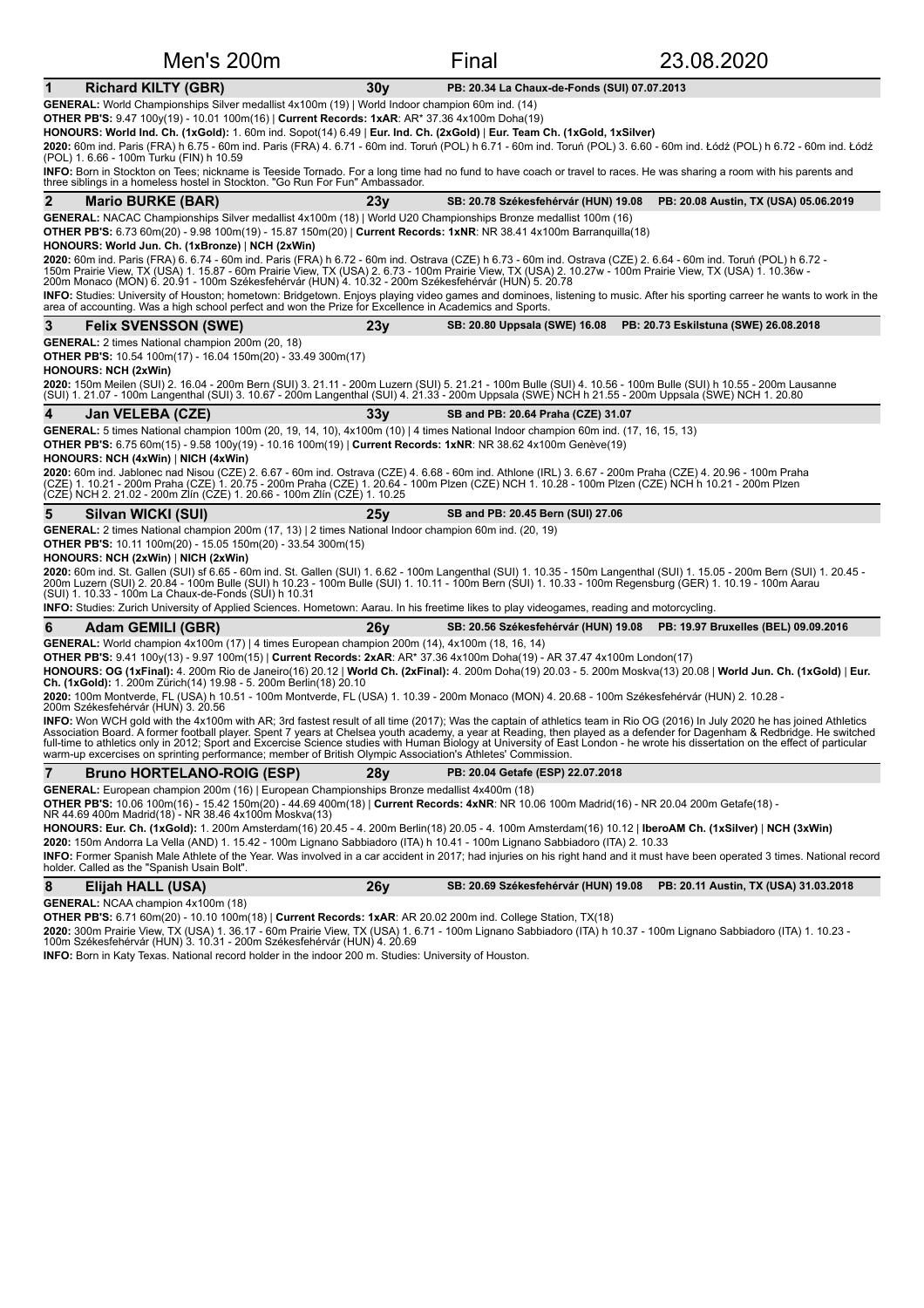# Men's 200m — Final — 23.08.2020

## 1 Richard KILTY (GBR) — 30y — PB: 20.34 La Chaux-de-Fonds (SUI) 07.07.2013

**GENERAL:** World Championships Silver medallist 4x100m (19) | World Indoor champion 60m ind. (14)

**OTHER PB'S:** 9.47 100y(19) - 10.01 100m(16) | **Current Records: 1xAR**: AR* 37.36 4x100m Doha(19)

**HONOURS: World Ind. Ch. (1xGold):** 1. 60m ind. Sopot(14) 6.49 | **Eur. Ind. Ch. (2xGold)** | **Eur. Team Ch. (1xGold, 1xSilver)**

**2020:** 60m ind. Paris (FRA) h 6.75 - 60m ind. Paris (FRA) 4. 6.71 - 60m ind. Toruń (POL) h 6.71 - 60m ind. Toruń (POL) 3. 6.60 - 60m ind. Łódź (POL) h 6.72 - 60m ind. Łódź (POL) 1. 6.66 - 100m Turku (FIN) h 10.59

**INFO:** Born in Stockton on Tees; nickname is Teeside Tornado. For a long time had no fund to have coach or travel to races. He was sharing a room with his parents and three siblings in a homeless hostel in Stockton. "Go Run For Fun" Ambassador.

## 2 Mario BURKE (BAR) — 23y — SB: 20.78 Székesfehérvár (HUN) 19.08 — PB: 20.08 Austin, TX (USA) 05.06.2019

**GENERAL:** NACAC Championships Silver medallist 4x100m (18) | World U20 Championships Bronze medallist 100m (16)

**OTHER PB'S:** 6.73 60m(20) - 9.98 100m(19) - 15.87 150m(20) | **Current Records: 1xNR**: NR 38.41 4x100m Barranquilla(18)

**HONOURS: World Jun. Ch. (1xBronze)** | **NCH (2xWin)**

**2020:** 60m ind. Paris (FRA) 6. 6.74 - 60m ind. Paris (FRA) h 6.72 - 60m ind. Ostrava (CZE) h 6.73 - 60m ind. Ostrava (CZE) 2. 6.64 - 60m ind. Toruń (POL) h 6.72 - 150m Prairie View, TX (USA) 1. 15.87 - 60m Prairie View, TX (USA) 2. 6.73 - 100m Prairie View, TX (USA) 2. 10.27w - 100m Prairie View, TX (USA) 1. 10.36w - 200m Monaco (MON) 6. 20.91 - 100m Székesfehérvár (HUN) 4. 10.32 - 200m Székesfehérvár (HUN) 5. 20.78

**INFO:** Studies: University of Houston; hometown: Bridgetown. Enjoys playing video games and dominoes, listening to music. After his sporting carreer he wants to work in the area of accounting. Was a high school perfect and won the Prize for Excellence in Academics and Sports.

## 3 Felix SVENSSON (SWE) — 23y — SB: 20.80 Uppsala (SWE) 16.08 — PB: 20.73 Eskilstuna (SWE) 26.08.2018

**GENERAL:** 2 times National champion 200m (20, 18)

**OTHER PB'S:** 10.54 100m(17) - 16.04 150m(20) - 33.49 300m(17)

**HONOURS: NCH (2xWin)**

**2020:** 150m Meilen (SUI) 2. 16.04 - 200m Bern (SUI) 3. 21.11 - 200m Luzern (SUI) 5. 21.21 - 100m Bulle (SUI) 4. 10.56 - 100m Bulle (SUI) h 10.55 - 200m Lausanne (SUI) 1. 21.07 - 100m Langenthal (SUI) 3. 10.67 - 200m Langenthal (SUI) 4. 21.33 - 200m Uppsala (SWE) NCH h 21.55 - 200m Uppsala (SWE) NCH 1. 20.80

## 4 Jan VELEBA (CZE) — 33y — SB and PB: 20.64 Praha (CZE) 31.07

**GENERAL:** 5 times National champion 100m (20, 19, 14, 10), 4x100m (10) | 4 times National Indoor champion 60m ind. (17, 16, 15, 13)

**OTHER PB'S:** 6.75 60m(15) - 9.58 100y(19) - 10.16 100m(19) | **Current Records: 1xNR**: NR 38.62 4x100m Genève(19)

**HONOURS: NCH (4xWin)** | **NICH (4xWin)**

**2020:** 60m ind. Jablonec nad Nisou (CZE) 2. 6.67 - 60m ind. Ostrava (CZE) 4. 6.68 - 60m ind. Athlone (IRL) 3. 6.67 - 200m Praha (CZE) 4. 20.96 - 100m Praha (CZE) 1. 10.21 - 200m Praha (CZE) 1. 20.75 - 200m Praha (CZE) 1. 20.64 - 100m Plzen (CZE) NCH 1. 10.28 - 100m Plzen (CZE) NCH h 10.21 - 200m Plzen (CZE) NCH 2. 21.02 - 200m Zlín (CZE) 1. 20.66 - 100m Zlín (CZE) 1. 10.25

## 5 Silvan WICKI (SUI) — 25y — SB and PB: 20.45 Bern (SUI) 27.06

**GENERAL:** 2 times National champion 200m (17, 13) | 2 times National Indoor champion 60m ind. (20, 19)

**OTHER PB'S:** 10.11 100m(20) - 15.05 150m(20) - 33.54 300m(15)

**HONOURS: NCH (2xWin)** | **NICH (2xWin)**

**2020:** 60m ind. St. Gallen (SUI) sf 6.65 - 60m ind. St. Gallen (SUI) 1. 6.62 - 100m Langenthal (SUI) 1. 10.35 - 150m Langenthal (SUI) 1. 15.05 - 200m Bern (SUI) 1. 20.45 - 200m Luzern (SUI) 2. 20.84 - 100m Bulle (SUI) h 10.23 - 100m Bulle (SUI) 1. 10.11 - 100m Bern (SUI) 1. 10.33 - 100m Regensburg (GER) 1. 10.19 - 100m Aarau (SUI) 1. 10.33 - 100m La Chaux-de-Fonds (SUI) h 10.31

**INFO:** Studies: Zurich University of Applied Sciences. Hometown: Aarau. In his freetime likes to play videogames, reading and motorcycling.

## 6 Adam GEMILI (GBR) — 26y — SB: 20.56 Székesfehérvár (HUN) 19.08 — PB: 19.97 Bruxelles (BEL) 09.09.2016

**GENERAL:** World champion 4x100m (17) | 4 times European champion 200m (14), 4x100m (18, 16, 14)

**OTHER PB'S:** 9.41 100y(13) - 9.97 100m(15) | **Current Records: 2xAR**: AR* 37.36 4x100m Doha(19) - AR 37.47 4x100m London(17)

**HONOURS: OG (1xFinal):** 4. 200m Rio de Janeiro(16) 20.12 | **World Ch. (2xFinal):** 4. 200m Doha(19) 20.03 - 5. 200m Moskva(13) 20.08 | **World Jun. Ch. (1xGold)** | **Eur. Ch. (1xGold):** 1. 200m Zürich(14) 19.98 - 5. 200m Berlin(18) 20.10

**2020:** 100m Montverde, FL (USA) h 10.51 - 100m Montverde, FL (USA) 1. 10.39 - 200m Monaco (MON) 4. 20.68 - 100m Székesfehérvár (HUN) 2. 10.28 - 200m Székesfehérvár (HUN) 3. 20.56

**INFO:** Won WCH gold with the 4x100m with AR; 3rd fastest result of all time (2017); Was the captain of athletics team in Rio OG (2016) In July 2020 he has joined Athletics Association Board. A former football player. Spent 7 years at Chelsea youth academy, a year at Reading, then played as a defender for Dagenham & Redbridge. He switched full-time to athletics only in 2012; Sport and Excercise Science studies with Human Biology at University of East London - he wrote his dissertation on the effect of particular warm-up excercises on sprinting performance; member of British Olympic Association's Athletes' Commission.

## 7 Bruno HORTELANO-ROIG (ESP) — 28y — PB: 20.04 Getafe (ESP) 22.07.2018

**GENERAL:** European champion 200m (16) | European Championships Bronze medallist 4x400m (18)

**OTHER PB'S:** 10.06 100m(16) - 15.42 150m(20) - 44.69 400m(18) | **Current Records: 4xNR**: NR 10.06 100m Madrid(16) - NR 20.04 200m Getafe(18) - NR 44.69 400m Madrid(18) - NR 38.46 4x100m Moskva(13)

**HONOURS: Eur. Ch. (1xGold):** 1. 200m Amsterdam(16) 20.45 - 4. 200m Berlin(18) 20.05 - 4. 100m Amsterdam(16) 10.12 | **IberoAM Ch. (1xSilver)** | **NCH (3xWin)**

**2020:** 150m Andorra La Vella (AND) 1. 15.42 - 100m Lignano Sabbiadoro (ITA) h 10.41 - 100m Lignano Sabbiadoro (ITA) 2. 10.33

**INFO:** Former Spanish Male Athlete of the Year. Was involved in a car accident in 2017; had injuries on his right hand and it must have been operated 3 times. National record holder. Called as the "Spanish Usain Bolt".

## 8 Elijah HALL (USA) — 26y — SB: 20.69 Székesfehérvár (HUN) 19.08 — PB: 20.11 Austin, TX (USA) 31.03.2018

**GENERAL:** NCAA champion 4x100m (18)

**OTHER PB'S:** 6.71 60m(20) - 10.10 100m(18) | **Current Records: 1xAR**: AR 20.02 200m ind. College Station, TX(18)

**2020:** 300m Prairie View, TX (USA) 1. 36.17 - 60m Prairie View, TX (USA) 1. 6.71 - 100m Lignano Sabbiadoro (ITA) h 10.37 - 100m Lignano Sabbiadoro (ITA) 1. 10.23 - 100m Székesfehérvár (HUN) 3. 10.31 - 200m Székesfehérvár (HUN) 4. 20.69

**INFO:** Born in Katy Texas. National record holder in the indoor 200 m. Studies: University of Houston.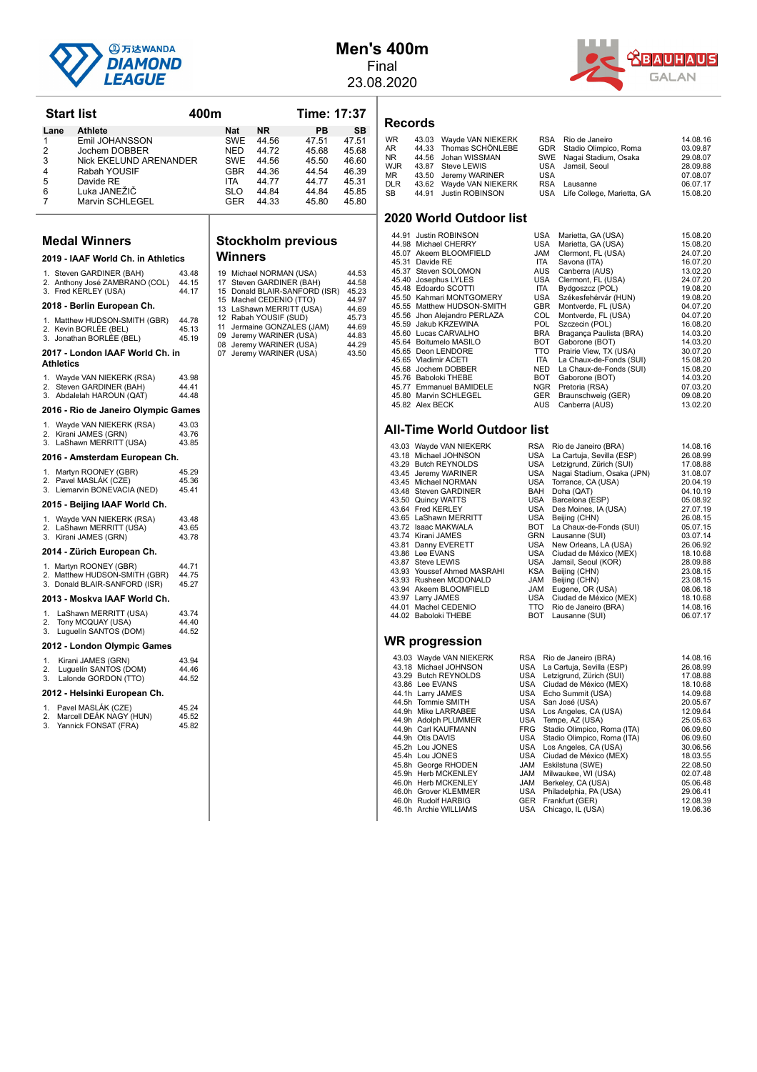# Men's 400m

Final

23.08.2020

## Start list

**400m** — **Time: 17:37**

| Lane | Athlete | Nat | NR | PB | SB |
|---|---|---|---|---|---|
| 1 | Emil JOHANSSON | SWE | 44.56 | 47.51 | 47.51 |
| 2 | Jochem DOBBER | NED | 44.72 | 45.68 | 45.68 |
| 3 | Nick EKELUND ARENANDER | SWE | 44.56 | 45.50 | 46.60 |
| 4 | Rabah YOUSIF | GBR | 44.36 | 44.54 | 46.39 |
| 5 | Davide RE | ITA | 44.77 | 44.77 | 45.31 |
| 6 | Luka JANEŽIČ | SLO | 44.84 | 44.84 | 45.85 |
| 7 | Marvin SCHLEGEL | GER | 44.33 | 45.80 | 45.80 |

## Medal Winners

### 2019 - IAAF World Ch. in Athletics

1. Steven GARDINER (BAH) 43.48
2. Anthony José ZAMBRANO (COL) 44.15
3. Fred KERLEY (USA) 44.17

### 2018 - Berlin European Ch.

1. Matthew HUDSON-SMITH (GBR) 44.78
2. Kevin BORLÉE (BEL) 45.13
3. Jonathan BORLÉE (BEL) 45.19

### 2017 - London IAAF World Ch. in Athletics

1. Wayde VAN NIEKERK (RSA) 43.98
2. Steven GARDINER (BAH) 44.41
3. Abdalelah HAROUN (QAT) 44.48

### 2016 - Rio de Janeiro Olympic Games

1. Wayde VAN NIEKERK (RSA) 43.03
2. Kirani JAMES (GRN) 43.76
3. LaShawn MERRITT (USA) 43.85

### 2016 - Amsterdam European Ch.

1. Martyn ROONEY (GBR) 45.29
2. Pavel MASLÁK (CZE) 45.36
3. Liemarvin BONEVACIA (NED) 45.41

### 2015 - Beijing IAAF World Ch.

1. Wayde VAN NIEKERK (RSA) 43.48
2. LaShawn MERRITT (USA) 43.65
3. Kirani JAMES (GRN) 43.78

### 2014 - Zürich European Ch.

1. Martyn ROONEY (GBR) 44.71
2. Matthew HUDSON-SMITH (GBR) 44.75
3. Donald BLAIR-SANFORD (ISR) 45.27

### 2013 - Moskva IAAF World Ch.

1. LaShawn MERRITT (USA) 43.74
2. Tony MCQUAY (USA) 44.40
3. Luguelín SANTOS (DOM) 44.52

### 2012 - London Olympic Games

1. Kirani JAMES (GRN) 43.94
2. Luguelín SANTOS (DOM) 44.46
3. Lalonde GORDON (TTO) 44.52

### 2012 - Helsinki European Ch.

1. Pavel MASLÁK (CZE) 45.24
2. Marcell DEÁK NAGY (HUN) 45.52
3. Yannick FONSAT (FRA) 45.82

## Stockholm previous Winners

| Year | Athlete | Result |
|---|---|---|
| 19 | Michael NORMAN (USA) | 44.53 |
| 17 | Steven GARDINER (BAH) | 44.58 |
| 15 | Donald BLAIR-SANFORD (ISR) | 45.23 |
| 15 | Machel CEDENIO (TTO) | 44.97 |
| 13 | LaShawn MERRITT (USA) | 44.69 |
| 12 | Rabah YOUSIF (SUD) | 45.73 |
| 11 | Jermaine GONZALES (JAM) | 44.69 |
| 09 | Jeremy WARINER (USA) | 44.83 |
| 08 | Jeremy WARINER (USA) | 44.29 |
| 07 | Jeremy WARINER (USA) | 43.50 |

## Records

| | Result | Athlete | Nat | Venue | Date |
|---|---|---|---|---|---|
| WR | 43.03 | Wayde VAN NIEKERK | RSA | Rio de Janeiro | 14.08.16 |
| AR | 44.33 | Thomas SCHÖNLEBE | GDR | Stadio Olimpico, Roma | 03.09.87 |
| NR | 44.56 | Johan WISSMAN | SWE | Nagai Stadium, Osaka | 29.08.07 |
| WJR | 43.87 | Steve LEWIS | USA | Jamsil, Seoul | 28.09.88 |
| MR | 43.50 | Jeremy WARINER | USA | | 07.08.07 |
| DLR | 43.62 | Wayde VAN NIEKERK | RSA | Lausanne | 06.07.17 |
| SB | 44.91 | Justin ROBINSON | USA | Life College, Marietta, GA | 15.08.20 |

## 2020 World Outdoor list

| Result | Athlete | Nat | Venue | Date |
|---|---|---|---|---|
| 44.91 | Justin ROBINSON | USA | Marietta, GA (USA) | 15.08.20 |
| 44.98 | Michael CHERRY | USA | Marietta, GA (USA) | 15.08.20 |
| 45.07 | Akeem BLOOMFIELD | JAM | Clermont, FL (USA) | 24.07.20 |
| 45.31 | Davide RE | ITA | Savona (ITA) | 16.07.20 |
| 45.37 | Steven SOLOMON | AUS | Canberra (AUS) | 13.02.20 |
| 45.40 | Josephus LYLES | USA | Clermont, FL (USA) | 24.07.20 |
| 45.48 | Edoardo SCOTTI | ITA | Bydgoszcz (POL) | 19.08.20 |
| 45.50 | Kahmari MONTGOMERY | USA | Székesfehérvár (HUN) | 19.08.20 |
| 45.55 | Matthew HUDSON-SMITH | GBR | Montverde, FL (USA) | 04.07.20 |
| 45.56 | Jhon Alejandro PERLAZA | COL | Montverde, FL (USA) | 04.07.20 |
| 45.59 | Jakub KRZEWINA | POL | Szczecin (POL) | 16.08.20 |
| 45.60 | Lucas CARVALHO | BRA | Bragança Paulista (BRA) | 14.03.20 |
| 45.64 | Boitumelo MASILO | BOT | Gaborone (BOT) | 14.03.20 |
| 45.65 | Deon LENDORE | TTO | Prairie View, TX (USA) | 30.07.20 |
| 45.65 | Vladimir ACETI | ITA | La Chaux-de-Fonds (SUI) | 15.08.20 |
| 45.68 | Jochem DOBBER | NED | La Chaux-de-Fonds (SUI) | 15.08.20 |
| 45.76 | Baboloki THEBE | BOT | Gaborone (BOT) | 14.03.20 |
| 45.77 | Emmanuel BAMIDELE | NGR | Pretoria (RSA) | 07.03.20 |
| 45.80 | Marvin SCHLEGEL | GER | Braunschweig (GER) | 09.08.20 |
| 45.82 | Alex BECK | AUS | Canberra (AUS) | 13.02.20 |

## All-Time World Outdoor list

| Result | Athlete | Nat | Venue | Date |
|---|---|---|---|---|
| 43.03 | Wayde VAN NIEKERK | RSA | Rio de Janeiro (BRA) | 14.08.16 |
| 43.18 | Michael JOHNSON | USA | La Cartuja, Sevilla (ESP) | 26.08.99 |
| 43.29 | Butch REYNOLDS | USA | Letzigrund, Zürich (SUI) | 17.08.88 |
| 43.45 | Jeremy WARINER | USA | Nagai Stadium, Osaka (JPN) | 31.08.07 |
| 43.45 | Michael NORMAN | USA | Torrance, CA (USA) | 20.04.19 |
| 43.48 | Steven GARDINER | BAH | Doha (QAT) | 04.10.19 |
| 43.50 | Quincy WATTS | USA | Barcelona (ESP) | 05.08.92 |
| 43.64 | Fred KERLEY | USA | Des Moines, IA (USA) | 27.07.19 |
| 43.65 | LaShawn MERRITT | USA | Beijing (CHN) | 26.08.15 |
| 43.72 | Isaac MAKWALA | BOT | La Chaux-de-Fonds (SUI) | 05.07.15 |
| 43.74 | Kirani JAMES | GRN | Lausanne (SUI) | 03.07.14 |
| 43.81 | Danny EVERETT | USA | New Orleans, LA (USA) | 26.06.92 |
| 43.86 | Lee EVANS | USA | Ciudad de México (MEX) | 18.10.68 |
| 43.87 | Steve LEWIS | USA | Jamsil, Seoul (KOR) | 28.09.88 |
| 43.93 | Youssef Ahmed MASRAHI | KSA | Beijing (CHN) | 23.08.15 |
| 43.93 | Rusheen MCDONALD | JAM | Beijing (CHN) | 23.08.15 |
| 43.94 | Akeem BLOOMFIELD | JAM | Eugene, OR (USA) | 08.06.18 |
| 43.97 | Larry JAMES | USA | Ciudad de México (MEX) | 18.10.68 |
| 44.01 | Machel CEDENIO | TTO | Rio de Janeiro (BRA) | 14.08.16 |
| 44.02 | Baboloki THEBE | BOT | Lausanne (SUI) | 06.07.17 |

## WR progression

| Result | Athlete | Nat | Venue | Date |
|---|---|---|---|---|
| 43.03 | Wayde VAN NIEKERK | RSA | Rio de Janeiro (BRA) | 14.08.16 |
| 43.18 | Michael JOHNSON | USA | La Cartuja, Sevilla (ESP) | 26.08.99 |
| 43.29 | Butch REYNOLDS | USA | Letzigrund, Zürich (SUI) | 17.08.88 |
| 43.86 | Lee EVANS | USA | Ciudad de México (MEX) | 18.10.68 |
| 44.1h | Larry JAMES | USA | Echo Summit (USA) | 14.09.68 |
| 44.5h | Tommie SMITH | USA | San José (USA) | 20.05.67 |
| 44.9h | Mike LARRABEE | USA | Los Angeles, CA (USA) | 12.09.64 |
| 44.9h | Adolph PLUMMER | USA | Tempe, AZ (USA) | 25.05.63 |
| 44.9h | Carl KAUFMANN | FRG | Stadio Olimpico, Roma (ITA) | 06.09.60 |
| 44.9h | Otis DAVIS | USA | Stadio Olimpico, Roma (ITA) | 06.09.60 |
| 45.2h | Lou JONES | USA | Los Angeles, CA (USA) | 30.06.56 |
| 45.4h | Lou JONES | USA | Ciudad de México (MEX) | 18.03.55 |
| 45.8h | George RHODEN | JAM | Eskilstuna (SWE) | 22.08.50 |
| 45.9h | Herb MCKENLEY | JAM | Milwaukee, WI (USA) | 02.07.48 |
| 46.0h | Herb MCKENLEY | JAM | Berkeley, CA (USA) | 05.06.48 |
| 46.0h | Grover KLEMMER | USA | Philadelphia, PA (USA) | 29.06.41 |
| 46.0h | Rudolf HARBIG | GER | Frankfurt (GER) | 12.08.39 |
| 46.1h | Archie WILLIAMS | USA | Chicago, IL (USA) | 19.06.36 |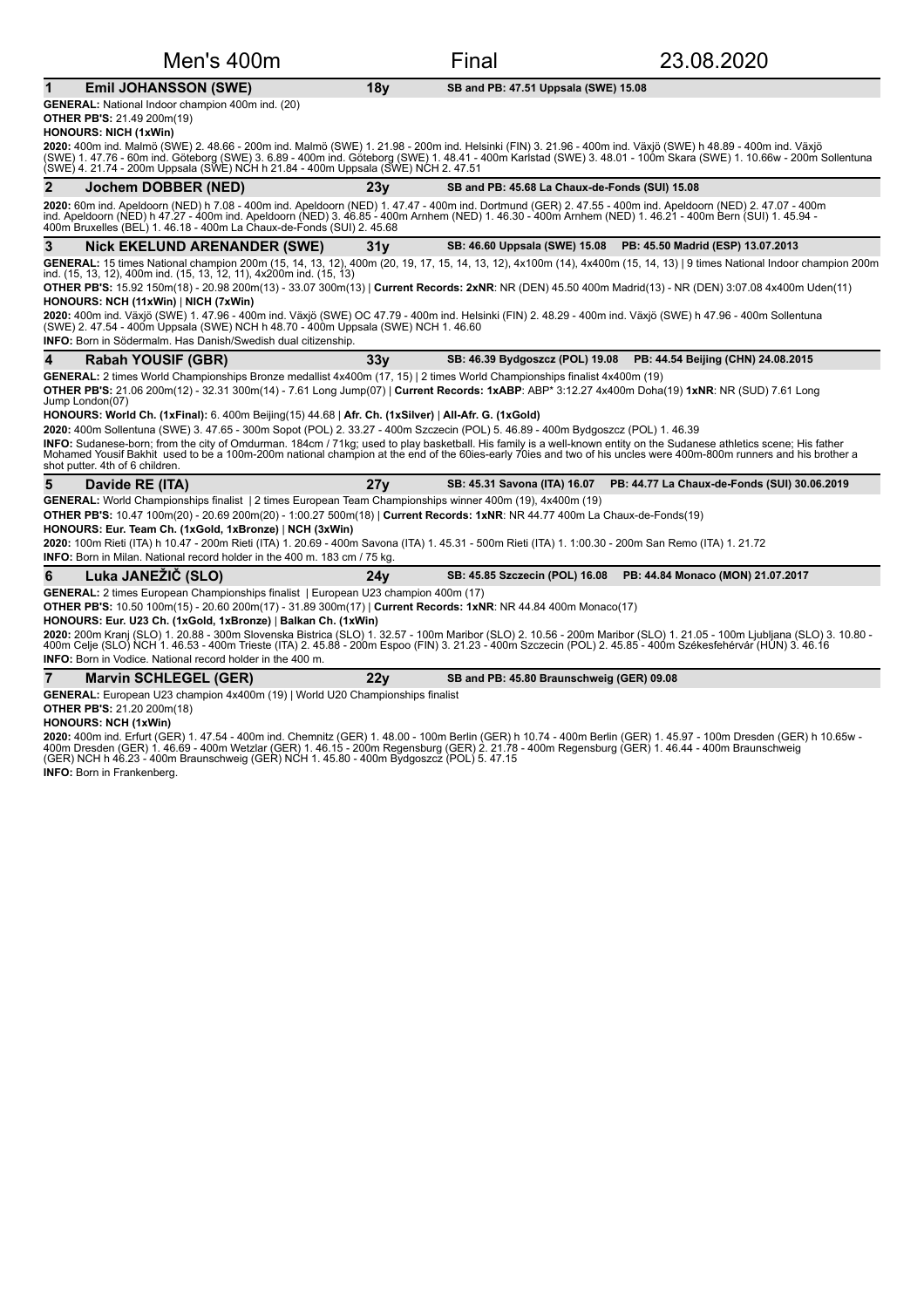# Men's 400m — Final — 23.08.2020

## 1 Emil JOHANSSON (SWE) — 18y — SB and PB: 47.51 Uppsala (SWE) 15.08

**GENERAL:** National Indoor champion 400m ind. (20)

**OTHER PB'S:** 21.49 200m(19)

**HONOURS: NICH (1xWin)**

**2020:** 400m ind. Malmö (SWE) 2. 48.66 - 200m ind. Malmö (SWE) 1. 21.98 - 200m ind. Helsinki (FIN) 3. 21.96 - 400m ind. Växjö (SWE) h 48.89 - 400m ind. Växjö (SWE) 1. 47.76 - 60m ind. Göteborg (SWE) 3. 6.89 - 400m ind. Göteborg (SWE) 1. 48.41 - 400m Karlstad (SWE) 3. 48.01 - 100m Skara (SWE) 1. 10.66w - 200m Sollentuna (SWE) 4. 21.74 - 200m Uppsala (SWE) NCH h 21.84 - 400m Uppsala (SWE) NCH 2. 47.51

## 2 Jochem DOBBER (NED) — 23y — SB and PB: 45.68 La Chaux-de-Fonds (SUI) 15.08

**2020:** 60m ind. Apeldoorn (NED) h 7.08 - 400m ind. Apeldoorn (NED) 1. 47.47 - 400m ind. Dortmund (GER) 2. 47.55 - 400m ind. Apeldoorn (NED) 2. 47.07 - 400m ind. Apeldoorn (NED) h 47.27 - 400m ind. Apeldoorn (NED) 3. 46.85 - 400m Arnhem (NED) 1. 46.30 - 400m Arnhem (NED) 1. 46.21 - 400m Bern (SUI) 1. 45.94 - 400m Bruxelles (BEL) 1. 46.18 - 400m La Chaux-de-Fonds (SUI) 2. 45.68

## 3 Nick EKELUND ARENANDER (SWE) — 31y — SB: 46.60 Uppsala (SWE) 15.08 — PB: 45.50 Madrid (ESP) 13.07.2013

**GENERAL:** 15 times National champion 200m (15, 14, 13, 12), 400m (20, 19, 17, 15, 14, 13, 12), 4x100m (14), 4x400m (15, 14, 13) | 9 times National Indoor champion 200m ind. (15, 13, 12), 400m ind. (15, 13, 12, 11), 4x200m ind. (15, 13)

**OTHER PB'S:** 15.92 150m(18) - 20.98 200m(13) - 33.07 300m(13) | **Current Records: 2xNR**: NR (DEN) 45.50 400m Madrid(13) - NR (DEN) 3:07.08 4x400m Uden(11)

**HONOURS: NCH (11xWin) | NICH (7xWin)**

**2020:** 400m ind. Växjö (SWE) 1. 47.96 - 400m ind. Växjö (SWE) OC 47.79 - 400m ind. Helsinki (FIN) 2. 48.29 - 400m ind. Växjö (SWE) h 47.96 - 400m Sollentuna (SWE) 2. 47.54 - 400m Uppsala (SWE) NCH h 48.70 - 400m Uppsala (SWE) NCH 1. 46.60

**INFO:** Born in Södermalm. Has Danish/Swedish dual citizenship.

## 4 Rabah YOUSIF (GBR) — 33y — SB: 46.39 Bydgoszcz (POL) 19.08 — PB: 44.54 Beijing (CHN) 24.08.2015

**GENERAL:** 2 times World Championships Bronze medallist 4x400m (17, 15) | 2 times World Championships finalist 4x400m (19)

**OTHER PB'S:** 21.06 200m(12) - 32.31 300m(14) - 7.61 Long Jump(07) | **Current Records: 1xABP**: ABP* 3:12.27 4x400m Doha(19) **1xNR**: NR (SUD) 7.61 Long Jump London(07)

**HONOURS: World Ch. (1xFinal):** 6. 400m Beijing(15) 44.68 | **Afr. Ch. (1xSilver)** | **All-Afr. G. (1xGold)**

**2020:** 400m Sollentuna (SWE) 3. 47.65 - 300m Sopot (POL) 2. 33.27 - 400m Szczecin (POL) 5. 46.89 - 400m Bydgoszcz (POL) 1. 46.39

**INFO:** Sudanese-born; from the city of Omdurman. 184cm / 71kg; used to play basketball. His family is a well-known entity on the Sudanese athletics scene; His father Mohamed Yousif Bakhit used to be a 100m-200m national champion at the end of the 60ies-early 70ies and two of his uncles were 400m-800m runners and his brother a shot putter. 4th of 6 children.

## 5 Davide RE (ITA) — 27y — SB: 45.31 Savona (ITA) 16.07 — PB: 44.77 La Chaux-de-Fonds (SUI) 30.06.2019

**GENERAL:** World Championships finalist | 2 times European Team Championships winner 400m (19), 4x400m (19)

**OTHER PB'S:** 10.47 100m(20) - 20.69 200m(20) - 1:00.27 500m(18) | **Current Records: 1xNR**: NR 44.77 400m La Chaux-de-Fonds(19)

**HONOURS: Eur. Team Ch. (1xGold, 1xBronze)** | **NCH (3xWin)**

**2020:** 100m Rieti (ITA) h 10.47 - 200m Rieti (ITA) 1. 20.69 - 400m Savona (ITA) 1. 45.31 - 500m Rieti (ITA) 1. 1:00.30 - 200m San Remo (ITA) 1. 21.72

**INFO:** Born in Milan. National record holder in the 400 m. 183 cm / 75 kg.

## 6 Luka JANEŽIČ (SLO) — 24y — SB: 45.85 Szczecin (POL) 16.08 — PB: 44.84 Monaco (MON) 21.07.2017

**GENERAL:** 2 times European Championships finalist | European U23 champion 400m (17)

**OTHER PB'S:** 10.50 100m(15) - 20.60 200m(17) - 31.89 300m(17) | **Current Records: 1xNR**: NR 44.84 400m Monaco(17)

**HONOURS: Eur. U23 Ch. (1xGold, 1xBronze)** | **Balkan Ch. (1xWin)**

**2020:** 200m Kranj (SLO) 1. 20.88 - 300m Slovenska Bistrica (SLO) 1. 32.57 - 100m Maribor (SLO) 2. 10.56 - 200m Maribor (SLO) 1. 21.05 - 100m Ljubljana (SLO) 3. 10.80 - 400m Celje (SLO) NCH 1. 46.53 - 400m Trieste (ITA) 2. 45.88 - 200m Espoo (FIN) 3. 21.23 - 400m Szczecin (POL) 2. 45.85 - 400m Székesfehérvár (HUN) 3. 46.16

**INFO:** Born in Vodice. National record holder in the 400 m.

## 7 Marvin SCHLEGEL (GER) — 22y — SB and PB: 45.80 Braunschweig (GER) 09.08

**GENERAL:** European U23 champion 4x400m (19) | World U20 Championships finalist

**OTHER PB'S:** 21.20 200m(18)

**HONOURS: NCH (1xWin)**

**2020:** 400m ind. Erfurt (GER) 1. 47.54 - 400m ind. Chemnitz (GER) 1. 48.00 - 100m Berlin (GER) h 10.74 - 400m Berlin (GER) 1. 45.97 - 100m Dresden (GER) h 10.65w - 400m Dresden (GER) 1. 46.69 - 400m Wetzlar (GER) 1. 46.15 - 200m Regensburg (GER) 2. 21.78 - 400m Regensburg (GER) 1. 46.44 - 400m Braunschweig (GER) NCH h 46.23 - 400m Braunschweig (GER) NCH 1. 45.80 - 400m Bydgoszcz (POL) 5. 47.15

**INFO:** Born in Frankenberg.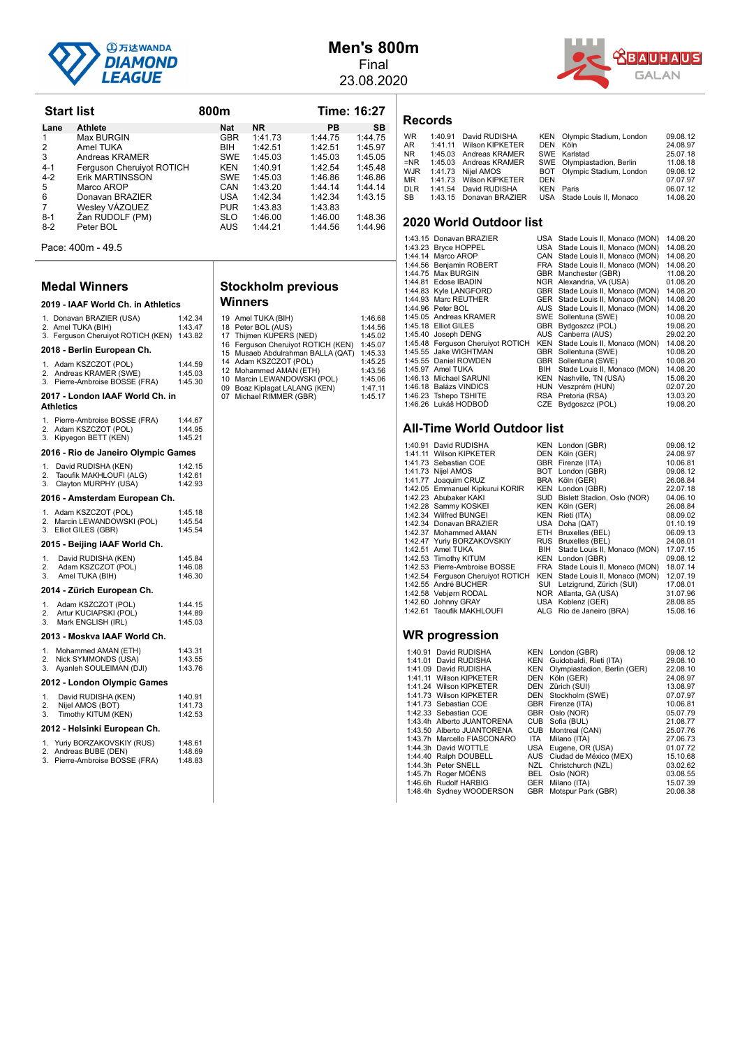# Men's 800m

Final

23.08.2020

## Start list

**800m** — **Time: 16:27**

| Lane | Athlete | Nat | NR | PB | SB |
|---|---|---|---|---|---|
| 1 | Max BURGIN | GBR | 1:41.73 | 1:44.75 | 1:44.75 |
| 2 | Amel TUKA | BIH | 1:42.51 | 1:42.51 | 1:45.97 |
| 3 | Andreas KRAMER | SWE | 1:45.03 | 1:45.03 | 1:45.05 |
| 4-1 | Ferguson Cheruiyot ROTICH | KEN | 1:40.91 | 1:42.54 | 1:45.48 |
| 4-2 | Erik MARTINSSON | SWE | 1:45.03 | 1:46.86 | 1:46.86 |
| 5 | Marco AROP | CAN | 1:43.20 | 1:44.14 | 1:44.14 |
| 6 | Donavan BRAZIER | USA | 1:42.34 | 1:42.34 | 1:43.15 |
| 7 | Wesley VÁZQUEZ | PUR | 1:43.83 | 1:43.83 | |
| 8-1 | Žan RUDOLF (PM) | SLO | 1:46.00 | 1:46.00 | 1:48.36 |
| 8-2 | Peter BOL | AUS | 1:44.21 | 1:44.56 | 1:44.96 |

Pace: 400m - 49.5

## Medal Winners

### 2019 - IAAF World Ch. in Athletics

1. Donavan BRAZIER (USA) 1:42.34
2. Amel TUKA (BIH) 1:43.47
3. Ferguson Cheruiyot ROTICH (KEN) 1:43.82

### 2018 - Berlin European Ch.

1. Adam KSZCZOT (POL) 1:44.59
2. Andreas KRAMER (SWE) 1:45.03
3. Pierre-Ambroise BOSSE (FRA) 1:45.30

### 2017 - London IAAF World Ch. in Athletics

1. Pierre-Ambroise BOSSE (FRA) 1:44.67
2. Adam KSZCZOT (POL) 1:44.95
3. Kipyegon BETT (KEN) 1:45.21

### 2016 - Rio de Janeiro Olympic Games

1. David RUDISHA (KEN) 1:42.15
2. Taoufik MAKHLOUFI (ALG) 1:42.61
3. Clayton MURPHY (USA) 1:42.93

### 2016 - Amsterdam European Ch.

1. Adam KSZCZOT (POL) 1:45.18
2. Marcin LEWANDOWSKI (POL) 1:45.54
3. Elliot GILES (GBR) 1:45.54

### 2015 - Beijing IAAF World Ch.

1. David RUDISHA (KEN) 1:45.84
2. Adam KSZCZOT (POL) 1:46.08
3. Amel TUKA (BIH) 1:46.30

### 2014 - Zürich European Ch.

1. Adam KSZCZOT (POL) 1:44.15
2. Artur KUCIAPSKI (POL) 1:44.89
3. Mark ENGLISH (IRL) 1:45.03

### 2013 - Moskva IAAF World Ch.

1. Mohammed AMAN (ETH) 1:43.31
2. Nick SYMMONDS (USA) 1:43.55
3. Ayanleh SOULEIMAN (DJI) 1:43.76

### 2012 - London Olympic Games

1. David RUDISHA (KEN) 1:40.91
2. Nijel AMOS (BOT) 1:41.73
3. Timothy KITUM (KEN) 1:42.53

### 2012 - Helsinki European Ch.

1. Yuriy BORZAKOVSKIY (RUS) 1:48.61
2. Andreas BUBE (DEN) 1:48.69
3. Pierre-Ambroise BOSSE (FRA) 1:48.83

## Stockholm previous Winners

| Year | Athlete | Time |
|---|---|---|
| 19 | Amel TUKA (BIH) | 1:46.68 |
| 18 | Peter BOL (AUS) | 1:44.56 |
| 17 | Thijmen KUPERS (NED) | 1:45.02 |
| 16 | Ferguson Cheruiyot ROTICH (KEN) | 1:45.07 |
| 15 | Musaeb Abdulrahman BALLA (QAT) | 1:45.33 |
| 14 | Adam KSZCZOT (POL) | 1:45.25 |
| 12 | Mohammed AMAN (ETH) | 1:43.56 |
| 10 | Marcin LEWANDOWSKI (POL) | 1:45.06 |
| 09 | Boaz Kiplagat LALANG (KEN) | 1:47.11 |
| 07 | Michael RIMMER (GBR) | 1:45.17 |

## Records

| | Time | Athlete | Nat | Venue | Date |
|---|---|---|---|---|---|
| WR | 1:40.91 | David RUDISHA | KEN | Olympic Stadium, London | 09.08.12 |
| AR | 1:41.11 | Wilson KIPKETER | DEN | Köln | 24.08.97 |
| NR | 1:45.03 | Andreas KRAMER | SWE | Karlstad | 25.07.18 |
| =NR | 1:45.03 | Andreas KRAMER | SWE | Olympiastadion, Berlin | 11.08.18 |
| WJR | 1:41.73 | Nijel AMOS | BOT | Olympic Stadium, London | 09.08.12 |
| MR | 1:41.73 | Wilson KIPKETER | DEN | | 07.07.97 |
| DLR | 1:41.54 | David RUDISHA | KEN | Paris | 06.07.12 |
| SB | 1:43.15 | Donavan BRAZIER | USA | Stade Louis II, Monaco | 14.08.20 |

## 2020 World Outdoor list

| Time | Athlete | Nat | Venue | Date |
|---|---|---|---|---|
| 1:43.15 | Donavan BRAZIER | USA | Stade Louis II, Monaco (MON) | 14.08.20 |
| 1:43.23 | Bryce HOPPEL | USA | Stade Louis II, Monaco (MON) | 14.08.20 |
| 1:44.14 | Marco AROP | CAN | Stade Louis II, Monaco (MON) | 14.08.20 |
| 1:44.56 | Benjamin ROBERT | FRA | Stade Louis II, Monaco (MON) | 14.08.20 |
| 1:44.75 | Max BURGIN | GBR | Manchester (GBR) | 11.08.20 |
| 1:44.81 | Edose IBADIN | NGR | Alexandria, VA (USA) | 01.08.20 |
| 1:44.83 | Kyle LANGFORD | GBR | Stade Louis II, Monaco (MON) | 14.08.20 |
| 1:44.93 | Marc REUTHER | GER | Stade Louis II, Monaco (MON) | 14.08.20 |
| 1:44.96 | Peter BOL | AUS | Stade Louis II, Monaco (MON) | 14.08.20 |
| 1:45.05 | Andreas KRAMER | SWE | Sollentuna (SWE) | 10.08.20 |
| 1:45.18 | Elliot GILES | GBR | Bydgoszcz (POL) | 19.08.20 |
| 1:45.40 | Joseph DENG | AUS | Canberra (AUS) | 29.02.20 |
| 1:45.48 | Ferguson Cheruiyot ROTICH | KEN | Stade Louis II, Monaco (MON) | 14.08.20 |
| 1:45.55 | Jake WIGHTMAN | GBR | Sollentuna (SWE) | 10.08.20 |
| 1:45.55 | Daniel ROWDEN | GBR | Sollentuna (SWE) | 10.08.20 |
| 1:45.97 | Amel TUKA | BIH | Stade Louis II, Monaco (MON) | 14.08.20 |
| 1:46.13 | Michael SARUNI | KEN | Nashville, TN (USA) | 15.08.20 |
| 1:46.18 | Balázs VINDICS | HUN | Veszprém (HUN) | 02.07.20 |
| 1:46.23 | Tshepo TSHITE | RSA | Pretoria (RSA) | 13.03.20 |
| 1:46.26 | Lukáš HODBOĎ | CZE | Bydgoszcz (POL) | 19.08.20 |

## All-Time World Outdoor list

| Time | Athlete | Nat | Venue | Date |
|---|---|---|---|---|
| 1:40.91 | David RUDISHA | KEN | London (GBR) | 09.08.12 |
| 1:41.11 | Wilson KIPKETER | DEN | Köln (GER) | 24.08.97 |
| 1:41.73 | Sebastian COE | GBR | Firenze (ITA) | 10.06.81 |
| 1:41.73 | Nijel AMOS | BOT | London (GBR) | 09.08.12 |
| 1:41.77 | Joaquim CRUZ | BRA | Köln (GER) | 26.08.84 |
| 1:42.05 | Emmanuel Kipkurui KORIR | KEN | London (GBR) | 22.07.18 |
| 1:42.23 | Abubaker KAKI | SUD | Bislett Stadion, Oslo (NOR) | 04.06.10 |
| 1:42.28 | Sammy KOSKEI | KEN | Köln (GER) | 26.08.84 |
| 1:42.34 | Wilfred BUNGEI | KEN | Rieti (ITA) | 08.09.02 |
| 1:42.34 | Donavan BRAZIER | USA | Doha (QAT) | 01.10.19 |
| 1:42.37 | Mohammed AMAN | ETH | Bruxelles (BEL) | 06.09.13 |
| 1:42.47 | Yuriy BORZAKOVSKIY | RUS | Bruxelles (BEL) | 24.08.01 |
| 1:42.51 | Amel TUKA | BIH | Stade Louis II, Monaco (MON) | 17.07.15 |
| 1:42.53 | Timothy KITUM | KEN | London (GBR) | 09.08.12 |
| 1:42.53 | Pierre-Ambroise BOSSE | FRA | Stade Louis II, Monaco (MON) | 18.07.14 |
| 1:42.54 | Ferguson Cheruiyot ROTICH | KEN | Stade Louis II, Monaco (MON) | 12.07.19 |
| 1:42.55 | André BUCHER | SUI | Letzigrund, Zürich (SUI) | 17.08.01 |
| 1:42.58 | Vebjørn RODAL | NOR | Atlanta, GA (USA) | 31.07.96 |
| 1:42.60 | Johnny GRAY | USA | Koblenz (GER) | 28.08.85 |
| 1:42.61 | Taoufik MAKHLOUFI | ALG | Rio de Janeiro (BRA) | 15.08.16 |

## WR progression

| Time | Athlete | Nat | Venue | Date |
|---|---|---|---|---|
| 1:40.91 | David RUDISHA | KEN | London (GBR) | 09.08.12 |
| 1:41.01 | David RUDISHA | KEN | Guidobaldi, Rieti (ITA) | 29.08.10 |
| 1:41.09 | David RUDISHA | KEN | Olympiastadion, Berlin (GER) | 22.08.10 |
| 1:41.11 | Wilson KIPKETER | DEN | Köln (GER) | 24.08.97 |
| 1:41.24 | Wilson KIPKETER | DEN | Zürich (SUI) | 13.08.97 |
| 1:41.73 | Wilson KIPKETER | DEN | Stockholm (SWE) | 07.07.97 |
| 1:41.73 | Sebastian COE | GBR | Firenze (ITA) | 10.06.81 |
| 1:42.33 | Sebastian COE | GBR | Oslo (NOR) | 05.07.79 |
| 1:43.4h | Alberto JUANTORENA | CUB | Sofia (BUL) | 21.08.77 |
| 1:43.50 | Alberto JUANTORENA | CUB | Montreal (CAN) | 25.07.76 |
| 1:43.7h | Marcello FIASCONARO | ITA | Milano (ITA) | 27.06.73 |
| 1:44.3h | David WOTTLE | USA | Eugene, OR (USA) | 01.07.72 |
| 1:44.40 | Ralph DOUBELL | AUS | Ciudad de México (MEX) | 15.10.68 |
| 1:44.3h | Peter SNELL | NZL | Christchurch (NZL) | 03.02.62 |
| 1:45.7h | Roger MOËNS | BEL | Oslo (NOR) | 03.08.55 |
| 1:46.6h | Rudolf HARBIG | GER | Milano (ITA) | 15.07.39 |
| 1:48.4h | Sydney WOODERSON | GBR | Motspur Park (GBR) | 20.08.38 |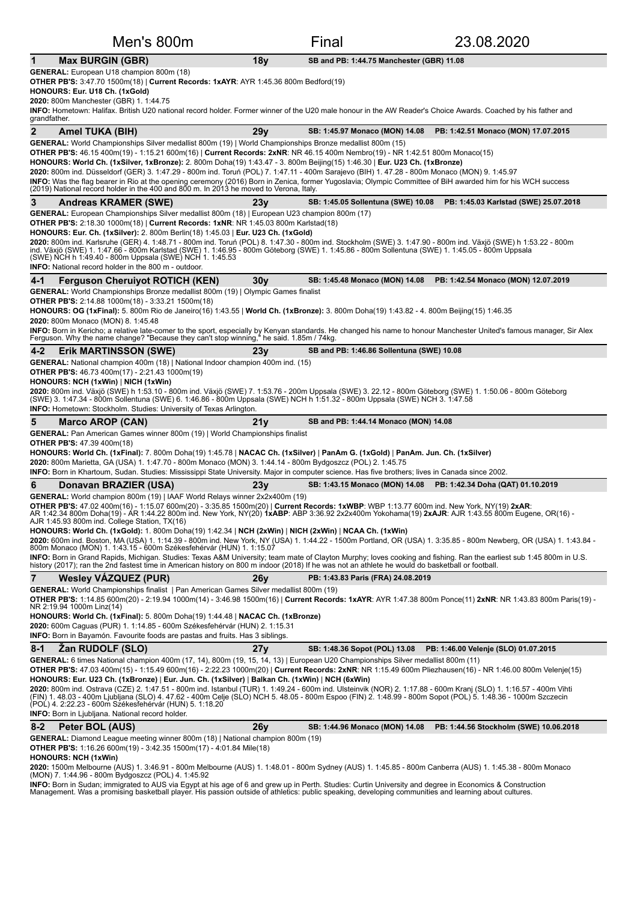# Men's 800m Final 23.08.2020

## 1 Max BURGIN (GBR) — 18y — SB and PB: 1:44.75 Manchester (GBR) 11.08

**GENERAL:** European U18 champion 800m (18)
**OTHER PB'S:** 3:47.70 1500m(18) | **Current Records: 1xAYR**: AYR 1:45.36 800m Bedford(19)
**HONOURS: Eur. U18 Ch. (1xGold)**
**2020:** 800m Manchester (GBR) 1. 1:44.75
**INFO:** Hometown: Halifax. British U20 national record holder. Former winner of the U20 male honour in the AW Reader's Choice Awards. Coached by his father and grandfather.

## 2 Amel TUKA (BIH) — 29y — SB: 1:45.97 Monaco (MON) 14.08 — PB: 1:42.51 Monaco (MON) 17.07.2015

**GENERAL:** World Championships Silver medallist 800m (19) | World Championships Bronze medallist 800m (15)
**OTHER PB'S:** 46.15 400m(19) - 1:15.21 600m(16) | **Current Records: 2xNR**: NR 46.15 400m Nembro(19) - NR 1:42.51 800m Monaco(15)
**HONOURS: World Ch. (1xSilver, 1xBronze):** 2. 800m Doha(19) 1:43.47 - 3. 800m Beijing(15) 1:46.30 | **Eur. U23 Ch. (1xBronze)**
**2020:** 800m ind. Düsseldorf (GER) 3. 1:47.29 - 800m ind. Toruń (POL) 7. 1:47.11 - 400m Sarajevo (BIH) 1. 47.28 - 800m Monaco (MON) 9. 1:45.97
**INFO:** Was the flag bearer in Rio at the opening ceremony (2016) Born in Zenica, former Yugoslavia; Olympic Committee of BiH awarded him for his WCH success (2019) National record holder in the 400 and 800 m. In 2013 he moved to Verona, Italy.

## 3 Andreas KRAMER (SWE) — 23y — SB: 1:45.05 Sollentuna (SWE) 10.08 — PB: 1:45.03 Karlstad (SWE) 25.07.2018

**GENERAL:** European Championships Silver medallist 800m (18) | European U23 champion 800m (17)
**OTHER PB'S:** 2:18.30 1000m(18) | **Current Records: 1xNR**: NR 1:45.03 800m Karlstad(18)
**HONOURS: Eur. Ch. (1xSilver):** 2. 800m Berlin(18) 1:45.03 | **Eur. U23 Ch. (1xGold)**
**2020:** 800m ind. Karlsruhe (GER) 4. 1:48.71 - 800m ind. Toruń (POL) 8. 1:47.30 - 800m ind. Stockholm (SWE) 3. 1:47.90 - 800m ind. Växjö (SWE) h 1:53.22 - 800m ind. Växjö (SWE) 1. 1:47.66 - 800m Karlstad (SWE) 1. 1:46.95 - 800m Göteborg (SWE) 1. 1:45.86 - 800m Sollentuna (SWE) 1. 1:45.05 - 800m Uppsala (SWE) NCH h 1:49.40 - 800m Uppsala (SWE) NCH 1. 1:45.53
**INFO:** National record holder in the 800 m - outdoor.

## 4-1 Ferguson Cheruiyot ROTICH (KEN) — 30y — SB: 1:45.48 Monaco (MON) 14.08 — PB: 1:42.54 Monaco (MON) 12.07.2019

**GENERAL:** World Championships Bronze medallist 800m (19) | Olympic Games finalist
**OTHER PB'S:** 2:14.88 1000m(18) - 3:33.21 1500m(18)
**HONOURS: OG (1xFinal):** 5. 800m Rio de Janeiro(16) 1:43.55 | **World Ch. (1xBronze):** 3. 800m Doha(19) 1:43.82 - 4. 800m Beijing(15) 1:46.35
**2020:** 800m Monaco (MON) 8. 1:45.48
**INFO:** Born in Kericho; a relative late-comer to the sport, especially by Kenyan standards. He changed his name to honour Manchester United's famous manager, Sir Alex Ferguson. Why the name change? "Because they can't stop winning," he said. 1.85m / 74kg.

## 4-2 Erik MARTINSSON (SWE) — 23y — SB and PB: 1:46.86 Sollentuna (SWE) 10.08

**GENERAL:** National champion 400m (18) | National Indoor champion 400m ind. (15)
**OTHER PB'S:** 46.73 400m(17) - 2:21.43 1000m(19)
**HONOURS: NCH (1xWin)** | **NICH (1xWin)**
**2020:** 800m ind. Växjö (SWE) h 1:53.10 - 800m ind. Växjö (SWE) 7. 1:53.76 - 200m Uppsala (SWE) 3. 22.12 - 800m Göteborg (SWE) 1. 1:50.06 - 800m Göteborg (SWE) 3. 1:47.34 - 800m Sollentuna (SWE) 6. 1:46.86 - 800m Uppsala (SWE) NCH h 1:51.32 - 800m Uppsala (SWE) NCH 3. 1:47.58
**INFO:** Hometown: Stockholm. Studies: University of Texas Arlington.

## 5 Marco AROP (CAN) — 21y — SB and PB: 1:44.14 Monaco (MON) 14.08

**GENERAL:** Pan American Games winner 800m (19) | World Championships finalist
**OTHER PB'S:** 47.39 400m(18)
**HONOURS: World Ch. (1xFinal):** 7. 800m Doha(19) 1:45.78 | **NACAC Ch. (1xSilver)** | **PanAm G. (1xGold)** | **PanAm. Jun. Ch. (1xSilver)**
**2020:** 800m Marietta, GA (USA) 1. 1:47.70 - 800m Monaco (MON) 3. 1:44.14 - 800m Bydgoszcz (POL) 2. 1:45.75
**INFO:** Born in Khartoum, Sudan. Studies: Mississippi State University. Major in computer science. Has five brothers; lives in Canada since 2002.

## 6 Donavan BRAZIER (USA) — 23y — SB: 1:43.15 Monaco (MON) 14.08 — PB: 1:42.34 Doha (QAT) 01.10.2019

**GENERAL:** World champion 800m (19) | IAAF World Relays winner 2x2x400m (19)
**OTHER PB'S:** 47.02 400m(16) - 1:15.07 600m(20) - 3:35.85 1500m(20) | **Current Records: 1xWBP**: WBP 1:13.77 600m ind. New York, NY(19) **2xAR**: AR 1:42.34 800m Doha(19) - AR 1:44.22 800m ind. New York, NY(20) **1xABP**: ABP 3:36.92 2x2x400m Yokohama(19) **2xAJR**: AJR 1:43.55 800m Eugene, OR(16) - AJR 1:45.93 800m ind. College Station, TX(16)
**HONOURS: World Ch. (1xGold):** 1. 800m Doha(19) 1:42.34 | **NCH (2xWin)** | **NICH (2xWin)** | **NCAA Ch. (1xWin)**
**2020:** 600m ind. Boston, MA (USA) 1. 1:14.39 - 800m ind. New York, NY (USA) 1. 1:44.22 - 1500m Portland, OR (USA) 1. 3:35.85 - 800m Newberg, OR (USA) 1. 1:43.84 - 800m Monaco (MON) 1. 1:43.15 - 600m Székesfehérvár (HUN) 1. 1:15.07
**INFO:** Born in Grand Rapids, Michigan. Studies: Texas A&M University; team mate of Clayton Murphy; loves cooking and fishing. Ran the earliest sub 1:45 800m in U.S. history (2017); ran the 2nd fastest time in American history on 800 m indoor (2018) If he was not an athlete he would do basketball or football.

## 7 Wesley VÁZQUEZ (PUR) — 26y — PB: 1:43.83 Paris (FRA) 24.08.2019

**GENERAL:** World Championships finalist | Pan American Games Silver medallist 800m (19)
**OTHER PB'S:** 1:14.85 600m(20) - 2:19.94 1000m(14) - 3:46.98 1500m(16) | **Current Records: 1xAYR**: AYR 1:47.38 800m Ponce(11) **2xNR**: NR 1:43.83 800m Paris(19) - NR 2:19.94 1000m Linz(14)
**HONOURS: World Ch. (1xFinal):** 5. 800m Doha(19) 1:44.48 | **NACAC Ch. (1xBronze)**
**2020:** 600m Caguas (PUR) 1. 1:14.85 - 600m Székesfehérvár (HUN) 2. 1:15.31
**INFO:** Born in Bayamón. Favourite foods are pastas and fruits. Has 3 siblings.

## 8-1 Žan RUDOLF (SLO) — 27y — SB: 1:48.36 Sopot (POL) 13.08 — PB: 1:46.00 Velenje (SLO) 01.07.2015

**GENERAL:** 6 times National champion 400m (17, 14), 800m (19, 15, 14, 13) | European U20 Championships Silver medallist 800m (11)
**OTHER PB'S:** 47.03 400m(15) - 1:15.49 600m(16) - 2:22.23 1000m(20) | **Current Records: 2xNR**: NR 1:15.49 600m Pliezhausen(16) - NR 1:46.00 800m Velenje(15)
**HONOURS: Eur. U23 Ch. (1xBronze)** | **Eur. Jun. Ch. (1xSilver)** | **Balkan Ch. (1xWin)** | **NCH (6xWin)**
**2020:** 800m ind. Ostrava (CZE) 2. 1:47.51 - 800m ind. Istanbul (TUR) 1. 1:49.24 - 600m ind. Ulsteinvik (NOR) 2. 1:17.88 - 600m Kranj (SLO) 1. 1:16.57 - 400m Vihti (FIN) 1. 48.03 - 400m Ljubljana (SLO) 4. 47.62 - 400m Celje (SLO) NCH 5. 48.05 - 800m Espoo (FIN) 2. 1:48.99 - 800m Sopot (POL) 5. 1:48.36 - 1000m Szczecin (POL) 4. 2:22.23 - 600m Székesfehérvár (HUN) 5. 1:18.20
**INFO:** Born in Ljubljana. National record holder.

## 8-2 Peter BOL (AUS) — 26y — SB: 1:44.96 Monaco (MON) 14.08 — PB: 1:44.56 Stockholm (SWE) 10.06.2018

**GENERAL:** Diamond League meeting winner 800m (18) | National champion 800m (19)
**OTHER PB'S:** 1:16.26 600m(19) - 3:42.35 1500m(17) - 4:01.84 Mile(18)
**HONOURS: NCH (1xWin)**
**2020:** 1500m Melbourne (AUS) 1. 3:46.91 - 800m Melbourne (AUS) 1. 1:48.01 - 800m Sydney (AUS) 1. 1:45.85 - 800m Canberra (AUS) 1. 1:45.38 - 800m Monaco (MON) 7. 1:44.96 - 800m Bydgoszcz (POL) 4. 1:45.92
**INFO:** Born in Sudan; immigrated to AUS via Egypt at his age of 6 and grew up in Perth. Studies: Curtin University and degree in Economics & Construction Management. Was a promising basketball player. His passion outside of athletics: public speaking, developing communities and learning about cultures.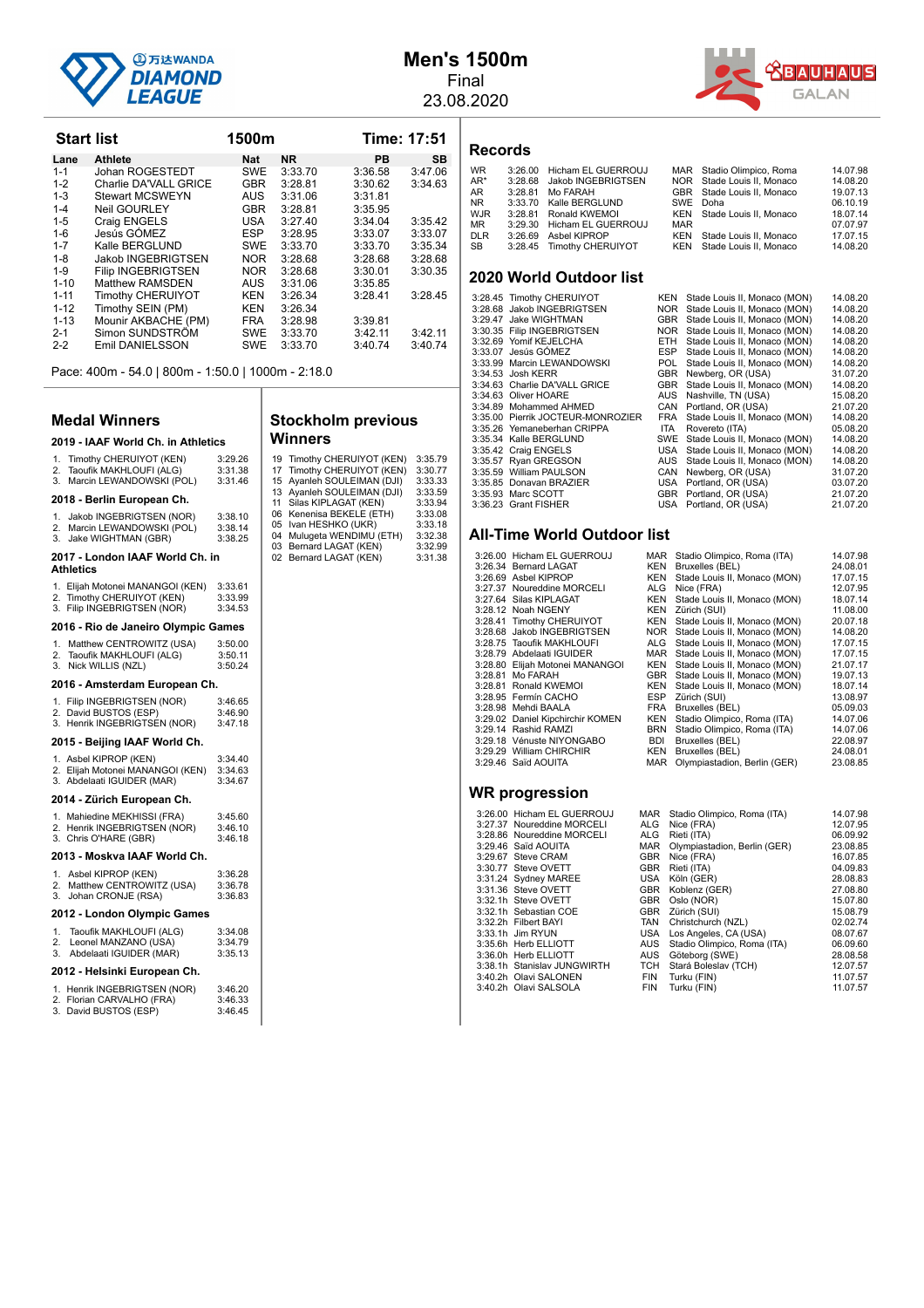# Men's 1500m

Final

23.08.2020

## Start list

**1500m** — **Time: 17:51**

| Lane | Athlete | Nat | NR | PB | SB |
|---|---|---|---|---|---|
| 1-1 | Johan ROGESTEDT | SWE | 3:33.70 | 3:36.58 | 3:47.06 |
| 1-2 | Charlie DA'VALL GRICE | GBR | 3:28.81 | 3:30.62 | 3:34.63 |
| 1-3 | Stewart MCSWEYN | AUS | 3:31.06 | 3:31.81 | |
| 1-4 | Neil GOURLEY | GBR | 3:28.81 | 3:35.95 | |
| 1-5 | Craig ENGELS | USA | 3:27.40 | 3:34.04 | 3:35.42 |
| 1-6 | Jesús GÓMEZ | ESP | 3:28.95 | 3:33.07 | 3:33.07 |
| 1-7 | Kalle BERGLUND | SWE | 3:33.70 | 3:33.70 | 3:35.34 |
| 1-8 | Jakob INGEBRIGTSEN | NOR | 3:28.68 | 3:28.68 | 3:28.68 |
| 1-9 | Filip INGEBRIGTSEN | NOR | 3:28.68 | 3:30.01 | 3:30.35 |
| 1-10 | Matthew RAMSDEN | AUS | 3:31.06 | 3:35.85 | |
| 1-11 | Timothy CHERUIYOT | KEN | 3:26.34 | 3:28.41 | 3:28.45 |
| 1-12 | Timothy SEIN (PM) | KEN | 3:26.34 | | |
| 1-13 | Mounir AKBACHE (PM) | FRA | 3:28.98 | 3:39.81 | |
| 2-1 | Simon SUNDSTRÖM | SWE | 3:33.70 | 3:42.11 | 3:42.11 |
| 2-2 | Emil DANIELSSON | SWE | 3:33.70 | 3:40.74 | 3:40.74 |

Pace: 400m - 54.0 | 800m - 1:50.0 | 1000m - 2:18.0

## Medal Winners

### 2019 - IAAF World Ch. in Athletics

1. Timothy CHERUIYOT (KEN) 3:29.26
2. Taoufik MAKHLOUFI (ALG) 3:31.38
3. Marcin LEWANDOWSKI (POL) 3:31.46

### 2018 - Berlin European Ch.

1. Jakob INGEBRIGTSEN (NOR) 3:38.10
2. Marcin LEWANDOWSKI (POL) 3:38.14
3. Jake WIGHTMAN (GBR) 3:38.25

### 2017 - London IAAF World Ch. in Athletics

1. Elijah Motonei MANANGOI (KEN) 3:33.61
2. Timothy CHERUIYOT (KEN) 3:33.99
3. Filip INGEBRIGTSEN (NOR) 3:34.53

### 2016 - Rio de Janeiro Olympic Games

1. Matthew CENTROWITZ (USA) 3:50.00
2. Taoufik MAKHLOUFI (ALG) 3:50.11
3. Nick WILLIS (NZL) 3:50.24

### 2016 - Amsterdam European Ch.

1. Filip INGEBRIGTSEN (NOR) 3:46.65
2. David BUSTOS (ESP) 3:46.90
3. Henrik INGEBRIGTSEN (NOR) 3:47.18

### 2015 - Beijing IAAF World Ch.

1. Asbel KIPROP (KEN) 3:34.40
2. Elijah Motonei MANANGOI (KEN) 3:34.63
3. Abdelaati IGUIDER (MAR) 3:34.67

### 2014 - Zürich European Ch.

1. Mahiedine MEKHISSI (FRA) 3:45.60
2. Henrik INGEBRIGTSEN (NOR) 3:46.10
3. Chris O'HARE (GBR) 3:46.18

### 2013 - Moskva IAAF World Ch.

1. Asbel KIPROP (KEN) 3:36.28
2. Matthew CENTROWITZ (USA) 3:36.78
3. Johan CRONJE (RSA) 3:36.83

### 2012 - London Olympic Games

1. Taoufik MAKHLOUFI (ALG) 3:34.08
2. Leonel MANZANO (USA) 3:34.79
3. Abdelaati IGUIDER (MAR) 3:35.13

### 2012 - Helsinki European Ch.

1. Henrik INGEBRIGTSEN (NOR) 3:46.20
2. Florian CARVALHO (FRA) 3:46.33
3. David BUSTOS (ESP) 3:46.45

## Stockholm previous Winners

| Year | Athlete | Time |
|---|---|---|
| 19 | Timothy CHERUIYOT (KEN) | 3:35.79 |
| 17 | Timothy CHERUIYOT (KEN) | 3:30.77 |
| 15 | Ayanleh SOULEIMAN (DJI) | 3:33.33 |
| 13 | Ayanleh SOULEIMAN (DJI) | 3:33.59 |
| 11 | Silas KIPLAGAT (KEN) | 3:33.94 |
| 06 | Kenenisa BEKELE (ETH) | 3:33.08 |
| 05 | Ivan HESHKO (UKR) | 3:33.18 |
| 04 | Mulugeta WENDIMU (ETH) | 3:32.38 |
| 03 | Bernard LAGAT (KEN) | 3:32.99 |
| 02 | Bernard LAGAT (KEN) | 3:31.38 |

## Records

| | Time | Athlete | Nat | Venue | Date |
|---|---|---|---|---|---|
| WR | 3:26.00 | Hicham EL GUERROUJ | MAR | Stadio Olimpico, Roma | 14.07.98 |
| AR* | 3:28.68 | Jakob INGEBRIGTSEN | NOR | Stade Louis II, Monaco | 14.08.20 |
| AR | 3:28.81 | Mo FARAH | GBR | Stade Louis II, Monaco | 19.07.13 |
| NR | 3:33.70 | Kalle BERGLUND | SWE | Doha | 06.10.19 |
| WJR | 3:28.81 | Ronald KWEMOI | KEN | Stade Louis II, Monaco | 18.07.14 |
| MR | 3:29.30 | Hicham EL GUERROUJ | MAR | | 07.07.97 |
| DLR | 3:26.69 | Asbel KIPROP | KEN | Stade Louis II, Monaco | 17.07.15 |
| SB | 3:28.45 | Timothy CHERUIYOT | KEN | Stade Louis II, Monaco | 14.08.20 |

## 2020 World Outdoor list

| Time | Athlete | Nat | Venue | Date |
|---|---|---|---|---|
| 3:28.45 | Timothy CHERUIYOT | KEN | Stade Louis II, Monaco (MON) | 14.08.20 |
| 3:28.68 | Jakob INGEBRIGTSEN | NOR | Stade Louis II, Monaco (MON) | 14.08.20 |
| 3:29.47 | Jake WIGHTMAN | GBR | Stade Louis II, Monaco (MON) | 14.08.20 |
| 3:30.35 | Filip INGEBRIGTSEN | NOR | Stade Louis II, Monaco (MON) | 14.08.20 |
| 3:32.69 | Yomif KEJELCHA | ETH | Stade Louis II, Monaco (MON) | 14.08.20 |
| 3:33.07 | Jesús GÓMEZ | ESP | Stade Louis II, Monaco (MON) | 14.08.20 |
| 3:33.99 | Marcin LEWANDOWSKI | POL | Stade Louis II, Monaco (MON) | 14.08.20 |
| 3:34.53 | Josh KERR | GBR | Newberg, OR (USA) | 31.07.20 |
| 3:34.63 | Charlie DA'VALL GRICE | GBR | Stade Louis II, Monaco (MON) | 14.08.20 |
| 3:34.63 | Oliver HOARE | AUS | Nashville, TN (USA) | 15.08.20 |
| 3:34.89 | Mohammed AHMED | CAN | Portland, OR (USA) | 21.07.20 |
| 3:35.00 | Pierrik JOCTEUR-MONROZIER | FRA | Stade Louis II, Monaco (MON) | 14.08.20 |
| 3:35.26 | Yemaneberhan CRIPPA | ITA | Rovereto (ITA) | 05.08.20 |
| 3:35.34 | Kalle BERGLUND | SWE | Stade Louis II, Monaco (MON) | 14.08.20 |
| 3:35.42 | Craig ENGELS | USA | Stade Louis II, Monaco (MON) | 14.08.20 |
| 3:35.57 | Ryan GREGSON | AUS | Stade Louis II, Monaco (MON) | 14.08.20 |
| 3:35.59 | William PAULSON | CAN | Newberg, OR (USA) | 31.07.20 |
| 3:35.85 | Donavan BRAZIER | USA | Portland, OR (USA) | 03.07.20 |
| 3:35.93 | Marc SCOTT | GBR | Portland, OR (USA) | 21.07.20 |
| 3:36.23 | Grant FISHER | USA | Portland, OR (USA) | 21.07.20 |

## All-Time World Outdoor list

| Time | Athlete | Nat | Venue | Date |
|---|---|---|---|---|
| 3:26.00 | Hicham EL GUERROUJ | MAR | Stadio Olimpico, Roma (ITA) | 14.07.98 |
| 3:26.34 | Bernard LAGAT | KEN | Bruxelles (BEL) | 24.08.01 |
| 3:26.69 | Asbel KIPROP | KEN | Stade Louis II, Monaco (MON) | 17.07.15 |
| 3:27.37 | Noureddine MORCELI | ALG | Nice (FRA) | 12.07.95 |
| 3:27.64 | Silas KIPLAGAT | KEN | Stade Louis II, Monaco (MON) | 18.07.14 |
| 3:28.12 | Noah NGENY | KEN | Zürich (SUI) | 11.08.00 |
| 3:28.41 | Timothy CHERUIYOT | KEN | Stade Louis II, Monaco (MON) | 20.07.18 |
| 3:28.68 | Jakob INGEBRIGTSEN | NOR | Stade Louis II, Monaco (MON) | 14.08.20 |
| 3:28.75 | Taoufik MAKHLOUFI | ALG | Stade Louis II, Monaco (MON) | 17.07.15 |
| 3:28.79 | Abdelaati IGUIDER | MAR | Stade Louis II, Monaco (MON) | 17.07.15 |
| 3:28.80 | Elijah Motonei MANANGOI | KEN | Stade Louis II, Monaco (MON) | 21.07.17 |
| 3:28.81 | Mo FARAH | GBR | Stade Louis II, Monaco (MON) | 19.07.13 |
| 3:28.81 | Ronald KWEMOI | KEN | Stade Louis II, Monaco (MON) | 18.07.14 |
| 3:28.95 | Fermín CACHO | ESP | Zürich (SUI) | 13.08.97 |
| 3:28.98 | Mehdi BAALA | FRA | Bruxelles (BEL) | 05.09.03 |
| 3:29.02 | Daniel Kipchirchir KOMEN | KEN | Stadio Olimpico, Roma (ITA) | 14.07.06 |
| 3:29.14 | Rashid RAMZI | BRN | Stadio Olimpico, Roma (ITA) | 14.07.06 |
| 3:29.18 | Vénuste NIYONGABO | BDI | Bruxelles (BEL) | 22.08.97 |
| 3:29.29 | William CHIRCHIR | KEN | Bruxelles (BEL) | 24.08.01 |
| 3:29.46 | Saïd AOUITA | MAR | Olympiastadion, Berlin (GER) | 23.08.85 |

## WR progression

| Time | Athlete | Nat | Venue | Date |
|---|---|---|---|---|
| 3:26.00 | Hicham EL GUERROUJ | MAR | Stadio Olimpico, Roma (ITA) | 14.07.98 |
| 3:27.37 | Noureddine MORCELI | ALG | Nice (FRA) | 12.07.95 |
| 3:28.86 | Noureddine MORCELI | ALG | Rieti (ITA) | 06.09.92 |
| 3:29.46 | Saïd AOUITA | MAR | Olympiastadion, Berlin (GER) | 23.08.85 |
| 3:29.67 | Steve CRAM | GBR | Nice (FRA) | 16.07.85 |
| 3:30.77 | Steve OVETT | GBR | Rieti (ITA) | 04.09.83 |
| 3:31.24 | Sydney MAREE | USA | Köln (GER) | 28.08.83 |
| 3:31.36 | Steve OVETT | GBR | Koblenz (GER) | 27.08.80 |
| 3:32.1h | Steve OVETT | GBR | Oslo (NOR) | 15.07.80 |
| 3:32.1h | Sebastian COE | GBR | Zürich (SUI) | 15.08.79 |
| 3:32.2h | Filbert BAYI | TAN | Christchurch (NZL) | 02.02.74 |
| 3:33.1h | Jim RYUN | USA | Los Angeles, CA (USA) | 08.07.67 |
| 3:35.6h | Herb ELLIOTT | AUS | Stadio Olimpico, Roma (ITA) | 06.09.60 |
| 3:36.0h | Herb ELLIOTT | AUS | Göteborg (SWE) | 28.08.58 |
| 3:38.1h | Stanislav JUNGWIRTH | TCH | Stará Boleslav (TCH) | 12.07.57 |
| 3:40.2h | Olavi SALONEN | FIN | Turku (FIN) | 11.07.57 |
| 3:40.2h | Olavi SALSOLA | FIN | Turku (FIN) | 11.07.57 |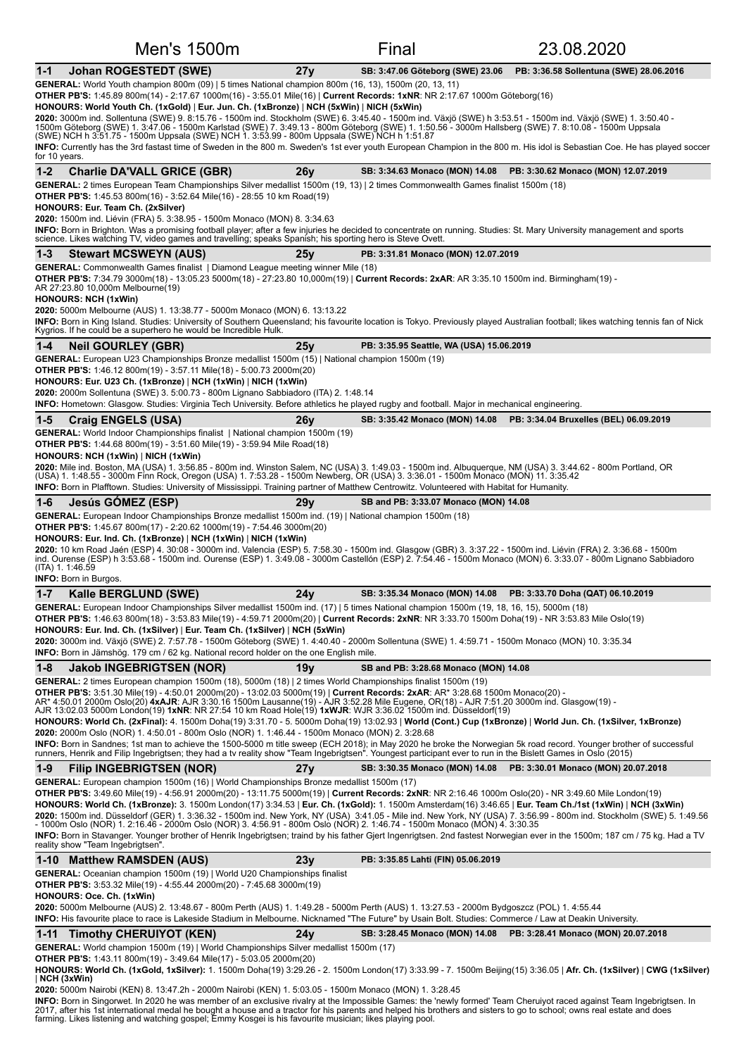# Men's 1500m — Final — 23.08.2020

## 1-1 Johan ROGESTEDT (SWE) — 27y — SB: 3:47.06 Göteborg (SWE) 23.06 — PB: 3:36.58 Sollentuna (SWE) 28.06.2016

**GENERAL:** World Youth champion 800m (09) | 5 times National champion 800m (16, 13, 11), 1500m (20, 13, 11)

**OTHER PB'S:** 1:45.89 800m(14) - 2:17.67 1000m(16) - 3:55.01 Mile(16) | **Current Records: 1xNR**: NR 2:17.67 1000m Göteborg(16)

**HONOURS: World Youth Ch. (1xGold) | Eur. Jun. Ch. (1xBronze) | NCH (5xWin) | NICH (5xWin)**

**2020:** 3000m ind. Sollentuna (SWE) 9. 8:15.76 - 1500m ind. Stockholm (SWE) 6. 3:45.40 - 1500m ind. Växjö (SWE) h 3:53.51 - 1500m ind. Växjö (SWE) 1. 3:50.40 - 1500m Göteborg (SWE) 1. 3:47.06 - 1500m Karlstad (SWE) 7. 3:49.13 - 800m Göteborg (SWE) 1. 1:50.56 - 3000m Hallsberg (SWE) 7. 8:10.08 - 1500m Uppsala (SWE) NCH h 3:51.75 - 1500m Uppsala (SWE) NCH 1. 3:53.99 - 800m Uppsala (SWE) NCH h 1:51.87

**INFO:** Currently has the 3rd fastest time of Sweden in the 800 m. Sweden's 1st ever youth European Champion in the 800 m. His idol is Sebastian Coe. He has played soccer for 10 years.

## 1-2 Charlie DA'VALL GRICE (GBR) — 26y — SB: 3:34.63 Monaco (MON) 14.08 — PB: 3:30.62 Monaco (MON) 12.07.2019

**GENERAL:** 2 times European Team Championships Silver medallist 1500m (19, 13) | 2 times Commonwealth Games finalist 1500m (18)

**OTHER PB'S:** 1:45.53 800m(16) - 3:52.64 Mile(16) - 28:55 10 km Road(19)

**HONOURS: Eur. Team Ch. (2xSilver)**

**2020:** 1500m ind. Liévin (FRA) 5. 3:38.95 - 1500m Monaco (MON) 8. 3:34.63

**INFO:** Born in Brighton. Was a promising football player; after a few injuries he decided to concentrate on running. Studies: St. Mary University management and sports science. Likes watching TV, video games and travelling; speaks Spanish; his sporting hero is Steve Ovett.

## 1-3 Stewart MCSWEYN (AUS) — 25y — PB: 3:31.81 Monaco (MON) 12.07.2019

**GENERAL:** Commonwealth Games finalist | Diamond League meeting winner Mile (18)

**OTHER PB'S:** 7:34.79 3000m(18) - 13:05.23 5000m(18) - 27:23.80 10,000m(19) | **Current Records: 2xAR**: AR 3:35.10 1500m ind. Birmingham(19) - AR 27:23.80 10,000m Melbourne(19)

**HONOURS: NCH (1xWin)**

**2020:** 5000m Melbourne (AUS) 1. 13:38.77 - 5000m Monaco (MON) 6. 13:13.22

**INFO:** Born in King Island. Studies: University of Southern Queensland; his favourite location is Tokyo. Previously played Australian football; likes watching tennis fan of Nick Kygrios. If he could be a superhero he would be Incredible Hulk.

## 1-4 Neil GOURLEY (GBR) — 25y — PB: 3:35.95 Seattle, WA (USA) 15.06.2019

**GENERAL:** European U23 Championships Bronze medallist 1500m (15) | National champion 1500m (19)

**OTHER PB'S:** 1:46.12 800m(19) - 3:57.11 Mile(18) - 5:00.73 2000m(20)

**HONOURS: Eur. U23 Ch. (1xBronze) | NCH (1xWin) | NICH (1xWin)**

**2020:** 2000m Sollentuna (SWE) 3. 5:00.73 - 800m Lignano Sabbiadoro (ITA) 2. 1:48.14

**INFO:** Hometown: Glasgow. Studies: Virginia Tech University. Before athletics he played rugby and football. Major in mechanical engineering.

## 1-5 Craig ENGELS (USA) — 26y — SB: 3:35.42 Monaco (MON) 14.08 — PB: 3:34.04 Bruxelles (BEL) 06.09.2019

**GENERAL:** World Indoor Championships finalist | National champion 1500m (19)

**OTHER PB'S:** 1:44.68 800m(19) - 3:51.60 Mile(19) - 3:59.94 Mile Road(18)

**HONOURS: NCH (1xWin) | NICH (1xWin)**

**2020:** Mile ind. Boston, MA (USA) 1. 3:56.85 - 800m ind. Winston Salem, NC (USA) 3. 1:49.03 - 1500m ind. Albuquerque, NM (USA) 3. 3:44.62 - 800m Portland, OR (USA) 1. 1:48.55 - 3000m Finn Rock, Oregon (USA) 1. 7:53.28 - 1500m Newberg, OR (USA) 3. 3:36.01 - 1500m Monaco (MON) 11. 3:35.42

**INFO:** Born in Pfafftown. Studies: University of Mississippi. Training partner of Matthew Centrowitz. Volunteered with Habitat for Humanity.

## 1-6 Jesús GÓMEZ (ESP) — 29y — SB and PB: 3:33.07 Monaco (MON) 14.08

**GENERAL:** European Indoor Championships Bronze medallist 1500m ind. (19) | National champion 1500m (18)

**OTHER PB'S:** 1:45.67 800m(17) - 2:20.62 1000m(19) - 7:54.46 3000m(20)

**HONOURS: Eur. Ind. Ch. (1xBronze) | NCH (1xWin) | NICH (1xWin)**

**2020:** 10 km Road Jaén (ESP) 4. 30:08 - 3000m ind. Valencia (ESP) 5. 7:58.30 - 1500m ind. Glasgow (GBR) 3. 3:37.22 - 1500m ind. Liévin (FRA) 2. 3:36.68 - 1500m ind. Ourense (ESP) h 3:53.68 - 1500m ind. Ourense (ESP) 1. 3:49.08 - 3000m Castellón (ESP) 2. 7:54.46 - 1500m Monaco (MON) 6. 3:33.07 - 800m Lignano Sabbiadoro (ITA) 1. 1:46.59

**INFO:** Born in Burgos.

## 1-7 Kalle BERGLUND (SWE) — 24y — SB: 3:35.34 Monaco (MON) 14.08 — PB: 3:33.70 Doha (QAT) 06.10.2019

**GENERAL:** European Indoor Championships Silver medallist 1500m ind. (17) | 5 times National champion 1500m (19, 18, 16, 15), 5000m (18)

**OTHER PB'S:** 1:46.63 800m(18) - 3:53.83 Mile(19) - 4:59.71 2000m(20) | **Current Records: 2xNR**: NR 3:33.70 1500m Doha(19) - NR 3:53.83 Mile Oslo(19)

**HONOURS: Eur. Ind. Ch. (1xSilver) | Eur. Team Ch. (1xSilver) | NCH (5xWin)**

**2020:** 3000m ind. Växjö (SWE) 2. 7:57.78 - 1500m Göteborg (SWE) 1. 4:40.40 - 2000m Sollentuna (SWE) 1. 4:59.71 - 1500m Monaco (MON) 10. 3:35.34

**INFO:** Born in Jämshög. 179 cm / 62 kg. National record holder on the one English mile.

## 1-8 Jakob INGEBRIGTSEN (NOR) — 19y — SB and PB: 3:28.68 Monaco (MON) 14.08

**GENERAL:** 2 times European champion 1500m (18), 5000m (18) | 2 times World Championships finalist 1500m (19)

**OTHER PB'S:** 3:51.30 Mile(19) - 4:50.01 2000m(20) - 13:02.03 5000m(19) | **Current Records: 2xAR**: AR* 3:28.68 1500m Monaco(20) - AR* 4:50.01 2000m Oslo(20) **4xAJR**: AJR 3:30.16 1500m Lausanne(19) - AJR 3:52.28 Mile Eugene, OR(18) - AJR 7:51.20 3000m ind. Glasgow(19) - AJR 13:02.03 5000m London(19) **1xNR**: NR 27:54 10 km Road Hole(19) **1xWJR**: WJR 3:36.02 1500m ind. Düsseldorf(19)

**HONOURS: World Ch. (2xFinal):** 4. 1500m Doha(19) 3:31.70 - 5. 5000m Doha(19) 13:02.93 | **World (Cont.) Cup (1xBronze)** | **World Jun. Ch. (1xSilver, 1xBronze)**

**2020:** 2000m Oslo (NOR) 1. 4:50.01 - 800m Oslo (NOR) 1. 1:46.44 - 1500m Monaco (MON) 2. 3:28.68

**INFO:** Born in Sandnes; 1st man to achieve the 1500-5000 m title sweep (ECH 2018); in May 2020 he broke the Norwegian 5k road record. Younger brother of successful runners, Henrik and Filip Ingebrigtsen; they had a tv reality show "Team Ingebrigtsen". Youngest participant ever to run in the Bislett Games in Oslo (2015)

## 1-9 Filip INGEBRIGTSEN (NOR) — 27y — SB: 3:30.35 Monaco (MON) 14.08 — PB: 3:30.01 Monaco (MON) 20.07.2018

**GENERAL:** European champion 1500m (16) | World Championships Bronze medallist 1500m (17)

**OTHER PB'S:** 3:49.60 Mile(19) - 4:56.91 2000m(20) - 13:11.75 5000m(19) | **Current Records: 2xNR**: NR 2:16.46 1000m Oslo(20) - NR 3:49.60 Mile London(19)

**HONOURS: World Ch. (1xBronze):** 3. 1500m London(17) 3:34.53 | **Eur. Ch. (1xGold):** 1. 1500m Amsterdam(16) 3:46.65 | **Eur. Team Ch./1st (1xWin)** | **NCH (3xWin)**

**2020:** 1500m ind. Düsseldorf (GER) 1. 3:36.32 - 1500m ind. New York, NY (USA) 3:41.05 - Mile ind. New York, NY (USA) 7. 3:56.99 - 800m ind. Stockholm (SWE) 5. 1:49.56 - 1000m Oslo (NOR) 1. 2:16.46 - 2000m Oslo (NOR) 3. 4:56.91 - 800m Oslo (NOR) 2. 1:46.74 - 1500m Monaco (MON) 4. 3:30.35

**INFO:** Born in Stavanger. Younger brother of Henrik Ingebrigtsen; traind by his father Gjert Ingenrigtsen. 2nd fastest Norwegian ever in the 1500m; 187 cm / 75 kg. Had a TV reality show "Team Ingebrigtsen".

## 1-10 Matthew RAMSDEN (AUS) — 23y — PB: 3:35.85 Lahti (FIN) 05.06.2019

**GENERAL:** Oceanian champion 1500m (19) | World U20 Championships finalist

**OTHER PB'S:** 3:53.32 Mile(19) - 4:55.44 2000m(20) - 7:45.68 3000m(19)

**HONOURS: Oce. Ch. (1xWin)**

**2020:** 5000m Melbourne (AUS) 2. 13:48.67 - 800m Perth (AUS) 1. 1:49.28 - 5000m Perth (AUS) 1. 13:27.53 - 2000m Bydgoszcz (POL) 1. 4:55.44

**INFO:** His favourite place to race is Lakeside Stadium in Melbourne. Nicknamed "The Future" by Usain Bolt. Studies: Commerce / Law at Deakin University.

## 1-11 Timothy CHERUIYOT (KEN) — 24y — SB: 3:28.45 Monaco (MON) 14.08 — PB: 3:28.41 Monaco (MON) 20.07.2018

**GENERAL:** World champion 1500m (19) | World Championships Silver medallist 1500m (17)

**OTHER PB'S:** 1:43.11 800m(19) - 3:49.64 Mile(17) - 5:03.05 2000m(20)

**HONOURS: World Ch. (1xGold, 1xSilver):** 1. 1500m Doha(19) 3:29.26 - 2. 1500m London(17) 3:33.99 - 7. 1500m Beijing(15) 3:36.05 | **Afr. Ch. (1xSilver)** | **CWG (1xSilver)** | **NCH (3xWin)**

**2020:** 5000m Nairobi (KEN) 8. 13:47.2h - 2000m Nairobi (KEN) 1. 5:03.05 - 1500m Monaco (MON) 1. 3:28.45

**INFO:** Born in Singorwet. In 2020 he was member of an exclusive rivalry at the Impossible Games: the 'newly formed' Team Cheruiyot raced against Team Ingebrigtsen. In 2017, after his 1st international medal he bought a house and a tractor for his parents and helped his brothers and sisters to go to school; owns real estate and does farming. Likes listening and watching gospel; Emmy Kosgei is his favourite musician; likes playing pool.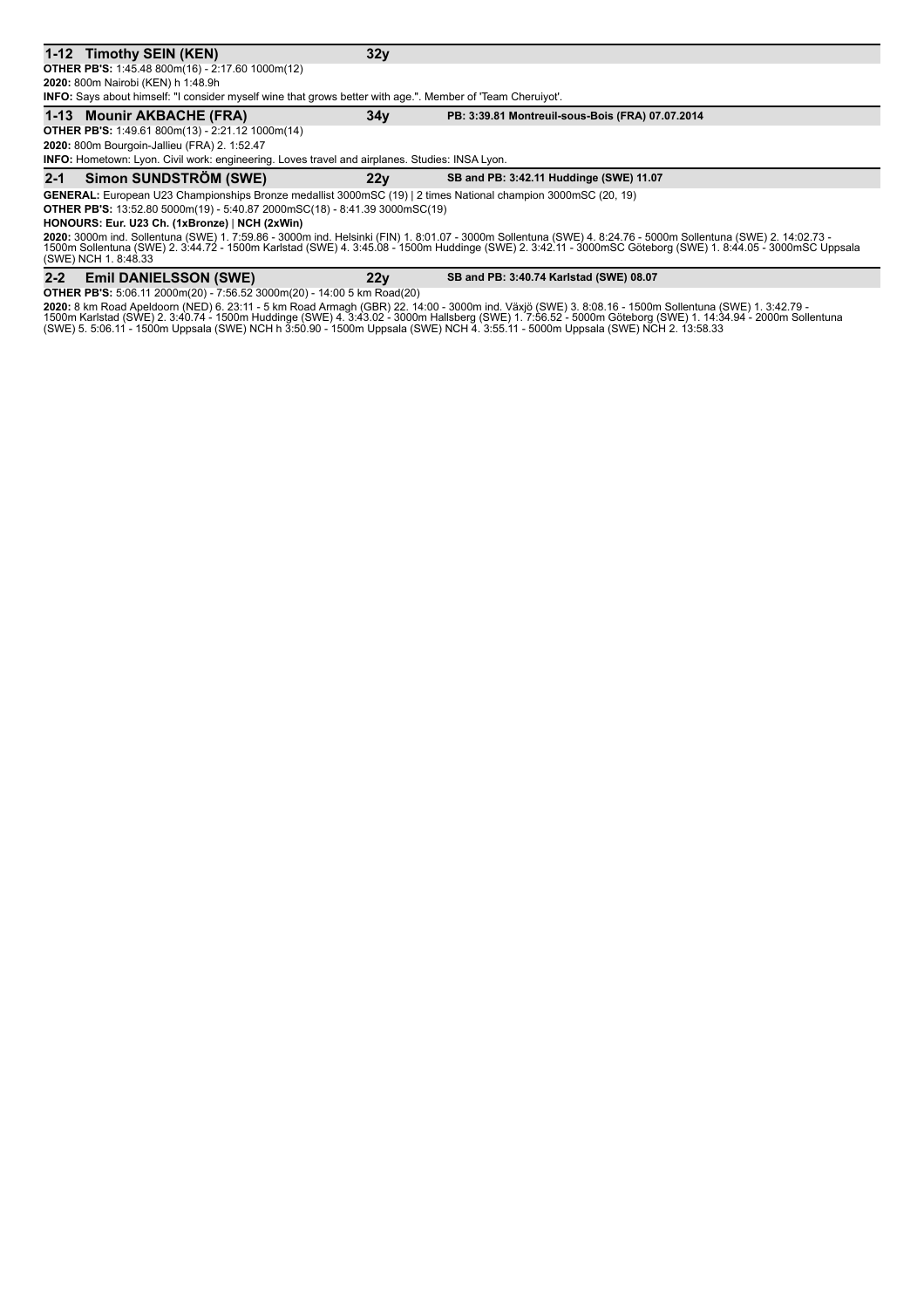### 1-12 Timothy SEIN (KEN) 32y

**OTHER PB'S:** 1:45.48 800m(16) - 2:17.60 1000m(12)

**2020:** 800m Nairobi (KEN) h 1:48.9h

**INFO:** Says about himself: "I consider myself wine that grows better with age.". Member of 'Team Cheruiyot'.

### 1-13 Mounir AKBACHE (FRA) 34y PB: 3:39.81 Montreuil-sous-Bois (FRA) 07.07.2014

**OTHER PB'S:** 1:49.61 800m(13) - 2:21.12 1000m(14)

**2020:** 800m Bourgoin-Jallieu (FRA) 2. 1:52.47

**INFO:** Hometown: Lyon. Civil work: engineering. Loves travel and airplanes. Studies: INSA Lyon.

### 2-1 Simon SUNDSTRÖM (SWE) 22y SB and PB: 3:42.11 Huddinge (SWE) 11.07

**GENERAL:** European U23 Championships Bronze medallist 3000mSC (19) | 2 times National champion 3000mSC (20, 19)

**OTHER PB'S:** 13:52.80 5000m(19) - 5:40.87 2000mSC(18) - 8:41.39 3000mSC(19)

**HONOURS: Eur. U23 Ch. (1xBronze) | NCH (2xWin)**

**2020:** 3000m ind. Sollentuna (SWE) 1. 7:59.86 - 3000m ind. Helsinki (FIN) 1. 8:01.07 - 3000m Sollentuna (SWE) 4. 8:24.76 - 5000m Sollentuna (SWE) 2. 14:02.73 - 1500m Sollentuna (SWE) 2. 3:44.72 - 1500m Karlstad (SWE) 4. 3:45.08 - 1500m Huddinge (SWE) 2. 3:42.11 - 3000mSC Göteborg (SWE) 1. 8:44.05 - 3000mSC Uppsala (SWE) NCH 1. 8:48.33

### 2-2 Emil DANIELSSON (SWE) 22y SB and PB: 3:40.74 Karlstad (SWE) 08.07

**OTHER PB'S:** 5:06.11 2000m(20) - 7:56.52 3000m(20) - 14:00 5 km Road(20)

**2020:** 8 km Road Apeldoorn (NED) 6. 23:11 - 5 km Road Armagh (GBR) 22. 14:00 - 3000m ind. Växjö (SWE) 3. 8:08.16 - 1500m Sollentuna (SWE) 1. 3:42.79 - 1500m Karlstad (SWE) 2. 3:40.74 - 1500m Huddinge (SWE) 4. 3:43.02 - 3000m Hallsberg (SWE) 1. 7:56.52 - 5000m Göteborg (SWE) 1. 14:34.94 - 2000m Sollentuna (SWE) 5. 5:06.11 - 1500m Uppsala (SWE) NCH h 3:50.90 - 1500m Uppsala (SWE) NCH 4. 3:55.11 - 5000m Uppsala (SWE) NCH 2. 13:58.33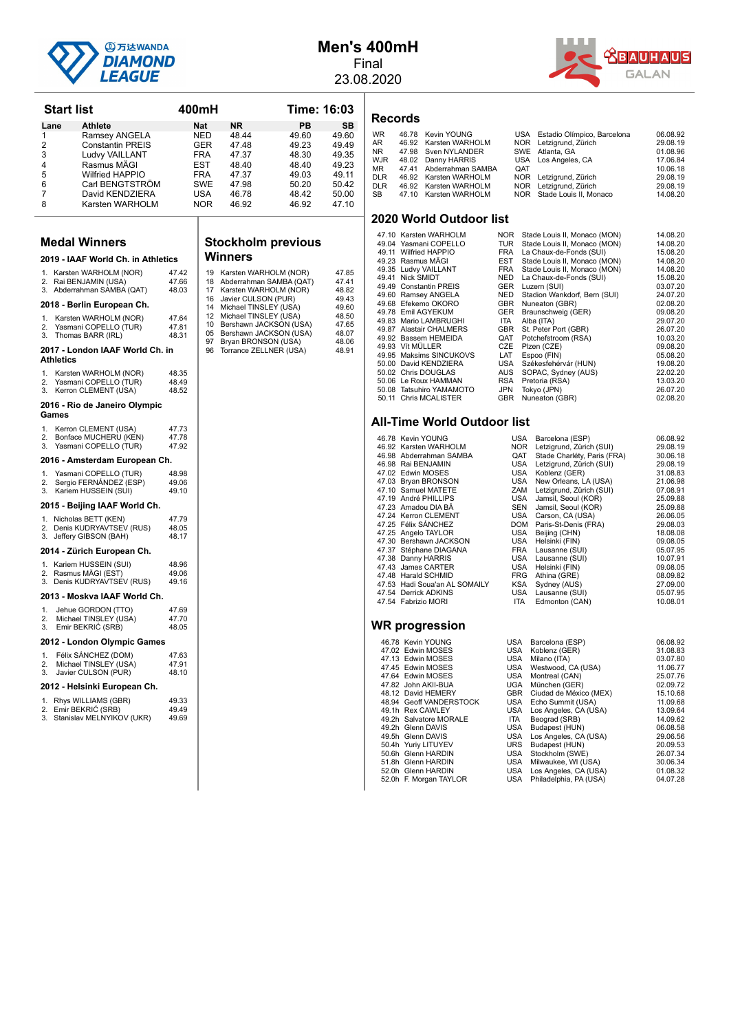# Men's 400mH

Final

23.08.2020

## Start list

400mH — Time: 16:03

| Lane | Athlete | Nat | NR | PB | SB |
|---|---|---|---|---|---|
| 1 | Ramsey ANGELA | NED | 48.44 | 49.60 | 49.60 |
| 2 | Constantin PREIS | GER | 47.48 | 49.23 | 49.49 |
| 3 | Ludvy VAILLANT | FRA | 47.37 | 48.30 | 49.35 |
| 4 | Rasmus MÄGI | EST | 48.40 | 48.40 | 49.23 |
| 5 | Wilfried HAPPIO | FRA | 47.37 | 49.03 | 49.11 |
| 6 | Carl BENGTSTRÖM | SWE | 47.98 | 50.20 | 50.42 |
| 7 | David KENDZIERA | USA | 46.78 | 48.42 | 50.00 |
| 8 | Karsten WARHOLM | NOR | 46.92 | 46.92 | 47.10 |

## Records

| | | | | | |
|---|---|---|---|---|---|
| WR | 46.78 | Kevin YOUNG | USA | Estadio Olímpico, Barcelona | 06.08.92 |
| AR | 46.92 | Karsten WARHOLM | NOR | Letzigrund, Zürich | 29.08.19 |
| NR | 47.98 | Sven NYLANDER | SWE | Atlanta, GA | 01.08.96 |
| WJR | 48.02 | Danny HARRIS | USA | Los Angeles, CA | 17.06.84 |
| MR | 47.41 | Abderrahman SAMBA | QAT | | 10.06.18 |
| DLR | 46.92 | Karsten WARHOLM | NOR | Letzigrund, Zürich | 29.08.19 |
| DLR | 46.92 | Karsten WARHOLM | NOR | Letzigrund, Zürich | 29.08.19 |
| SB | 47.10 | Karsten WARHOLM | NOR | Stade Louis II, Monaco | 14.08.20 |

## 2020 World Outdoor list

| | | | | |
|---|---|---|---|---|
| 47.10 | Karsten WARHOLM | NOR | Stade Louis II, Monaco (MON) | 14.08.20 |
| 49.04 | Yasmani COPELLO | TUR | Stade Louis II, Monaco (MON) | 14.08.20 |
| 49.11 | Wilfried HAPPIO | FRA | La Chaux-de-Fonds (SUI) | 15.08.20 |
| 49.23 | Rasmus MÄGI | EST | Stade Louis II, Monaco (MON) | 14.08.20 |
| 49.35 | Ludvy VAILLANT | FRA | Stade Louis II, Monaco (MON) | 14.08.20 |
| 49.41 | Nick SMIDT | NED | La Chaux-de-Fonds (SUI) | 15.08.20 |
| 49.49 | Constantin PREIS | GER | Luzern (SUI) | 03.07.20 |
| 49.60 | Ramsey ANGELA | NED | Stadion Wankdorf, Bern (SUI) | 24.07.20 |
| 49.68 | Efekemo OKORO | GBR | Nuneaton (GBR) | 02.08.20 |
| 49.78 | Emil AGYEKUM | GER | Braunschweig (GER) | 09.08.20 |
| 49.83 | Mario LAMBRUGHI | ITA | Alba (ITA) | 29.07.20 |
| 49.87 | Alastair CHALMERS | GBR | St. Peter Port (GBR) | 26.07.20 |
| 49.92 | Bassem HEMEIDA | QAT | Potchefstroom (RSA) | 10.03.20 |
| 49.93 | Vít MÜLLER | CZE | Plzen (CZE) | 09.08.20 |
| 49.95 | Maksims SINCUKOVS | LAT | Espoo (FIN) | 05.08.20 |
| 50.00 | David KENDZIERA | USA | Székesfehérvár (HUN) | 19.08.20 |
| 50.02 | Chris DOUGLAS | AUS | SOPAC, Sydney (AUS) | 22.02.20 |
| 50.06 | Le Roux HAMMAN | RSA | Pretoria (RSA) | 13.03.20 |
| 50.08 | Tatsuhiro YAMAMOTO | JPN | Tokyo (JPN) | 26.07.20 |
| 50.11 | Chris MCALISTER | GBR | Nuneaton (GBR) | 02.08.20 |

## All-Time World Outdoor list

| | | | | |
|---|---|---|---|---|
| 46.78 | Kevin YOUNG | USA | Barcelona (ESP) | 06.08.92 |
| 46.92 | Karsten WARHOLM | NOR | Letzigrund, Zürich (SUI) | 29.08.19 |
| 46.98 | Abderrahman SAMBA | QAT | Stade Charléty, Paris (FRA) | 30.06.18 |
| 46.98 | Rai BENJAMIN | USA | Letzigrund, Zürich (SUI) | 29.08.19 |
| 47.02 | Edwin MOSES | USA | Koblenz (GER) | 31.08.83 |
| 47.03 | Bryan BRONSON | USA | New Orleans, LA (USA) | 21.06.98 |
| 47.10 | Samuel MATETE | ZAM | Letzigrund, Zürich (SUI) | 07.08.91 |
| 47.19 | André PHILLIPS | USA | Jamsil, Seoul (KOR) | 25.09.88 |
| 47.23 | Amadou DIA BÂ | SEN | Jamsil, Seoul (KOR) | 25.09.88 |
| 47.24 | Kerron CLEMENT | USA | Carson, CA (USA) | 26.06.05 |
| 47.25 | Félix SÁNCHEZ | DOM | Paris-St-Denis (FRA) | 29.08.03 |
| 47.25 | Angelo TAYLOR | USA | Beijing (CHN) | 18.08.08 |
| 47.30 | Bershawn JACKSON | USA | Helsinki (FIN) | 09.08.05 |
| 47.37 | Stéphane DIAGANA | FRA | Lausanne (SUI) | 05.07.95 |
| 47.38 | Danny HARRIS | USA | Lausanne (SUI) | 10.07.91 |
| 47.43 | James CARTER | USA | Helsinki (FIN) | 09.08.05 |
| 47.48 | Harald SCHMID | FRG | Athina (GRE) | 08.09.82 |
| 47.53 | Hadi Soua'an AL SOMAILY | KSA | Sydney (AUS) | 27.09.00 |
| 47.54 | Derrick ADKINS | USA | Lausanne (SUI) | 05.07.95 |
| 47.54 | Fabrizio MORI | ITA | Edmonton (CAN) | 10.08.01 |

## WR progression

| | | | | |
|---|---|---|---|---|
| 46.78 | Kevin YOUNG | USA | Barcelona (ESP) | 06.08.92 |
| 47.02 | Edwin MOSES | USA | Koblenz (GER) | 31.08.83 |
| 47.13 | Edwin MOSES | USA | Milano (ITA) | 03.07.80 |
| 47.45 | Edwin MOSES | USA | Westwood, CA (USA) | 11.06.77 |
| 47.64 | Edwin MOSES | USA | Montreal (CAN) | 25.07.76 |
| 47.82 | John AKII-BUA | UGA | München (GER) | 02.09.72 |
| 48.12 | David HEMERY | GBR | Ciudad de México (MEX) | 15.10.68 |
| 48.94 | Geoff VANDERSTOCK | USA | Echo Summit (USA) | 11.09.68 |
| 49.1h | Rex CAWLEY | USA | Los Angeles, CA (USA) | 13.09.64 |
| 49.2h | Salvatore MORALE | ITA | Beograd (SRB) | 14.09.62 |
| 49.2h | Glenn DAVIS | USA | Budapest (HUN) | 06.08.58 |
| 49.5h | Glenn DAVIS | USA | Los Angeles, CA (USA) | 29.06.56 |
| 50.4h | Yuriy LITUYEV | URS | Budapest (HUN) | 20.09.53 |
| 50.6h | Glenn HARDIN | USA | Stockholm (SWE) | 26.07.34 |
| 51.8h | Glenn HARDIN | USA | Milwaukee, WI (USA) | 30.06.34 |
| 52.0h | Glenn HARDIN | USA | Los Angeles, CA (USA) | 01.08.32 |
| 52.0h | F. Morgan TAYLOR | USA | Philadelphia, PA (USA) | 04.07.28 |

## Medal Winners

### 2019 - IAAF World Ch. in Athletics

1. Karsten WARHOLM (NOR) 47.42
2. Rai BENJAMIN (USA) 47.66
3. Abderrahman SAMBA (QAT) 48.03

### 2018 - Berlin European Ch.

1. Karsten WARHOLM (NOR) 47.64
2. Yasmani COPELLO (TUR) 47.81
3. Thomas BARR (IRL) 48.31

### 2017 - London IAAF World Ch. in Athletics

1. Karsten WARHOLM (NOR) 48.35
2. Yasmani COPELLO (TUR) 48.49
3. Kerron CLEMENT (USA) 48.52

### 2016 - Rio de Janeiro Olympic Games

1. Kerron CLEMENT (USA) 47.73
2. Bonface MUCHERU (KEN) 47.78
3. Yasmani COPELLO (TUR) 47.92

### 2016 - Amsterdam European Ch.

1. Yasmani COPELLO (TUR) 48.98
2. Sergio FERNÁNDEZ (ESP) 49.06
3. Kariem HUSSEIN (SUI) 49.10

### 2015 - Beijing IAAF World Ch.

1. Nicholas BETT (KEN) 47.79
2. Denis KUDRYAVTSEV (RUS) 48.05
3. Jeffery GIBSON (BAH) 48.17

### 2014 - Zürich European Ch.

1. Kariem HUSSEIN (SUI) 48.96
2. Rasmus MÄGI (EST) 49.06
3. Denis KUDRYAVTSEV (RUS) 49.16

### 2013 - Moskva IAAF World Ch.

1. Jehue GORDON (TTO) 47.69
2. Michael TINSLEY (USA) 47.70
3. Emir BEKRIĆ (SRB) 48.05

### 2012 - London Olympic Games

1. Félix SÁNCHEZ (DOM) 47.63
2. Michael TINSLEY (USA) 47.91
3. Javier CULSON (PUR) 48.10

### 2012 - Helsinki European Ch.

1. Rhys WILLIAMS (GBR) 49.33
2. Emir BEKRIĆ (SRB) 49.49
3. Stanislav MELNYKOV (UKR) 49.69

## Stockholm previous Winners

| | | |
|---|---|---|
| 19 | Karsten WARHOLM (NOR) | 47.85 |
| 18 | Abderrahman SAMBA (QAT) | 47.41 |
| 17 | Karsten WARHOLM (NOR) | 48.82 |
| 16 | Javier CULSON (PUR) | 49.43 |
| 14 | Michael TINSLEY (USA) | 49.60 |
| 12 | Michael TINSLEY (USA) | 48.50 |
| 10 | Bershawn JACKSON (USA) | 47.65 |
| 05 | Bershawn JACKSON (USA) | 48.07 |
| 97 | Bryan BRONSON (USA) | 48.06 |
| 96 | Torrance ZELLNER (USA) | 48.91 |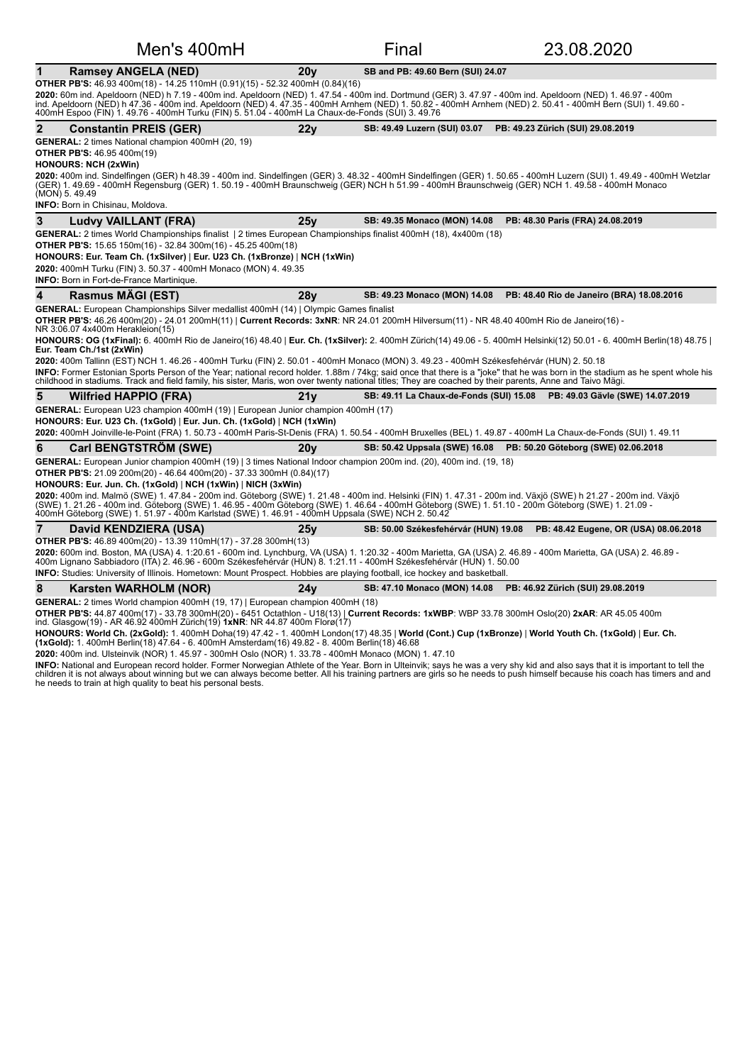# Men's 400mH — Final — 23.08.2020

## 1 Ramsey ANGELA (NED) — 20y — SB and PB: 49.60 Bern (SUI) 24.07

**OTHER PB'S:** 46.93 400m(18) - 14.25 110mH (0.91)(15) - 52.32 400mH (0.84)(16)

**2020:** 60m ind. Apeldoorn (NED) h 7.19 - 400m ind. Apeldoorn (NED) 1. 47.54 - 400m ind. Dortmund (GER) 3. 47.97 - 400m ind. Apeldoorn (NED) 1. 46.97 - 400m ind. Apeldoorn (NED) h 47.36 - 400m ind. Apeldoorn (NED) 4. 47.35 - 400mH Arnhem (NED) 1. 50.82 - 400mH Arnhem (NED) 2. 50.41 - 400mH Bern (SUI) 1. 49.60 - 400mH Espoo (FIN) 1. 49.76 - 400mH Turku (FIN) 5. 51.04 - 400mH La Chaux-de-Fonds (SUI) 3. 49.76

## 2 Constantin PREIS (GER) — 22y — SB: 49.49 Luzern (SUI) 03.07 — PB: 49.23 Zürich (SUI) 29.08.2019

**GENERAL:** 2 times National champion 400mH (20, 19)

**OTHER PB'S:** 46.95 400m(19)

**HONOURS: NCH (2xWin)**

**2020:** 400m ind. Sindelfingen (GER) h 48.39 - 400m ind. Sindelfingen (GER) 3. 48.32 - 400mH Sindelfingen (GER) 1. 50.65 - 400mH Luzern (SUI) 1. 49.49 - 400mH Wetzlar (GER) 1. 49.69 - 400mH Regensburg (GER) 1. 50.19 - 400mH Braunschweig (GER) NCH h 51.99 - 400mH Braunschweig (GER) NCH 1. 49.58 - 400mH Monaco (MON) 5. 49.49

**INFO:** Born in Chisinau, Moldova.

## 3 Ludvy VAILLANT (FRA) — 25y — SB: 49.35 Monaco (MON) 14.08 — PB: 48.30 Paris (FRA) 24.08.2019

**GENERAL:** 2 times World Championships finalist | 2 times European Championships finalist 400mH (18), 4x400m (18)

**OTHER PB'S:** 15.65 150m(16) - 32.84 300m(16) - 45.25 400m(18)

**HONOURS: Eur. Team Ch. (1xSilver)** | **Eur. U23 Ch. (1xBronze)** | **NCH (1xWin)**

**2020:** 400mH Turku (FIN) 3. 50.37 - 400mH Monaco (MON) 4. 49.35

**INFO:** Born in Fort-de-France Martinique.

## 4 Rasmus MÄGI (EST) — 28y — SB: 49.23 Monaco (MON) 14.08 — PB: 48.40 Rio de Janeiro (BRA) 18.08.2016

**GENERAL:** European Championships Silver medallist 400mH (14) | Olympic Games finalist

**OTHER PB'S:** 46.26 400m(20) - 24.01 200mH(11) | **Current Records: 3xNR**: NR 24.01 200mH Hilversum(11) - NR 48.40 400mH Rio de Janeiro(16) - NR 3:06.07 4x400m Herakleion(15)

**HONOURS: OG (1xFinal):** 6. 400mH Rio de Janeiro(16) 48.40 | **Eur. Ch. (1xSilver):** 2. 400mH Zürich(14) 49.06 - 5. 400mH Helsinki(12) 50.01 - 6. 400mH Berlin(18) 48.75 | **Eur. Team Ch./1st (2xWin)**

**2020:** 400m Tallinn (EST) NCH 1. 46.26 - 400mH Turku (FIN) 2. 50.01 - 400mH Monaco (MON) 3. 49.23 - 400mH Székesfehérvár (HUN) 2. 50.18

**INFO:** Former Estonian Sports Person of the Year; national record holder. 1.88m / 74kg; said once that there is a "joke" that he was born in the stadium as he spent whole his childhood in stadiums. Track and field family, his sister, Maris, won over twenty national titles; They are coached by their parents, Anne and Taivo Mägi.

## 5 Wilfried HAPPIO (FRA) — 21y — SB: 49.11 La Chaux-de-Fonds (SUI) 15.08 — PB: 49.03 Gävle (SWE) 14.07.2019

**GENERAL:** European U23 champion 400mH (19) | European Junior champion 400mH (17)

**HONOURS: Eur. U23 Ch. (1xGold)** | **Eur. Jun. Ch. (1xGold)** | **NCH (1xWin)**

**2020:** 400mH Joinville-le-Point (FRA) 1. 50.73 - 400mH Paris-St-Denis (FRA) 1. 50.54 - 400mH Bruxelles (BEL) 1. 49.87 - 400mH La Chaux-de-Fonds (SUI) 1. 49.11

## 6 Carl BENGTSTRÖM (SWE) — 20y — SB: 50.42 Uppsala (SWE) 16.08 — PB: 50.20 Göteborg (SWE) 02.06.2018

**GENERAL:** European Junior champion 400mH (19) | 3 times National Indoor champion 200m ind. (20), 400m ind. (19, 18)

**OTHER PB'S:** 21.09 200m(20) - 46.64 400m(20) - 37.33 300mH (0.84)(17)

**HONOURS: Eur. Jun. Ch. (1xGold)** | **NCH (1xWin)** | **NICH (3xWin)**

**2020:** 400m ind. Malmö (SWE) 1. 47.84 - 200m ind. Göteborg (SWE) 1. 21.48 - 400m ind. Helsinki (FIN) 1. 47.31 - 200m ind. Växjö (SWE) h 21.27 - 200m ind. Växjö (SWE) 1. 21.26 - 400m ind. Göteborg (SWE) 1. 46.95 - 400m Göteborg (SWE) 1. 46.64 - 400mH Göteborg (SWE) 1. 51.10 - 200m Göteborg (SWE) 1. 21.09 - 400mH Göteborg (SWE) 1. 51.97 - 400m Karlstad (SWE) 1. 46.91 - 400mH Uppsala (SWE) NCH 2. 50.42

## 7 David KENDZIERA (USA) — 25y — SB: 50.00 Székesfehérvár (HUN) 19.08 — PB: 48.42 Eugene, OR (USA) 08.06.2018

**OTHER PB'S:** 46.89 400m(20) - 13.39 110mH(17) - 37.28 300mH(13)

**2020:** 600m ind. Boston, MA (USA) 4. 1:20.61 - 600m ind. Lynchburg, VA (USA) 1. 1:20.32 - 400m Marietta, GA (USA) 2. 46.89 - 400m Marietta, GA (USA) 2. 46.89 - 400m Lignano Sabbiadoro (ITA) 2. 46.96 - 600m Székesfehérvár (HUN) 8. 1:21.11 - 400mH Székesfehérvár (HUN) 1. 50.00

**INFO:** Studies: University of Illinois. Hometown: Mount Prospect. Hobbies are playing football, ice hockey and basketball.

## 8 Karsten WARHOLM (NOR) — 24y — SB: 47.10 Monaco (MON) 14.08 — PB: 46.92 Zürich (SUI) 29.08.2019

**GENERAL:** 2 times World champion 400mH (19, 17) | European champion 400mH (18)

**OTHER PB'S:** 44.87 400m(17) - 33.78 300mH(20) - 6451 Octathlon - U18(13) | **Current Records: 1xWBP**: WBP 33.78 300mH Oslo(20) **2xAR**: AR 45.05 400m ind. Glasgow(19) - AR 46.92 400mH Zürich(19) **1xNR**: NR 44.87 400m Florø(17)

**HONOURS: World Ch. (2xGold):** 1. 400mH Doha(19) 47.42 - 1. 400mH London(17) 48.35 | **World (Cont.) Cup (1xBronze)** | **World Youth Ch. (1xGold)** | **Eur. Ch. (1xGold):** 1. 400mH Berlin(18) 47.64 - 6. 400mH Amsterdam(16) 49.82 - 8. 400m Berlin(18) 46.68

**2020:** 400m ind. Ulsteinvik (NOR) 1. 45.97 - 300mH Oslo (NOR) 1. 33.78 - 400mH Monaco (MON) 1. 47.10

**INFO:** National and European record holder. Former Norwegian Athlete of the Year. Born in Ulteinvik; says he was a very shy kid and also says that it is important to tell the children it is not always about winning but we can always become better. All his training partners are girls so he needs to push himself because his coach has timers and and he needs to train at high quality to beat his personal bests.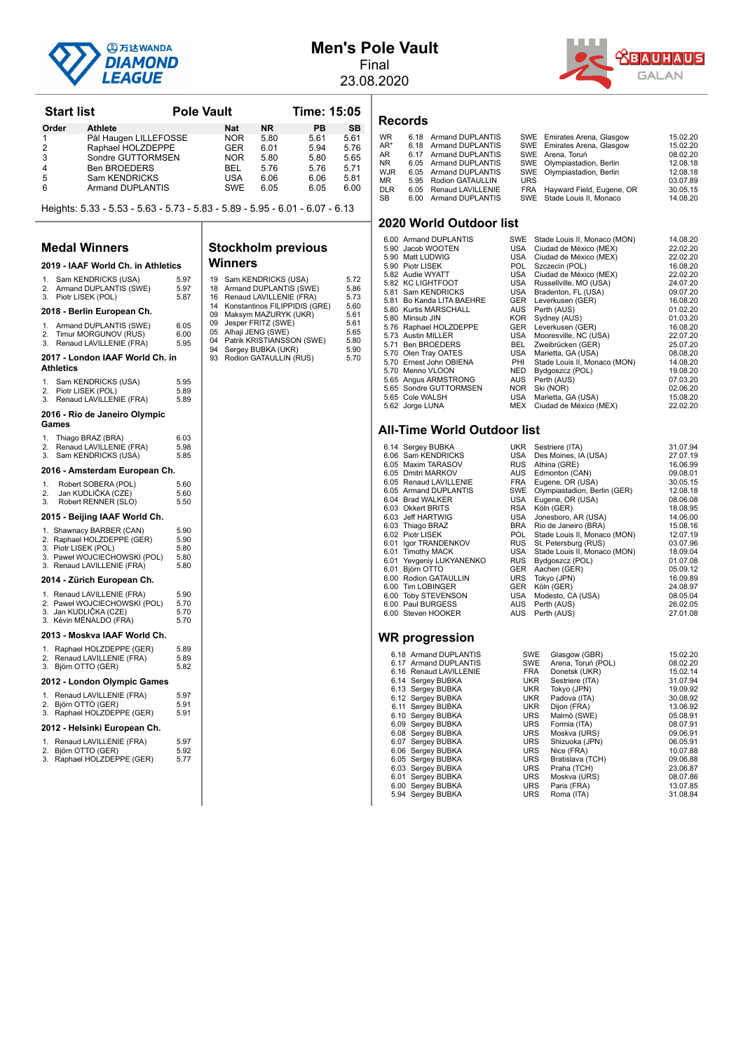# Men's Pole Vault

Final

23.08.2020

## Start list — Pole Vault — Time: 15:05

| Order | Athlete | Nat | NR | PB | SB |
|---|---|---|---|---|---|
| 1 | Pål Haugen LILLEFOSSE | NOR | 5.80 | 5.61 | 5.61 |
| 2 | Raphael HOLZDEPPE | GER | 6.01 | 5.94 | 5.76 |
| 3 | Sondre GUTTORMSEN | NOR | 5.80 | 5.80 | 5.65 |
| 4 | Ben BROEDERS | BEL | 5.76 | 5.76 | 5.71 |
| 5 | Sam KENDRICKS | USA | 6.06 | 6.06 | 5.81 |
| 6 | Armand DUPLANTIS | SWE | 6.05 | 6.05 | 6.00 |

Heights: 5.33 - 5.53 - 5.63 - 5.73 - 5.83 - 5.89 - 5.95 - 6.01 - 6.07 - 6.13

## Medal Winners

### 2019 - IAAF World Ch. in Athletics

1. Sam KENDRICKS (USA) 5.97
2. Armand DUPLANTIS (SWE) 5.97
3. Piotr LISEK (POL) 5.87

### 2018 - Berlin European Ch.

1. Armand DUPLANTIS (SWE) 6.05
2. Timur MORGUNOV (RUS) 6.00
3. Renaud LAVILLENIE (FRA) 5.95

### 2017 - London IAAF World Ch. in Athletics

1. Sam KENDRICKS (USA) 5.95
2. Piotr LISEK (POL) 5.89
3. Renaud LAVILLENIE (FRA) 5.89

### 2016 - Rio de Janeiro Olympic Games

1. Thiago BRAZ (BRA) 6.03
2. Renaud LAVILLENIE (FRA) 5.98
3. Sam KENDRICKS (USA) 5.85

### 2016 - Amsterdam European Ch.

1. Robert SOBERA (POL) 5.60
2. Jan KUDLIČKA (CZE) 5.60
3. Robert RENNER (SLO) 5.50

### 2015 - Beijing IAAF World Ch.

1. Shawnacy BARBER (CAN) 5.90
2. Raphael HOLZDEPPE (GER) 5.90
3. Piotr LISEK (POL) 5.80
3. Paweł WOJCIECHOWSKI (POL) 5.80
3. Renaud LAVILLENIE (FRA) 5.80

### 2014 - Zürich European Ch.

1. Renaud LAVILLENIE (FRA) 5.90
2. Paweł WOJCIECHOWSKI (POL) 5.70
3. Jan KUDLIČKA (CZE) 5.70
3. Kévin MÉNALDO (FRA) 5.70

### 2013 - Moskva IAAF World Ch.

1. Raphael HOLZDEPPE (GER) 5.89
2. Renaud LAVILLENIE (FRA) 5.89
3. Björn OTTO (GER) 5.82

### 2012 - London Olympic Games

1. Renaud LAVILLENIE (FRA) 5.97
2. Björn OTTO (GER) 5.91
3. Raphael HOLZDEPPE (GER) 5.91

### 2012 - Helsinki European Ch.

1. Renaud LAVILLENIE (FRA) 5.97
2. Björn OTTO (GER) 5.92
3. Raphael HOLZDEPPE (GER) 5.77

## Stockholm previous Winners

| Year | Athlete | Result |
|---|---|---|
| 19 | Sam KENDRICKS (USA) | 5.72 |
| 18 | Armand DUPLANTIS (SWE) | 5.86 |
| 16 | Renaud LAVILLENIE (FRA) | 5.73 |
| 14 | Konstantinos FILIPPIDIS (GRE) | 5.60 |
| 09 | Maksym MAZURYK (UKR) | 5.61 |
| 09 | Jesper FRITZ (SWE) | 5.61 |
| 05 | Alhaji JENG (SWE) | 5.65 |
| 04 | Patrik KRISTIANSSON (SWE) | 5.80 |
| 94 | Sergey BUBKA (UKR) | 5.90 |
| 93 | Rodion GATAULLIN (RUS) | 5.70 |

## Records

| | Result | Athlete | Nat | Venue | Date |
|---|---|---|---|---|---|
| WR | 6.18 | Armand DUPLANTIS | SWE | Emirates Arena, Glasgow | 15.02.20 |
| AR* | 6.18 | Armand DUPLANTIS | SWE | Emirates Arena, Glasgow | 15.02.20 |
| AR | 6.17 | Armand DUPLANTIS | SWE | Arena, Toruń | 08.02.20 |
| NR | 6.05 | Armand DUPLANTIS | SWE | Olympiastadion, Berlin | 12.08.18 |
| WJR | 6.05 | Armand DUPLANTIS | SWE | Olympiastadion, Berlin | 12.08.18 |
| MR | 5.95 | Rodion GATAULLIN | URS | | 03.07.89 |
| DLR | 6.05 | Renaud LAVILLENIE | FRA | Hayward Field, Eugene, OR | 30.05.15 |
| SB | 6.00 | Armand DUPLANTIS | SWE | Stade Louis II, Monaco | 14.08.20 |

## 2020 World Outdoor list

| Result | Athlete | Nat | Venue | Date |
|---|---|---|---|---|
| 6.00 | Armand DUPLANTIS | SWE | Stade Louis II, Monaco (MON) | 14.08.20 |
| 5.90 | Jacob WOOTEN | USA | Ciudad de México (MEX) | 22.02.20 |
| 5.90 | Matt LUDWIG | USA | Ciudad de México (MEX) | 22.02.20 |
| 5.90 | Piotr LISEK | POL | Szczecin (POL) | 16.08.20 |
| 5.82 | Audie WYATT | USA | Ciudad de México (MEX) | 22.02.20 |
| 5.82 | KC LIGHTFOOT | USA | Russellville, MO (USA) | 24.07.20 |
| 5.81 | Sam KENDRICKS | USA | Bradenton, FL (USA) | 09.07.20 |
| 5.81 | Bo Kanda LITA BAEHRE | GER | Leverkusen (GER) | 16.08.20 |
| 5.80 | Kurtis MARSCHALL | AUS | Perth (AUS) | 01.02.20 |
| 5.80 | Minsub JIN | KOR | Sydney (AUS) | 01.03.20 |
| 5.76 | Raphael HOLZDEPPE | GER | Leverkusen (GER) | 16.08.20 |
| 5.73 | Austin MILLER | USA | Mooresville, NC (USA) | 22.07.20 |
| 5.71 | Ben BROEDERS | BEL | Zweibrücken (GER) | 25.07.20 |
| 5.70 | Olen Tray OATES | USA | Marietta, GA (USA) | 08.08.20 |
| 5.70 | Ernest John OBIENA | PHI | Stade Louis II, Monaco (MON) | 14.08.20 |
| 5.70 | Menno VLOON | NED | Bydgoszcz (POL) | 19.08.20 |
| 5.65 | Angus ARMSTRONG | AUS | Perth (AUS) | 07.03.20 |
| 5.65 | Sondre GUTTORMSEN | NOR | Ski (NOR) | 02.06.20 |
| 5.65 | Cole WALSH | USA | Marietta, GA (USA) | 15.08.20 |
| 5.62 | Jorge LUNA | MEX | Ciudad de México (MEX) | 22.02.20 |

## All-Time World Outdoor list

| Result | Athlete | Nat | Venue | Date |
|---|---|---|---|---|
| 6.14 | Sergey BUBKA | UKR | Sestriere (ITA) | 31.07.94 |
| 6.06 | Sam KENDRICKS | USA | Des Moines, IA (USA) | 27.07.19 |
| 6.05 | Maxim TARASOV | RUS | Athina (GRE) | 16.06.99 |
| 6.05 | Dmitri MARKOV | AUS | Edmonton (CAN) | 09.08.01 |
| 6.05 | Renaud LAVILLENIE | FRA | Eugene, OR (USA) | 30.05.15 |
| 6.05 | Armand DUPLANTIS | SWE | Olympiastadion, Berlin (GER) | 12.08.18 |
| 6.04 | Brad WALKER | USA | Eugene, OR (USA) | 08.06.08 |
| 6.03 | Okkert BRITS | RSA | Köln (GER) | 18.08.95 |
| 6.03 | Jeff HARTWIG | USA | Jonesboro, AR (USA) | 14.06.00 |
| 6.03 | Thiago BRAZ | BRA | Rio de Janeiro (BRA) | 15.08.16 |
| 6.02 | Piotr LISEK | POL | Stade Louis II, Monaco (MON) | 12.07.19 |
| 6.01 | Igor TRANDENKOV | RUS | St. Petersburg (RUS) | 03.07.96 |
| 6.01 | Timothy MACK | USA | Stade Louis II, Monaco (MON) | 18.09.04 |
| 6.01 | Yevgeniy LUKYANENKO | RUS | Bydgoszcz (POL) | 01.07.08 |
| 6.01 | Björn OTTO | GER | Aachen (GER) | 05.09.12 |
| 6.00 | Rodion GATAULLIN | URS | Tokyo (JPN) | 16.09.89 |
| 6.00 | Tim LOBINGER | GER | Köln (GER) | 24.08.97 |
| 6.00 | Toby STEVENSON | USA | Modesto, CA (USA) | 08.05.04 |
| 6.00 | Paul BURGESS | AUS | Perth (AUS) | 26.02.05 |
| 6.00 | Steven HOOKER | AUS | Perth (AUS) | 27.01.08 |

## WR progression

| Result | Athlete | Nat | Venue | Date |
|---|---|---|---|---|
| 6.18 | Armand DUPLANTIS | SWE | Glasgow (GBR) | 15.02.20 |
| 6.17 | Armand DUPLANTIS | SWE | Arena, Toruń (POL) | 08.02.20 |
| 6.16 | Renaud LAVILLENIE | FRA | Donetsk (UKR) | 15.02.14 |
| 6.14 | Sergey BUBKA | UKR | Sestriere (ITA) | 31.07.94 |
| 6.13 | Sergey BUBKA | UKR | Tokyo (JPN) | 19.09.92 |
| 6.12 | Sergey BUBKA | UKR | Padova (ITA) | 30.08.92 |
| 6.11 | Sergey BUBKA | UKR | Dijon (FRA) | 13.06.92 |
| 6.10 | Sergey BUBKA | URS | Malmö (SWE) | 05.08.91 |
| 6.09 | Sergey BUBKA | URS | Formia (ITA) | 08.07.91 |
| 6.08 | Sergey BUBKA | URS | Moskva (URS) | 09.06.91 |
| 6.07 | Sergey BUBKA | URS | Shizuoka (JPN) | 06.05.91 |
| 6.06 | Sergey BUBKA | URS | Nice (FRA) | 10.07.88 |
| 6.05 | Sergey BUBKA | URS | Bratislava (TCH) | 09.06.88 |
| 6.03 | Sergey BUBKA | URS | Praha (TCH) | 23.06.87 |
| 6.01 | Sergey BUBKA | URS | Moskva (URS) | 08.07.86 |
| 6.00 | Sergey BUBKA | URS | Paris (FRA) | 13.07.85 |
| 5.94 | Sergey BUBKA | URS | Roma (ITA) | 31.08.84 |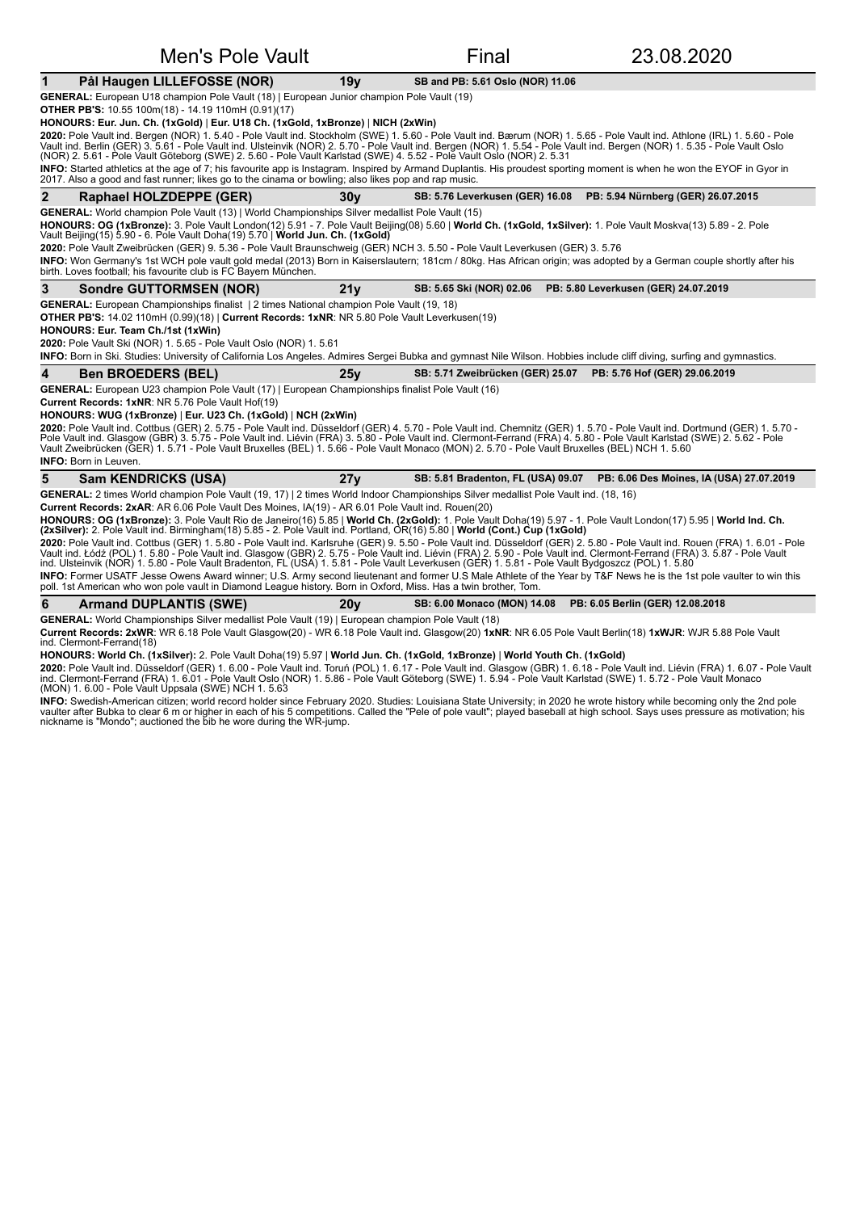# Men's Pole Vault — Final — 23.08.2020

## 1 Pål Haugen LILLEFOSSE (NOR) — 19y — SB and PB: 5.61 Oslo (NOR) 11.06

**GENERAL:** European U18 champion Pole Vault (18) | European Junior champion Pole Vault (19)

**OTHER PB'S:** 10.55 100m(18) - 14.19 110mH (0.91)(17)

**HONOURS: Eur. Jun. Ch. (1xGold) | Eur. U18 Ch. (1xGold, 1xBronze) | NICH (2xWin)**

**2020:** Pole Vault ind. Bergen (NOR) 1. 5.40 - Pole Vault ind. Stockholm (SWE) 1. 5.60 - Pole Vault ind. Bærum (NOR) 1. 5.65 - Pole Vault ind. Athlone (IRL) 1. 5.60 - Pole Vault ind. Berlin (GER) 3. 5.61 - Pole Vault ind. Ulsteinvik (NOR) 2. 5.70 - Pole Vault ind. Bergen (NOR) 1. 5.54 - Pole Vault ind. Bergen (NOR) 1. 5.35 - Pole Vault Oslo (NOR) 2. 5.61 - Pole Vault Göteborg (SWE) 2. 5.60 - Pole Vault Karlstad (SWE) 4. 5.52 - Pole Vault Oslo (NOR) 2. 5.31

**INFO:** Started athletics at the age of 7; his favourite app is Instagram. Inspired by Armand Duplantis. His proudest sporting moment is when he won the EYOF in Gyor in 2017. Also a good and fast runner; likes go to the cinema or bowling; also likes pop and rap music.

## 2 Raphael HOLZDEPPE (GER) — 30y — SB: 5.76 Leverkusen (GER) 16.08 — PB: 5.94 Nürnberg (GER) 26.07.2015

**GENERAL:** World champion Pole Vault (13) | World Championships Silver medallist Pole Vault (15)

**HONOURS: OG (1xBronze):** 3. Pole Vault London(12) 5.91 - 7. Pole Vault Beijing(08) 5.60 | **World Ch. (1xGold, 1xSilver):** 1. Pole Vault Moskva(13) 5.89 - 2. Pole Vault Beijing(15) 5.90 - 6. Pole Vault Doha(19) 5.70 | **World Jun. Ch. (1xGold)**

**2020:** Pole Vault Zweibrücken (GER) 9. 5.36 - Pole Vault Braunschweig (GER) NCH 3. 5.50 - Pole Vault Leverkusen (GER) 3. 5.76

**INFO:** Won Germany's 1st WCH pole vault gold medal (2013) Born in Kaiserslautern; 181cm / 80kg. Has African origin; was adopted by a German couple shortly after his birth. Loves football; his favourite club is FC Bayern München.

## 3 Sondre GUTTORMSEN (NOR) — 21y — SB: 5.65 Ski (NOR) 02.06 — PB: 5.80 Leverkusen (GER) 24.07.2019

**GENERAL:** European Championships finalist | 2 times National champion Pole Vault (19, 18)

**OTHER PB'S:** 14.02 110mH (0.99)(18) | **Current Records: 1xNR**: NR 5.80 Pole Vault Leverkusen(19)

**HONOURS: Eur. Team Ch./1st (1xWin)**

**2020:** Pole Vault Ski (NOR) 1. 5.65 - Pole Vault Oslo (NOR) 1. 5.61

**INFO:** Born in Ski. Studies: University of California Los Angeles. Admires Sergei Bubka and gymnast Nile Wilson. Hobbies include cliff diving, surfing and gymnastics.

## 4 Ben BROEDERS (BEL) — 25y — SB: 5.71 Zweibrücken (GER) 25.07 — PB: 5.76 Hof (GER) 29.06.2019

**GENERAL:** European U23 champion Pole Vault (17) | European Championships finalist Pole Vault (16)

**Current Records: 1xNR**: NR 5.76 Pole Vault Hof(19)

**HONOURS: WUG (1xBronze) | Eur. U23 Ch. (1xGold) | NCH (2xWin)**

**2020:** Pole Vault ind. Cottbus (GER) 2. 5.75 - Pole Vault ind. Düsseldorf (GER) 4. 5.70 - Pole Vault ind. Chemnitz (GER) 1. 5.70 - Pole Vault ind. Dortmund (GER) 1. 5.70 - Pole Vault ind. Glasgow (GBR) 3. 5.75 - Pole Vault ind. Liévin (FRA) 3. 5.80 - Pole Vault ind. Clermont-Ferrand (FRA) 4. 5.80 - Pole Vault Karlstad (SWE) 2. 5.62 - Pole Vault Zweibrücken (GER) 1. 5.71 - Pole Vault Bruxelles (BEL) 1. 5.66 - Pole Vault Monaco (MON) 2. 5.70 - Pole Vault Bruxelles (BEL) NCH 1. 5.60

**INFO:** Born in Leuven.

## 5 Sam KENDRICKS (USA) — 27y — SB: 5.81 Bradenton, FL (USA) 09.07 — PB: 6.06 Des Moines, IA (USA) 27.07.2019

**GENERAL:** 2 times World champion Pole Vault (19, 17) | 2 times World Indoor Championships Silver medallist Pole Vault ind. (18, 16)

**Current Records: 2xAR**: AR 6.06 Pole Vault Des Moines, IA(19) - AR 6.01 Pole Vault ind. Rouen(20)

**HONOURS: OG (1xBronze):** 3. Pole Vault Rio de Janeiro(16) 5.85 | **World Ch. (2xGold):** 1. Pole Vault Doha(19) 5.97 - 1. Pole Vault London(17) 5.95 | **World Ind. Ch. (2xSilver):** 2. Pole Vault ind. Birmingham(18) 5.85 - 2. Pole Vault ind. Portland, OR(16) 5.80 | **World (Cont.) Cup (1xGold)**

**2020:** Pole Vault ind. Cottbus (GER) 1. 5.80 - Pole Vault ind. Karlsruhe (GER) 9. 5.50 - Pole Vault ind. Düsseldorf (GER) 2. 5.80 - Pole Vault ind. Rouen (FRA) 1. 6.01 - Pole Vault ind. Łódź (POL) 1. 5.80 - Pole Vault ind. Glasgow (GBR) 2. 5.75 - Pole Vault ind. Liévin (FRA) 2. 5.90 - Pole Vault ind. Clermont-Ferrand (FRA) 3. 5.87 - Pole Vault ind. Ulsteinvik (NOR) 1. 5.80 - Pole Vault Bradenton, FL (USA) 1. 5.81 - Pole Vault Leverkusen (GER) 1. 5.81 - Pole Vault Bydgoszcz (POL) 1. 5.80

**INFO:** Former USATF Jesse Owens Award winner; U.S. Army second lieutenant and former U.S Male Athlete of the Year by T&F News he is the 1st pole vaulter to win this poll. 1st American who won pole vault in Diamond League history. Born in Oxford, Miss. Has a twin brother, Tom.

## 6 Armand DUPLANTIS (SWE) — 20y — SB: 6.00 Monaco (MON) 14.08 — PB: 6.05 Berlin (GER) 12.08.2018

**GENERAL:** World Championships Silver medallist Pole Vault (19) | European champion Pole Vault (18)

**Current Records: 2xWR**: WR 6.18 Pole Vault Glasgow(20) - WR 6.18 Pole Vault ind. Glasgow(20) **1xNR**: NR 6.05 Pole Vault Berlin(18) **1xWJR**: WJR 5.88 Pole Vault ind. Clermont-Ferrand(18)

**HONOURS: World Ch. (1xSilver):** 2. Pole Vault Doha(19) 5.97 | **World Jun. Ch. (1xGold, 1xBronze) | World Youth Ch. (1xGold)**

**2020:** Pole Vault ind. Düsseldorf (GER) 1. 6.00 - Pole Vault ind. Toruń (POL) 1. 6.17 - Pole Vault ind. Glasgow (GBR) 1. 6.18 - Pole Vault ind. Liévin (FRA) 1. 6.07 - Pole Vault ind. Clermont-Ferrand (FRA) 1. 6.01 - Pole Vault Oslo (NOR) 1. 5.86 - Pole Vault Göteborg (SWE) 1. 5.94 - Pole Vault Karlstad (SWE) 1. 5.72 - Pole Vault Monaco (MON) 1. 6.00 - Pole Vault Uppsala (SWE) NCH 1. 5.63

**INFO:** Swedish-American citizen; world record holder since February 2020. Studies: Louisiana State University; in 2020 he wrote history while becoming only the 2nd pole vaulter after Bubka to clear 6 m or higher in each of his 5 competitions. Called the "Pele of pole vault"; played baseball at high school. Says uses pressure as motivation; his nickname is "Mondo"; auctioned the bib he wore during the WR-jump.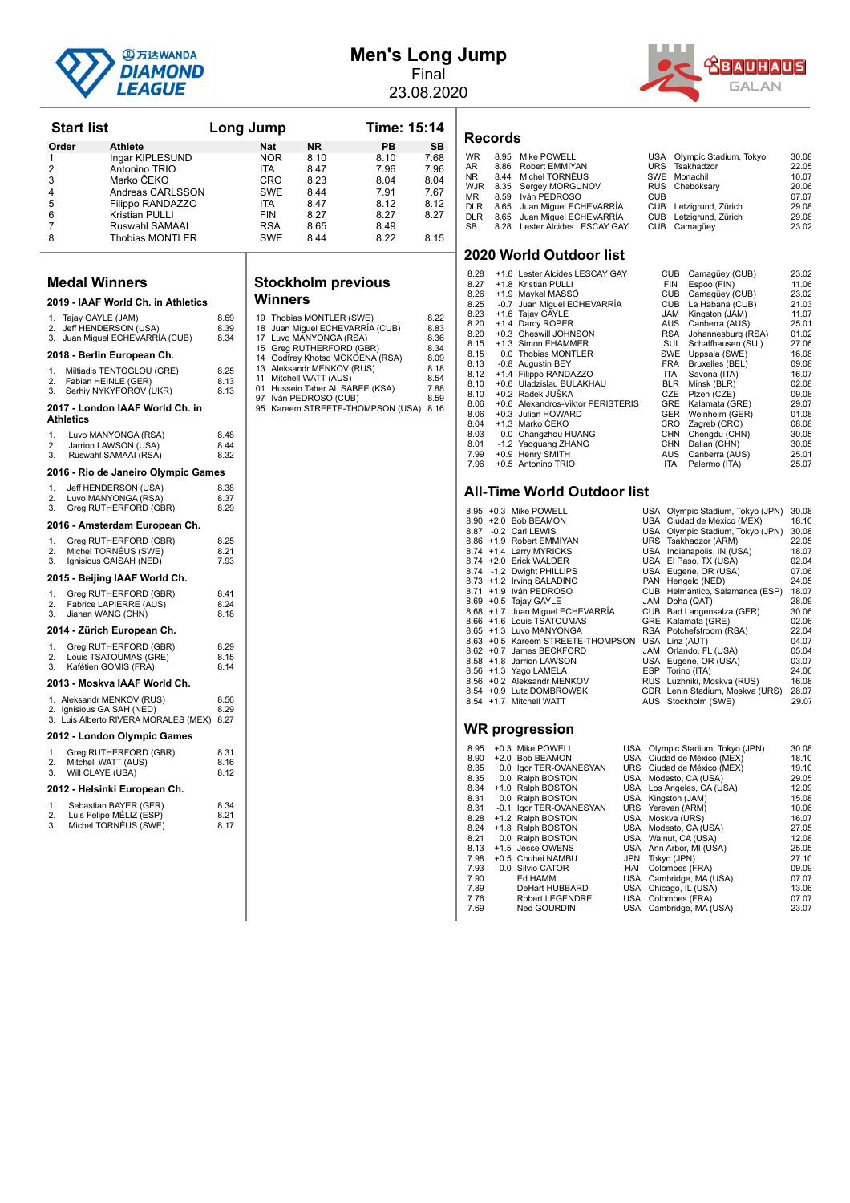# Men's Long Jump

Final

23.08.2020

## Start list — Long Jump — Time: 15:14

| Order | Athlete | Nat | NR | PB | SB |
|---|---|---|---|---|---|
| 1 | Ingar KIPLESUND | NOR | 8.10 | 8.10 | 7.68 |
| 2 | Antonino TRIO | ITA | 8.47 | 7.96 | 7.96 |
| 3 | Marko ČEKO | CRO | 8.23 | 8.04 | 8.04 |
| 4 | Andreas CARLSSON | SWE | 8.44 | 7.91 | 7.67 |
| 5 | Filippo RANDAZZO | ITA | 8.47 | 8.12 | 8.12 |
| 6 | Kristian PULLI | FIN | 8.27 | 8.27 | 8.27 |
| 7 | Ruswahl SAMAAI | RSA | 8.65 | 8.49 | |
| 8 | Thobias MONTLER | SWE | 8.44 | 8.22 | 8.15 |

## Medal Winners

### 2019 - IAAF World Ch. in Athletics

1. Tajay GAYLE (JAM) 8.69
2. Jeff HENDERSON (USA) 8.39
3. Juan Miguel ECHEVARRÍA (CUB) 8.34

### 2018 - Berlin European Ch.

1. Miltiadis TENTOGLOU (GRE) 8.25
2. Fabian HEINLE (GER) 8.13
3. Serhiy NYKYFOROV (UKR) 8.13

### 2017 - London IAAF World Ch. in Athletics

1. Luvo MANYONGA (RSA) 8.48
2. Jarrion LAWSON (USA) 8.44
3. Ruswahl SAMAAI (RSA) 8.32

### 2016 - Rio de Janeiro Olympic Games

1. Jeff HENDERSON (USA) 8.38
2. Luvo MANYONGA (RSA) 8.37
3. Greg RUTHERFORD (GBR) 8.29

### 2016 - Amsterdam European Ch.

1. Greg RUTHERFORD (GBR) 8.25
2. Michel TORNÉUS (SWE) 8.21
3. Ignisious GAISAH (NED) 7.93

### 2015 - Beijing IAAF World Ch.

1. Greg RUTHERFORD (GBR) 8.41
2. Fabrice LAPIERRE (AUS) 8.24
3. Jianan WANG (CHN) 8.18

### 2014 - Zürich European Ch.

1. Greg RUTHERFORD (GBR) 8.29
2. Louis TSATOUMAS (GRE) 8.15
3. Kafétien GOMIS (FRA) 8.14

### 2013 - Moskva IAAF World Ch.

1. Aleksandr MENKOV (RUS) 8.56
2. Ignisious GAISAH (NED) 8.29
3. Luis Alberto RIVERA MORALES (MEX) 8.27

### 2012 - London Olympic Games

1. Greg RUTHERFORD (GBR) 8.31
2. Mitchell WATT (AUS) 8.16
3. Will CLAYE (USA) 8.12

### 2012 - Helsinki European Ch.

1. Sebastian BAYER (GER) 8.34
2. Luis Felipe MÉLIZ (ESP) 8.21
3. Michel TORNÉUS (SWE) 8.17

## Stockholm previous Winners

| Year | Athlete | Mark |
|---|---|---|
| 19 | Thobias MONTLER (SWE) | 8.22 |
| 18 | Juan Miguel ECHEVARRÍA (CUB) | 8.83 |
| 17 | Luvo MANYONGA (RSA) | 8.36 |
| 15 | Greg RUTHERFORD (GBR) | 8.34 |
| 14 | Godfrey Khotso MOKOENA (RSA) | 8.09 |
| 13 | Aleksandr MENKOV (RUS) | 8.18 |
| 11 | Mitchell WATT (AUS) | 8.54 |
| 01 | Hussein Taher AL SABEE (KSA) | 7.88 |
| 97 | Iván PEDROSO (CUB) | 8.59 |
| 95 | Kareem STREETE-THOMPSON (USA) | 8.16 |

## Records

| | Mark | Athlete | Nat | Venue | Date |
|---|---|---|---|---|---|
| WR | 8.95 | Mike POWELL | USA | Olympic Stadium, Tokyo | 30.08 |
| AR | 8.86 | Robert EMMIYAN | URS | Tsakhadzor | 22.05 |
| NR | 8.44 | Michel TORNÉUS | SWE | Monachil | 10.07 |
| WJR | 8.35 | Sergey MORGUNOV | RUS | Cheboksary | 20.06 |
| MR | 8.59 | Iván PEDROSO | CUB | | 07.07 |
| DLR | 8.65 | Juan Miguel ECHEVARRÍA | CUB | Letzigrund, Zürich | 29.08 |
| DLR | 8.65 | Juan Miguel ECHEVARRÍA | CUB | Letzigrund, Zürich | 29.08 |
| SB | 8.28 | Lester Alcides LESCAY GAY | CUB | Camagüey | 23.02 |

## 2020 World Outdoor list

| Mark | Wind | Athlete | Nat | Venue | Date |
|---|---|---|---|---|---|
| 8.28 | +1.6 | Lester Alcides LESCAY GAY | CUB | Camagüey (CUB) | 23.02 |
| 8.27 | +1.8 | Kristian PULLI | FIN | Espoo (FIN) | 11.06 |
| 8.26 | +1.9 | Maykel MASSÓ | CUB | Camagüey (CUB) | 23.02 |
| 8.25 | -0.7 | Juan Miguel ECHEVARRÍA | CUB | La Habana (CUB) | 21.03 |
| 8.23 | +1.6 | Tajay GAYLE | JAM | Kingston (JAM) | 11.07 |
| 8.20 | +1.4 | Darcy ROPER | AUS | Canberra (AUS) | 25.01 |
| 8.20 | +0.3 | Cheswill JOHNSON | RSA | Johannesburg (RSA) | 01.02 |
| 8.15 | +1.3 | Simon EHAMMER | SUI | Schaffhausen (SUI) | 27.06 |
| 8.15 | 0.0 | Thobias MONTLER | SWE | Uppsala (SWE) | 16.08 |
| 8.13 | -0.8 | Augustin BEY | FRA | Bruxelles (BEL) | 09.08 |
| 8.12 | +1.4 | Filippo RANDAZZO | ITA | Savona (ITA) | 16.07 |
| 8.10 | +0.6 | Uladzislau BULAKHAU | BLR | Minsk (BLR) | 02.08 |
| 8.10 | +0.2 | Radek JUŠKA | CZE | Plzen (CZE) | 09.08 |
| 8.06 | +0.6 | Alexandros-Viktor PERISTERIS | GRE | Kalamata (GRE) | 29.07 |
| 8.06 | +0.3 | Julian HOWARD | GER | Weinheim (GER) | 01.08 |
| 8.04 | +1.3 | Marko ČEKO | CRO | Zagreb (CRO) | 08.08 |
| 8.03 | 0.0 | Changzhou HUANG | CHN | Chengdu (CHN) | 30.05 |
| 8.01 | -1.2 | Yaoguang ZHANG | CHN | Dalian (CHN) | 30.05 |
| 7.99 | +0.9 | Henry SMITH | AUS | Canberra (AUS) | 25.01 |
| 7.96 | +0.5 | Antonino TRIO | ITA | Palermo (ITA) | 25.07 |

## All-Time World Outdoor list

| Mark | Wind | Athlete | Nat | Venue | Date |
|---|---|---|---|---|---|
| 8.95 | +0.3 | Mike POWELL | USA | Olympic Stadium, Tokyo (JPN) | 30.08 |
| 8.90 | +2.0 | Bob BEAMON | USA | Ciudad de México (MEX) | 18.10 |
| 8.87 | -0.2 | Carl LEWIS | USA | Olympic Stadium, Tokyo (JPN) | 30.08 |
| 8.86 | +1.9 | Robert EMMIYAN | URS | Tsakhadzor (ARM) | 22.05 |
| 8.74 | +1.4 | Larry MYRICKS | USA | Indianapolis, IN (USA) | 18.07 |
| 8.74 | +2.0 | Erick WALDER | USA | El Paso, TX (USA) | 02.04 |
| 8.74 | -1.2 | Dwight PHILLIPS | USA | Eugene, OR (USA) | 07.06 |
| 8.73 | +1.2 | Irving SALADINO | PAN | Hengelo (NED) | 24.05 |
| 8.71 | +1.9 | Iván PEDROSO | CUB | Helmántico, Salamanca (ESP) | 18.07 |
| 8.69 | +0.5 | Tajay GAYLE | JAM | Doha (QAT) | 28.09 |
| 8.68 | +1.7 | Juan Miguel ECHEVARRÍA | CUB | Bad Langensalza (GER) | 30.06 |
| 8.66 | +1.6 | Louis TSATOUMAS | GRE | Kalamata (GRE) | 02.06 |
| 8.65 | +1.3 | Luvo MANYONGA | RSA | Potchefstroom (RSA) | 22.04 |
| 8.63 | +0.5 | Kareem STREETE-THOMPSON | USA | Linz (AUT) | 04.07 |
| 8.62 | +0.7 | James BECKFORD | JAM | Orlando, FL (USA) | 05.04 |
| 8.58 | +1.8 | Jarrion LAWSON | USA | Eugene, OR (USA) | 03.07 |
| 8.56 | +1.3 | Yago LAMELA | ESP | Torino (ITA) | 24.06 |
| 8.56 | +0.2 | Aleksandr MENKOV | RUS | Luzhniki, Moskva (RUS) | 16.08 |
| 8.54 | +0.9 | Lutz DOMBROWSKI | GDR | Lenin Stadium, Moskva (URS) | 28.07 |
| 8.54 | +1.7 | Mitchell WATT | AUS | Stockholm (SWE) | 29.07 |

## WR progression

| Mark | Wind | Athlete | Nat | Venue | Date |
|---|---|---|---|---|---|
| 8.95 | +0.3 | Mike POWELL | USA | Olympic Stadium, Tokyo (JPN) | 30.08 |
| 8.90 | +2.0 | Bob BEAMON | USA | Ciudad de México (MEX) | 18.10 |
| 8.35 | 0.0 | Igor TER-OVANESYAN | URS | Ciudad de México (MEX) | 19.10 |
| 8.35 | 0.0 | Ralph BOSTON | USA | Modesto, CA (USA) | 29.05 |
| 8.34 | +1.0 | Ralph BOSTON | USA | Los Angeles, CA (USA) | 12.09 |
| 8.31 | 0.0 | Ralph BOSTON | USA | Kingston (JAM) | 15.08 |
| 8.31 | -0.1 | Igor TER-OVANESYAN | URS | Yerevan (ARM) | 10.06 |
| 8.28 | +1.2 | Ralph BOSTON | USA | Moskva (URS) | 16.07 |
| 8.24 | +1.8 | Ralph BOSTON | USA | Modesto, CA (USA) | 27.05 |
| 8.21 | 0.0 | Ralph BOSTON | USA | Walnut, CA (USA) | 12.08 |
| 8.13 | +1.5 | Jesse OWENS | USA | Ann Arbor, MI (USA) | 25.05 |
| 7.98 | +0.5 | Chuhei NAMBU | JPN | Tokyo (JPN) | 27.10 |
| 7.93 | 0.0 | Silvio CATOR | HAI | Colombes (FRA) | 09.09 |
| 7.90 | | Ed HAMM | USA | Cambridge, MA (USA) | 07.07 |
| 7.89 | | DeHart HUBBARD | USA | Chicago, IL (USA) | 13.06 |
| 7.76 | | Robert LEGENDRE | USA | Colombes (FRA) | 07.07 |
| 7.69 | | Ned GOURDIN | USA | Cambridge, MA (USA) | 23.07 |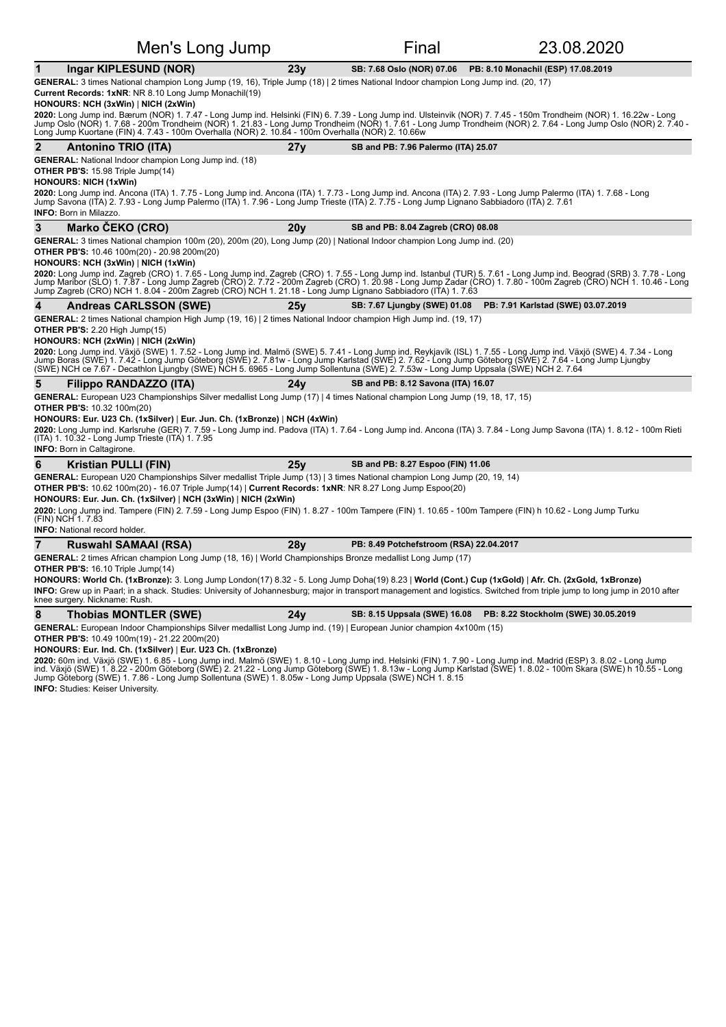# Men's Long Jump — Final — 23.08.2020

## 1 Ingar KIPLESUND (NOR) — 23y — SB: 7.68 Oslo (NOR) 07.06 — PB: 8.10 Monachil (ESP) 17.08.2019

**GENERAL:** 3 times National champion Long Jump (19, 16), Triple Jump (18) | 2 times National Indoor champion Long Jump ind. (20, 17)
**Current Records: 1xNR**: NR 8.10 Long Jump Monachil(19)
**HONOURS: NCH (3xWin)** | **NICH (2xWin)**
**2020:** Long Jump ind. Bærum (NOR) 1. 7.47 - Long Jump ind. Helsinki (FIN) 6. 7.39 - Long Jump ind. Ulsteinvik (NOR) 7. 7.45 - 150m Trondheim (NOR) 1. 16.22w - Long Jump Oslo (NOR) 1. 7.68 - 200m Trondheim (NOR) 1. 21.83 - Long Jump Trondheim (NOR) 1. 7.61 - Long Jump Trondheim (NOR) 2. 7.64 - Long Jump Oslo (NOR) 2. 7.40 - Long Jump Kuortane (FIN) 4. 7.43 - 100m Overhalla (NOR) 2. 10.84 - 100m Overhalla (NOR) 2. 10.66w

## 2 Antonino TRIO (ITA) — 27y — SB and PB: 7.96 Palermo (ITA) 25.07

**GENERAL:** National Indoor champion Long Jump ind. (18)
**OTHER PB'S:** 15.98 Triple Jump(14)
**HONOURS: NICH (1xWin)**
**2020:** Long Jump ind. Ancona (ITA) 1. 7.75 - Long Jump ind. Ancona (ITA) 1. 7.73 - Long Jump ind. Ancona (ITA) 2. 7.93 - Long Jump Palermo (ITA) 1. 7.68 - Long Jump Savona (ITA) 2. 7.93 - Long Jump Palermo (ITA) 1. 7.96 - Long Jump Trieste (ITA) 2. 7.75 - Long Jump Lignano Sabbiadoro (ITA) 2. 7.61
**INFO:** Born in Milazzo.

## 3 Marko ČEKO (CRO) — 20y — SB and PB: 8.04 Zagreb (CRO) 08.08

**GENERAL:** 3 times National champion 100m (20), 200m (20), Long Jump (20) | National Indoor champion Long Jump ind. (20)
**OTHER PB'S:** 10.46 100m(20) - 20.98 200m(20)
**HONOURS: NCH (3xWin)** | **NICH (1xWin)**
**2020:** Long Jump ind. Zagreb (CRO) 1. 7.65 - Long Jump ind. Zagreb (CRO) 1. 7.55 - Long Jump ind. Istanbul (TUR) 5. 7.61 - Long Jump ind. Beograd (SRB) 3. 7.78 - Long Jump Maribor (SLO) 1. 7.87 - Long Jump Zagreb (CRO) 2. 7.72 - 200m Zagreb (CRO) 1. 20.98 - Long Jump Zadar (CRO) 1. 7.80 - 100m Zagreb (CRO) NCH 1. 10.46 - Long Jump Zagreb (CRO) NCH 1. 8.04 - 200m Zagreb (CRO) NCH 1. 21.18 - Long Jump Lignano Sabbiadoro (ITA) 1. 7.63

## 4 Andreas CARLSSON (SWE) — 25y — SB: 7.67 Ljungby (SWE) 01.08 — PB: 7.91 Karlstad (SWE) 03.07.2019

**GENERAL:** 2 times National champion High Jump (19, 16) | 2 times National Indoor champion High Jump ind. (19, 17)
**OTHER PB'S:** 2.20 High Jump(15)
**HONOURS: NCH (2xWin)** | **NICH (2xWin)**
**2020:** Long Jump ind. Växjö (SWE) 1. 7.52 - Long Jump ind. Malmö (SWE) 5. 7.41 - Long Jump ind. Reykjavík (ISL) 1. 7.55 - Long Jump ind. Växjö (SWE) 4. 7.34 - Long Jump Boras (SWE) 1. 7.42 - Long Jump Göteborg (SWE) 2. 7.81w - Long Jump Karlstad (SWE) 2. 7.62 - Long Jump Göteborg (SWE) 2. 7.64 - Long Jump Ljungby (SWE) NCH ce 7.67 - Decathlon Ljungby (SWE) NCH 5. 6965 - Long Jump Sollentuna (SWE) 2. 7.53w - Long Jump Uppsala (SWE) NCH 2. 7.64

## 5 Filippo RANDAZZO (ITA) — 24y — SB and PB: 8.12 Savona (ITA) 16.07

**GENERAL:** European U23 Championships Silver medallist Long Jump (17) | 4 times National champion Long Jump (19, 18, 17, 15)
**OTHER PB'S:** 10.32 100m(20)
**HONOURS: Eur. U23 Ch. (1xSilver)** | **Eur. Jun. Ch. (1xBronze)** | **NCH (4xWin)**
**2020:** Long Jump ind. Karlsruhe (GER) 7. 7.59 - Long Jump ind. Padova (ITA) 1. 7.64 - Long Jump ind. Ancona (ITA) 3. 7.84 - Long Jump Savona (ITA) 1. 8.12 - 100m Rieti (ITA) 1. 10.32 - Long Jump Trieste (ITA) 1. 7.95
**INFO:** Born in Caltagirone.

## 6 Kristian PULLI (FIN) — 25y — SB and PB: 8.27 Espoo (FIN) 11.06

**GENERAL:** European U20 Championships Silver medallist Triple Jump (13) | 3 times National champion Long Jump (20, 19, 14)
**OTHER PB'S:** 10.62 100m(20) - 16.07 Triple Jump(14) | **Current Records: 1xNR**: NR 8.27 Long Jump Espoo(20)
**HONOURS: Eur. Jun. Ch. (1xSilver)** | **NCH (3xWin)** | **NICH (2xWin)**
**2020:** Long Jump ind. Tampere (FIN) 2. 7.59 - Long Jump Espoo (FIN) 1. 8.27 - 100m Tampere (FIN) 1. 10.65 - 100m Tampere (FIN) h 10.62 - Long Jump Turku (FIN) NCH 1. 7.83
**INFO:** National record holder.

## 7 Ruswahl SAMAAI (RSA) — 28y — PB: 8.49 Potchefstroom (RSA) 22.04.2017

**GENERAL:** 2 times African champion Long Jump (18, 16) | World Championships Bronze medallist Long Jump (17)
**OTHER PB'S:** 16.10 Triple Jump(14)
**HONOURS: World Ch. (1xBronze):** 3. Long Jump London(17) 8.32 - 5. Long Jump Doha(19) 8.23 | **World (Cont.) Cup (1xGold)** | **Afr. Ch. (2xGold, 1xBronze)**
**INFO:** Grew up in Paarl; in a shack. Studies: University of Johannesburg; major in transport management and logistics. Switched from triple jump to long jump in 2010 after knee surgery. Nickname: Rush.

## 8 Thobias MONTLER (SWE) — 24y — SB: 8.15 Uppsala (SWE) 16.08 — PB: 8.22 Stockholm (SWE) 30.05.2019

**GENERAL:** European Indoor Championships Silver medallist Long Jump ind. (19) | European Junior champion 4x100m (15)
**OTHER PB'S:** 10.49 100m(19) - 21.22 200m(20)
**HONOURS: Eur. Ind. Ch. (1xSilver)** | **Eur. U23 Ch. (1xBronze)**
**2020:** 60m ind. Växjö (SWE) 1. 6.85 - Long Jump ind. Malmö (SWE) 1. 8.10 - Long Jump ind. Helsinki (FIN) 1. 7.90 - Long Jump ind. Madrid (ESP) 3. 8.02 - Long Jump ind. Växjö (SWE) 1. 8.22 - 200m Göteborg (SWE) 2. 21.22 - Long Jump Göteborg (SWE) 1. 8.13w - Long Jump Karlstad (SWE) 1. 8.02 - 100m Skara (SWE) h 10.55 - Long Jump Göteborg (SWE) 1. 7.86 - Long Jump Sollentuna (SWE) 1. 8.05w - Long Jump Uppsala (SWE) NCH 1. 8.15
**INFO:** Studies: Keiser University.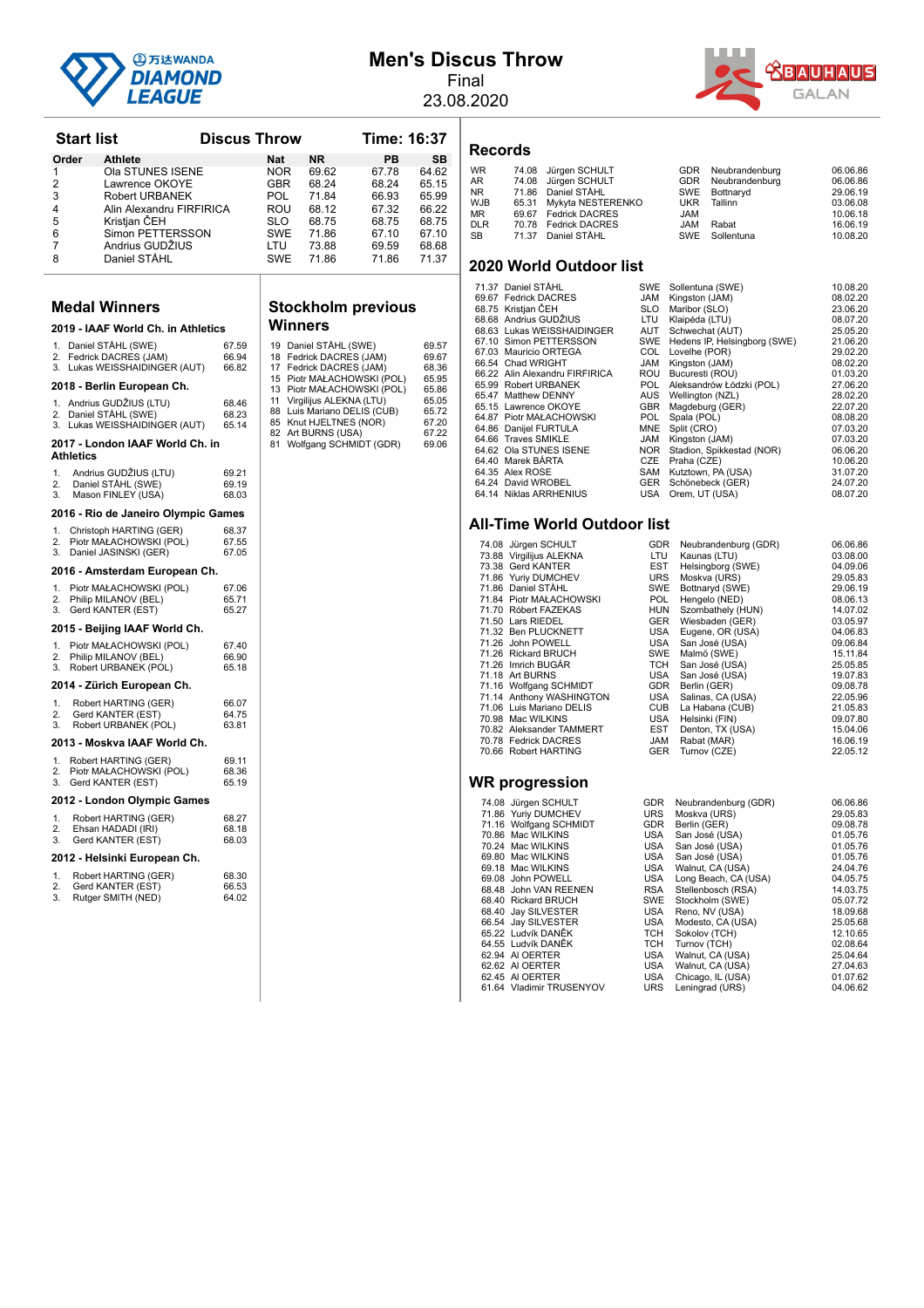# Men's Discus Throw

Final

23.08.2020

## Start list — Discus Throw — Time: 16:37

| Order | Athlete | Nat | NR | PB | SB |
|---|---|---|---|---|---|
| 1 | Ola STUNES ISENE | NOR | 69.62 | 67.78 | 64.62 |
| 2 | Lawrence OKOYE | GBR | 68.24 | 68.24 | 65.15 |
| 3 | Robert URBANEK | POL | 71.84 | 66.93 | 65.99 |
| 4 | Alin Alexandru FIRFIRICA | ROU | 68.12 | 67.32 | 66.22 |
| 5 | Kristjan ČEH | SLO | 68.75 | 68.75 | 68.75 |
| 6 | Simon PETTERSSON | SWE | 71.86 | 67.10 | 67.10 |
| 7 | Andrius GUDŽIUS | LTU | 73.88 | 69.59 | 68.68 |
| 8 | Daniel STÅHL | SWE | 71.86 | 71.86 | 71.37 |

## Medal Winners

### 2019 - IAAF World Ch. in Athletics

1. Daniel STÅHL (SWE) 67.59
2. Fedrick DACRES (JAM) 66.94
3. Lukas WEISSHAIDINGER (AUT) 66.82

### 2018 - Berlin European Ch.

1. Andrius GUDŽIUS (LTU) 68.46
2. Daniel STÅHL (SWE) 68.23
3. Lukas WEISSHAIDINGER (AUT) 65.14

### 2017 - London IAAF World Ch. in Athletics

1. Andrius GUDŽIUS (LTU) 69.21
2. Daniel STÅHL (SWE) 69.19
3. Mason FINLEY (USA) 68.03

### 2016 - Rio de Janeiro Olympic Games

1. Christoph HARTING (GER) 68.37
2. Piotr MAŁACHOWSKI (POL) 67.55
3. Daniel JASINSKI (GER) 67.05

### 2016 - Amsterdam European Ch.

1. Piotr MAŁACHOWSKI (POL) 67.06
2. Philip MILANOV (BEL) 65.71
3. Gerd KANTER (EST) 65.27

### 2015 - Beijing IAAF World Ch.

1. Piotr MAŁACHOWSKI (POL) 67.40
2. Philip MILANOV (BEL) 66.90
3. Robert URBANEK (POL) 65.18

### 2014 - Zürich European Ch.

1. Robert HARTING (GER) 66.07
2. Gerd KANTER (EST) 64.75
3. Robert URBANEK (POL) 63.81

### 2013 - Moskva IAAF World Ch.

1. Robert HARTING (GER) 69.11
2. Piotr MAŁACHOWSKI (POL) 68.36
3. Gerd KANTER (EST) 65.19

### 2012 - London Olympic Games

1. Robert HARTING (GER) 68.27
2. Ehsan HADADI (IRI) 68.18
3. Gerd KANTER (EST) 68.03

### 2012 - Helsinki European Ch.

1. Robert HARTING (GER) 68.30
2. Gerd KANTER (EST) 66.53
3. Rutger SMITH (NED) 64.02

## Stockholm previous Winners

| Year | Athlete | Mark |
|---|---|---|
| 19 | Daniel STÅHL (SWE) | 69.57 |
| 18 | Fedrick DACRES (JAM) | 69.67 |
| 17 | Fedrick DACRES (JAM) | 68.36 |
| 15 | Piotr MAŁACHOWSKI (POL) | 65.95 |
| 13 | Piotr MAŁACHOWSKI (POL) | 65.86 |
| 11 | Virgilijus ALEKNA (LTU) | 65.05 |
| 88 | Luis Mariano DELIS (CUB) | 65.72 |
| 85 | Knut HJELTNES (NOR) | 67.20 |
| 82 | Art BURNS (USA) | 67.22 |
| 81 | Wolfgang SCHMIDT (GDR) | 69.06 |

## Records

| | Mark | Athlete | Nat | Venue | Date |
|---|---|---|---|---|---|
| WR | 74.08 | Jürgen SCHULT | GDR | Neubrandenburg | 06.06.86 |
| AR | 74.08 | Jürgen SCHULT | GDR | Neubrandenburg | 06.06.86 |
| NR | 71.86 | Daniel STÅHL | SWE | Bottnaryd | 29.06.19 |
| WJB | 65.31 | Mykyta NESTERENKO | UKR | Tallinn | 03.06.08 |
| MR | 69.67 | Fedrick DACRES | JAM | | 10.06.18 |
| DLR | 70.78 | Fedrick DACRES | JAM | Rabat | 16.06.19 |
| SB | 71.37 | Daniel STÅHL | SWE | Sollentuna | 10.08.20 |

## 2020 World Outdoor list

| Mark | Athlete | Nat | Venue | Date |
|---|---|---|---|---|
| 71.37 | Daniel STÅHL | SWE | Sollentuna (SWE) | 10.08.20 |
| 69.67 | Fedrick DACRES | JAM | Kingston (JAM) | 08.02.20 |
| 68.75 | Kristjan ČEH | SLO | Maribor (SLO) | 23.06.20 |
| 68.68 | Andrius GUDŽIUS | LTU | Klaipėda (LTU) | 08.07.20 |
| 68.63 | Lukas WEISSHAIDINGER | AUT | Schwechat (AUT) | 25.05.20 |
| 67.10 | Simon PETTERSSON | SWE | Hedens IP, Helsingborg (SWE) | 21.06.20 |
| 67.03 | Mauricio ORTEGA | COL | Lovelhe (POR) | 29.02.20 |
| 66.54 | Chad WRIGHT | JAM | Kingston (JAM) | 08.02.20 |
| 66.22 | Alin Alexandru FIRFIRICA | ROU | Bucuresti (ROU) | 01.03.20 |
| 65.99 | Robert URBANEK | POL | Aleksandrów Łódzki (POL) | 27.06.20 |
| 65.47 | Matthew DENNY | AUS | Wellington (NZL) | 28.02.20 |
| 65.15 | Lawrence OKOYE | GBR | Magdeburg (GER) | 22.07.20 |
| 64.87 | Piotr MAŁACHOWSKI | POL | Spala (POL) | 08.08.20 |
| 64.86 | Danijel FURTULA | MNE | Split (CRO) | 07.03.20 |
| 64.66 | Traves SMIKLE | JAM | Kingston (JAM) | 07.03.20 |
| 64.62 | Ola STUNES ISENE | NOR | Stadion, Spikkestad (NOR) | 06.06.20 |
| 64.40 | Marek BÁRTA | CZE | Praha (CZE) | 10.06.20 |
| 64.35 | Alex ROSE | SAM | Kutztown, PA (USA) | 31.07.20 |
| 64.24 | David WROBEL | GER | Schönebeck (GER) | 24.07.20 |
| 64.14 | Niklas ARRHENIUS | USA | Orem, UT (USA) | 08.07.20 |

## All-Time World Outdoor list

| Mark | Athlete | Nat | Venue | Date |
|---|---|---|---|---|
| 74.08 | Jürgen SCHULT | GDR | Neubrandenburg (GDR) | 06.06.86 |
| 73.88 | Virgilijus ALEKNA | LTU | Kaunas (LTU) | 03.08.00 |
| 73.38 | Gerd KANTER | EST | Helsingborg (SWE) | 04.09.06 |
| 71.86 | Yuriy DUMCHEV | URS | Moskva (URS) | 29.05.83 |
| 71.86 | Daniel STÅHL | SWE | Bottnaryd (SWE) | 29.06.19 |
| 71.84 | Piotr MAŁACHOWSKI | POL | Hengelo (NED) | 08.06.13 |
| 71.70 | Róbert FAZEKAS | HUN | Szombathely (HUN) | 14.07.02 |
| 71.50 | Lars RIEDEL | GER | Wiesbaden (GER) | 03.05.97 |
| 71.32 | Ben PLUCKNETT | USA | Eugene, OR (USA) | 04.06.83 |
| 71.26 | John POWELL | USA | San José (USA) | 09.06.84 |
| 71.26 | Rickard BRUCH | SWE | Malmö (SWE) | 15.11.84 |
| 71.26 | Imrich BUGÁR | TCH | San José (USA) | 25.05.85 |
| 71.18 | Art BURNS | USA | San José (USA) | 19.07.83 |
| 71.16 | Wolfgang SCHMIDT | GDR | Berlin (GER) | 09.08.78 |
| 71.14 | Anthony WASHINGTON | USA | Salinas, CA (USA) | 22.05.96 |
| 71.06 | Luis Mariano DELIS | CUB | La Habana (CUB) | 21.05.83 |
| 70.98 | Mac WILKINS | USA | Helsinki (FIN) | 09.07.80 |
| 70.82 | Aleksander TAMMERT | EST | Denton, TX (USA) | 15.04.06 |
| 70.78 | Fedrick DACRES | JAM | Rabat (MAR) | 16.06.19 |
| 70.66 | Robert HARTING | GER | Turnov (CZE) | 22.05.12 |

## WR progression

| Mark | Athlete | Nat | Venue | Date |
|---|---|---|---|---|
| 74.08 | Jürgen SCHULT | GDR | Neubrandenburg (GDR) | 06.06.86 |
| 71.86 | Yuriy DUMCHEV | URS | Moskva (URS) | 29.05.83 |
| 71.16 | Wolfgang SCHMIDT | GDR | Berlin (GER) | 09.08.78 |
| 70.86 | Mac WILKINS | USA | San José (USA) | 01.05.76 |
| 70.24 | Mac WILKINS | USA | San José (USA) | 01.05.76 |
| 69.80 | Mac WILKINS | USA | San José (USA) | 01.05.76 |
| 69.18 | Mac WILKINS | USA | Walnut, CA (USA) | 24.04.76 |
| 69.08 | John POWELL | USA | Long Beach, CA (USA) | 04.05.75 |
| 68.48 | John VAN REENEN | RSA | Stellenbosch (RSA) | 14.03.75 |
| 68.40 | Rickard BRUCH | SWE | Stockholm (SWE) | 05.07.72 |
| 68.40 | Jay SILVESTER | USA | Reno, NV (USA) | 18.09.68 |
| 66.54 | Jay SILVESTER | USA | Modesto, CA (USA) | 25.05.68 |
| 65.22 | Ludvík DANĚK | TCH | Sokolov (TCH) | 12.10.65 |
| 64.55 | Ludvík DANĚK | TCH | Turnov (TCH) | 02.08.64 |
| 62.94 | Al OERTER | USA | Walnut, CA (USA) | 25.04.64 |
| 62.62 | Al OERTER | USA | Walnut, CA (USA) | 27.04.63 |
| 62.45 | Al OERTER | USA | Chicago, IL (USA) | 01.07.62 |
| 61.64 | Vladimir TRUSENYOV | URS | Leningrad (URS) | 04.06.62 |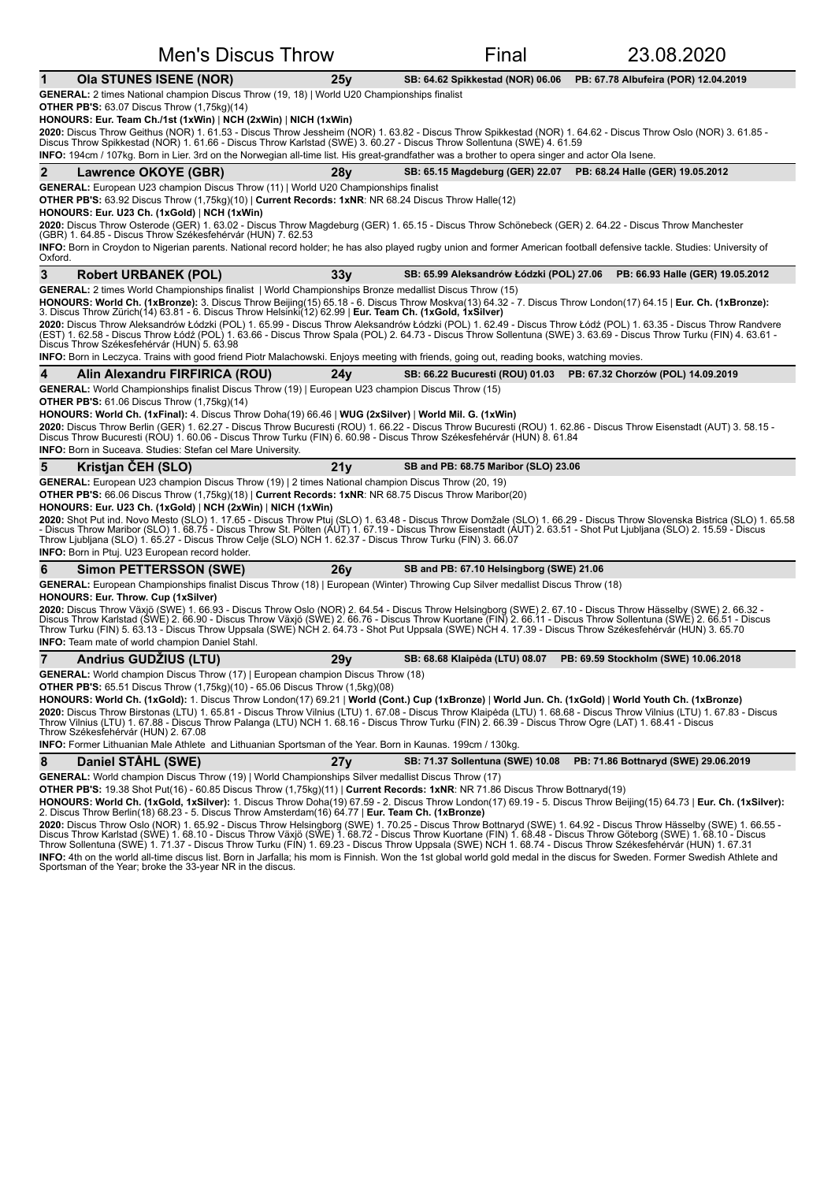# Men's Discus Throw — Final — 23.08.2020

## 1 Ola STUNES ISENE (NOR) — 25y

SB: 64.62 Spikkestad (NOR) 06.06 — PB: 67.78 Albufeira (POR) 12.04.2019

**GENERAL:** 2 times National champion Discus Throw (19, 18) | World U20 Championships finalist

**OTHER PB'S:** 63.07 Discus Throw (1,75kg)(14)

**HONOURS: Eur. Team Ch./1st (1xWin)** | **NCH (2xWin)** | **NICH (1xWin)**

**2020:** Discus Throw Geithus (NOR) 1. 61.53 - Discus Throw Jessheim (NOR) 1. 63.82 - Discus Throw Spikkestad (NOR) 1. 64.62 - Discus Throw Oslo (NOR) 3. 61.85 - Discus Throw Spikkestad (NOR) 1. 61.66 - Discus Throw Karlstad (SWE) 3. 60.27 - Discus Throw Sollentuna (SWE) 4. 61.59

**INFO:** 194cm / 107kg. Born in Lier. 3rd on the Norwegian all-time list. His great-grandfather was a brother to opera singer and actor Ola Isene.

## 2 Lawrence OKOYE (GBR) — 28y

SB: 65.15 Magdeburg (GER) 22.07 — PB: 68.24 Halle (GER) 19.05.2012

**GENERAL:** European U23 champion Discus Throw (11) | World U20 Championships finalist

**OTHER PB'S:** 63.92 Discus Throw (1,75kg)(10) | **Current Records: 1xNR**: NR 68.24 Discus Throw Halle(12)

**HONOURS: Eur. U23 Ch. (1xGold)** | **NCH (1xWin)**

**2020:** Discus Throw Osterode (GER) 1. 63.02 - Discus Throw Magdeburg (GER) 1. 65.15 - Discus Throw Schönebeck (GER) 2. 64.22 - Discus Throw Manchester (GBR) 1. 64.85 - Discus Throw Székesfehérvár (HUN) 7. 62.53

**INFO:** Born in Croydon to Nigerian parents. National record holder; he has also played rugby union and former American football defensive tackle. Studies: University of Oxford.

## 3 Robert URBANEK (POL) — 33y

SB: 65.99 Aleksandrów Łódzki (POL) 27.06 — PB: 66.93 Halle (GER) 19.05.2012

**GENERAL:** 2 times World Championships finalist | World Championships Bronze medallist Discus Throw (15)

**HONOURS: World Ch. (1xBronze):** 3. Discus Throw Beijing(15) 65.18 - 6. Discus Throw Moskva(13) 64.32 - 7. Discus Throw London(17) 64.15 | **Eur. Ch. (1xBronze):** 3. Discus Throw Zürich(14) 63.81 - 6. Discus Throw Helsinki(12) 62.99 | **Eur. Team Ch. (1xGold, 1xSilver)**

**2020:** Discus Throw Aleksandrów Łódzki (POL) 1. 65.99 - Discus Throw Aleksandrów Łódzki (POL) 1. 62.49 - Discus Throw Łódź (POL) 1. 63.35 - Discus Throw Randvere (EST) 1. 62.58 - Discus Throw Łódź (POL) 1. 63.66 - Discus Throw Spala (POL) 2. 64.73 - Discus Throw Sollentuna (SWE) 3. 63.69 - Discus Throw Turku (FIN) 4. 63.61 - Discus Throw Székesfehérvár (HUN) 5. 63.98

**INFO:** Born in Leczyca. Trains with good friend Piotr Malachowski. Enjoys meeting with friends, going out, reading books, watching movies.

## 4 Alin Alexandru FIRFIRICA (ROU) — 24y

SB: 66.22 Bucuresti (ROU) 01.03 — PB: 67.32 Chorzów (POL) 14.09.2019

**GENERAL:** World Championships finalist Discus Throw (19) | European U23 champion Discus Throw (15)

**OTHER PB'S:** 61.06 Discus Throw (1,75kg)(14)

**HONOURS: World Ch. (1xFinal):** 4. Discus Throw Doha(19) 66.46 | **WUG (2xSilver)** | **World Mil. G. (1xWin)**

**2020:** Discus Throw Berlin (GER) 1. 62.27 - Discus Throw Bucuresti (ROU) 1. 66.22 - Discus Throw Bucuresti (ROU) 1. 62.86 - Discus Throw Eisenstadt (AUT) 3. 58.15 - Discus Throw Bucuresti (ROU) 1. 60.06 - Discus Throw Turku (FIN) 6. 60.98 - Discus Throw Székesfehérvár (HUN) 8. 61.84

**INFO:** Born in Suceava. Studies: Stefan cel Mare University.

## 5 Kristjan ČEH (SLO) — 21y

SB and PB: 68.75 Maribor (SLO) 23.06

**GENERAL:** European U23 champion Discus Throw (19) | 2 times National champion Discus Throw (20, 19)

**OTHER PB'S:** 66.06 Discus Throw (1,75kg)(18) | **Current Records: 1xNR**: NR 68.75 Discus Throw Maribor(20)

**HONOURS: Eur. U23 Ch. (1xGold)** | **NCH (2xWin)** | **NICH (1xWin)**

**2020:** Shot Put ind. Novo Mesto (SLO) 1. 17.65 - Discus Throw Ptuj (SLO) 1. 63.48 - Discus Throw Domžale (SLO) 1. 66.29 - Discus Throw Slovenska Bistrica (SLO) 1. 65.58 - Discus Throw Maribor (SLO) 1. 68.75 - Discus Throw St. Pölten (AUT) 1. 67.19 - Discus Throw Eisenstadt (AUT) 2. 63.51 - Shot Put Ljubljana (SLO) 2. 15.59 - Discus Throw Ljubljana (SLO) 1. 65.27 - Discus Throw Celje (SLO) NCH 1. 62.37 - Discus Throw Turku (FIN) 3. 66.07

**INFO:** Born in Ptuj. U23 European record holder.

## 6 Simon PETTERSSON (SWE) — 26y

SB and PB: 67.10 Helsingborg (SWE) 21.06

**GENERAL:** European Championships finalist Discus Throw (18) | European (Winter) Throwing Cup Silver medallist Discus Throw (18)

**HONOURS: Eur. Throw. Cup (1xSilver)**

**2020:** Discus Throw Växjö (SWE) 1. 66.93 - Discus Throw Oslo (NOR) 2. 64.54 - Discus Throw Helsingborg (SWE) 2. 67.10 - Discus Throw Hässelby (SWE) 2. 66.32 - Discus Throw Karlstad (SWE) 2. 66.90 - Discus Throw Växjö (SWE) 2. 66.76 - Discus Throw Kuortane (FIN) 2. 66.11 - Discus Throw Sollentuna (SWE) 2. 66.51 - Discus Throw Turku (FIN) 5. 63.13 - Discus Throw Uppsala (SWE) NCH 2. 64.73 - Shot Put Uppsala (SWE) NCH 4. 17.39 - Discus Throw Székesfehérvár (HUN) 3. 65.70

**INFO:** Team mate of world champion Daniel Stahl.

## 7 Andrius GUDŽIUS (LTU) — 29y

SB: 68.68 Klaipėda (LTU) 08.07 — PB: 69.59 Stockholm (SWE) 10.06.2018

**GENERAL:** World champion Discus Throw (17) | European champion Discus Throw (18)

**OTHER PB'S:** 65.51 Discus Throw (1,75kg)(10) - 65.06 Discus Throw (1,5kg)(08)

**HONOURS: World Ch. (1xGold):** 1. Discus Throw London(17) 69.21 | **World (Cont.) Cup (1xBronze)** | **World Jun. Ch. (1xGold)** | **World Youth Ch. (1xBronze)**

**2020:** Discus Throw Birstonas (LTU) 1. 65.81 - Discus Throw Vilnius (LTU) 1. 67.08 - Discus Throw Klaipėda (LTU) 1. 68.68 - Discus Throw Vilnius (LTU) 1. 67.83 - Discus Throw Vilnius (LTU) 1. 67.88 - Discus Throw Palanga (LTU) NCH 1. 68.16 - Discus Throw Turku (FIN) 2. 66.39 - Discus Throw Ogre (LAT) 1. 68.41 - Discus Throw Székesfehérvár (HUN) 2. 67.08

**INFO:** Former Lithuanian Male Athlete and Lithuanian Sportsman of the Year. Born in Kaunas. 199cm / 130kg.

## 8 Daniel STÅHL (SWE) — 27y

SB: 71.37 Sollentuna (SWE) 10.08 — PB: 71.86 Bottnaryd (SWE) 29.06.2019

**GENERAL:** World champion Discus Throw (19) | World Championships Silver medallist Discus Throw (17)

**OTHER PB'S:** 19.38 Shot Put(16) - 60.85 Discus Throw (1,75kg)(11) | **Current Records: 1xNR**: NR 71.86 Discus Throw Bottnaryd(19)

**HONOURS: World Ch. (1xGold, 1xSilver):** 1. Discus Throw Doha(19) 67.59 - 2. Discus Throw London(17) 69.19 - 5. Discus Throw Beijing(15) 64.73 | **Eur. Ch. (1xSilver):** 2. Discus Throw Berlin(18) 68.23 - 5. Discus Throw Amsterdam(16) 64.77 | **Eur. Team Ch. (1xBronze)**

**2020:** Discus Throw Oslo (NOR) 1. 65.92 - Discus Throw Helsingborg (SWE) 1. 70.25 - Discus Throw Bottnaryd (SWE) 1. 64.92 - Discus Throw Hässelby (SWE) 1. 66.55 - Discus Throw Karlstad (SWE) 1. 68.10 - Discus Throw Växjö (SWE) 1. 68.72 - Discus Throw Kuortane (FIN) 1. 68.48 - Discus Throw Göteborg (SWE) 1. 68.10 - Discus Throw Sollentuna (SWE) 1. 71.37 - Discus Throw Turku (FIN) 1. 69.23 - Discus Throw Uppsala (SWE) NCH 1. 68.74 - Discus Throw Székesfehérvár (HUN) 1. 67.31

**INFO:** 4th on the world all-time discus list. Born in Jarfalla; his mom is Finnish. Won the 1st global world gold medal in the discus for Sweden. Former Swedish Athlete and Sportsman of the Year; broke the 33-year NR in the discus.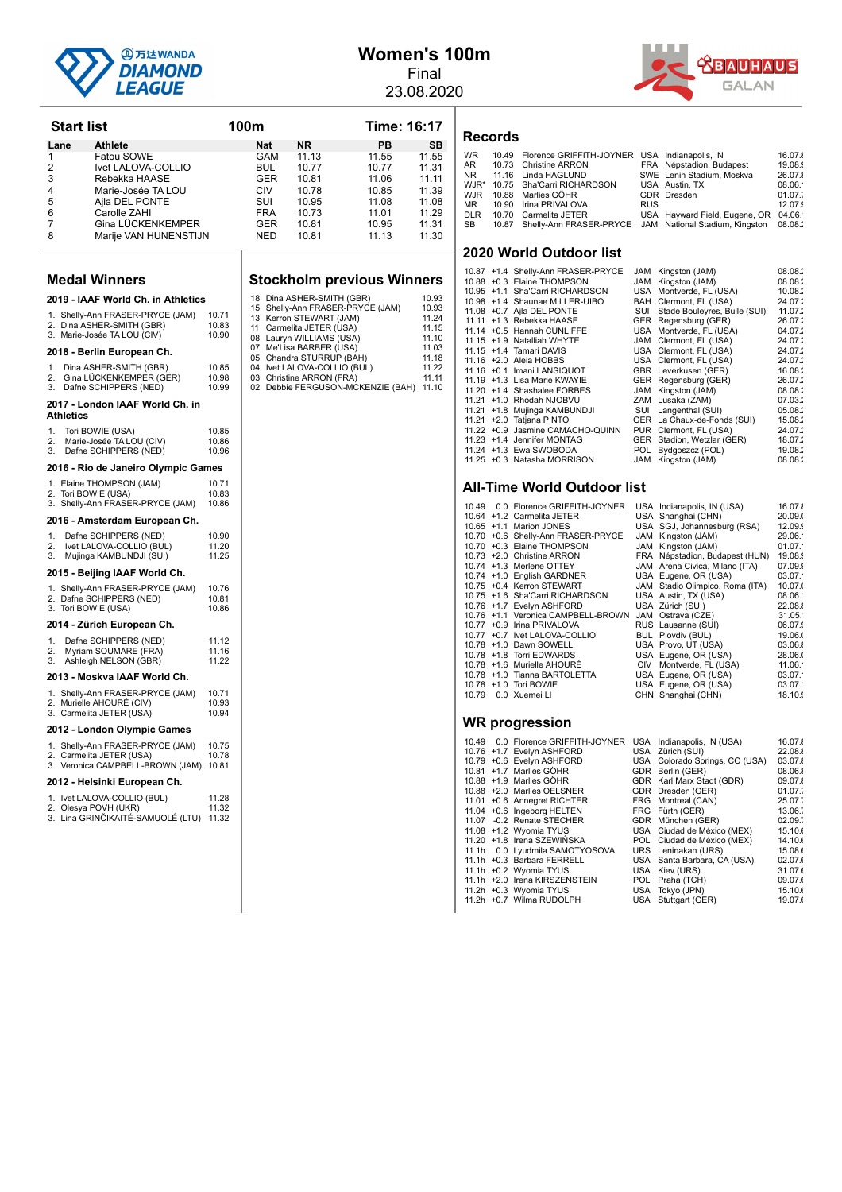# Women's 100m

Final

23.08.2020

## Start list

**100m** — **Time: 16:17**

| Lane | Athlete | Nat | NR | PB | SB |
|---|---|---|---|---|---|
| 1 | Fatou SOWE | GAM | 11.13 | 11.55 | 11.55 |
| 2 | Ivet LALOVA-COLLIO | BUL | 10.77 | 10.77 | 11.31 |
| 3 | Rebekka HAASE | GER | 10.81 | 11.06 | 11.11 |
| 4 | Marie-Josée TA LOU | CIV | 10.78 | 10.85 | 11.39 |
| 5 | Ajla DEL PONTE | SUI | 10.95 | 11.08 | 11.08 |
| 6 | Carolle ZAHI | FRA | 10.73 | 11.01 | 11.29 |
| 7 | Gina LÜCKENKEMPER | GER | 10.81 | 10.95 | 11.31 |
| 8 | Marije VAN HUNENSTIJN | NED | 10.81 | 11.13 | 11.30 |

## Medal Winners

### 2019 - IAAF World Ch. in Athletics

1. Shelly-Ann FRASER-PRYCE (JAM) 10.71
2. Dina ASHER-SMITH (GBR) 10.83
3. Marie-Josée TA LOU (CIV) 10.90

### 2018 - Berlin European Ch.

1. Dina ASHER-SMITH (GBR) 10.85
2. Gina LÜCKENKEMPER (GER) 10.98
3. Dafne SCHIPPERS (NED) 10.99

### 2017 - London IAAF World Ch. in Athletics

1. Tori BOWIE (USA) 10.85
2. Marie-Josée TA LOU (CIV) 10.86
3. Dafne SCHIPPERS (NED) 10.96

### 2016 - Rio de Janeiro Olympic Games

1. Elaine THOMPSON (JAM) 10.71
2. Tori BOWIE (USA) 10.83
3. Shelly-Ann FRASER-PRYCE (JAM) 10.86

### 2016 - Amsterdam European Ch.

1. Dafne SCHIPPERS (NED) 10.90
2. Ivet LALOVA-COLLIO (BUL) 11.20
3. Mujinga KAMBUNDJI (SUI) 11.25

### 2015 - Beijing IAAF World Ch.

1. Shelly-Ann FRASER-PRYCE (JAM) 10.76
2. Dafne SCHIPPERS (NED) 10.81
3. Tori BOWIE (USA) 10.86

### 2014 - Zürich European Ch.

1. Dafne SCHIPPERS (NED) 11.12
2. Myriam SOUMARE (FRA) 11.16
3. Ashleigh NELSON (GBR) 11.22

### 2013 - Moskva IAAF World Ch.

1. Shelly-Ann FRASER-PRYCE (JAM) 10.71
2. Murielle AHOURÉ (CIV) 10.93
3. Carmelita JETER (USA) 10.94

### 2012 - London Olympic Games

1. Shelly-Ann FRASER-PRYCE (JAM) 10.75
2. Carmelita JETER (USA) 10.78
3. Veronica CAMPBELL-BROWN (JAM) 10.81

### 2012 - Helsinki European Ch.

1. Ivet LALOVA-COLLIO (BUL) 11.28
2. Olesya POVH (UKR) 11.32
3. Lina GRINČIKAITĖ-SAMUOLĖ (LTU) 11.32

## Stockholm previous Winners

| Year | Athlete | Result |
|---|---|---|
| 18 | Dina ASHER-SMITH (GBR) | 10.93 |
| 15 | Shelly-Ann FRASER-PRYCE (JAM) | 10.93 |
| 13 | Kerron STEWART (JAM) | 11.24 |
| 11 | Carmelita JETER (USA) | 11.15 |
| 08 | Lauryn WILLIAMS (USA) | 11.10 |
| 07 | Me'Lisa BARBER (USA) | 11.03 |
| 05 | Chandra STURRUP (BAH) | 11.18 |
| 04 | Ivet LALOVA-COLLIO (BUL) | 11.22 |
| 03 | Christine ARRON (FRA) | 11.11 |
| 02 | Debbie FERGUSON-MCKENZIE (BAH) | 11.10 |

## Records

| | Result | Athlete | Nat | Venue | Date |
|---|---|---|---|---|---|
| WR | 10.49 | Florence GRIFFITH-JOYNER | USA | Indianapolis, IN | 16.07.8 |
| AR | 10.73 | Christine ARRON | FRA | Népstadion, Budapest | 19.08.9 |
| NR | 11.16 | Linda HAGLUND | SWE | Lenin Stadium, Moskva | 26.07.8 |
| WJR* | 10.75 | Sha'Carri RICHARDSON | USA | Austin, TX | 08.06. |
| WJR | 10.88 | Marlies GÖHR | GDR | Dresden | 01.07. |
| MR | 10.90 | Irina PRIVALOVA | RUS | | 12.07.9 |
| DLR | 10.70 | Carmelita JETER | USA | Hayward Field, Eugene, OR | 04.06. |
| SB | 10.87 | Shelly-Ann FRASER-PRYCE | JAM | National Stadium, Kingston | 08.08. |

## 2020 World Outdoor list

| Result | Wind | Athlete | Nat | Venue | Date |
|---|---|---|---|---|---|
| 10.87 | +1.4 | Shelly-Ann FRASER-PRYCE | JAM | Kingston (JAM) | 08.08. |
| 10.88 | +0.3 | Elaine THOMPSON | JAM | Kingston (JAM) | 08.08. |
| 10.95 | +1.1 | Sha'Carri RICHARDSON | USA | Montverde, FL (USA) | 10.08. |
| 10.98 | +1.4 | Shaunae MILLER-UIBO | BAH | Clermont, FL (USA) | 24.07. |
| 11.08 | +0.7 | Ajla DEL PONTE | SUI | Stade Bouleyres, Bulle (SUI) | 11.07. |
| 11.11 | +1.3 | Rebekka HAASE | GER | Regensburg (GER) | 26.07. |
| 11.14 | +0.5 | Hannah CUNLIFFE | USA | Montverde, FL (USA) | 04.07. |
| 11.15 | +1.9 | Natalliah WHYTE | JAM | Clermont, FL (USA) | 24.07. |
| 11.15 | +1.4 | Tamari DAVIS | USA | Clermont, FL (USA) | 24.07. |
| 11.16 | +2.0 | Aleia HOBBS | USA | Clermont, FL (USA) | 24.07. |
| 11.16 | +0.1 | Imani LANSIQUOT | GBR | Leverkusen (GER) | 16.08. |
| 11.19 | +1.3 | Lisa Marie KWAYIE | GER | Regensburg (GER) | 26.07. |
| 11.20 | +1.4 | Shashalee FORBES | JAM | Kingston (JAM) | 08.08. |
| 11.21 | +1.0 | Rhodah NJOBVU | ZAM | Lusaka (ZAM) | 07.03. |
| 11.21 | +1.8 | Mujinga KAMBUNDJI | SUI | Langenthal (SUI) | 05.08. |
| 11.21 | +2.0 | Tatjana PINTO | GER | La Chaux-de-Fonds (SUI) | 15.08. |
| 11.22 | +0.9 | Jasmine CAMACHO-QUINN | PUR | Clermont, FL (USA) | 24.07. |
| 11.23 | +1.4 | Jennifer MONTAG | GER | Stadion, Wetzlar (GER) | 18.07. |
| 11.24 | +1.3 | Ewa SWOBODA | POL | Bydgoszcz (POL) | 19.08. |
| 11.25 | +0.3 | Natasha MORRISON | JAM | Kingston (JAM) | 08.08. |

## All-Time World Outdoor list

| Result | Wind | Athlete | Nat | Venue | Date |
|---|---|---|---|---|---|
| 10.49 | 0.0 | Florence GRIFFITH-JOYNER | USA | Indianapolis, IN (USA) | 16.07.8 |
| 10.64 | +1.2 | Carmelita JETER | USA | Shanghai (CHN) | 20.09. |
| 10.65 | +1.1 | Marion JONES | USA | SGJ, Johannesburg (RSA) | 12.09.9 |
| 10.70 | +0.6 | Shelly-Ann FRASER-PRYCE | JAM | Kingston (JAM) | 29.06. |
| 10.70 | +0.3 | Elaine THOMPSON | JAM | Kingston (JAM) | 01.07. |
| 10.73 | +2.0 | Christine ARRON | FRA | Népstadion, Budapest (HUN) | 19.08.9 |
| 10.74 | +1.3 | Merlene OTTEY | JAM | Arena Civica, Milano (ITA) | 07.09.9 |
| 10.74 | +1.0 | English GARDNER | USA | Eugene, OR (USA) | 03.07. |
| 10.75 | +0.4 | Kerron STEWART | JAM | Stadio Olimpico, Roma (ITA) | 10.07. |
| 10.75 | +1.6 | Sha'Carri RICHARDSON | USA | Austin, TX (USA) | 08.06. |
| 10.76 | +1.7 | Evelyn ASHFORD | USA | Zürich (SUI) | 22.08.8 |
| 10.76 | +1.1 | Veronica CAMPBELL-BROWN | JAM | Ostrava (CZE) | 31.05. |
| 10.77 | +0.9 | Irina PRIVALOVA | RUS | Lausanne (SUI) | 06.07.9 |
| 10.77 | +0.7 | Ivet LALOVA-COLLIO | BUL | Plovdiv (BUL) | 19.06. |
| 10.78 | +1.0 | Dawn SOWELL | USA | Provo, UT (USA) | 03.06.8 |
| 10.78 | +1.8 | Torri EDWARDS | USA | Eugene, OR (USA) | 28.06. |
| 10.78 | +1.6 | Murielle AHOURÉ | CIV | Montverde, FL (USA) | 11.06. |
| 10.78 | +1.0 | Tianna BARTOLETTA | USA | Eugene, OR (USA) | 03.07. |
| 10.78 | +1.0 | Tori BOWIE | USA | Eugene, OR (USA) | 03.07. |
| 10.79 | 0.0 | Xuemei LI | CHN | Shanghai (CHN) | 18.10.9 |

## WR progression

| Result | Wind | Athlete | Nat | Venue | Date |
|---|---|---|---|---|---|
| 10.49 | 0.0 | Florence GRIFFITH-JOYNER | USA | Indianapolis, IN (USA) | 16.07.8 |
| 10.76 | +1.7 | Evelyn ASHFORD | USA | Zürich (SUI) | 22.08.8 |
| 10.79 | +0.6 | Evelyn ASHFORD | USA | Colorado Springs, CO (USA) | 03.07.8 |
| 10.81 | +1.7 | Marlies GÖHR | GDR | Berlin (GER) | 08.06.8 |
| 10.88 | +1.9 | Marlies GÖHR | GDR | Karl Marx Stadt (GDR) | 09.07. |
| 10.88 | +2.0 | Marlies OELSNER | GDR | Dresden (GER) | 01.07. |
| 11.01 | +0.6 | Annegret RICHTER | FRG | Montreal (CAN) | 25.07. |
| 11.04 | +0.6 | Ingeborg HELTEN | FRG | Fürth (GER) | 13.06. |
| 11.07 | -0.2 | Renate STECHER | GDR | München (GER) | 02.09. |
| 11.08 | +1.2 | Wyomia TYUS | USA | Ciudad de México (MEX) | 15.10. |
| 11.20 | +1.8 | Irena SZEWIŃSKA | POL | Ciudad de México (MEX) | 14.10. |
| 11.1h | 0.0 | Lyudmila SAMOTYOSOVA | URS | Leninakan (URS) | 15.08. |
| 11.1h | +0.3 | Barbara FERRELL | USA | Santa Barbara, CA (USA) | 02.07. |
| 11.1h | +0.2 | Wyomia TYUS | USA | Kiev (URS) | 31.07. |
| 11.1h | +2.0 | Irena KIRSZENSTEIN | POL | Praha (TCH) | 09.07. |
| 11.2h | +0.3 | Wyomia TYUS | USA | Tokyo (JPN) | 15.10. |
| 11.2h | +0.7 | Wilma RUDOLPH | USA | Stuttgart (GER) | 19.07. |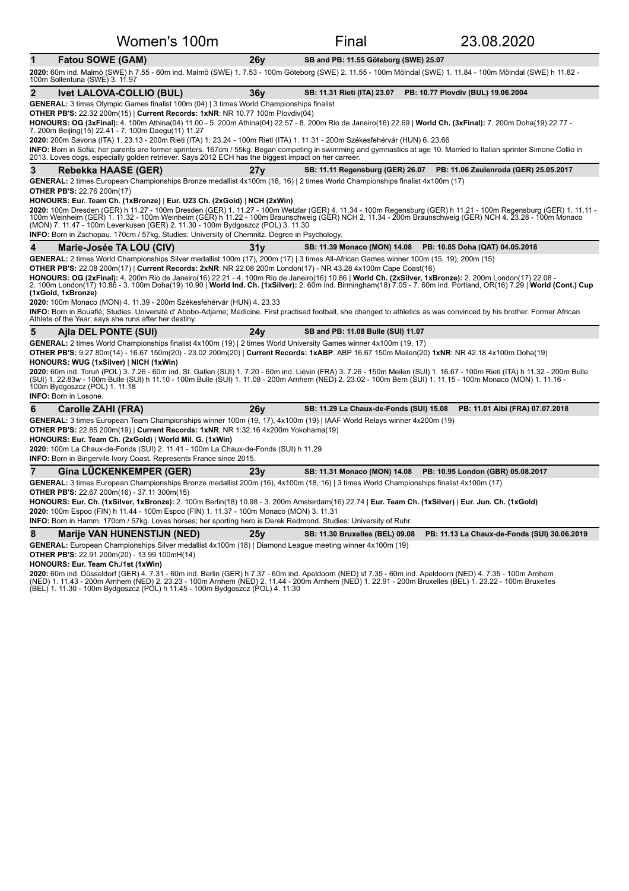# Women's 100m — Final — 23.08.2020

## 1 Fatou SOWE (GAM) — 26y — SB and PB: 11.55 Göteborg (SWE) 25.07

**2020:** 60m ind. Malmö (SWE) h 7.55 - 60m ind. Malmö (SWE) 1. 7.53 - 100m Göteborg (SWE) 2. 11.55 - 100m Mölndal (SWE) 1. 11.84 - 100m Mölndal (SWE) h 11.82 - 100m Sollentuna (SWE) 3. 11.97

## 2 Ivet LALOVA-COLLIO (BUL) — 36y — SB: 11.31 Rieti (ITA) 23.07 — PB: 10.77 Plovdiv (BUL) 19.06.2004

**GENERAL:** 3 times Olympic Games finalist 100m (04) | 3 times World Championships finalist

**OTHER PB'S:** 22.32 200m(15) | **Current Records: 1xNR**: NR 10.77 100m Plovdiv(04)

**HONOURS: OG (3xFinal):** 4. 100m Athina(04) 11.00 - 5. 200m Athina(04) 22.57 - 8. 200m Rio de Janeiro(16) 22.69 | **World Ch. (3xFinal):** 7. 200m Doha(19) 22.77 - 7. 200m Beijing(15) 22.41 - 7. 100m Daegu(11) 11.27

**2020:** 200m Savona (ITA) 1. 23.13 - 200m Rieti (ITA) 1. 23.24 - 100m Rieti (ITA) 1. 11.31 - 200m Székesfehérvár (HUN) 6. 23.66

**INFO:** Born in Sofia; her parents are former sprinters. 167cm / 55kg. Began competing in swimming and gymnastics at age 10. Married to Italian sprinter Simone Collio in 2013. Loves dogs, especially golden retriever. Says 2012 ECH has the biggest impact on her carreer.

## 3 Rebekka HAASE (GER) — 27y — SB: 11.11 Regensburg (GER) 26.07 — PB: 11.06 Zeulenroda (GER) 25.05.2017

**GENERAL:** 2 times European Championships Bronze medallist 4x100m (18, 16) | 2 times World Championships finalist 4x100m (17)

**OTHER PB'S:** 22.76 200m(17)

**HONOURS: Eur. Team Ch. (1xBronze)** | **Eur. U23 Ch. (2xGold)** | **NCH (2xWin)**

**2020:** 100m Dresden (GER) h 11.27 - 100m Dresden (GER) 1. 11.27 - 100m Wetzlar (GER) 4. 11.34 - 100m Regensburg (GER) h 11.21 - 100m Regensburg (GER) 1. 11.11 - 100m Weinheim (GER) 1. 11.32 - 100m Weinheim (GER) h 11.22 - 100m Braunschweig (GER) NCH 2. 11.34 - 200m Braunschweig (GER) NCH 4. 23.28 - 100m Monaco (MON) 7. 11.47 - 100m Leverkusen (GER) 2. 11.30 - 100m Bydgoszcz (POL) 3. 11.30

**INFO:** Born in Zschopau. 170cm / 57kg. Studies: University of Chemnitz. Degree in Psychology.

## 4 Marie-Josée TA LOU (CIV) — 31y — SB: 11.39 Monaco (MON) 14.08 — PB: 10.85 Doha (QAT) 04.05.2018

**GENERAL:** 2 times World Championships Silver medallist 100m (17), 200m (17) | 3 times All-African Games winner 100m (15, 19), 200m (15)

**OTHER PB'S:** 22.08 200m(17) | **Current Records: 2xNR**: NR 22.08 200m London(17) - NR 43.28 4x100m Cape Coast(16)

**HONOURS: OG (2xFinal):** 4. 200m Rio de Janeiro(16) 22.21 - 4. 100m Rio de Janeiro(16) 10.86 | **World Ch. (2xSilver, 1xBronze):** 2. 200m London(17) 22.08 - 2. 100m London(17) 10.86 - 3. 100m Doha(19) 10.90 | **World Ind. Ch. (1xSilver):** 2. 60m ind. Birmingham(18) 7.05 - 7. 60m ind. Portland, OR(16) 7.29 | **World (Cont.) Cup (1xGold, 1xBronze)**

**2020:** 100m Monaco (MON) 4. 11.39 - 200m Székesfehérvár (HUN) 4. 23.33

**INFO:** Born in Bouaflé; Studies: Université d' Abobo-Adjame; Medicine. First practised football, she changed to athletics as was convinced by his brother. Former African Athlete of the Year; says she runs after her destiny.

## 5 Ajla DEL PONTE (SUI) — 24y — SB and PB: 11.08 Bulle (SUI) 11.07

**GENERAL:** 2 times World Championships finalist 4x100m (19) | 2 times World University Games winner 4x100m (19, 17)

**OTHER PB'S:** 9.27 80m(14) - 16.67 150m(20) - 23.02 200m(20) | **Current Records: 1xABP**: ABP 16.67 150m Meilen(20) **1xNR**: NR 42.18 4x100m Doha(19)

**HONOURS: WUG (1xSilver)** | **NICH (1xWin)**

**2020:** 60m ind. Toruń (POL) 3. 7.26 - 60m ind. St. Gallen (SUI) 1. 7.20 - 60m ind. Liévin (FRA) 3. 7.26 - 150m Meilen (SUI) 1. 16.67 - 100m Rieti (ITA) h 11.32 - 200m Bulle (SUI) 1. 22.83w - 100m Bulle (SUI) h 11.10 - 100m Bulle (SUI) 1. 11.08 - 200m Arnhem (NED) 2. 23.02 - 100m Bern (SUI) 1. 11.15 - 100m Monaco (MON) 1. 11.16 - 100m Bydgoszcz (POL) 1. 11.18

**INFO:** Born in Losone.

## 6 Carolle ZAHI (FRA) — 26y — SB: 11.29 La Chaux-de-Fonds (SUI) 15.08 — PB: 11.01 Albi (FRA) 07.07.2018

**GENERAL:** 3 times European Team Championships winner 100m (19, 17), 4x100m (19) | IAAF World Relays winner 4x200m (19)

**OTHER PB'S:** 22.85 200m(19) | **Current Records: 1xNR**: NR 1:32.16 4x200m Yokohama(19)

**HONOURS: Eur. Team Ch. (2xGold)** | **World Mil. G. (1xWin)**

**2020:** 100m La Chaux-de-Fonds (SUI) 2. 11.41 - 100m La Chaux-de-Fonds (SUI) h 11.29

**INFO:** Born in Bingervile Ivory Coast. Represents France since 2015.

## 7 Gina LÜCKENKEMPER (GER) — 23y — SB: 11.31 Monaco (MON) 14.08 — PB: 10.95 London (GBR) 05.08.2017

**GENERAL:** 3 times European Championships Bronze medallist 200m (16), 4x100m (18, 16) | 3 times World Championships finalist 4x100m (17)

**OTHER PB'S:** 22.67 200m(16) - 37.11 300m(15)

**HONOURS: Eur. Ch. (1xSilver, 1xBronze):** 2. 100m Berlin(18) 10.98 - 3. 200m Amsterdam(16) 22.74 | **Eur. Team Ch. (1xSilver)** | **Eur. Jun. Ch. (1xGold)**

**2020:** 100m Espoo (FIN) h 11.44 - 100m Espoo (FIN) 1. 11.37 - 100m Monaco (MON) 3. 11.31

**INFO:** Born in Hamm. 170cm / 57kg. Loves horses; her sporting hero is Derek Redmond. Studies: University of Ruhr.

## 8 Marije VAN HUNENSTIJN (NED) — 25y — SB: 11.30 Bruxelles (BEL) 09.08 — PB: 11.13 La Chaux-de-Fonds (SUI) 30.06.2019

**GENERAL:** European Championships Silver medallist 4x100m (18) | Diamond League meeting winner 4x100m (19)

**OTHER PB'S:** 22.91 200m(20) - 13.99 100mH(14)

**HONOURS: Eur. Team Ch./1st (1xWin)**

**2020:** 60m ind. Düsseldorf (GER) 4. 7.31 - 60m ind. Berlin (GER) h 7.37 - 60m ind. Apeldoorn (NED) sf 7.35 - 60m ind. Apeldoorn (NED) 4. 7.35 - 100m Arnhem (NED) 1. 11.43 - 200m Arnhem (NED) 2. 23.23 - 100m Arnhem (NED) 2. 11.44 - 200m Arnhem (NED) 1. 22.91 - 200m Bruxelles (BEL) 1. 23.22 - 100m Bruxelles (BEL) 1. 11.30 - 100m Bydgoszcz (POL) h 11.45 - 100m Bydgoszcz (POL) 4. 11.30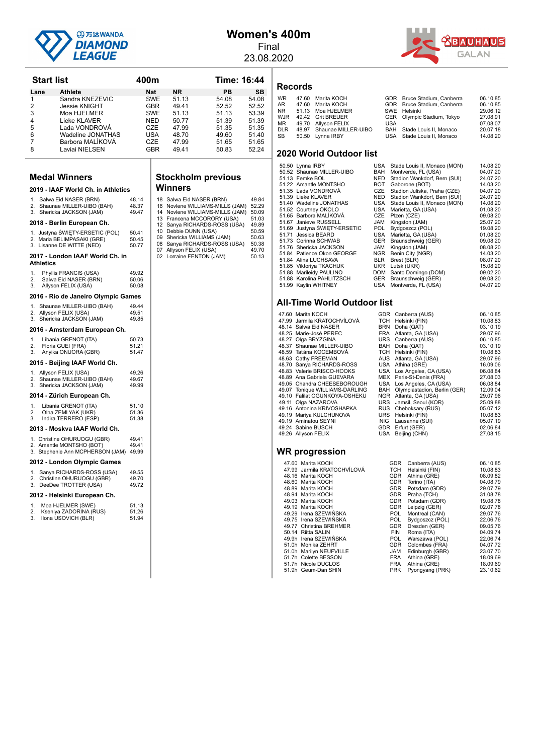# Women's 400m

Final

23.08.2020

## Start list

**400m** — **Time: 16:44**

| Lane | Athlete | Nat | NR | PB | SB |
|---|---|---|---|---|---|
| 1 | Sandra KNEZEVIC | SWE | 51.13 | 54.08 | 54.08 |
| 2 | Jessie KNIGHT | GBR | 49.41 | 52.52 | 52.52 |
| 3 | Moa HJELMER | SWE | 51.13 | 51.13 | 53.39 |
| 4 | Lieke KLAVER | NED | 50.77 | 51.39 | 51.39 |
| 5 | Lada VONDROVÁ | CZE | 47.99 | 51.35 | 51.35 |
| 6 | Wadeline JONATHAS | USA | 48.70 | 49.60 | 51.40 |
| 7 | Barbora MALÍKOVÁ | CZE | 47.99 | 51.65 | 51.65 |
| 8 | Laviai NIELSEN | GBR | 49.41 | 50.83 | 52.24 |

## Medal Winners

### 2019 - IAAF World Ch. in Athletics

| | | |
|---|---|---|
| 1. | Salwa Eid NASER (BRN) | 48.14 |
| 2. | Shaunae MILLER-UIBO (BAH) | 48.37 |
| 3. | Shericka JACKSON (JAM) | 49.47 |

### 2018 - Berlin European Ch.

| | | |
|---|---|---|
| 1. | Justyna ŚWIĘTY-ERSETIC (POL) | 50.41 |
| 2. | Maria BELIMPASAKI (GRE) | 50.45 |
| 3. | Lisanne DE WITTE (NED) | 50.77 |

### 2017 - London IAAF World Ch. in Athletics

| | | |
|---|---|---|
| 1. | Phyllis FRANCIS (USA) | 49.92 |
| 2. | Salwa Eid NASER (BRN) | 50.06 |
| 3. | Allyson FELIX (USA) | 50.08 |

### 2016 - Rio de Janeiro Olympic Games

| | | |
|---|---|---|
| 1. | Shaunae MILLER-UIBO (BAH) | 49.44 |
| 2. | Allyson FELIX (USA) | 49.51 |
| 3. | Shericka JACKSON (JAM) | 49.85 |

### 2016 - Amsterdam European Ch.

| | | |
|---|---|---|
| 1. | Libania GRENOT (ITA) | 50.73 |
| 2. | Floria GUEI (FRA) | 51.21 |
| 3. | Anyika ONUORA (GBR) | 51.47 |

### 2015 - Beijing IAAF World Ch.

| | | |
|---|---|---|
| 1. | Allyson FELIX (USA) | 49.26 |
| 2. | Shaunae MILLER-UIBO (BAH) | 49.67 |
| 3. | Shericka JACKSON (JAM) | 49.99 |

### 2014 - Zürich European Ch.

| | | |
|---|---|---|
| 1. | Libania GRENOT (ITA) | 51.10 |
| 2. | Olha ZEMLYAK (UKR) | 51.36 |
| 3. | Indira TERRERO (ESP) | 51.38 |

### 2013 - Moskva IAAF World Ch.

| | | |
|---|---|---|
| 1. | Christine OHURUOGU (GBR) | 49.41 |
| 2. | Amantle MONTSHO (BOT) | 49.41 |
| 3. | Stephenie Ann MCPHERSON (JAM) | 49.99 |

### 2012 - London Olympic Games

| | | |
|---|---|---|
| 1. | Sanya RICHARDS-ROSS (USA) | 49.55 |
| 2. | Christine OHURUOGU (GBR) | 49.70 |
| 3. | DeeDee TROTTER (USA) | 49.72 |

### 2012 - Helsinki European Ch.

| | | |
|---|---|---|
| 1. | Moa HJELMER (SWE) | 51.13 |
| 2. | Kseniya ZADORINA (RUS) | 51.26 |
| 3. | Ilona USOVICH (BLR) | 51.94 |

## Stockholm previous Winners

| Year | Athlete | Result |
|---|---|---|
| 18 | Salwa Eid NASER (BRN) | 49.84 |
| 16 | Novlene WILLIAMS-MILLS (JAM) | 52.29 |
| 14 | Novlene WILLIAMS-MILLS (JAM) | 50.09 |
| 13 | Francena MCCORORY (USA) | 51.03 |
| 12 | Sanya RICHARDS-ROSS (USA) | 49.89 |
| 10 | Debbie DUNN (USA) | 50.59 |
| 09 | Shericka WILLIAMS (JAM) | 50.63 |
| 08 | Sanya RICHARDS-ROSS (USA) | 50.38 |
| 07 | Allyson FELIX (USA) | 49.70 |
| 02 | Lorraine FENTON (JAM) | 50.13 |

## Records

| | | | | | |
|---|---|---|---|---|---|
| WR | 47.60 | Marita KOCH | GDR | Bruce Stadium, Canberra | 06.10.85 |
| AR | 47.60 | Marita KOCH | GDR | Bruce Stadium, Canberra | 06.10.85 |
| NR | 51.13 | Moa HJELMER | SWE | Helsinki | 29.06.12 |
| WJR | 49.42 | Grit BREUER | GER | Olympic Stadium, Tokyo | 27.08.91 |
| MR | 49.70 | Allyson FELIX | USA | | 07.08.07 |
| DLR | 48.97 | Shaunae MILLER-UIBO | BAH | Stade Louis II, Monaco | 20.07.18 |
| SB | 50.50 | Lynna IRBY | USA | Stade Louis II, Monaco | 14.08.20 |

## 2020 World Outdoor list

| | | | | |
|---|---|---|---|---|
| 50.50 | Lynna IRBY | USA | Stade Louis II, Monaco (MON) | 14.08.20 |
| 50.52 | Shaunae MILLER-UIBO | BAH | Montverde, FL (USA) | 04.07.20 |
| 51.13 | Femke BOL | NED | Stadion Wankdorf, Bern (SUI) | 24.07.20 |
| 51.22 | Amantle MONTSHO | BOT | Gaborone (BOT) | 14.03.20 |
| 51.35 | Lada VONDROVÁ | CZE | Stadion Juliska, Praha (CZE) | 04.07.20 |
| 51.39 | Lieke KLAVER | NED | Stadion Wankdorf, Bern (SUI) | 24.07.20 |
| 51.40 | Wadeline JONATHAS | USA | Stade Louis II, Monaco (MON) | 14.08.20 |
| 51.52 | Courtney OKOLO | USA | Marietta, GA (USA) | 01.08.20 |
| 51.65 | Barbora MALÍKOVÁ | CZE | Plzen (CZE) | 09.08.20 |
| 51.67 | Janieve RUSSELL | JAM | Kingston (JAM) | 25.07.20 |
| 51.69 | Justyna ŚWIĘTY-ERSETIC | POL | Bydgoszcz (POL) | 19.08.20 |
| 51.71 | Jessica BEARD | USA | Marietta, GA (USA) | 01.08.20 |
| 51.73 | Corinna SCHWAB | GER | Braunschweig (GER) | 09.08.20 |
| 51.76 | Shericka JACKSON | JAM | Kingston (JAM) | 08.08.20 |
| 51.84 | Patience Okon GEORGE | NGR | Benin City (NGR) | 14.03.20 |
| 51.84 | Alina LUCHSAVA | BLR | Brest (BLR) | 08.07.20 |
| 51.85 | Viktoriya TKACHUK | UKR | Lutsk (UKR) | 15.08.20 |
| 51.88 | Marileidy PAULINO | DOM | Santo Domingo (DOM) | 09.02.20 |
| 51.88 | Karolina PAHLITZSCH | GER | Braunschweig (GER) | 09.08.20 |
| 51.99 | Kaylin WHITNEY | USA | Montverde, FL (USA) | 04.07.20 |

## All-Time World Outdoor list

| | | | | |
|---|---|---|---|---|
| 47.60 | Marita KOCH | GDR | Canberra (AUS) | 06.10.85 |
| 47.99 | Jarmila KRATOCHVÍLOVÁ | TCH | Helsinki (FIN) | 10.08.83 |
| 48.14 | Salwa Eid NASER | BRN | Doha (QAT) | 03.10.19 |
| 48.25 | Marie-José PEREC | FRA | Atlanta, GA (USA) | 29.07.96 |
| 48.27 | Olga BRYZGINA | URS | Canberra (AUS) | 06.10.85 |
| 48.37 | Shaunae MILLER-UIBO | BAH | Doha (QAT) | 03.10.19 |
| 48.59 | Taťána KOCEMBOVÁ | TCH | Helsinki (FIN) | 10.08.83 |
| 48.63 | Cathy FREEMAN | AUS | Atlanta, GA (USA) | 29.07.96 |
| 48.70 | Sanya RICHARDS-ROSS | USA | Athina (GRE) | 16.09.06 |
| 48.83 | Valerie BRISCO-HOOKS | USA | Los Angeles, CA (USA) | 06.08.84 |
| 48.89 | Ana Gabriela GUEVARA | MEX | Paris-St-Denis (FRA) | 27.08.03 |
| 49.05 | Chandra CHEESEBOROUGH | USA | Los Angeles, CA (USA) | 06.08.84 |
| 49.07 | Tonique WILLIAMS-DARLING | BAH | Olympiastadion, Berlin (GER) | 12.09.04 |
| 49.10 | Falilat OGUNKOYA-OSHEKU | NGR | Atlanta, GA (USA) | 29.07.96 |
| 49.11 | Olga NAZAROVA | URS | Jamsil, Seoul (KOR) | 25.09.88 |
| 49.16 | Antonina KRIVOSHAPKA | RUS | Cheboksary (RUS) | 05.07.12 |
| 49.19 | Mariya KULCHUNOVA | URS | Helsinki (FIN) | 10.08.83 |
| 49.19 | Aminatou SEYNI | NIG | Lausanne (SUI) | 05.07.19 |
| 49.24 | Sabine BUSCH | GDR | Erfurt (GER) | 02.06.84 |
| 49.26 | Allyson FELIX | USA | Beijing (CHN) | 27.08.15 |

## WR progression

| | | | | |
|---|---|---|---|---|
| 47.60 | Marita KOCH | GDR | Canberra (AUS) | 06.10.85 |
| 47.99 | Jarmila KRATOCHVÍLOVÁ | TCH | Helsinki (FIN) | 10.08.83 |
| 48.16 | Marita KOCH | GDR | Athina (GRE) | 08.09.82 |
| 48.60 | Marita KOCH | GDR | Torino (ITA) | 04.08.79 |
| 48.89 | Marita KOCH | GDR | Potsdam (GDR) | 29.07.79 |
| 48.94 | Marita KOCH | GDR | Praha (TCH) | 31.08.78 |
| 49.03 | Marita KOCH | GDR | Potsdam (GDR) | 19.08.78 |
| 49.19 | Marita KOCH | GDR | Leipzig (GER) | 02.07.78 |
| 49.29 | Irena SZEWIŃSKA | POL | Montreal (CAN) | 29.07.76 |
| 49.75 | Irena SZEWIŃSKA | POL | Bydgoszcz (POL) | 22.06.76 |
| 49.77 | Christina BREHMER | GDR | Dresden (GER) | 09.05.76 |
| 50.14 | Riitta SALIN | FIN | Roma (ITA) | 04.09.74 |
| 49.9h | Irena SZEWIŃSKA | POL | Warszawa (POL) | 22.06.74 |
| 51.0h | Monika ZEHRT | GDR | Colombes (FRA) | 04.07.72 |
| 51.0h | Marilyn NEUFVILLE | JAM | Edinburgh (GBR) | 23.07.70 |
| 51.7h | Colette BESSON | FRA | Athina (GRE) | 18.09.69 |
| 51.7h | Nicole DUCLOS | FRA | Athina (GRE) | 18.09.69 |
| 51.9h | Geum-Dan SHIN | PRK | Pyongyang (PRK) | 23.10.62 |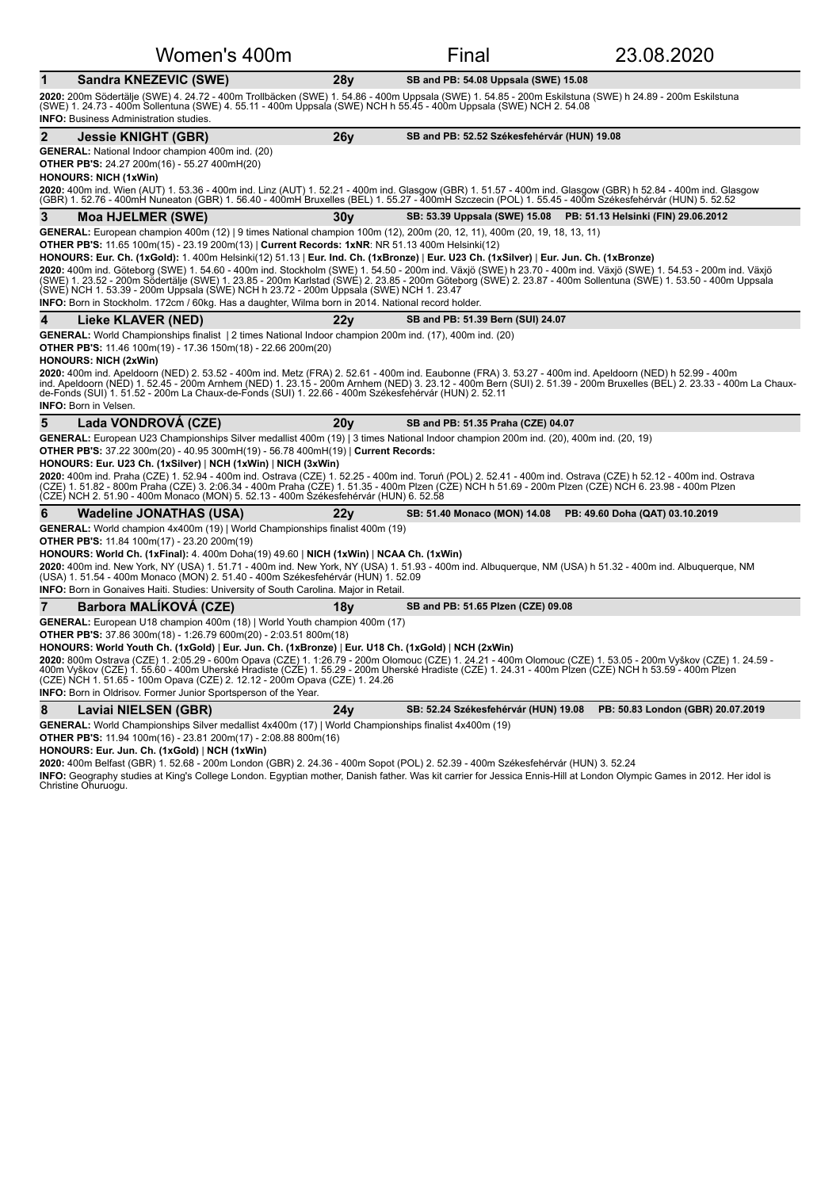# Women's 400m — Final — 23.08.2020

## 1 Sandra KNEZEVIC (SWE) — 28y — SB and PB: 54.08 Uppsala (SWE) 15.08

**2020:** 200m Södertälje (SWE) 4. 24.72 - 400m Trollbäcken (SWE) 1. 54.86 - 400m Uppsala (SWE) 1. 54.85 - 200m Eskilstuna (SWE) h 24.89 - 200m Eskilstuna (SWE) 1. 24.73 - 400m Sollentuna (SWE) 4. 55.11 - 400m Uppsala (SWE) NCH h 55.45 - 400m Uppsala (SWE) NCH 2. 54.08

**INFO:** Business Administration studies.

## 2 Jessie KNIGHT (GBR) — 26y — SB and PB: 52.52 Székesfehérvár (HUN) 19.08

**GENERAL:** National Indoor champion 400m ind. (20)

**OTHER PB'S:** 24.27 200m(16) - 55.27 400mH(20)

**HONOURS: NICH (1xWin)**

**2020:** 400m ind. Wien (AUT) 1. 53.36 - 400m ind. Linz (AUT) 1. 52.21 - 400m ind. Glasgow (GBR) 1. 51.57 - 400m ind. Glasgow (GBR) h 52.84 - 400m ind. Glasgow (GBR) 1. 52.76 - 400mH Nuneaton (GBR) 1. 56.40 - 400mH Bruxelles (BEL) 1. 55.27 - 400mH Szczecin (POL) 1. 55.45 - 400m Székesfehérvár (HUN) 5. 52.52

## 3 Moa HJELMER (SWE) — 30y — SB: 53.39 Uppsala (SWE) 15.08 — PB: 51.13 Helsinki (FIN) 29.06.2012

**GENERAL:** European champion 400m (12) | 9 times National champion 100m (12), 200m (20, 12, 11), 400m (20, 19, 18, 13, 11)

**OTHER PB'S:** 11.65 100m(15) - 23.19 200m(13) | **Current Records: 1xNR**: NR 51.13 400m Helsinki(12)

**HONOURS: Eur. Ch. (1xGold):** 1. 400m Helsinki(12) 51.13 | **Eur. Ind. Ch. (1xBronze)** | **Eur. U23 Ch. (1xSilver)** | **Eur. Jun. Ch. (1xBronze)**

**2020:** 400m ind. Göteborg (SWE) 1. 54.60 - 400m ind. Stockholm (SWE) 1. 54.50 - 200m ind. Växjö (SWE) h 23.70 - 400m ind. Växjö (SWE) 1. 54.53 - 200m ind. Växjö (SWE) 1. 23.52 - 200m Södertälje (SWE) 1. 23.85 - 200m Karlstad (SWE) 2. 23.85 - 200m Göteborg (SWE) 2. 23.87 - 400m Sollentuna (SWE) 1. 53.50 - 400m Uppsala (SWE) NCH 1. 53.39 - 200m Uppsala (SWE) NCH h 23.72 - 200m Uppsala (SWE) NCH 1. 23.47

**INFO:** Born in Stockholm. 172cm / 60kg. Has a daughter, Wilma born in 2014. National record holder.

## 4 Lieke KLAVER (NED) — 22y — SB and PB: 51.39 Bern (SUI) 24.07

**GENERAL:** World Championships finalist | 2 times National Indoor champion 200m ind. (17), 400m ind. (20)

**OTHER PB'S:** 11.46 100m(19) - 17.36 150m(18) - 22.66 200m(20)

**HONOURS: NICH (2xWin)**

**2020:** 400m ind. Apeldoorn (NED) 2. 53.52 - 400m ind. Metz (FRA) 2. 52.61 - 400m ind. Eaubonne (FRA) 3. 53.27 - 400m ind. Apeldoorn (NED) h 52.99 - 400m ind. Apeldoorn (NED) 1. 52.45 - 200m Arnhem (NED) 1. 23.15 - 200m Arnhem (NED) 3. 23.12 - 400m Bern (SUI) 2. 51.39 - 200m Bruxelles (BEL) 2. 23.33 - 400m La Chaux-de-Fonds (SUI) 1. 51.52 - 200m La Chaux-de-Fonds (SUI) 1. 22.66 - 400m Székesfehérvár (HUN) 2. 52.11

**INFO:** Born in Velsen.

## 5 Lada VONDROVÁ (CZE) — 20y — SB and PB: 51.35 Praha (CZE) 04.07

**GENERAL:** European U23 Championships Silver medallist 400m (19) | 3 times National Indoor champion 200m ind. (20), 400m ind. (20, 19)

**OTHER PB'S:** 37.22 300m(20) - 40.95 300mH(19) - 56.78 400mH(19) | **Current Records:**

**HONOURS: Eur. U23 Ch. (1xSilver)** | **NCH (1xWin)** | **NICH (3xWin)**

**2020:** 400m ind. Praha (CZE) 1. 52.94 - 400m ind. Ostrava (CZE) 1. 52.25 - 400m ind. Toruń (POL) 2. 52.41 - 400m ind. Ostrava (CZE) h 52.12 - 400m ind. Ostrava (CZE) 1. 51.82 - 800m Praha (CZE) 3. 2:06.34 - 400m Praha (CZE) 1. 51.35 - 400m Plzen (CZE) NCH h 51.69 - 200m Plzen (CZE) NCH 6. 23.98 - 400m Plzen (CZE) NCH 2. 51.90 - 400m Monaco (MON) 5. 52.13 - 400m Székesfehérvár (HUN) 6. 52.58

## 6 Wadeline JONATHAS (USA) — 22y — SB: 51.40 Monaco (MON) 14.08 — PB: 49.60 Doha (QAT) 03.10.2019

**GENERAL:** World champion 4x400m (19) | World Championships finalist 400m (19)

**OTHER PB'S:** 11.84 100m(17) - 23.20 200m(19)

**HONOURS: World Ch. (1xFinal):** 4. 400m Doha(19) 49.60 | **NICH (1xWin)** | **NCAA Ch. (1xWin)**

**2020:** 400m ind. New York, NY (USA) 1. 51.71 - 400m ind. New York, NY (USA) 1. 51.93 - 400m ind. Albuquerque, NM (USA) h 51.32 - 400m ind. Albuquerque, NM (USA) 1. 51.54 - 400m Monaco (MON) 2. 51.40 - 400m Székesfehérvár (HUN) 1. 52.09

**INFO:** Born in Gonaives Haiti. Studies: University of South Carolina. Major in Retail.

## 7 Barbora MALÍKOVÁ (CZE) — 18y — SB and PB: 51.65 Plzen (CZE) 09.08

**GENERAL:** European U18 champion 400m (18) | World Youth champion 400m (17)

**OTHER PB'S:** 37.86 300m(18) - 1:26.79 600m(20) - 2:03.51 800m(18)

**HONOURS: World Youth Ch. (1xGold)** | **Eur. Jun. Ch. (1xBronze)** | **Eur. U18 Ch. (1xGold)** | **NCH (2xWin)**

**2020:** 800m Ostrava (CZE) 1. 2:05.29 - 600m Opava (CZE) 1. 1:26.79 - 200m Olomouc (CZE) 1. 24.21 - 400m Olomouc (CZE) 1. 53.05 - 200m Vyškov (CZE) 1. 24.59 - 400m Vyškov (CZE) 1. 55.60 - 400m Uherské Hradiste (CZE) 1. 55.29 - 200m Uherské Hradiste (CZE) 1. 24.31 - 400m Plzen (CZE) NCH h 53.59 - 400m Plzen (CZE) NCH 1. 51.65 - 100m Opava (CZE) 2. 12.12 - 200m Opava (CZE) 1. 24.26

**INFO:** Born in Oldrisov. Former Junior Sportsperson of the Year.

## 8 Laviai NIELSEN (GBR) — 24y — SB: 52.24 Székesfehérvár (HUN) 19.08 — PB: 50.83 London (GBR) 20.07.2019

**GENERAL:** World Championships Silver medallist 4x400m (17) | World Championships finalist 4x400m (19)

**OTHER PB'S:** 11.94 100m(16) - 23.81 200m(17) - 2:08.88 800m(16)

**HONOURS: Eur. Jun. Ch. (1xGold)** | **NCH (1xWin)**

**2020:** 400m Belfast (GBR) 1. 52.68 - 200m London (GBR) 2. 24.36 - 400m Sopot (POL) 2. 52.39 - 400m Székesfehérvár (HUN) 3. 52.24

**INFO:** Geography studies at King's College London. Egyptian mother, Danish father. Was kit carrier for Jessica Ennis-Hill at London Olympic Games in 2012. Her idol is Christine Ohuruogu.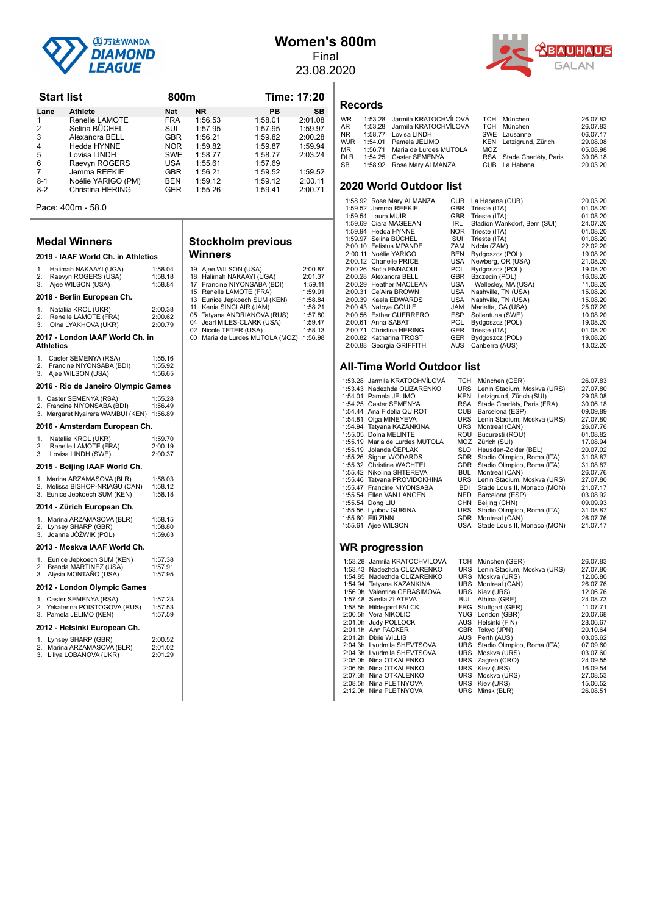# Women's 800m

Final

23.08.2020

## Start list

800m — Time: 17:20

| Lane | Athlete | Nat | NR | PB | SB |
|---|---|---|---|---|---|
| 1 | Renelle LAMOTE | FRA | 1:56.53 | 1:58.01 | 2:01.08 |
| 2 | Selina BÜCHEL | SUI | 1:57.95 | 1:57.95 | 1:59.97 |
| 3 | Alexandra BELL | GBR | 1:56.21 | 1:59.82 | 2:00.28 |
| 4 | Hedda HYNNE | NOR | 1:59.82 | 1:59.87 | 1:59.94 |
| 5 | Lovisa LINDH | SWE | 1:58.77 | 1:58.77 | 2:03.24 |
| 6 | Raevyn ROGERS | USA | 1:55.61 | 1:57.69 | |
| 7 | Jemma REEKIE | GBR | 1:56.21 | 1:59.52 | 1:59.52 |
| 8-1 | Noélie YARIGO (PM) | BEN | 1:59.12 | 1:59.12 | 2:00.11 |
| 8-2 | Christina HERING | GER | 1:55.26 | 1:59.41 | 2:00.71 |

Pace: 400m - 58.0

## Medal Winners

### 2019 - IAAF World Ch. in Athletics

1. Halimah NAKAAYI (UGA) 1:58.04
2. Raevyn ROGERS (USA) 1:58.18
3. Ajee WILSON (USA) 1:58.84

### 2018 - Berlin European Ch.

1. Nataliia KROL (UKR) 2:00.38
2. Renelle LAMOTE (FRA) 2:00.62
3. Olha LYAKHOVA (UKR) 2:00.79

### 2017 - London IAAF World Ch. in Athletics

1. Caster SEMENYA (RSA) 1:55.16
2. Francine NIYONSABA (BDI) 1:55.92
3. Ajee WILSON (USA) 1:56.65

### 2016 - Rio de Janeiro Olympic Games

1. Caster SEMENYA (RSA) 1:55.28
2. Francine NIYONSABA (BDI) 1:56.49
3. Margaret Nyairera WAMBUI (KEN) 1:56.89

### 2016 - Amsterdam European Ch.

1. Nataliia KROL (UKR) 1:59.70
2. Renelle LAMOTE (FRA) 2:00.19
3. Lovisa LINDH (SWE) 2:00.37

### 2015 - Beijing IAAF World Ch.

1. Marina ARZAMASOVA (BLR) 1:58.03
2. Melissa BISHOP-NRIAGU (CAN) 1:58.12
3. Eunice Jepkoech SUM (KEN) 1:58.18

### 2014 - Zürich European Ch.

1. Marina ARZAMASOVA (BLR) 1:58.15
2. Lynsey SHARP (GBR) 1:58.80
3. Joanna JÓŹWIK (POL) 1:59.63

### 2013 - Moskva IAAF World Ch.

1. Eunice Jepkoech SUM (KEN) 1:57.38
2. Brenda MARTINEZ (USA) 1:57.91
3. Alysia MONTAÑO (USA) 1:57.95

### 2012 - London Olympic Games

1. Caster SEMENYA (RSA) 1:57.23
2. Yekaterina POISTOGOVA (RUS) 1:57.53
3. Pamela JELIMO (KEN) 1:57.59

### 2012 - Helsinki European Ch.

1. Lynsey SHARP (GBR) 2:00.52
2. Marina ARZAMASOVA (BLR) 2:01.02
3. Liliya LOBANOVA (UKR) 2:01.29

## Stockholm previous Winners

| Year | Athlete | Result |
|---|---|---|
| 19 | Ajee WILSON (USA) | 2:00.87 |
| 18 | Halimah NAKAAYI (UGA) | 2:01.37 |
| 17 | Francine NIYONSABA (BDI) | 1:59.11 |
| 15 | Renelle LAMOTE (FRA) | 1:59.91 |
| 13 | Eunice Jepkoech SUM (KEN) | 1:58.84 |
| 11 | Kenia SINCLAIR (JAM) | 1:58.21 |
| 05 | Tatyana ANDRIANOVA (RUS) | 1:57.80 |
| 04 | Jearl MILES-CLARK (USA) | 1:59.47 |
| 02 | Nicole TETER (USA) | 1:58.13 |
| 00 | Maria de Lurdes MUTOLA (MOZ) | 1:56.98 |

## Records

| | Result | Athlete | Nat | Venue | Date |
|---|---|---|---|---|---|
| WR | 1:53.28 | Jarmila KRATOCHVÍLOVÁ | TCH | München | 26.07.83 |
| AR | 1:53.28 | Jarmila KRATOCHVÍLOVÁ | TCH | München | 26.07.83 |
| NR | 1:58.77 | Lovisa LINDH | SWE | Lausanne | 06.07.17 |
| WJR | 1:54.01 | Pamela JELIMO | KEN | Letzigrund, Zürich | 29.08.08 |
| MR | 1:56.71 | Maria de Lurdes MUTOLA | MOZ | | 05.08.98 |
| DLR | 1:54.25 | Caster SEMENYA | RSA | Stade Charléty, Paris | 30.06.18 |
| SB | 1:58.92 | Rose Mary ALMANZA | CUB | La Habana | 20.03.20 |

## 2020 World Outdoor list

| Result | Athlete | Nat | Venue | Date |
|---|---|---|---|---|
| 1:58.92 | Rose Mary ALMANZA | CUB | La Habana (CUB) | 20.03.20 |
| 1:59.52 | Jemma REEKIE | GBR | Trieste (ITA) | 01.08.20 |
| 1:59.54 | Laura MUIR | GBR | Trieste (ITA) | 01.08.20 |
| 1:59.69 | Ciara MAGEEAN | IRL | Stadion Wankdorf, Bern (SUI) | 24.07.20 |
| 1:59.94 | Hedda HYNNE | NOR | Trieste (ITA) | 01.08.20 |
| 1:59.97 | Selina BÜCHEL | SUI | Trieste (ITA) | 01.08.20 |
| 2:00.10 | Felistus MPANDE | ZAM | Ndola (ZAM) | 22.02.20 |
| 2:00.11 | Noélie YARIGO | BEN | Bydgoszcz (POL) | 19.08.20 |
| 2:00.12 | Chanelle PRICE | USA | Newberg, OR (USA) | 21.08.20 |
| 2:00.26 | Sofia ENNAOUI | POL | Bydgoszcz (POL) | 19.08.20 |
| 2:00.28 | Alexandra BELL | GBR | Szczecin (POL) | 16.08.20 |
| 2:00.29 | Heather MACLEAN | USA | , Wellesley, MA (USA) | 11.08.20 |
| 2:00.31 | Ce'Aira BROWN | USA | Nashville, TN (USA) | 15.08.20 |
| 2:00.39 | Kaela EDWARDS | USA | Nashville, TN (USA) | 15.08.20 |
| 2:00.43 | Natoya GOULE | JAM | Marietta, GA (USA) | 25.07.20 |
| 2:00.56 | Esther GUERRERO | ESP | Sollentuna (SWE) | 10.08.20 |
| 2:00.61 | Anna SABAT | POL | Bydgoszcz (POL) | 19.08.20 |
| 2:00.71 | Christina HERING | GER | Trieste (ITA) | 01.08.20 |
| 2:00.82 | Katharina TROST | GER | Bydgoszcz (POL) | 19.08.20 |
| 2:00.88 | Georgia GRIFFITH | AUS | Canberra (AUS) | 13.02.20 |

## All-Time World Outdoor list

| Result | Athlete | Nat | Venue | Date |
|---|---|---|---|---|
| 1:53.28 | Jarmila KRATOCHVÍLOVÁ | TCH | München (GER) | 26.07.83 |
| 1:53.43 | Nadezhda OLIZARENKO | URS | Lenin Stadium, Moskva (URS) | 27.07.80 |
| 1:54.01 | Pamela JELIMO | KEN | Letzigrund, Zürich (SUI) | 29.08.08 |
| 1:54.25 | Caster SEMENYA | RSA | Stade Charléty, Paris (FRA) | 30.06.18 |
| 1:54.44 | Ana Fidelia QUIROT | CUB | Barcelona (ESP) | 09.09.89 |
| 1:54.81 | Olga MINEYEVA | URS | Lenin Stadium, Moskva (URS) | 27.07.80 |
| 1:54.94 | Tatyana KAZANKINA | URS | Montreal (CAN) | 26.07.76 |
| 1:55.05 | Doina MELINTE | ROU | Bucuresti (ROU) | 01.08.82 |
| 1:55.19 | Maria de Lurdes MUTOLA | MOZ | Zürich (SUI) | 17.08.94 |
| 1:55.19 | Jolanda ČEPLAK | SLO | Heusden-Zolder (BEL) | 20.07.02 |
| 1:55.26 | Sigrun WODARDS | GDR | Stadio Olimpico, Roma (ITA) | 31.08.87 |
| 1:55.32 | Christine WACHTEL | GDR | Stadio Olimpico, Roma (ITA) | 31.08.87 |
| 1:55.42 | Nikolina SHTEREVA | BUL | Montreal (CAN) | 26.07.76 |
| 1:55.46 | Tatyana PROVIDOKHINA | URS | Lenin Stadium, Moskva (URS) | 27.07.80 |
| 1:55.47 | Francine NIYONSABA | BDI | Stade Louis II, Monaco (MON) | 21.07.17 |
| 1:55.54 | Ellen VAN LANGEN | NED | Barcelona (ESP) | 03.08.92 |
| 1:55.54 | Dong LIU | CHN | Beijing (CHN) | 09.09.93 |
| 1:55.56 | Lyubov GURINA | URS | Stadio Olimpico, Roma (ITA) | 31.08.87 |
| 1:55.60 | Elfi ZINN | GDR | Montreal (CAN) | 26.07.76 |
| 1:55.61 | Ajee WILSON | USA | Stade Louis II, Monaco (MON) | 21.07.17 |

## WR progression

| Result | Athlete | Nat | Venue | Date |
|---|---|---|---|---|
| 1:53.28 | Jarmila KRATOCHVÍLOVÁ | TCH | München (GER) | 26.07.83 |
| 1:53.43 | Nadezhda OLIZARENKO | URS | Lenin Stadium, Moskva (URS) | 27.07.80 |
| 1:54.85 | Nadezhda OLIZARENKO | URS | Moskva (URS) | 12.06.80 |
| 1:54.94 | Tatyana KAZANKINA | URS | Montreal (CAN) | 26.07.76 |
| 1:56.0h | Valentina GERASIMOVA | URS | Kiev (URS) | 12.06.76 |
| 1:57.48 | Svetla ZLATEVA | BUL | Athina (GRE) | 24.08.73 |
| 1:58.5h | Hildegard FALCK | FRG | Stuttgart (GER) | 11.07.71 |
| 2:00.5h | Vera NIKOLIĆ | YUG | London (GBR) | 20.07.68 |
| 2:01.0h | Judy POLLOCK | AUS | Helsinki (FIN) | 28.06.67 |
| 2:01.1h | Ann PACKER | GBR | Tokyo (JPN) | 20.10.64 |
| 2:01.2h | Dixie WILLIS | AUS | Perth (AUS) | 03.03.62 |
| 2:04.3h | Lyudmila SHEVTSOVA | URS | Stadio Olimpico, Roma (ITA) | 07.09.60 |
| 2:04.3h | Lyudmila SHEVTSOVA | URS | Moskva (URS) | 03.07.60 |
| 2:05.0h | Nina OTKALENKO | URS | Zagreb (CRO) | 24.09.55 |
| 2:06.6h | Nina OTKALENKO | URS | Kiev (URS) | 16.09.54 |
| 2:07.3h | Nina OTKALENKO | URS | Moskva (URS) | 27.08.53 |
| 2:08.5h | Nina PLETNYOVA | URS | Kiev (URS) | 15.06.52 |
| 2:12.0h | Nina PLETNYOVA | URS | Minsk (BLR) | 26.08.51 |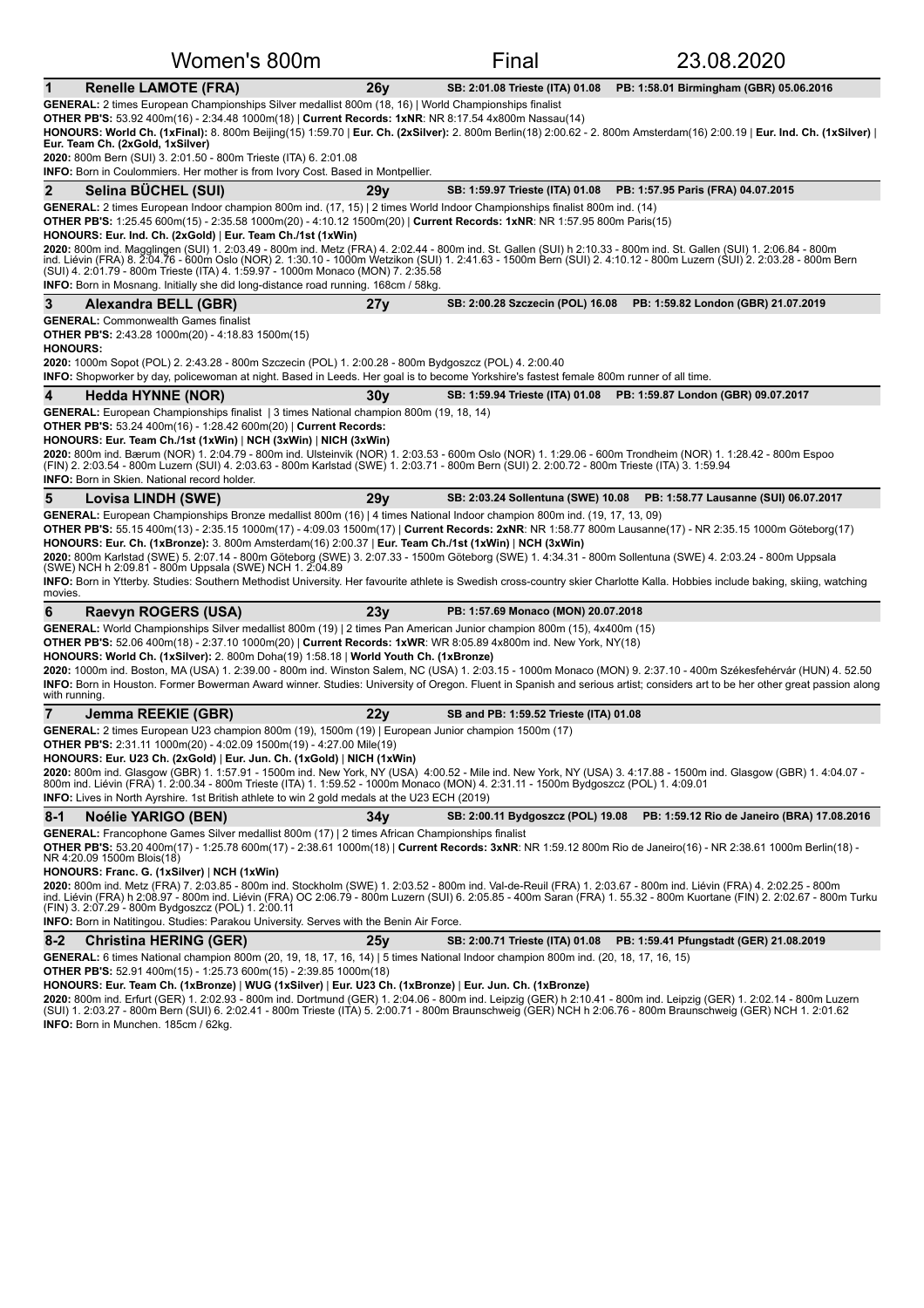# Women's 800m — Final — 23.08.2020

## 1 Renelle LAMOTE (FRA) — 26y — SB: 2:01.08 Trieste (ITA) 01.08 — PB: 1:58.01 Birmingham (GBR) 05.06.2016

**GENERAL:** 2 times European Championships Silver medallist 800m (18, 16) | World Championships finalist
**OTHER PB'S:** 53.92 400m(16) - 2:34.48 1000m(18) | **Current Records: 1xNR**: NR 8:17.54 4x800m Nassau(14)
**HONOURS: World Ch. (1xFinal):** 8. 800m Beijing(15) 1:59.70 | **Eur. Ch. (2xSilver):** 2. 800m Berlin(18) 2:00.62 - 2. 800m Amsterdam(16) 2:00.19 | **Eur. Ind. Ch. (1xSilver)** | **Eur. Team Ch. (2xGold, 1xSilver)**
**2020:** 800m Bern (SUI) 3. 2:01.50 - 800m Trieste (ITA) 6. 2:01.08
**INFO:** Born in Coulommiers. Her mother is from Ivory Cost. Based in Montpellier.

## 2 Selina BÜCHEL (SUI) — 29y — SB: 1:59.97 Trieste (ITA) 01.08 — PB: 1:57.95 Paris (FRA) 04.07.2015

**GENERAL:** 2 times European Indoor champion 800m ind. (17, 15) | 2 times World Indoor Championships finalist 800m ind. (14)
**OTHER PB'S:** 1:25.45 600m(15) - 2:35.58 1000m(20) - 4:10.12 1500m(20) | **Current Records: 1xNR**: NR 1:57.95 800m Paris(15)
**HONOURS: Eur. Ind. Ch. (2xGold)** | **Eur. Team Ch./1st (1xWin)**
**2020:** 800m ind. Magglingen (SUI) 1. 2:03.49 - 800m ind. Metz (FRA) 4. 2:02.44 - 800m ind. St. Gallen (SUI) h 2:10.33 - 800m ind. St. Gallen (SUI) 1. 2:06.84 - 800m ind. Liévin (FRA) 8. 2:04.76 - 600m Oslo (NOR) 2. 1:30.10 - 1000m Wetzikon (SUI) 1. 2:41.63 - 1500m Bern (SUI) 2. 4:10.12 - 800m Luzern (SUI) 2. 2:03.28 - 800m Bern (SUI) 4. 2:01.79 - 800m Trieste (ITA) 4. 1:59.97 - 1000m Monaco (MON) 7. 2:35.58
**INFO:** Born in Mosnang. Initially she did long-distance road running. 168cm / 58kg.

## 3 Alexandra BELL (GBR) — 27y — SB: 2:00.28 Szczecin (POL) 16.08 — PB: 1:59.82 London (GBR) 21.07.2019

**GENERAL:** Commonwealth Games finalist
**OTHER PB'S:** 2:43.28 1000m(20) - 4:18.83 1500m(15)
**HONOURS:**
**2020:** 1000m Sopot (POL) 2. 2:43.28 - 800m Szczecin (POL) 1. 2:00.28 - 800m Bydgoszcz (POL) 4. 2:00.40
**INFO:** Shopworker by day, policewoman at night. Based in Leeds. Her goal is to become Yorkshire's fastest female 800m runner of all time.

## 4 Hedda HYNNE (NOR) — 30y — SB: 1:59.94 Trieste (ITA) 01.08 — PB: 1:59.87 London (GBR) 09.07.2017

**GENERAL:** European Championships finalist | 3 times National champion 800m (19, 14, 09)
**OTHER PB'S:** 53.24 400m(16) - 1:28.42 600m(20) | **Current Records:**
**HONOURS: Eur. Team Ch./1st (1xWin)** | **NCH (3xWin)** | **NICH (3xWin)**
**2020:** 800m ind. Bærum (NOR) 1. 2:04.79 - 800m ind. Ulsteinvik (NOR) 1. 2:03.53 - 600m Oslo (NOR) 1. 1:29.06 - 600m Trondheim (NOR) 1. 1:28.42 - 800m Espoo (FIN) 2. 2:03.54 - 800m Luzern (SUI) 4. 2:03.63 - 800m Karlstad (SWE) 1. 2:03.71 - 800m Bern (SUI) 2. 2:00.72 - 800m Trieste (ITA) 3. 1:59.94
**INFO:** Born in Skien. National record holder.

## 5 Lovisa LINDH (SWE) — 29y — SB: 2:03.24 Sollentuna (SWE) 10.08 — PB: 1:58.77 Lausanne (SUI) 06.07.2017

**GENERAL:** European Championships Bronze medallist 800m (16) | 4 times National Indoor champion 800m ind. (19, 17, 13, 09)
**OTHER PB'S:** 55.15 400m(13) - 2:35.15 1000m(17) - 4:09.03 1500m(17) | **Current Records: 2xNR**: NR 1:58.77 800m Lausanne(17) - NR 2:35.15 1000m Göteborg(17)
**HONOURS: Eur. Ch. (1xBronze):** 3. 800m Amsterdam(16) 2:00.37 | **Eur. Team Ch./1st (1xWin)** | **NCH (3xWin)**
**2020:** 800m Karlstad (SWE) 5. 2:07.14 - 800m Göteborg (SWE) 3. 2:07.33 - 1500m Göteborg (SWE) 1. 4:34.31 - 800m Sollentuna (SWE) 4. 2:03.24 - 800m Uppsala (SWE) NCH h 2:09.81 - 800m Uppsala (SWE) NCH 1. 2:04.89
**INFO:** Born in Ytterby. Studies: Southern Methodist University. Her favourite athlete is Swedish cross-country skier Charlotte Kalla. Hobbies include baking, skiing, watching movies.

## 6 Raevyn ROGERS (USA) — 23y — PB: 1:57.69 Monaco (MON) 20.07.2018

**GENERAL:** World Championships Silver medallist 800m (19) | 2 times Pan American Junior champion 800m (15), 4x400m (15)
**OTHER PB'S:** 52.06 400m(18) - 2:37.10 1000m(20) | **Current Records: 1xWR**: WR 8:05.89 4x800m ind. New York, NY(18)
**HONOURS: World Ch. (1xSilver):** 2. 800m Doha(19) 1:58.18 | **World Youth Ch. (1xBronze)**
**2020:** 1000m ind. Boston, MA (USA) 1. 2:39.00 - 800m ind. Winston Salem, NC (USA) 1. 2:03.15 - 1000m Monaco (MON) 9. 2:37.10 - 400m Székesfehérvár (HUN) 4. 52.50
**INFO:** Born in Houston. Former Bowerman Award winner. Studies: University of Oregon. Fluent in Spanish and serious artist; considers art to be her other great passion along with running.

## 7 Jemma REEKIE (GBR) — 22y — SB and PB: 1:59.52 Trieste (ITA) 01.08

**GENERAL:** 2 times European U23 champion 800m (19), 1500m (19) | European Junior champion 1500m (17)
**OTHER PB'S:** 2:31.11 1000m(20) - 4:02.09 1500m(19) - 4:27.00 Mile(19)
**HONOURS: Eur. U23 Ch. (2xGold)** | **Eur. Jun. Ch. (1xGold)** | **NICH (1xWin)**
**2020:** 800m ind. Glasgow (GBR) 1. 1:57.91 - 1500m ind. New York, NY (USA) 4:00.52 - Mile ind. New York, NY (USA) 3. 4:17.88 - 1500m ind. Glasgow (GBR) 1. 4:04.07 - 800m ind. Liévin (FRA) 1. 2:00.34 - 800m Trieste (ITA) 1. 1:59.52 - 1000m Monaco (MON) 4. 2:31.11 - 1500m Bydgoszcz (POL) 1. 4:09.01
**INFO:** Lives in North Ayrshire. 1st British athlete to win 2 gold medals at the U23 ECH (2019)

## 8-1 Noélie YARIGO (BEN) — 34y — SB: 2:00.11 Bydgoszcz (POL) 19.08 — PB: 1:59.12 Rio de Janeiro (BRA) 17.08.2016

**GENERAL:** Francophone Games Silver medallist 800m (17) | 2 times African Championships finalist
**OTHER PB'S:** 53.20 400m(17) - 1:25.78 600m(17) - 2:38.61 1000m(18) | **Current Records: 3xNR**: NR 1:59.12 800m Rio de Janeiro(16) - NR 2:38.61 1000m Berlin(18) - NR 4:20.09 1500m Blois(18)
**HONOURS: Franc. G. (1xSilver)** | **NCH (1xWin)**
**2020:** 800m ind. Metz (FRA) 7. 2:03.85 - 800m ind. Stockholm (SWE) 1. 2:03.52 - 800m ind. Val-de-Reuil (FRA) 1. 2:03.67 - 800m ind. Liévin (FRA) 4. 2:02.25 - 800m ind. Liévin (FRA) h 2:08.97 - 800m ind. Liévin (FRA) OC 2:06.79 - 800m Luzern (SUI) 6. 2:05.85 - 400m Saran (FRA) 1. 55.32 - 800m Kuortane (FIN) 2. 2:02.67 - 800m Turku (FIN) 3. 2:07.29 - 800m Bydgoszcz (POL) 1. 2:00.11
**INFO:** Born in Natitingou. Studies: Parakou University. Serves with the Benin Air Force.

## 8-2 Christina HERING (GER) — 25y — SB: 2:00.71 Trieste (ITA) 01.08 — PB: 1:59.41 Pfungstadt (GER) 21.08.2019

**GENERAL:** 6 times National champion 800m (20, 19, 18, 17, 16, 14) | 5 times National Indoor champion 800m ind. (20, 18, 17, 16, 15)
**OTHER PB'S:** 52.91 400m(15) - 1:25.73 600m(15) - 2:39.85 1000m(18)
**HONOURS: Eur. Team Ch. (1xBronze)** | **WUG (1xSilver)** | **Eur. U23 Ch. (1xBronze)** | **Eur. Jun. Ch. (1xBronze)**
**2020:** 800m ind. Erfurt (GER) 1. 2:02.93 - 800m ind. Dortmund (GER) 1. 2:04.06 - 800m ind. Leipzig (GER) h 2:10.41 - 800m ind. Leipzig (GER) 1. 2:02.14 - 800m Luzern (SUI) 1. 2:03.27 - 800m Bern (SUI) 6. 2:02.41 - 800m Trieste (ITA) 5. 2:00.71 - 800m Braunschweig (GER) NCH h 2:06.76 - 800m Braunschweig (GER) NCH 1. 2:01.62
**INFO:** Born in Munchen. 185cm / 62kg.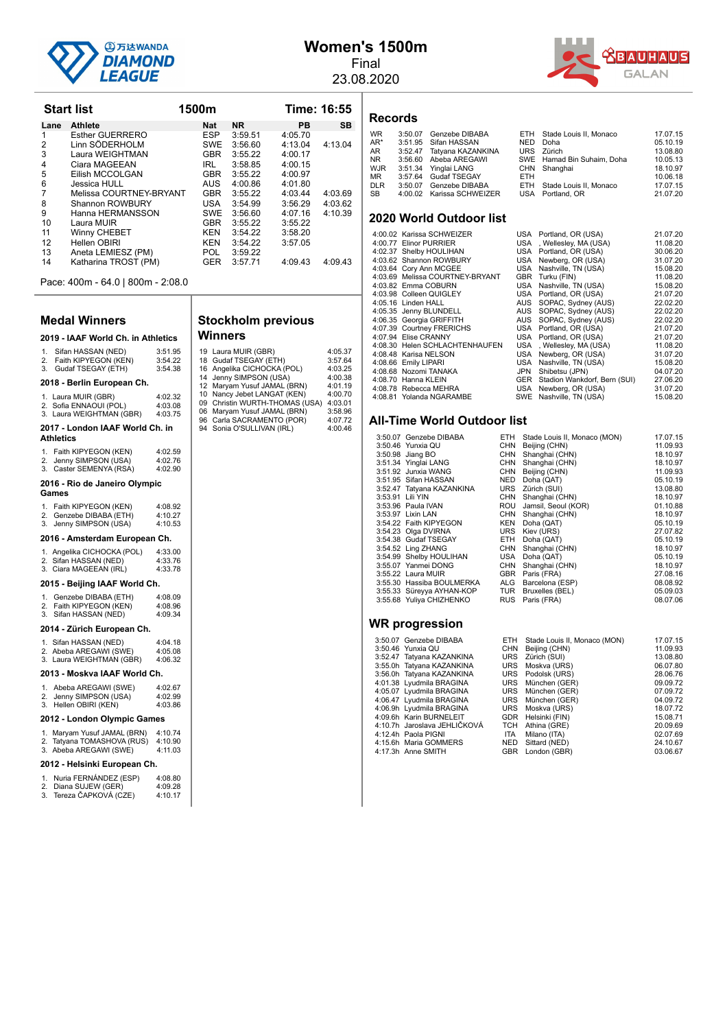# Women's 1500m

Final

23.08.2020

## Start list

**1500m** — **Time: 16:55**

| Lane | Athlete | Nat | NR | PB | SB |
|---|---|---|---|---|---|
| 1 | Esther GUERRERO | ESP | 3:59.51 | 4:05.70 | |
| 2 | Linn SÖDERHOLM | SWE | 3:56.60 | 4:13.04 | 4:13.04 |
| 3 | Laura WEIGHTMAN | GBR | 3:55.22 | 4:00.17 | |
| 4 | Ciara MAGEEAN | IRL | 3:58.85 | 4:00.15 | |
| 5 | Eilish MCCOLGAN | GBR | 3:55.22 | 4:00.97 | |
| 6 | Jessica HULL | AUS | 4:00.86 | 4:01.80 | |
| 7 | Melissa COURTNEY-BRYANT | GBR | 3:55.22 | 4:03.44 | 4:03.69 |
| 8 | Shannon ROWBURY | USA | 3:54.99 | 3:56.29 | 4:03.62 |
| 9 | Hanna HERMANSSON | SWE | 3:56.60 | 4:07.16 | 4:10.39 |
| 10 | Laura MUIR | GBR | 3:55.22 | 3:55.22 | |
| 11 | Winny CHEBET | KEN | 3:54.22 | 3:58.20 | |
| 12 | Hellen OBIRI | KEN | 3:54.22 | 3:57.05 | |
| 13 | Aneta LEMIESZ (PM) | POL | 3:59.22 | | |
| 14 | Katharina TROST (PM) | GER | 3:57.71 | 4:09.43 | 4:09.43 |

Pace: 400m - 64.0 | 800m - 2:08.0

## Medal Winners

### 2019 - IAAF World Ch. in Athletics

1. Sifan HASSAN (NED) 3:51.95
2. Faith KIPYEGON (KEN) 3:54.22
3. Gudaf TSEGAY (ETH) 3:54.38

### 2018 - Berlin European Ch.

1. Laura MUIR (GBR) 4:02.32
2. Sofia ENNAOUI (POL) 4:03.08
3. Laura WEIGHTMAN (GBR) 4:03.75

### 2017 - London IAAF World Ch. in Athletics

1. Faith KIPYEGON (KEN) 4:02.59
2. Jenny SIMPSON (USA) 4:02.76
3. Caster SEMENYA (RSA) 4:02.90

### 2016 - Rio de Janeiro Olympic Games

1. Faith KIPYEGON (KEN) 4:08.92
2. Genzebe DIBABA (ETH) 4:10.27
3. Jenny SIMPSON (USA) 4:10.53

### 2016 - Amsterdam European Ch.

1. Angelika CICHOCKA (POL) 4:33.00
2. Sifan HASSAN (NED) 4:33.76
3. Ciara MAGEEAN (IRL) 4:33.78

### 2015 - Beijing IAAF World Ch.

1. Genzebe DIBABA (ETH) 4:08.09
2. Faith KIPYEGON (KEN) 4:08.96
3. Sifan HASSAN (NED) 4:09.34

### 2014 - Zürich European Ch.

1. Sifan HASSAN (NED) 4:04.18
2. Abeba AREGAWI (SWE) 4:05.08
3. Laura WEIGHTMAN (GBR) 4:06.32

### 2013 - Moskva IAAF World Ch.

1. Abeba AREGAWI (SWE) 4:02.67
2. Jenny SIMPSON (USA) 4:02.99
3. Hellen OBIRI (KEN) 4:03.86

### 2012 - London Olympic Games

1. Maryam Yusuf JAMAL (BRN) 4:10.74
2. Tatyana TOMASHOVA (RUS) 4:10.90
3. Abeba AREGAWI (SWE) 4:11.03

### 2012 - Helsinki European Ch.

1. Nuria FERNÁNDEZ (ESP) 4:08.80
2. Diana SUJEW (GER) 4:09.28
3. Tereza ČAPKOVÁ (CZE) 4:10.17

## Stockholm previous Winners

| Year | Athlete | Time |
|---|---|---|
| 19 | Laura MUIR (GBR) | 4:05.37 |
| 18 | Gudaf TSEGAY (ETH) | 3:57.64 |
| 16 | Angelika CICHOCKA (POL) | 4:03.25 |
| 14 | Jenny SIMPSON (USA) | 4:00.38 |
| 12 | Maryam Yusuf JAMAL (BRN) | 4:01.19 |
| 10 | Nancy Jebet LANGAT (KEN) | 4:00.70 |
| 09 | Christin WURTH-THOMAS (USA) | 4:03.01 |
| 06 | Maryam Yusuf JAMAL (BRN) | 3:58.96 |
| 96 | Carla SACRAMENTO (POR) | 4:07.72 |
| 94 | Sonia O'SULLIVAN (IRL) | 4:00.46 |

## Records

| | | | | | |
|---|---|---|---|---|---|
| WR | 3:50.07 | Genzebe DIBABA | ETH | Stade Louis II, Monaco | 17.07.15 |
| AR* | 3:51.95 | Sifan HASSAN | NED | Doha | 05.10.19 |
| AR | 3:52.47 | Tatyana KAZANKINA | URS | Zürich | 13.08.80 |
| NR | 3:56.60 | Abeba AREGAWI | SWE | Hamad Bin Suhaim, Doha | 10.05.13 |
| WJR | 3:51.34 | Yinglai LANG | CHN | Shanghai | 18.10.97 |
| MR | 3:57.64 | Gudaf TSEGAY | ETH | | 10.06.18 |
| DLR | 3:50.07 | Genzebe DIBABA | ETH | Stade Louis II, Monaco | 17.07.15 |
| SB | 4:00.02 | Karissa SCHWEIZER | USA | Portland, OR | 21.07.20 |

## 2020 World Outdoor list

| | | | | |
|---|---|---|---|---|
| 4:00.02 | Karissa SCHWEIZER | USA | Portland, OR (USA) | 21.07.20 |
| 4:00.77 | Elinor PURRIER | USA | , Wellesley, MA (USA) | 11.08.20 |
| 4:02.37 | Shelby HOULIHAN | USA | Portland, OR (USA) | 30.06.20 |
| 4:03.62 | Shannon ROWBURY | USA | Newberg, OR (USA) | 31.07.20 |
| 4:03.64 | Cory Ann MCGEE | USA | Nashville, TN (USA) | 15.08.20 |
| 4:03.69 | Melissa COURTNEY-BRYANT | GBR | Turku (FIN) | 11.08.20 |
| 4:03.82 | Emma COBURN | USA | Nashville, TN (USA) | 15.08.20 |
| 4:03.98 | Colleen QUIGLEY | USA | Portland, OR (USA) | 21.07.20 |
| 4:05.16 | Linden HALL | AUS | SOPAC, Sydney (AUS) | 22.02.20 |
| 4:05.35 | Jenny BLUNDELL | AUS | SOPAC, Sydney (AUS) | 22.02.20 |
| 4:06.35 | Georgia GRIFFITH | AUS | SOPAC, Sydney (AUS) | 22.02.20 |
| 4:07.39 | Courtney FRERICHS | USA | Portland, OR (USA) | 21.07.20 |
| 4:07.94 | Elise CRANNY | USA | Portland, OR (USA) | 21.07.20 |
| 4:08.30 | Helen SCHLACHTENHAUFEN | USA | , Wellesley, MA (USA) | 11.08.20 |
| 4:08.48 | Karisa NELSON | USA | Newberg, OR (USA) | 31.07.20 |
| 4:08.66 | Emily LIPARI | USA | Nashville, TN (USA) | 15.08.20 |
| 4:08.68 | Nozomi TANAKA | JPN | Shibetsu (JPN) | 04.07.20 |
| 4:08.70 | Hanna KLEIN | GER | Stadion Wankdorf, Bern (SUI) | 27.06.20 |
| 4:08.78 | Rebecca MEHRA | USA | Newberg, OR (USA) | 31.07.20 |
| 4:08.81 | Yolanda NGARAMBE | SWE | Nashville, TN (USA) | 15.08.20 |

## All-Time World Outdoor list

| | | | | |
|---|---|---|---|---|
| 3:50.07 | Genzebe DIBABA | ETH | Stade Louis II, Monaco (MON) | 17.07.15 |
| 3:50.46 | Yunxia QU | CHN | Beijing (CHN) | 11.09.93 |
| 3:50.98 | Jiang BO | CHN | Shanghai (CHN) | 18.10.97 |
| 3:51.34 | Yinglai LANG | CHN | Shanghai (CHN) | 18.10.97 |
| 3:51.92 | Junxia WANG | CHN | Beijing (CHN) | 11.09.93 |
| 3:51.95 | Sifan HASSAN | NED | Doha (QAT) | 05.10.19 |
| 3:52.47 | Tatyana KAZANKINA | URS | Zürich (SUI) | 13.08.80 |
| 3:53.91 | Lili YIN | CHN | Shanghai (CHN) | 18.10.97 |
| 3:53.96 | Paula IVAN | ROU | Jamsil, Seoul (KOR) | 01.10.88 |
| 3:53.97 | Lixin LAN | CHN | Shanghai (CHN) | 18.10.97 |
| 3:54.22 | Faith KIPYEGON | KEN | Doha (QAT) | 05.10.19 |
| 3:54.23 | Olga DVIRNA | URS | Kiev (URS) | 27.07.82 |
| 3:54.38 | Gudaf TSEGAY | ETH | Doha (QAT) | 05.10.19 |
| 3:54.52 | Ling ZHANG | CHN | Shanghai (CHN) | 18.10.97 |
| 3:54.99 | Shelby HOULIHAN | USA | Doha (QAT) | 05.10.19 |
| 3:55.07 | Yanmei DONG | CHN | Shanghai (CHN) | 18.10.97 |
| 3:55.22 | Laura MUIR | GBR | Paris (FRA) | 27.08.16 |
| 3:55.30 | Hassiba BOULMERKA | ALG | Barcelona (ESP) | 08.08.92 |
| 3:55.33 | Süreyya AYHAN-KOP | TUR | Bruxelles (BEL) | 05.09.03 |
| 3:55.68 | Yuliya CHIZHENKO | RUS | Paris (FRA) | 08.07.06 |

## WR progression

| | | | | |
|---|---|---|---|---|
| 3:50.07 | Genzebe DIBABA | ETH | Stade Louis II, Monaco (MON) | 17.07.15 |
| 3:50.46 | Yunxia QU | CHN | Beijing (CHN) | 11.09.93 |
| 3:52.47 | Tatyana KAZANKINA | URS | Zürich (SUI) | 13.08.80 |
| 3:55.0h | Tatyana KAZANKINA | URS | Moskva (URS) | 06.07.80 |
| 3:56.0h | Tatyana KAZANKINA | URS | Podolsk (URS) | 28.06.76 |
| 4:01.38 | Lyudmila BRAGINA | URS | München (GER) | 09.09.72 |
| 4:05.07 | Lyudmila BRAGINA | URS | München (GER) | 07.09.72 |
| 4:06.47 | Lyudmila BRAGINA | URS | München (GER) | 04.09.72 |
| 4:06.9h | Lyudmila BRAGINA | URS | Moskva (URS) | 18.07.72 |
| 4:09.6h | Karin BURNELEIT | GDR | Helsinki (FIN) | 15.08.71 |
| 4:10.7h | Jaroslava JEHLIČKOVÁ | TCH | Athina (GRE) | 20.09.69 |
| 4:12.4h | Paola PIGNI | ITA | Milano (ITA) | 02.07.69 |
| 4:15.6h | Maria GOMMERS | NED | Sittard (NED) | 24.10.67 |
| 4:17.3h | Anne SMITH | GBR | London (GBR) | 03.06.67 |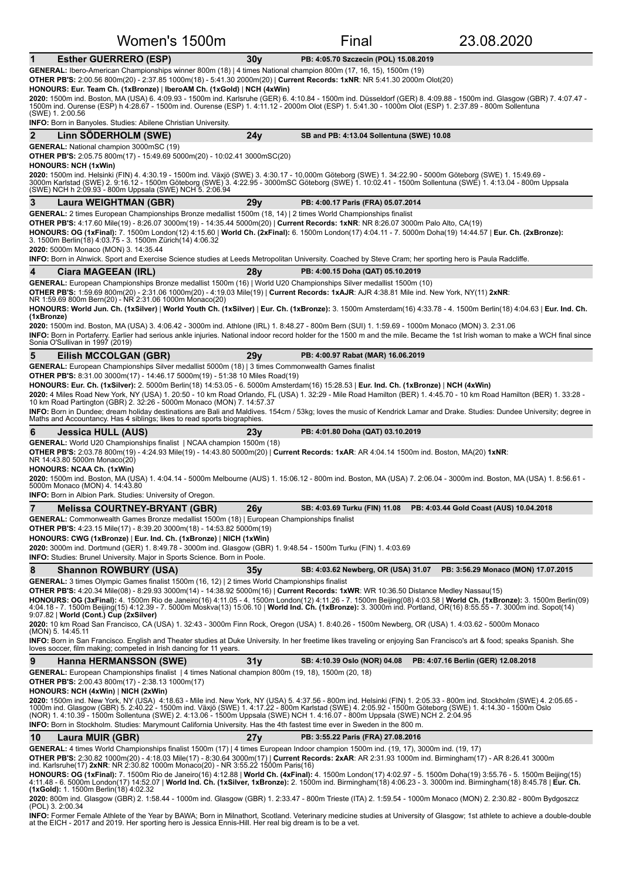# Women's 1500m — Final — 23.08.2020

## 1 Esther GUERRERO (ESP) — 30y — PB: 4:05.70 Szczecin (POL) 15.08.2019

**GENERAL:** Ibero-American Championships winner 800m (18) | 4 times National champion 800m (17, 16, 15), 1500m (19)
**OTHER PB'S:** 2:00.56 800m(20) - 2:37.85 1000m(18) - 5:41.30 2000m(20) | **Current Records: 1xNR**: NR 5:41.30 2000m Olot(20)
**HONOURS: Eur. Team Ch. (1xBronze)** | **IberoAM Ch. (1xGold)** | **NCH (4xWin)**
**2020:** 1500m ind. Boston, MA (USA) 6. 4:09.93 - 1500m ind. Karlsruhe (GER) 6. 4:10.84 - 1500m ind. Düsseldorf (GER) 8. 4:09.88 - 1500m ind. Glasgow (GBR) 7. 4:07.47 - 1500m ind. Ourense (ESP) h 4:28.67 - 1500m ind. Ourense (ESP) 1. 4:11.12 - 2000m Olot (ESP) 1. 5:41.30 - 1000m Olot (ESP) 1. 2:37.89 - 800m Sollentuna (SWE) 1. 2:00.56
**INFO:** Born in Banyoles. Studies: Abilene Christian University.

## 2 Linn SÖDERHOLM (SWE) — 24y — SB and PB: 4:13.04 Sollentuna (SWE) 10.08

**GENERAL:** National champion 3000mSC (19)
**OTHER PB'S:** 2:05.75 800m(17) - 15:49.69 5000m(20) - 10:02.41 3000mSC(20)
**HONOURS: NCH (1xWin)**
**2020:** 1500m ind. Helsinki (FIN) 4. 4:30.19 - 1500m ind. Växjö (SWE) 3. 4:30.17 - 10,000m Göteborg (SWE) 1. 34:22.90 - 5000m Göteborg (SWE) 1. 15:49.69 - 3000m Karlstad (SWE) 2. 9:16.12 - 1500m Göteborg (SWE) 3. 4:22.95 - 3000mSC Göteborg (SWE) 1. 10:02.41 - 1500m Sollentuna (SWE) 1. 4:13.04 - 800m Uppsala (SWE) NCH h 2:09.93 - 800m Uppsala (SWE) NCH 5. 2:06.94

## 3 Laura WEIGHTMAN (GBR) — 29y — PB: 4:00.17 Paris (FRA) 05.07.2014

**GENERAL:** 2 times European Championships Bronze medallist 1500m (18, 14) | 2 times World Championships finalist
**OTHER PB'S:** 4:17.60 Mile(19) - 8:26.07 3000m(19) - 14:35.44 5000m(20) | **Current Records: 1xNR**: NR 8:26.07 3000m Palo Alto, CA(19)
**HONOURS: OG (1xFinal):** 7. 1500m London(12) 4:15.60 | **World Ch. (2xFinal):** 6. 1500m London(17) 4:04.11 - 7. 5000m Doha(19) 14:44.57 | **Eur. Ch. (2xBronze):** 3. 1500m Berlin(18) 4:03.75 - 3. 1500m Zürich(14) 4:06.32
**2020:** 5000m Monaco (MON) 3. 14:35.44
**INFO:** Born in Alnwick. Sport and Exercise Science studies at Leeds Metropolitan University. Coached by Steve Cram; her sporting hero is Paula Radcliffe.

## 4 Ciara MAGEEAN (IRL) — 28y — PB: 4:00.15 Doha (QAT) 05.10.2019

**GENERAL:** European Championships Bronze medallist 1500m (16) | World U20 Championships Silver medallist 1500m (10)
**OTHER PB'S:** 1:59.69 800m(20) - 2:31.06 1000m(20) - 4:19.03 Mile(19) | **Current Records: 1xAJR**: AJR 4:38.81 Mile ind. New York, NY(11) **2xNR**: NR 1:59.69 800m Bern(20) - NR 2:31.06 1000m Monaco(20)
**HONOURS: World Jun. Ch. (1xSilver)** | **World Youth Ch. (1xSilver)** | **Eur. Ch. (1xBronze):** 3. 1500m Amsterdam(16) 4:33.78 - 4. 1500m Berlin(18) 4:04.63 | **Eur. Ind. Ch. (1xBronze)**
**2020:** 1500m ind. Boston, MA (USA) 3. 4:06.42 - 3000m ind. Athlone (IRL) 1. 8:48.27 - 800m Bern (SUI) 1. 1:59.69 - 1000m Monaco (MON) 3. 2:31.06
**INFO:** Born in Portaferry. Earlier had serious ankle injuries. National indoor record holder for the 1500 m and the mile. Became the 1st Irish woman to make a WCH final since Sonia O'Sullivan in 1997 (2019)

## 5 Eilish MCCOLGAN (GBR) — 29y — PB: 4:00.97 Rabat (MAR) 16.06.2019

**GENERAL:** European Championships Silver medallist 5000m (18) | 3 times Commonwealth Games finalist
**OTHER PB'S:** 8:31.00 3000m(17) - 14:46.17 5000m(19) - 51:38 10 Miles Road(19)
**HONOURS: Eur. Ch. (1xSilver):** 2. 5000m Berlin(18) 14:53.05 - 6. 5000m Amsterdam(16) 15:28.53 | **Eur. Ind. Ch. (1xBronze)** | **NCH (4xWin)**
**2020:** 4 Miles Road New York, NY (USA) 1. 20:50 - 10 km Road Orlando, FL (USA) 1. 32:29 - Mile Road Hamilton (BER) 1. 4:45.70 - 10 km Road Hamilton (BER) 1. 33:28 - 10 km Road Partington (GBR) 2. 32:26 - 5000m Monaco (MON) 7. 14:57.37
**INFO:** Born in Dundee; dream holiday destinations are Bali and Maldives. 154cm / 53kg; loves the music of Kendrick Lamar and Drake. Studies: Dundee University; degree in Maths and Accountancy. Has 4 siblings; likes to read sports biographies.

## 6 Jessica HULL (AUS) — 23y — PB: 4:01.80 Doha (QAT) 03.10.2019

**GENERAL:** World U20 Championships finalist | NCAA champion 1500m (18)
**OTHER PB'S:** 2:03.78 800m(19) - 4:24.93 Mile(19) - 14:43.80 5000m(20) | **Current Records: 1xAR**: AR 4:04.14 1500m ind. Boston, MA(20) **1xNR**: NR 14:43.80 5000m Monaco(20)
**HONOURS: NCAA Ch. (1xWin)**
**2020:** 1500m ind. Boston, MA (USA) 1. 4:04.14 - 5000m Melbourne (AUS) 1. 15:06.12 - 800m ind. Boston, MA (USA) 7. 2:06.04 - 3000m ind. Boston, MA (USA) 1. 8:56.61 - 5000m Monaco (MON) 4. 14:43.80
**INFO:** Born in Albion Park. Studies: University of Oregon.

## 7 Melissa COURTNEY-BRYANT (GBR) — 26y — SB: 4:03.69 Turku (FIN) 11.08 — PB: 4:03.44 Gold Coast (AUS) 10.04.2018

**GENERAL:** Commonwealth Games Bronze medallist 1500m (18) | European Championships finalist
**OTHER PB'S:** 4:23.15 Mile(17) - 8:39.20 3000m(18) - 14:53.82 5000m(19)
**HONOURS: CWG (1xBronze)** | **Eur. Ind. Ch. (1xBronze)** | **NICH (1xWin)**
**2020:** 3000m ind. Dortmund (GER) 1. 8:49.78 - 3000m ind. Glasgow (GBR) 1. 9:48.54 - 1500m Turku (FIN) 1. 4:03.69
**INFO:** Studies: Brunel University. Major in Sports Science. Born in Poole.

## 8 Shannon ROWBURY (USA) — 35y — SB: 4:03.62 Newberg, OR (USA) 31.07 — PB: 3:56.29 Monaco (MON) 17.07.2015

**GENERAL:** 3 times Olympic Games finalist 1500m (16, 12) | 2 times World Championships finalist
**OTHER PB'S:** 4:20.34 Mile(08) - 8:29.93 3000m(14) - 14:38.92 5000m(16) | **Current Records: 1xWR**: WR 10:36.50 Distance Medley Nassau(15)
**HONOURS: OG (3xFinal):** 4. 1500m Rio de Janeiro(16) 4:11.05 - 4. 1500m London(12) 4:11.26 - 7. 1500m Beijing(08) 4:03.58 | **World Ch. (1xBronze):** 3. 1500m Berlin(09) 4:04.18 - 7. 1500m Beijing(15) 4:12.39 - 7. 5000m Moskva(13) 15:06.10 | **World Ind. Ch. (1xBronze):** 3. 3000m ind. Portland, OR(16) 8:55.55 - 7. 3000m ind. Sopot(14) 9:07.82 | **World (Cont.) Cup (2xSilver)**
**2020:** 10 km Road San Francisco, CA (USA) 1. 32:43 - 3000m Finn Rock, Oregon (USA) 1. 8:40.26 - 1500m Newberg, OR (USA) 1. 4:03.62 - 5000m Monaco (MON) 5. 14:45.11
**INFO:** Born in San Francisco. English and Theater studies at Duke University. In her freetime likes traveling or enjoying San Francisco's art & food; speaks Spanish. She loves soccer, film making; competed in Irish dancing for 11 years.

## 9 Hanna HERMANSSON (SWE) — 31y — SB: 4:10.39 Oslo (NOR) 04.08 — PB: 4:07.16 Berlin (GER) 12.08.2018

**GENERAL:** European Championships finalist | 4 times National champion 800m (19, 18), 1500m (20, 18)
**OTHER PB'S:** 2:00.43 800m(17) - 2:38.13 1000m(17)
**HONOURS: NCH (4xWin)** | **NICH (2xWin)**
**2020:** 1500m ind. New York, NY (USA) 4:18.63 - Mile ind. New York, NY (USA) 5. 4:37.56 - 800m ind. Helsinki (FIN) 1. 2:05.33 - 800m ind. Stockholm (SWE) 4. 2:05.65 - 1000m ind. Glasgow (GBR) 5. 2:40.22 - 1500m ind. Växjö (SWE) 1. 4:17.22 - 800m Karlstad (SWE) 4. 2:05.92 - 1500m Göteborg (SWE) 1. 4:14.30 - 1500m Oslo (NOR) 1. 4:10.39 - 1500m Sollentuna (SWE) 2. 4:13.06 - 1500m Uppsala (SWE) NCH 1. 4:16.07 - 800m Uppsala (SWE) NCH 2. 2:04.95
**INFO:** Born in Stockholm. Studies: Marymount California University. Has the 4th fastest time ever in Sweden in the 800 m.

## 10 Laura MUIR (GBR) — 27y — PB: 3:55.22 Paris (FRA) 27.08.2016

**GENERAL:** 4 times World Championships finalist 1500m (17) | 4 times European Indoor champion 1500m ind. (19, 17), 3000m ind. (19, 17)
**OTHER PB'S:** 2:30.82 1000m(20) - 4:18.03 Mile(17) - 8:30.64 3000m(17) | **Current Records: 2xAR**: AR 2:31.93 1000m ind. Birmingham(17) - AR 8:26.41 3000m ind. Karlsruhe(17) **2xNR**: NR 2:30.82 1000m Monaco(20) - NR 3:55.22 1500m Paris(16)
**HONOURS: OG (1xFinal):** 7. 1500m Rio de Janeiro(16) 4:12.88 | **World Ch. (4xFinal):** 4. 1500m London(17) 4:02.97 - 5. 1500m Doha(19) 3:55.76 - 5. 1500m Beijing(15) 4:11.48 - 6. 5000m London(17) 14:52.07 | **World Ind. Ch. (1xSilver, 1xBronze):** 2. 1500m ind. Birmingham(18) 4:06.23 - 3. 3000m ind. Birmingham(18) 8:45.78 | **Eur. Ch. (1xGold):** 1. 1500m Berlin(18) 4:02.32
**2020:** 800m ind. Glasgow (GBR) 2. 1:58.44 - 1000m ind. Glasgow (GBR) 1. 2:33.47 - 800m Trieste (ITA) 2. 1:59.54 - 1000m Monaco (MON) 2. 2:30.82 - 800m Bydgoszcz (POL) 3. 2:00.34
**INFO:** Former Female Athlete of the Year by BAWA; Born in Milnathort, Scotland. Veterinary medicine studies at University of Glasgow; 1st athlete to achieve a double-double at the EICH - 2017 and 2019. Her sporting hero is Jessica Ennis-Hill. Her real big dream is to be a vet.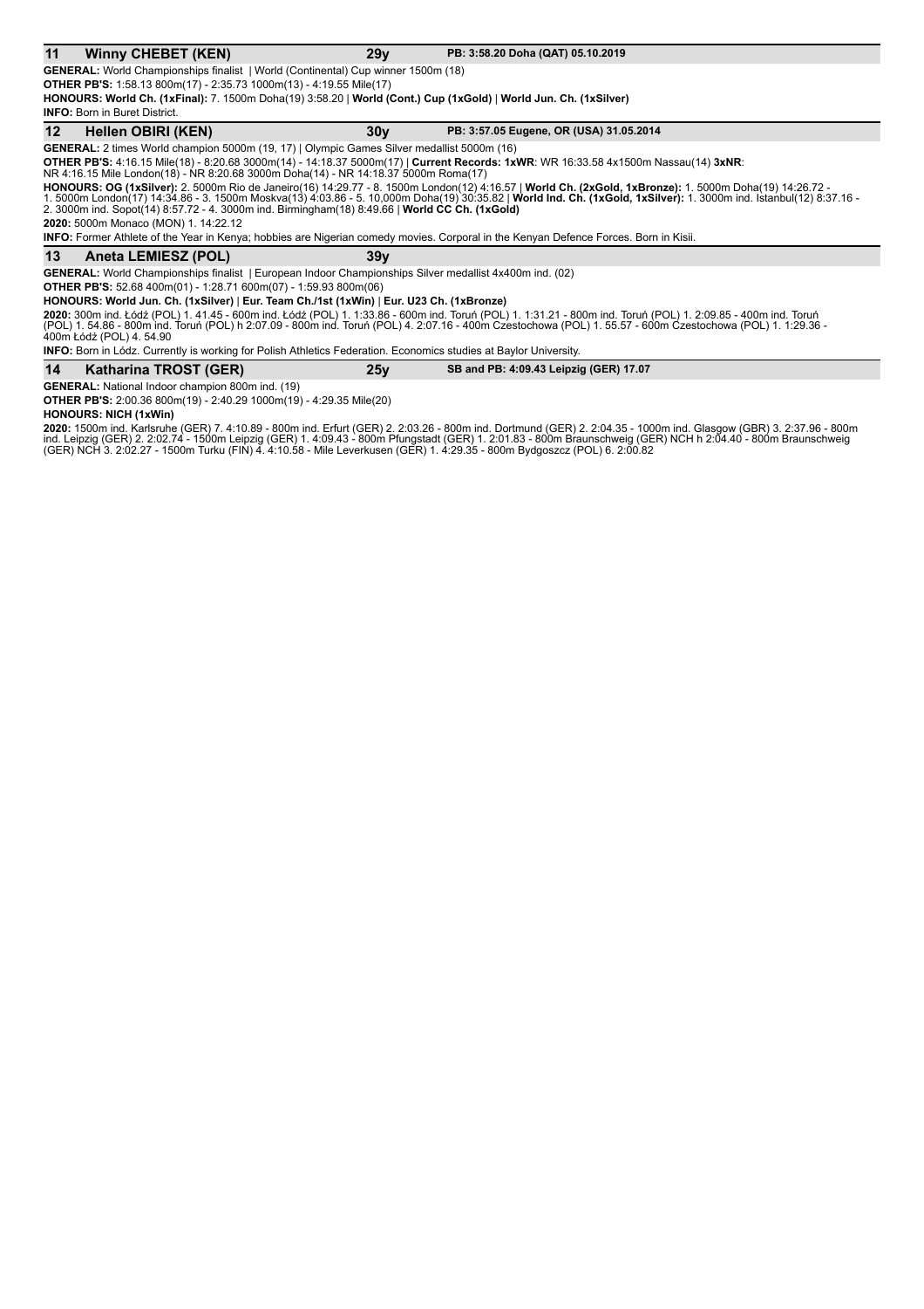## 11 Winny CHEBET (KEN) — 29y — PB: 3:58.20 Doha (QAT) 05.10.2019

**GENERAL:** World Championships finalist | World (Continental) Cup winner 1500m (18)

**OTHER PB'S:** 1:58.13 800m(17) - 2:35.73 1000m(13) - 4:19.55 Mile(17)

**HONOURS: World Ch. (1xFinal):** 7. 1500m Doha(19) 3:58.20 | **World (Cont.) Cup (1xGold)** | **World Jun. Ch. (1xSilver)**

**INFO:** Born in Buret District.

## 12 Hellen OBIRI (KEN) — 30y — PB: 3:57.05 Eugene, OR (USA) 31.05.2014

**GENERAL:** 2 times World champion 5000m (19, 17) | Olympic Games Silver medallist 5000m (16)

**OTHER PB'S:** 4:16.15 Mile(18) - 8:20.68 3000m(14) - 14:18.37 5000m(17) | **Current Records: 1xWR**: WR 16:33.58 4x1500m Nassau(14) **3xNR**: NR 4:16.15 Mile London(18) - NR 8:20.68 3000m Doha(14) - NR 14:18.37 5000m Roma(17)

**HONOURS: OG (1xSilver):** 2. 5000m Rio de Janeiro(16) 14:29.77 - 8. 1500m London(12) 4:16.57 | **World Ch. (2xGold, 1xBronze):** 1. 5000m Doha(19) 14:26.72 - 1. 5000m London(17) 14:34.86 - 3. 1500m Moskva(13) 4:03.86 - 5. 10,000m Doha(19) 30:35.82 | **World Ind. Ch. (1xGold, 1xSilver):** 1. 3000m ind. Istanbul(12) 8:37.16 - 2. 3000m ind. Sopot(14) 8:57.72 - 4. 3000m ind. Birmingham(18) 8:49.66 | **World CC Ch. (1xGold)**

**2020:** 5000m Monaco (MON) 1. 14:22.12

**INFO:** Former Athlete of the Year in Kenya; hobbies are Nigerian comedy movies. Corporal in the Kenyan Defence Forces. Born in Kisii.

## 13 Aneta LEMIESZ (POL) — 39y

**GENERAL:** World Championships finalist | European Indoor Championships Silver medallist 4x400m ind. (02)

**OTHER PB'S:** 52.68 400m(01) - 1:28.71 600m(07) - 1:59.93 800m(06)

**HONOURS: World Jun. Ch. (1xSilver)** | **Eur. Team Ch./1st (1xWin)** | **Eur. U23 Ch. (1xBronze)**

**2020:** 300m ind. Łódź (POL) 1. 41.45 - 600m ind. Łódź (POL) 1. 1:33.86 - 600m ind. Toruń (POL) 1. 1:31.21 - 800m ind. Toruń (POL) 1. 2:09.85 - 400m ind. Toruń (POL) 1. 54.86 - 800m ind. Toruń (POL) h 2:07.09 - 800m ind. Toruń (POL) 4. 2:07.16 - 400m Czestochowa (POL) 1. 55.57 - 600m Czestochowa (POL) 1. 1:29.36 - 400m Łódź (POL) 4. 54.90

**INFO:** Born in Lódz. Currently is working for Polish Athletics Federation. Economics studies at Baylor University.

## 14 Katharina TROST (GER) — 25y — SB and PB: 4:09.43 Leipzig (GER) 17.07

**GENERAL:** National Indoor champion 800m ind. (19)

**OTHER PB'S:** 2:00.36 800m(19) - 2:40.29 1000m(19) - 4:29.35 Mile(20)

**HONOURS: NICH (1xWin)**

**2020:** 1500m ind. Karlsruhe (GER) 7. 4:10.89 - 800m ind. Erfurt (GER) 2. 2:03.26 - 800m ind. Dortmund (GER) 2. 2:04.35 - 1000m ind. Glasgow (GBR) 3. 2:37.96 - 800m ind. Leipzig (GER) 2. 2:02.74 - 1500m Leipzig (GER) 1. 4:09.43 - 800m Pfungstadt (GER) 1. 2:01.83 - 800m Braunschweig (GER) NCH h 2:04.40 - 800m Braunschweig (GER) NCH 3. 2:02.27 - 1500m Turku (FIN) 4. 4:10.58 - Mile Leverkusen (GER) 1. 4:29.35 - 800m Bydgoszcz (POL) 6. 2:00.82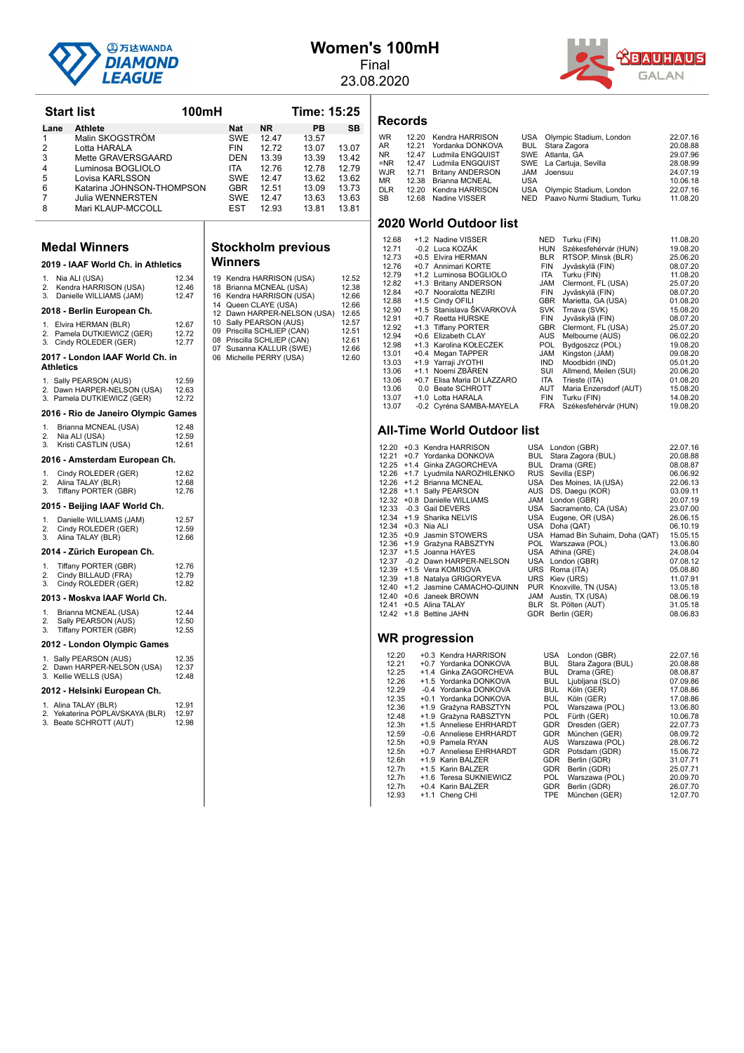# Women's 100mH

Final

23.08.2020

## Start list

**100mH** — **Time: 15:25**

| Lane | Athlete | Nat | NR | PB | SB |
|---|---|---|---|---|---|
| 1 | Malin SKOGSTRÖM | SWE | 12.47 | 13.57 | |
| 2 | Lotta HARALA | FIN | 12.72 | 13.07 | 13.07 |
| 3 | Mette GRAVERSGAARD | DEN | 13.39 | 13.39 | 13.42 |
| 4 | Luminosa BOGLIOLO | ITA | 12.76 | 12.78 | 12.79 |
| 5 | Lovisa KARLSSON | SWE | 12.47 | 13.62 | 13.62 |
| 6 | Katarina JOHNSON-THOMPSON | GBR | 12.51 | 13.09 | 13.73 |
| 7 | Julia WENNERSTEN | SWE | 12.47 | 13.63 | 13.63 |
| 8 | Mari KLAUP-MCCOLL | EST | 12.93 | 13.81 | 13.81 |

## Medal Winners

### 2019 - IAAF World Ch. in Athletics

1. Nia ALI (USA) 12.34
2. Kendra HARRISON (USA) 12.46
3. Danielle WILLIAMS (JAM) 12.47

### 2018 - Berlin European Ch.

1. Elvira HERMAN (BLR) 12.67
2. Pamela DUTKIEWICZ (GER) 12.72
3. Cindy ROLEDER (GER) 12.77

### 2017 - London IAAF World Ch. in Athletics

1. Sally PEARSON (AUS) 12.59
2. Dawn HARPER-NELSON (USA) 12.63
3. Pamela DUTKIEWICZ (GER) 12.72

### 2016 - Rio de Janeiro Olympic Games

1. Brianna MCNEAL (USA) 12.48
2. Nia ALI (USA) 12.59
3. Kristi CASTLIN (USA) 12.61

### 2016 - Amsterdam European Ch.

1. Cindy ROLEDER (GER) 12.62
2. Alina TALAY (BLR) 12.68
3. Tiffany PORTER (GBR) 12.76

### 2015 - Beijing IAAF World Ch.

1. Danielle WILLIAMS (JAM) 12.57
2. Cindy ROLEDER (GER) 12.59
3. Alina TALAY (BLR) 12.66

### 2014 - Zürich European Ch.

1. Tiffany PORTER (GBR) 12.76
2. Cindy BILLAUD (FRA) 12.79
3. Cindy ROLEDER (GER) 12.82

### 2013 - Moskva IAAF World Ch.

1. Brianna MCNEAL (USA) 12.44
2. Sally PEARSON (AUS) 12.50
3. Tiffany PORTER (GBR) 12.55

### 2012 - London Olympic Games

1. Sally PEARSON (AUS) 12.35
2. Dawn HARPER-NELSON (USA) 12.37
3. Kellie WELLS (USA) 12.48

### 2012 - Helsinki European Ch.

1. Alina TALAY (BLR) 12.91
2. Yekaterina POPLAVSKAYA (BLR) 12.97
3. Beate SCHROTT (AUT) 12.98

## Stockholm previous Winners

| Year | Athlete | Result |
|---|---|---|
| 19 | Kendra HARRISON (USA) | 12.52 |
| 18 | Brianna MCNEAL (USA) | 12.38 |
| 16 | Kendra HARRISON (USA) | 12.66 |
| 14 | Queen CLAYE (USA) | 12.66 |
| 12 | Dawn HARPER-NELSON (USA) | 12.65 |
| 10 | Sally PEARSON (AUS) | 12.57 |
| 09 | Priscilla SCHLIEP (CAN) | 12.51 |
| 08 | Priscilla SCHLIEP (CAN) | 12.61 |
| 07 | Susanna KALLUR (SWE) | 12.66 |
| 06 | Michelle PERRY (USA) | 12.60 |

## Records

| | Result | Athlete | Nat | Venue | Date |
|---|---|---|---|---|---|
| WR | 12.20 | Kendra HARRISON | USA | Olympic Stadium, London | 22.07.16 |
| AR | 12.21 | Yordanka DONKOVA | BUL | Stara Zagora | 20.08.88 |
| NR | 12.47 | Ludmila ENGQUIST | SWE | Atlanta, GA | 29.07.96 |
| =NR | 12.47 | Ludmila ENGQUIST | SWE | La Cartuja, Sevilla | 28.08.99 |
| WJR | 12.71 | Britany ANDERSON | JAM | Joensuu | 24.07.19 |
| MR | 12.38 | Brianna MCNEAL | USA | | 10.06.18 |
| DLR | 12.20 | Kendra HARRISON | USA | Olympic Stadium, London | 22.07.16 |
| SB | 12.68 | Nadine VISSER | NED | Paavo Nurmi Stadium, Turku | 11.08.20 |

## 2020 World Outdoor list

| Result | Wind | Athlete | Nat | Venue | Date |
|---|---|---|---|---|---|
| 12.68 | +1.2 | Nadine VISSER | NED | Turku (FIN) | 11.08.20 |
| 12.71 | -0.2 | Luca KOZÁK | HUN | Székesfehérvár (HUN) | 19.08.20 |
| 12.73 | +0.5 | Elvira HERMAN | BLR | RTSOP, Minsk (BLR) | 25.06.20 |
| 12.76 | +0.7 | Annimari KORTE | FIN | Jyväskylä (FIN) | 08.07.20 |
| 12.79 | +1.2 | Luminosa BOGLIOLO | ITA | Turku (FIN) | 11.08.20 |
| 12.82 | +1.3 | Britany ANDERSON | JAM | Clermont, FL (USA) | 25.07.20 |
| 12.84 | +0.7 | Nooralotta NEZIRI | FIN | Jyväskylä (FIN) | 08.07.20 |
| 12.88 | +1.5 | Cindy OFILI | GBR | Marietta, GA (USA) | 01.08.20 |
| 12.90 | +1.5 | Stanislava ŠKVARKOVÁ | SVK | Trnava (SVK) | 15.08.20 |
| 12.91 | +0.7 | Reetta HURSKE | FIN | Jyväskylä (FIN) | 08.07.20 |
| 12.92 | +1.3 | Tiffany PORTER | GBR | Clermont, FL (USA) | 25.07.20 |
| 12.94 | +0.6 | Elizabeth CLAY | AUS | Melbourne (AUS) | 06.02.20 |
| 12.98 | +1.3 | Karolina KOŁECZEK | POL | Bydgoszcz (POL) | 19.08.20 |
| 13.01 | +0.4 | Megan TAPPER | JAM | Kingston (JAM) | 09.08.20 |
| 13.03 | +1.9 | Yarraji JYOTHI | IND | Moodbidri (IND) | 05.01.20 |
| 13.06 | +1.1 | Noemi ZBÄREN | SUI | Allmend, Meilen (SUI) | 20.06.20 |
| 13.06 | +0.7 | Elisa Maria DI LAZZARO | ITA | Trieste (ITA) | 01.08.20 |
| 13.06 | 0.0 | Beate SCHROTT | AUT | Maria Enzersdorf (AUT) | 15.08.20 |
| 13.07 | +1.0 | Lotta HARALA | FIN | Turku (FIN) | 14.08.20 |
| 13.07 | -0.2 | Cyréna SAMBA-MAYELA | FRA | Székesfehérvár (HUN) | 19.08.20 |

## All-Time World Outdoor list

| Result | Wind | Athlete | Nat | Venue | Date |
|---|---|---|---|---|---|
| 12.20 | +0.3 | Kendra HARRISON | USA | London (GBR) | 22.07.16 |
| 12.21 | +0.7 | Yordanka DONKOVA | BUL | Stara Zagora (BUL) | 20.08.88 |
| 12.25 | +1.4 | Ginka ZAGORCHEVA | BUL | Drama (GRE) | 08.08.87 |
| 12.26 | +1.7 | Lyudmila NAROZHILENKO | RUS | Sevilla (ESP) | 06.06.92 |
| 12.26 | +1.2 | Brianna MCNEAL | USA | Des Moines, IA (USA) | 22.06.13 |
| 12.28 | +1.1 | Sally PEARSON | AUS | DS, Daegu (KOR) | 03.09.11 |
| 12.32 | +0.8 | Danielle WILLIAMS | JAM | London (GBR) | 20.07.19 |
| 12.33 | -0.3 | Gail DEVERS | USA | Sacramento, CA (USA) | 23.07.00 |
| 12.34 | +1.9 | Sharika NELVIS | USA | Eugene, OR (USA) | 26.06.15 |
| 12.34 | +0.3 | Nia ALI | USA | Doha (QAT) | 06.10.19 |
| 12.35 | +0.9 | Jasmin STOWERS | USA | Hamad Bin Suhaim, Doha (QAT) | 15.05.15 |
| 12.36 | +1.9 | Grażyna RABSZTYN | POL | Warszawa (POL) | 13.06.80 |
| 12.37 | +1.5 | Joanna HAYES | USA | Athina (GRE) | 24.08.04 |
| 12.37 | -0.2 | Dawn HARPER-NELSON | USA | London (GBR) | 07.08.12 |
| 12.39 | +1.5 | Vera KOMISOVA | URS | Roma (ITA) | 05.08.80 |
| 12.39 | +1.8 | Natalya GRIGORYEVA | URS | Kiev (URS) | 11.07.91 |
| 12.40 | +1.2 | Jasmine CAMACHO-QUINN | PUR | Knoxville, TN (USA) | 13.05.18 |
| 12.40 | +0.6 | Janeek BROWN | JAM | Austin, TX (USA) | 08.06.19 |
| 12.41 | +0.5 | Alina TALAY | BLR | St. Pölten (AUT) | 31.05.18 |
| 12.42 | +1.8 | Bettine JAHN | GDR | Berlin (GER) | 08.06.83 |

## WR progression

| Result | Wind | Athlete | Nat | Venue | Date |
|---|---|---|---|---|---|
| 12.20 | +0.3 | Kendra HARRISON | USA | London (GBR) | 22.07.16 |
| 12.21 | +0.7 | Yordanka DONKOVA | BUL | Stara Zagora (BUL) | 20.08.88 |
| 12.25 | +1.4 | Ginka ZAGORCHEVA | BUL | Drama (GRE) | 08.08.87 |
| 12.26 | +1.5 | Yordanka DONKOVA | BUL | Ljubljana (SLO) | 07.09.86 |
| 12.29 | -0.4 | Yordanka DONKOVA | BUL | Köln (GER) | 17.08.86 |
| 12.35 | +0.1 | Yordanka DONKOVA | BUL | Köln (GER) | 17.08.86 |
| 12.36 | +1.9 | Grażyna RABSZTYN | POL | Warszawa (POL) | 13.06.80 |
| 12.48 | +1.9 | Grażyna RABSZTYN | POL | Fürth (GER) | 10.06.78 |
| 12.3h | +1.5 | Anneliese EHRHARDT | GDR | Dresden (GER) | 22.07.73 |
| 12.59 | -0.6 | Anneliese EHRHARDT | GDR | München (GER) | 08.09.72 |
| 12.5h | +0.9 | Pamela RYAN | AUS | Warszawa (POL) | 28.06.72 |
| 12.5h | +0.7 | Anneliese EHRHARDT | GDR | Potsdam (GDR) | 15.06.72 |
| 12.6h | +1.9 | Karin BALZER | GDR | Berlin (GDR) | 31.07.71 |
| 12.7h | +1.5 | Karin BALZER | GDR | Berlin (GDR) | 25.07.71 |
| 12.7h | +1.6 | Teresa SUKNIEWICZ | POL | Warszawa (POL) | 20.09.70 |
| 12.7h | +0.4 | Karin BALZER | GDR | Berlin (GDR) | 26.07.70 |
| 12.93 | +1.1 | Cheng CHI | TPE | München (GER) | 12.07.70 |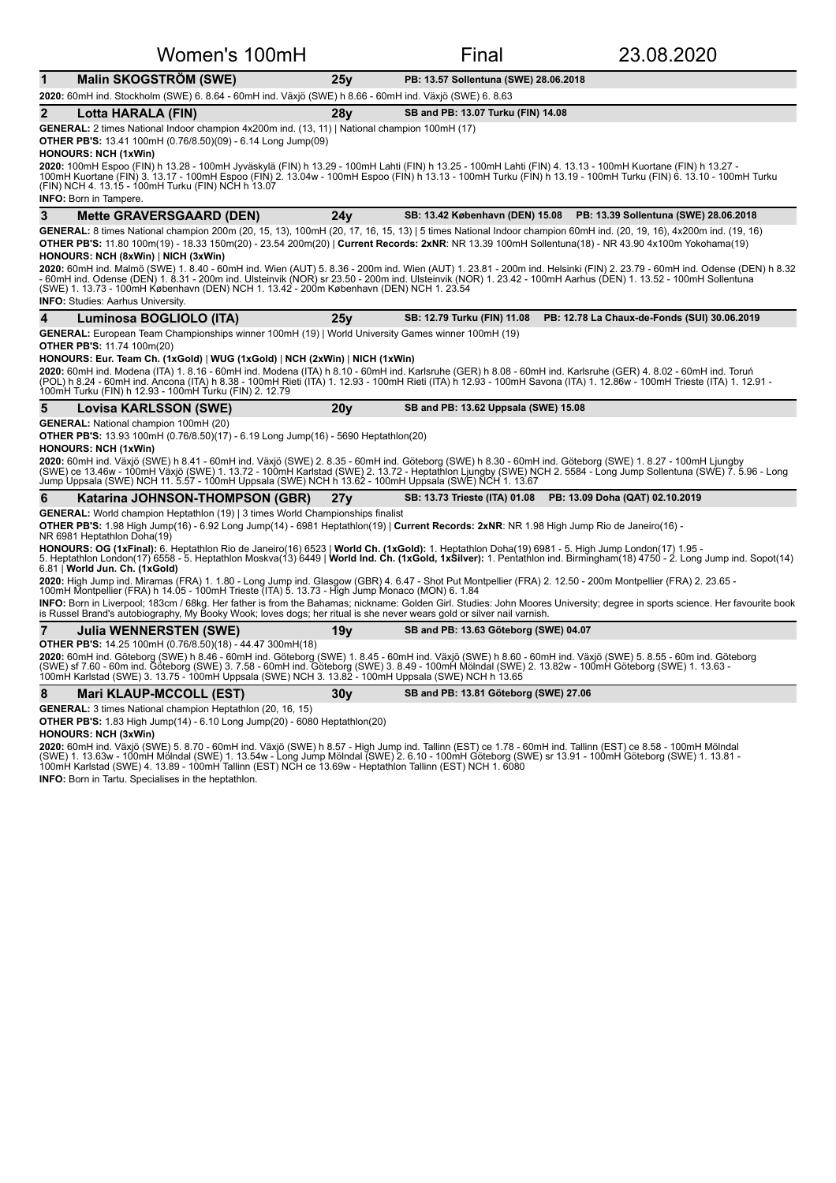# Women's 100mH — Final — 23.08.2020

## 1 Malin SKOGSTRÖM (SWE) — 25y — PB: 13.57 Sollentuna (SWE) 28.06.2018

**2020:** 60mH ind. Stockholm (SWE) 6. 8.64 - 60mH ind. Växjö (SWE) h 8.66 - 60mH ind. Växjö (SWE) 6. 8.63

## 2 Lotta HARALA (FIN) — 28y — SB and PB: 13.07 Turku (FIN) 14.08

**GENERAL:** 2 times National Indoor champion 4x200m ind. (13, 11) | National champion 100mH (17)

**OTHER PB'S:** 13.41 100mH (0.76/8.50)(09) - 6.14 Long Jump(09)

**HONOURS: NCH (1xWin)**

**2020:** 100mH Espoo (FIN) h 13.28 - 100mH Jyväskylä (FIN) h 13.29 - 100mH Lahti (FIN) h 13.25 - 100mH Lahti (FIN) 4. 13.13 - 100mH Kuortane (FIN) h 13.27 - 100mH Kuortane (FIN) 3. 13.17 - 100mH Espoo (FIN) 2. 13.04w - 100mH Espoo (FIN) h 13.13 - 100mH Turku (FIN) h 13.19 - 100mH Turku (FIN) 6. 13.10 - 100mH Turku (FIN) NCH 4. 13.15 - 100mH Turku (FIN) NCH h 13.07

**INFO:** Born in Tampere.

## 3 Mette GRAVERSGAARD (DEN) — 24y — SB: 13.42 København (DEN) 15.08 — PB: 13.39 Sollentuna (SWE) 28.06.2018

**GENERAL:** 8 times National champion 200m (20, 15, 13), 100mH (20, 17, 16, 15, 13) | 5 times National Indoor champion 60mH ind. (20, 19, 16), 4x200m ind. (19, 16)

**OTHER PB'S:** 11.80 100m(19) - 18.33 150m(20) - 23.54 200m(20) | **Current Records: 2xNR**: NR 13.39 100mH Sollentuna(18) - NR 43.90 4x100m Yokohama(19)

**HONOURS: NCH (8xWin)** | **NICH (3xWin)**

**2020:** 60mH ind. Malmö (SWE) 1. 8.40 - 60mH ind. Wien (AUT) 5. 8.36 - 200m ind. Wien (AUT) 1. 23.81 - 200m ind. Helsinki (FIN) 2. 23.79 - 60mH ind. Odense (DEN) h 8.32 - 60mH ind. Odense (DEN) 1. 8.31 - 200m ind. Ulsteinvik (NOR) sr 23.50 - 200m ind. Ulsteinvik (NOR) 1. 23.42 - 100mH Aarhus (DEN) 1. 13.52 - 100mH Sollentuna (SWE) 1. 13.73 - 100mH København (DEN) NCH 1. 13.42 - 200m København (DEN) NCH 1. 23.54

**INFO:** Studies: Aarhus University.

## 4 Luminosa BOGLIOLO (ITA) — 25y — SB: 12.79 Turku (FIN) 11.08 — PB: 12.78 La Chaux-de-Fonds (SUI) 30.06.2019

**GENERAL:** European Team Championships winner 100mH (19) | World University Games winner 100mH (19)

**OTHER PB'S:** 11.74 100m(20)

**HONOURS: Eur. Team Ch. (1xGold)** | **WUG (1xGold)** | **NCH (2xWin)** | **NICH (1xWin)**

**2020:** 60mH ind. Modena (ITA) 1. 8.16 - 60mH ind. Modena (ITA) h 8.10 - 60mH ind. Karlsruhe (GER) h 8.08 - 60mH ind. Karlsruhe (GER) 4. 8.02 - 60mH ind. Toruń (POL) h 8.24 - 60mH ind. Ancona (ITA) h 8.38 - 100mH Rieti (ITA) 1. 12.93 - 100mH Rieti (ITA) h 12.93 - 100mH Savona (ITA) 1. 12.86w - 100mH Trieste (ITA) 1. 12.91 - 100mH Turku (FIN) h 12.93 - 100mH Turku (FIN) 2. 12.79

## 5 Lovisa KARLSSON (SWE) — 20y — SB and PB: 13.62 Uppsala (SWE) 15.08

**GENERAL:** National champion 100mH (20)

**OTHER PB'S:** 13.93 100mH (0.76/8.50)(17) - 6.19 Long Jump(16) - 5690 Heptathlon(20)

**HONOURS: NCH (1xWin)**

**2020:** 60mH ind. Växjö (SWE) h 8.41 - 60mH ind. Växjö (SWE) 2. 8.35 - 60mH ind. Göteborg (SWE) h 8.30 - 60mH ind. Göteborg (SWE) 1. 8.27 - 100mH Ljungby (SWE) ce 13.46w - 100mH Växjö (SWE) 1. 13.72 - 100mH Karlstad (SWE) 2. 13.72 - Heptathlon Ljungby (SWE) NCH 2. 5584 - Long Jump Sollentuna (SWE) 7. 5.96 - Long Jump Uppsala (SWE) NCH 11. 5.57 - 100mH Uppsala (SWE) NCH h 13.62 - 100mH Uppsala (SWE) NCH 1. 13.67

## 6 Katarina JOHNSON-THOMPSON (GBR) — 27y — SB: 13.73 Trieste (ITA) 01.08 — PB: 13.09 Doha (QAT) 02.10.2019

**GENERAL:** World champion Heptathlon (19) | 3 times World Championships finalist

**OTHER PB'S:** 1.98 High Jump(16) - 6.92 Long Jump(14) - 6981 Heptathlon(19) | **Current Records: 2xNR**: NR 1.98 High Jump Rio de Janeiro(16) - NR 6981 Heptathlon Doha(19)

**HONOURS: OG (1xFinal):** 6. Heptathlon Rio de Janeiro(16) 6523 | **World Ch. (1xGold):** 1. Heptathlon Doha(19) 6981 - 5. High Jump London(17) 1.95 - 5. Heptathlon London(17) 6558 - 5. Heptathlon Moskva(13) 6449 | **World Ind. Ch. (1xGold, 1xSilver):** 1. Pentathlon ind. Birmingham(18) 4750 - 2. Long Jump ind. Sopot(14) 6.81 | **World Jun. Ch. (1xGold)**

**2020:** High Jump ind. Miramas (FRA) 1. 1.80 - Long Jump ind. Glasgow (GBR) 4. 6.47 - Shot Put Montpellier (FRA) 2. 12.50 - 200m Montpellier (FRA) 2. 23.65 - 100mH Montpellier (FRA) h 14.05 - 100mH Trieste (ITA) 5. 13.73 - High Jump Monaco (MON) 6. 1.84

**INFO:** Born in Liverpool; 183cm / 68kg. Her father is from the Bahamas; nickname: Golden Girl. Studies: John Moores University; degree in sports science. Her favourite book is Russel Brand's autobiography, My Booky Wook; loves dogs; her ritual is she never wears gold or silver nail varnish.

## 7 Julia WENNERSTEN (SWE) — 19y — SB and PB: 13.63 Göteborg (SWE) 04.07

**OTHER PB'S:** 14.25 100mH (0.76/8.50)(18) - 44.47 300mH(18)

**2020:** 60mH ind. Göteborg (SWE) h 8.46 - 60mH ind. Göteborg (SWE) 1. 8.45 - 60mH ind. Växjö (SWE) h 8.60 - 60mH ind. Växjö (SWE) 5. 8.55 - 60m ind. Göteborg (SWE) sf 7.60 - 60m ind. Göteborg (SWE) 3. 7.58 - 60mH ind. Göteborg (SWE) 3. 8.49 - 100mH Mölndal (SWE) 2. 13.82w - 100mH Göteborg (SWE) 1. 13.63 - 100mH Karlstad (SWE) 3. 13.75 - 100mH Uppsala (SWE) NCH 3. 13.82 - 100mH Uppsala (SWE) NCH h 13.65

## 8 Mari KLAUP-MCCOLL (EST) — 30y — SB and PB: 13.81 Göteborg (SWE) 27.06

**GENERAL:** 3 times National champion Heptathlon (20, 16, 15)

**OTHER PB'S:** 1.83 High Jump(14) - 6.10 Long Jump(20) - 6080 Heptathlon(20)

**HONOURS: NCH (3xWin)**

**2020:** 60mH ind. Växjö (SWE) 5. 8.70 - 60mH ind. Växjö (SWE) h 8.57 - High Jump ind. Tallinn (EST) ce 1.78 - 60mH ind. Tallinn (EST) ce 8.58 - 100mH Mölndal (SWE) 1. 13.63w - 100mH Mölndal (SWE) 1. 13.54w - Long Jump Mölndal (SWE) 2. 6.10 - 100mH Göteborg (SWE) sr 13.91 - 100mH Göteborg (SWE) 1. 13.81 - 100mH Karlstad (SWE) 4. 13.89 - 100mH Tallinn (EST) NCH ce 13.69w - Heptathlon Tallinn (EST) NCH 1. 6080

**INFO:** Born in Tartu. Specialises in the heptathlon.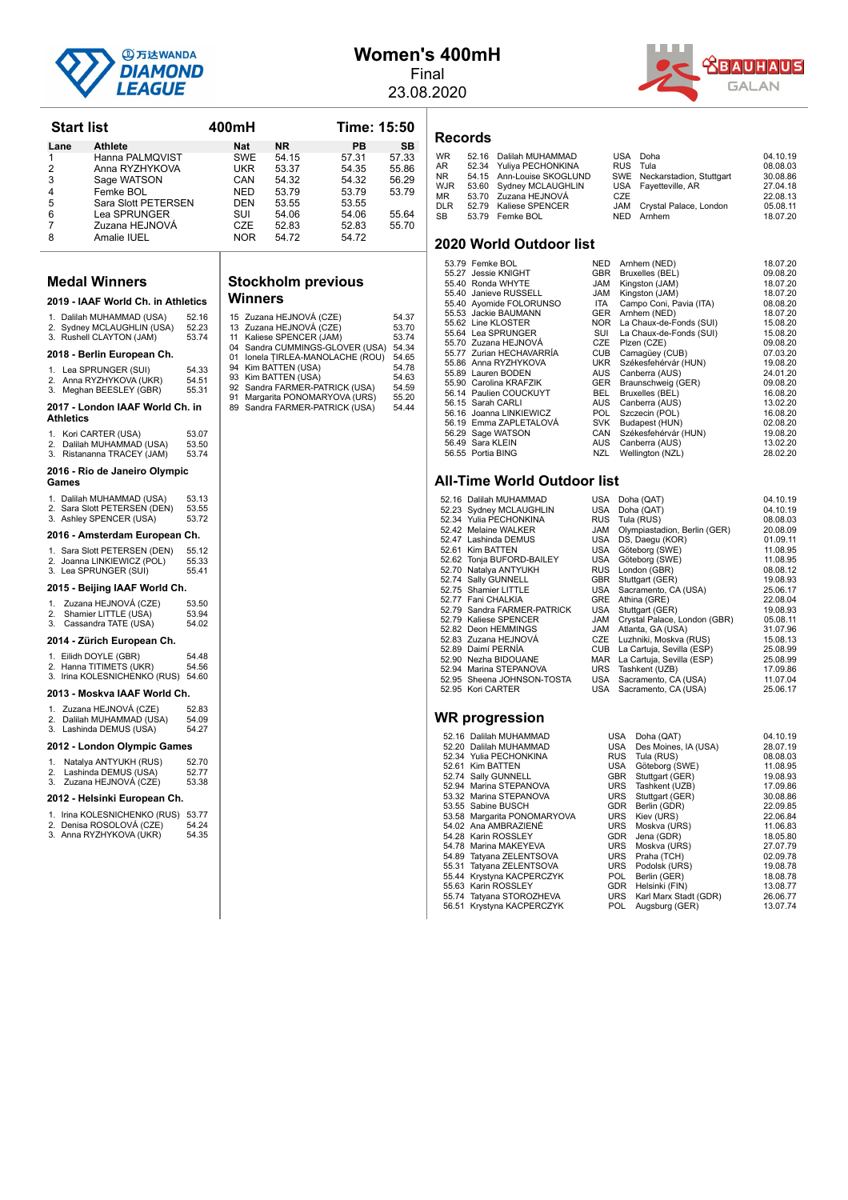# Women's 400mH

Final

23.08.2020

## Start list

**400mH** **Time: 15:50**

| Lane | Athlete | Nat | NR | PB | SB |
|---|---|---|---|---|---|
| 1 | Hanna PALMQVIST | SWE | 54.15 | 57.31 | 57.33 |
| 2 | Anna RYZHYKOVA | UKR | 53.37 | 54.35 | 55.86 |
| 3 | Sage WATSON | CAN | 54.32 | 54.32 | 56.29 |
| 4 | Femke BOL | NED | 53.79 | 53.79 | 53.79 |
| 5 | Sara Slott PETERSEN | DEN | 53.55 | 53.55 | |
| 6 | Lea SPRUNGER | SUI | 54.06 | 54.06 | 55.64 |
| 7 | Zuzana HEJNOVÁ | CZE | 52.83 | 52.83 | 55.70 |
| 8 | Amalie IUEL | NOR | 54.72 | 54.72 | |

## Medal Winners

### 2019 - IAAF World Ch. in Athletics

1. Dalilah MUHAMMAD (USA) 52.16
2. Sydney MCLAUGHLIN (USA) 52.23
3. Rushell CLAYTON (JAM) 53.74

### 2018 - Berlin European Ch.

1. Lea SPRUNGER (SUI) 54.33
2. Anna RYZHYKOVA (UKR) 54.51
3. Meghan BEESLEY (GBR) 55.31

### 2017 - London IAAF World Ch. in Athletics

1. Kori CARTER (USA) 53.07
2. Dalilah MUHAMMAD (USA) 53.50
3. Ristananna TRACEY (JAM) 53.74

### 2016 - Rio de Janeiro Olympic Games

1. Dalilah MUHAMMAD (USA) 53.13
2. Sara Slott PETERSEN (DEN) 53.55
3. Ashley SPENCER (USA) 53.72

### 2016 - Amsterdam European Ch.

1. Sara Slott PETERSEN (DEN) 55.12
2. Joanna LINKIEWICZ (POL) 55.33
3. Lea SPRUNGER (SUI) 55.41

### 2015 - Beijing IAAF World Ch.

1. Zuzana HEJNOVÁ (CZE) 53.50
2. Shamier LITTLE (USA) 53.94
3. Cassandra TATE (USA) 54.02

### 2014 - Zürich European Ch.

1. Eilidh DOYLE (GBR) 54.48
2. Hanna TITIMETS (UKR) 54.56
3. Irina KOLESNICHENKO (RUS) 54.60

### 2013 - Moskva IAAF World Ch.

1. Zuzana HEJNOVÁ (CZE) 52.83
2. Dalilah MUHAMMAD (USA) 54.09
3. Lashinda DEMUS (USA) 54.27

### 2012 - London Olympic Games

1. Natalya ANTYUKH (RUS) 52.70
2. Lashinda DEMUS (USA) 52.77
3. Zuzana HEJNOVÁ (CZE) 53.38

### 2012 - Helsinki European Ch.

1. Irina KOLESNICHENKO (RUS) 53.77
2. Denisa ROSOLOVÁ (CZE) 54.24
3. Anna RYZHYKOVA (UKR) 54.35

## Stockholm previous Winners

| | | |
|---|---|---|
| 15 | Zuzana HEJNOVÁ (CZE) | 54.37 |
| 13 | Zuzana HEJNOVÁ (CZE) | 53.70 |
| 11 | Kaliese SPENCER (JAM) | 53.74 |
| 04 | Sandra CUMMINGS-GLOVER (USA) | 54.34 |
| 01 | Ionela ȚIRLEA-MANOLACHE (ROU) | 54.65 |
| 94 | Kim BATTEN (USA) | 54.78 |
| 93 | Kim BATTEN (USA) | 54.63 |
| 92 | Sandra FARMER-PATRICK (USA) | 54.59 |
| 91 | Margarita PONOMARYOVA (URS) | 55.20 |
| 89 | Sandra FARMER-PATRICK (USA) | 54.44 |

## Records

| | | | | | |
|---|---|---|---|---|---|
| WR | 52.16 | Dalilah MUHAMMAD | USA | Doha | 04.10.19 |
| AR | 52.34 | Yuliya PECHONKINA | RUS | Tula | 08.08.03 |
| NR | 54.15 | Ann-Louise SKOGLUND | SWE | Neckarstadion, Stuttgart | 30.08.86 |
| WJR | 53.60 | Sydney MCLAUGHLIN | USA | Fayetteville, AR | 27.04.18 |
| MR | 53.70 | Zuzana HEJNOVÁ | CZE | | 22.08.13 |
| DLR | 52.79 | Kaliese SPENCER | JAM | Crystal Palace, London | 05.08.11 |
| SB | 53.79 | Femke BOL | NED | Arnhem | 18.07.20 |

## 2020 World Outdoor list

| | | | | |
|---|---|---|---|---|
| 53.79 | Femke BOL | NED | Arnhem (NED) | 18.07.20 |
| 55.27 | Jessie KNIGHT | GBR | Bruxelles (BEL) | 09.08.20 |
| 55.40 | Ronda WHYTE | JAM | Kingston (JAM) | 18.07.20 |
| 55.40 | Janieve RUSSELL | JAM | Kingston (JAM) | 18.07.20 |
| 55.40 | Ayomide FOLORUNSO | ITA | Campo Coni, Pavia (ITA) | 08.08.20 |
| 55.53 | Jackie BAUMANN | GER | Arnhem (NED) | 18.07.20 |
| 55.62 | Line KLOSTER | NOR | La Chaux-de-Fonds (SUI) | 15.08.20 |
| 55.64 | Lea SPRUNGER | SUI | La Chaux-de-Fonds (SUI) | 15.08.20 |
| 55.70 | Zuzana HEJNOVÁ | CZE | Plzen (CZE) | 09.08.20 |
| 55.77 | Zurian HECHAVARRÍA | CUB | Camagüey (CUB) | 07.03.20 |
| 55.86 | Anna RYZHYKOVA | UKR | Székesfehérvár (HUN) | 19.08.20 |
| 55.89 | Lauren BODEN | AUS | Canberra (AUS) | 24.01.20 |
| 55.90 | Carolina KRAFZIK | GER | Braunschweig (GER) | 09.08.20 |
| 56.14 | Paulien COUCKUYT | BEL | Bruxelles (BEL) | 16.08.20 |
| 56.15 | Sarah CARLI | AUS | Canberra (AUS) | 13.02.20 |
| 56.16 | Joanna LINKIEWICZ | POL | Szczecin (POL) | 16.08.20 |
| 56.19 | Emma ZAPLETALOVÁ | SVK | Budapest (HUN) | 02.08.20 |
| 56.29 | Sage WATSON | CAN | Székesfehérvár (HUN) | 19.08.20 |
| 56.49 | Sara KLEIN | AUS | Canberra (AUS) | 13.02.20 |
| 56.55 | Portia BING | NZL | Wellington (NZL) | 28.02.20 |

## All-Time World Outdoor list

| | | | | |
|---|---|---|---|---|
| 52.16 | Dalilah MUHAMMAD | USA | Doha (QAT) | 04.10.19 |
| 52.23 | Sydney MCLAUGHLIN | USA | Doha (QAT) | 04.10.19 |
| 52.34 | Yulia PECHONKINA | RUS | Tula (RUS) | 08.08.03 |
| 52.42 | Melaine WALKER | JAM | Olympiastadion, Berlin (GER) | 20.08.09 |
| 52.47 | Lashinda DEMUS | USA | DS, Daegu (KOR) | 01.09.11 |
| 52.61 | Kim BATTEN | USA | Göteborg (SWE) | 11.08.95 |
| 52.62 | Tonja BUFORD-BAILEY | USA | Göteborg (SWE) | 11.08.95 |
| 52.70 | Natalya ANTYUKH | RUS | London (GBR) | 08.08.12 |
| 52.74 | Sally GUNNELL | GBR | Stuttgart (GER) | 19.08.93 |
| 52.75 | Shamier LITTLE | USA | Sacramento, CA (USA) | 25.06.17 |
| 52.77 | Fani CHALKIA | GRE | Athina (GRE) | 22.08.04 |
| 52.79 | Sandra FARMER-PATRICK | USA | Stuttgart (GER) | 19.08.93 |
| 52.79 | Kaliese SPENCER | JAM | Crystal Palace, London (GBR) | 05.08.11 |
| 52.82 | Deon HEMMINGS | JAM | Atlanta, GA (USA) | 31.07.96 |
| 52.83 | Zuzana HEJNOVÁ | CZE | Luzhniki, Moskva (RUS) | 15.08.13 |
| 52.89 | Daimí PERNÍA | CUB | La Cartuja, Sevilla (ESP) | 25.08.99 |
| 52.90 | Nezha BIDOUANE | MAR | La Cartuja, Sevilla (ESP) | 25.08.99 |
| 52.94 | Marina STEPANOVA | URS | Tashkent (UZB) | 17.09.86 |
| 52.95 | Sheena JOHNSON-TOSTA | USA | Sacramento, CA (USA) | 11.07.04 |
| 52.95 | Kori CARTER | USA | Sacramento, CA (USA) | 25.06.17 |

## WR progression

| | | | | |
|---|---|---|---|---|
| 52.16 | Dalilah MUHAMMAD | USA | Doha (QAT) | 04.10.19 |
| 52.20 | Dalilah MUHAMMAD | USA | Des Moines, IA (USA) | 28.07.19 |
| 52.34 | Yulia PECHONKINA | RUS | Tula (RUS) | 08.08.03 |
| 52.61 | Kim BATTEN | USA | Göteborg (SWE) | 11.08.95 |
| 52.74 | Sally GUNNELL | GBR | Stuttgart (GER) | 19.08.93 |
| 52.94 | Marina STEPANOVA | URS | Tashkent (UZB) | 17.09.86 |
| 53.32 | Marina STEPANOVA | URS | Stuttgart (GER) | 30.08.86 |
| 53.55 | Sabine BUSCH | GDR | Berlin (GDR) | 22.09.85 |
| 53.58 | Margarita PONOMARYOVA | URS | Kiev (URS) | 22.06.84 |
| 54.02 | Ana AMBRAZIENĖ | URS | Moskva (URS) | 11.06.83 |
| 54.28 | Karin ROSSLEY | GDR | Jena (GDR) | 18.05.80 |
| 54.78 | Marina MAKEYEVA | URS | Moskva (URS) | 27.07.79 |
| 54.89 | Tatyana ZELENTSOVA | URS | Praha (TCH) | 02.09.78 |
| 55.31 | Tatyana ZELENTSOVA | URS | Podolsk (URS) | 19.08.78 |
| 55.44 | Krystyna KACPERCZYK | POL | Berlin (GER) | 18.08.78 |
| 55.63 | Karin ROSSLEY | GDR | Helsinki (FIN) | 13.08.77 |
| 55.74 | Tatyana STOROZHEVA | URS | Karl Marx Stadt (GDR) | 26.06.77 |
| 56.51 | Krystyna KACPERCZYK | POL | Augsburg (GER) | 13.07.74 |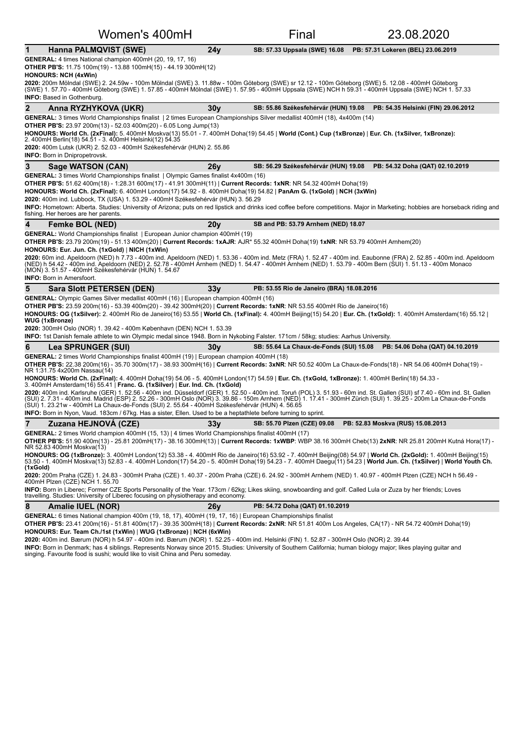# Women's 400mH — Final — 23.08.2020

## 1 Hanna PALMQVIST (SWE) — 24y

**SB: 57.33 Uppsala (SWE) 16.08** **PB: 57.31 Lokeren (BEL) 23.06.2019**

**GENERAL:** 4 times National champion 400mH (20, 19, 17, 16)

**OTHER PB'S:** 11.75 100m(19) - 13.88 100mH(15) - 44.19 300mH(12)

**HONOURS: NCH (4xWin)**

**2020:** 200m Mölndal (SWE) 2. 24.59w - 100m Mölndal (SWE) 3. 11.88w - 100m Göteborg (SWE) sr 12.12 - 100m Göteborg (SWE) 5. 12.08 - 400mH Göteborg (SWE) 1. 57.70 - 400mH Göteborg (SWE) 1. 57.85 - 400mH Mölndal (SWE) 1. 57.95 - 400mH Uppsala (SWE) NCH h 59.31 - 400mH Uppsala (SWE) NCH 1. 57.33

**INFO:** Based in Gothenburg.

## 2 Anna RYZHYKOVA (UKR) — 30y

**SB: 55.86 Székesfehérvár (HUN) 19.08** **PB: 54.35 Helsinki (FIN) 29.06.2012**

**GENERAL:** 3 times World Championships finalist | 2 times European Championships Silver medallist 400mH (18), 4x400m (14)

**OTHER PB'S:** 23.97 200m(13) - 52.03 400m(20) - 6.05 Long Jump(13)

**HONOURS: World Ch. (2xFinal):** 5. 400mH Moskva(13) 55.01 - 7. 400mH Doha(19) 54.45 | **World (Cont.) Cup (1xBronze)** | **Eur. Ch. (1xSilver, 1xBronze):** 2. 400mH Berlin(18) 54.51 - 3. 400mH Helsinki(12) 54.35

**2020:** 400m Lutsk (UKR) 2. 52.03 - 400mH Székesfehérvár (HUN) 2. 55.86

**INFO:** Born in Dnipropetrovsk.

## 3 Sage WATSON (CAN) — 26y

**SB: 56.29 Székesfehérvár (HUN) 19.08** **PB: 54.32 Doha (QAT) 02.10.2019**

**GENERAL:** 3 times World Championships finalist | Olympic Games finalist 4x400m (16)

**OTHER PB'S:** 51.62 400m(18) - 1:28.31 600m(17) - 41.91 300mH(11) | **Current Records: 1xNR**: NR 54.32 400mH Doha(19)

**HONOURS: World Ch. (2xFinal):** 6. 400mH London(17) 54.92 - 8. 400mH Doha(19) 54.82 | **PanAm G. (1xGold)** | **NCH (3xWin)**

**2020:** 400m Lubbock, TX (USA) 1. 53.29 - 400mH Székesfehérvár (HUN) 3. 56.29

**INFO:** Hometown: Alberta. Studies: University of Arizona; puts on red lipstick and drinks iced coffee before competitions. Major in Marketing; hobbies are horseback riding and fishing. Her heroes are her parents.

## 4 Femke BOL (NED) — 20y

**SB and PB: 53.79 Arnhem (NED) 18.07**

**GENERAL:** World Championships finalist | European Junior champion 400mH (19)

**OTHER PB'S:** 23.79 200m(19) - 51.13 400m(20) | **Current Records: 1xAJR**: AJR* 55.32 400mH Doha(19) **1xNR**: NR 53.79 400mH Arnhem(20)

**HONOURS: Eur. Jun. Ch. (1xGold)** | **NICH (1xWin)**

**2020:** 60m ind. Apeldoorn (NED) h 7.73 - 400m ind. Apeldoorn (NED) 1. 53.36 - 400m ind. Metz (FRA) 1. 52.47 - 400m ind. Eaubonne (FRA) 2. 52.85 - 400m ind. Apeldoorn (NED) h 54.42 - 400m ind. Apeldoorn (NED) 2. 52.78 - 400mH Arnhem (NED) 1. 54.47 - 400mH Arnhem (NED) 1. 53.79 - 400m Bern (SUI) 1. 51.13 - 400m Monaco (MON) 3. 51.57 - 400mH Székesfehérvár (HUN) 1. 54.67

**INFO:** Born in Amersfoort.

## 5 Sara Slott PETERSEN (DEN) — 33y

**PB: 53.55 Rio de Janeiro (BRA) 18.08.2016**

**GENERAL:** Olympic Games Silver medallist 400mH (16) | European champion 400mH (16)

**OTHER PB'S:** 23.59 200m(16) - 53.39 400m(20) - 39.42 300mH(20) | **Current Records: 1xNR**: NR 53.55 400mH Rio de Janeiro(16)

**HONOURS: OG (1xSilver):** 2. 400mH Rio de Janeiro(16) 53.55 | **World Ch. (1xFinal):** 4. 400mH Beijing(15) 54.20 | **Eur. Ch. (1xGold):** 1. 400mH Amsterdam(16) 55.12 | **WUG (1xBronze)**

**2020:** 300mH Oslo (NOR) 1. 39.42 - 400m København (DEN) NCH 1. 53.39

**INFO:** 1st Danish female athlete to win Olympic medal since 1948. Born in Nykobing Falster. 171cm / 58kg; studies: Aarhus University.

## 6 Lea SPRUNGER (SUI) — 30y

**SB: 55.64 La Chaux-de-Fonds (SUI) 15.08** **PB: 54.06 Doha (QAT) 04.10.2019**

**GENERAL:** 2 times World Championships finalist 400mH (19) | European champion 400mH (18)

**OTHER PB'S:** 22.38 200m(16) - 35.70 300m(17) - 38.93 300mH(16) | **Current Records: 3xNR**: NR 50.52 400m La Chaux-de-Fonds(18) - NR 54.06 400mH Doha(19) - NR 1:31.75 4x200m Nassau(14)

**HONOURS: World Ch. (2xFinal):** 4. 400mH Doha(19) 54.06 - 5. 400mH London(17) 54.59 | **Eur. Ch. (1xGold, 1xBronze):** 1. 400mH Berlin(18) 54.33 - 3. 400mH Amsterdam(16) 55.41 | **Franc. G. (1xSilver)** | **Eur. Ind. Ch. (1xGold)**

**2020:** 400m ind. Karlsruhe (GER) 1. 52.56 - 400m ind. Düsseldorf (GER) 1. 52.50 - 400m ind. Toruń (POL) 3. 51.93 - 60m ind. St. Gallen (SUI) sf 7.40 - 60m ind. St. Gallen (SUI) 2. 7.31 - 400m ind. Madrid (ESP) 2. 52.26 - 300mH Oslo (NOR) 3. 39.86 - 150m Arnhem (NED) 1. 17.41 - 300mH Zürich (SUI) 1. 39.25 - 200m La Chaux-de-Fonds (SUI) 1. 23.21w - 400mH La Chaux-de-Fonds (SUI) 2. 55.64 - 400mH Székesfehérvár (HUN) 4. 56.65

**INFO:** Born in Nyon, Vaud. 183cm / 67kg. Has a sister, Ellen. Used to be a heptathlete before turning to sprint.

## 7 Zuzana HEJNOVÁ (CZE) — 33y

**SB: 55.70 Plzen (CZE) 09.08** **PB: 52.83 Moskva (RUS) 15.08.2013**

**GENERAL:** 2 times World champion 400mH (15, 13) | 4 times World Championships finalist 400mH (17)

**OTHER PB'S:** 51.90 400m(13) - 25.81 200mH(17) - 38.16 300mH(13) | **Current Records: 1xWBP**: WBP 38.16 300mH Cheb(13) **2xNR**: NR 25.81 200mH Kutná Hora(17) - NR 52.83 400mH Moskva(13)

**HONOURS: OG (1xBronze):** 3. 400mH London(12) 53.38 - 4. 400mH Rio de Janeiro(16) 53.92 - 7. 400mH Beijing(08) 54.97 | **World Ch. (2xGold):** 1. 400mH Beijing(15) 53.50 - 1. 400mH Moskva(13) 52.83 - 4. 400mH London(17) 54.20 - 5. 400mH Doha(19) 54.23 - 7. 400mH Daegu(11) 54.23 | **World Jun. Ch. (1xSilver)** | **World Youth Ch. (1xGold)**

**2020:** 200m Praha (CZE) 1. 24.83 - 300mH Praha (CZE) 1. 40.37 - 200m Praha (CZE) 6. 24.92 - 300mH Arnhem (NED) 1. 40.97 - 400mH Plzen (CZE) NCH h 56.49 - 400mH Plzen (CZE) NCH 1. 55.70

**INFO:** Born in Liberec; Former CZE Sports Personality of the Year. 173cm / 62kg; Likes skiing, snowboarding and golf. Called Lula or Zuza by her friends; Loves travelling. Studies: University of Liberec focusing on physiotherapy and economy.

## 8 Amalie IUEL (NOR) — 26y

**PB: 54.72 Doha (QAT) 01.10.2019**

**GENERAL:** 6 times National champion 400m (19, 18, 17), 400mH (19, 17, 16) | European Championships finalist

**OTHER PB'S:** 23.41 200m(16) - 51.81 400m(17) - 39.35 300mH(18) | **Current Records: 2xNR**: NR 51.81 400m Los Angeles, CA(17) - NR 54.72 400mH Doha(19)

**HONOURS: Eur. Team Ch./1st (1xWin)** | **WUG (1xBronze)** | **NCH (6xWin)**

**2020:** 400m ind. Bærum (NOR) h 54.97 - 400m ind. Bærum (NOR) 1. 52.25 - 400m ind. Helsinki (FIN) 1. 52.87 - 300mH Oslo (NOR) 2. 39.44

**INFO:** Born in Denmark; has 4 siblings. Represents Norway since 2015. Studies: University of Southern California; human biology major; likes playing guitar and singing. Favourite food is sushi; would like to visit China and Peru someday.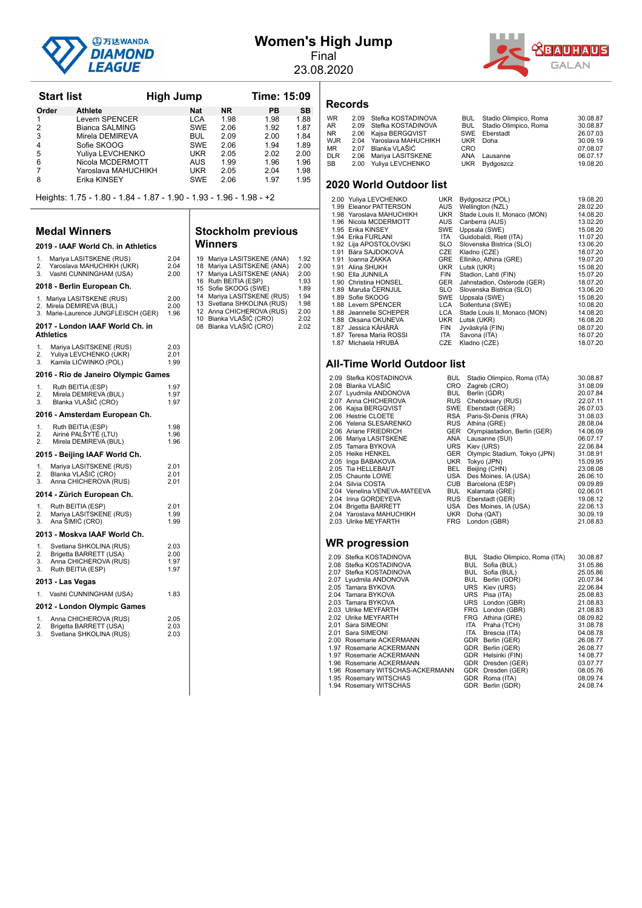# Women's High Jump

Final

23.08.2020

## Start list — High Jump — Time: 15:09

| Order | Athlete | Nat | NR | PB | SB |
|---|---|---|---|---|---|
| 1 | Levern SPENCER | LCA | 1.98 | 1.98 | 1.88 |
| 2 | Bianca SALMING | SWE | 2.06 | 1.92 | 1.87 |
| 3 | Mirela DEMIREVA | BUL | 2.09 | 2.00 | 1.84 |
| 4 | Sofie SKOOG | SWE | 2.06 | 1.94 | 1.89 |
| 5 | Yuliya LEVCHENKO | UKR | 2.05 | 2.02 | 2.00 |
| 6 | Nicola MCDERMOTT | AUS | 1.99 | 1.96 | 1.96 |
| 7 | Yaroslava MAHUCHIKH | UKR | 2.05 | 2.04 | 1.98 |
| 8 | Erika KINSEY | SWE | 2.06 | 1.97 | 1.95 |

Heights: 1.75 - 1.80 - 1.84 - 1.87 - 1.90 - 1.93 - 1.96 - 1.98 - +2

## Medal Winners

### 2019 - IAAF World Ch. in Athletics

1. Mariya LASITSKENE (RUS) 2.04
2. Yaroslava MAHUCHIKH (UKR) 2.04
3. Vashti CUNNINGHAM (USA) 2.00

### 2018 - Berlin European Ch.

1. Mariya LASITSKENE (RUS) 2.00
2. Mirela DEMIREVA (BUL) 2.00
3. Marie-Laurence JUNGFLEISCH (GER) 1.96

### 2017 - London IAAF World Ch. in Athletics

1. Mariya LASITSKENE (RUS) 2.03
2. Yuliya LEVCHENKO (UKR) 2.01
3. Kamila LIĆWINKO (POL) 1.99

### 2016 - Rio de Janeiro Olympic Games

1. Ruth BEITIA (ESP) 1.97
2. Mirela DEMIREVA (BUL) 1.97
3. Blanka VLAŠIĆ (CRO) 1.97

### 2016 - Amsterdam European Ch.

1. Ruth BEITIA (ESP) 1.98
2. Airiné PALŠYTĖ (LTU) 1.96
2. Mirela DEMIREVA (BUL) 1.96

### 2015 - Beijing IAAF World Ch.

1. Mariya LASITSKENE (RUS) 2.01
2. Blanka VLAŠIĆ (CRO) 2.01
3. Anna CHICHEROVA (RUS) 2.01

### 2014 - Zürich European Ch.

1. Ruth BEITIA (ESP) 2.01
2. Mariya LASITSKENE (RUS) 1.99
3. Ana ŠIMIĆ (CRO) 1.99

### 2013 - Moskva IAAF World Ch.

1. Svetlana SHKOLINA (RUS) 2.03
2. Brigetta BARRETT (USA) 2.00
3. Anna CHICHEROVA (RUS) 1.97
3. Ruth BEITIA (ESP) 1.97

### 2013 - Las Vegas

1. Vashti CUNNINGHAM (USA) 1.83

### 2012 - London Olympic Games

1. Anna CHICHEROVA (RUS) 2.05
2. Brigetta BARRETT (USA) 2.03
3. Svetlana SHKOLINA (RUS) 2.03

## Stockholm previous Winners

| Year | Athlete | Result |
|---|---|---|
| 19 | Mariya LASITSKENE (ANA) | 1.92 |
| 18 | Mariya LASITSKENE (ANA) | 2.00 |
| 17 | Mariya LASITSKENE (ANA) | 2.00 |
| 16 | Ruth BEITIA (ESP) | 1.93 |
| 15 | Sofie SKOOG (SWE) | 1.89 |
| 14 | Mariya LASITSKENE (RUS) | 1.94 |
| 13 | Svetlana SHKOLINA (RUS) | 1.98 |
| 12 | Anna CHICHEROVA (RUS) | 2.00 |
| 10 | Blanka VLAŠIĆ (CRO) | 2.02 |
| 08 | Blanka VLAŠIĆ (CRO) | 2.02 |

## Records

| | | | | | |
|---|---|---|---|---|---|
| WR | 2.09 | Stefka KOSTADINOVA | BUL | Stadio Olimpico, Roma | 30.08.87 |
| AR | 2.09 | Stefka KOSTADINOVA | BUL | Stadio Olimpico, Roma | 30.08.87 |
| NR | 2.06 | Kajsa BERGQVIST | SWE | Eberstadt | 26.07.03 |
| WJR | 2.04 | Yaroslava MAHUCHIKH | UKR | Doha | 30.09.19 |
| MR | 2.07 | Blanka VLAŠIĆ | CRO | | 07.08.07 |
| DLR | 2.06 | Mariya LASITSKENE | ANA | Lausanne | 06.07.17 |
| SB | 2.00 | Yuliya LEVCHENKO | UKR | Bydgoszcz | 19.08.20 |

## 2020 World Outdoor list

| | | | | |
|---|---|---|---|---|
| 2.00 | Yuliya LEVCHENKO | UKR | Bydgoszcz (POL) | 19.08.20 |
| 1.99 | Eleanor PATTERSON | AUS | Wellington (NZL) | 28.02.20 |
| 1.98 | Yaroslava MAHUCHIKH | UKR | Stade Louis II, Monaco (MON) | 14.08.20 |
| 1.96 | Nicola MCDERMOTT | AUS | Canberra (AUS) | 13.02.20 |
| 1.95 | Erika KINSEY | SWE | Uppsala (SWE) | 15.08.20 |
| 1.94 | Erika FURLANI | ITA | Guidobaldi, Rieti (ITA) | 11.07.20 |
| 1.92 | Lija APOSTOLOVSKI | SLO | Slovenska Bistrica (SLO) | 13.06.20 |
| 1.91 | Bára SAJDOKOVÁ | CZE | Kladno (CZE) | 18.07.20 |
| 1.91 | Ioanna ZAKKA | GRE | Elliniko, Athina (GRE) | 19.07.20 |
| 1.91 | Alina SHUKH | UKR | Lutsk (UKR) | 15.08.20 |
| 1.90 | Ella JUNNILA | FIN | Stadion, Lahti (FIN) | 15.07.20 |
| 1.90 | Christina HONSEL | GER | Jahnstadion, Osterode (GER) | 18.07.20 |
| 1.89 | Maruša ČERNJUL | SLO | Slovenska Bistrica (SLO) | 13.06.20 |
| 1.89 | Sofie SKOOG | SWE | Uppsala (SWE) | 15.08.20 |
| 1.88 | Levern SPENCER | LCA | Sollentuna (SWE) | 10.08.20 |
| 1.88 | Jeannelle SCHEPER | LCA | Stade Louis II, Monaco (MON) | 14.08.20 |
| 1.88 | Oksana OKUNEVA | UKR | Lutsk (UKR) | 16.08.20 |
| 1.87 | Jessica KÄHÄRÄ | FIN | Jyväskylä (FIN) | 08.07.20 |
| 1.87 | Teresa Maria ROSSI | ITA | Savona (ITA) | 16.07.20 |
| 1.87 | Michaela HRUBÁ | CZE | Kladno (CZE) | 18.07.20 |

## All-Time World Outdoor list

| | | | | |
|---|---|---|---|---|
| 2.09 | Stefka KOSTADINOVA | BUL | Stadio Olimpico, Roma (ITA) | 30.08.87 |
| 2.08 | Blanka VLAŠIĆ | CRO | Zagreb (CRO) | 31.08.09 |
| 2.07 | Lyudmila ANDONOVA | BUL | Berlin (GDR) | 20.07.84 |
| 2.07 | Anna CHICHEROVA | RUS | Cheboksary (RUS) | 22.07.11 |
| 2.06 | Kajsa BERGQVIST | SWE | Eberstadt (GER) | 26.07.03 |
| 2.06 | Hestrie CLOETE | RSA | Paris-St-Denis (FRA) | 31.08.03 |
| 2.06 | Yelena SLESARENKO | RUS | Athina (GRE) | 28.08.04 |
| 2.06 | Ariane FRIEDRICH | GER | Olympiastadion, Berlin (GER) | 14.06.09 |
| 2.06 | Mariya LASITSKENE | ANA | Lausanne (SUI) | 06.07.17 |
| 2.05 | Tamara BYKOVA | URS | Kiev (URS) | 22.06.84 |
| 2.05 | Heike HENKEL | GER | Olympic Stadium, Tokyo (JPN) | 31.08.91 |
| 2.05 | Inga BABAKOVA | UKR | Tokyo (JPN) | 15.09.95 |
| 2.05 | Tia HELLEBAUT | BEL | Beijing (CHN) | 23.08.08 |
| 2.05 | Chaunte LOWE | USA | Des Moines, IA (USA) | 26.06.10 |
| 2.04 | Silvia COSTA | CUB | Barcelona (ESP) | 09.09.89 |
| 2.04 | Venelina VENEVA-MATEEVA | BUL | Kalamata (GRE) | 02.06.01 |
| 2.04 | Irina GORDEYEVA | RUS | Eberstadt (GER) | 19.08.12 |
| 2.04 | Brigetta BARRETT | USA | Des Moines, IA (USA) | 22.06.13 |
| 2.04 | Yaroslava MAHUCHIKH | UKR | Doha (QAT) | 30.09.19 |
| 2.03 | Ulrike MEYFARTH | FRG | London (GBR) | 21.08.83 |

## WR progression

| | | | | |
|---|---|---|---|---|
| 2.09 | Stefka KOSTADINOVA | BUL | Stadio Olimpico, Roma (ITA) | 30.08.87 |
| 2.08 | Stefka KOSTADINOVA | BUL | Sofia (BUL) | 31.05.86 |
| 2.07 | Stefka KOSTADINOVA | BUL | Sofia (BUL) | 25.05.86 |
| 2.07 | Lyudmila ANDONOVA | BUL | Berlin (GDR) | 20.07.84 |
| 2.05 | Tamara BYKOVA | URS | Kiev (URS) | 22.06.84 |
| 2.04 | Tamara BYKOVA | URS | Pisa (ITA) | 25.08.83 |
| 2.03 | Tamara BYKOVA | URS | London (GBR) | 21.08.83 |
| 2.03 | Ulrike MEYFARTH | FRG | London (GBR) | 21.08.83 |
| 2.02 | Ulrike MEYFARTH | FRG | Athina (GRE) | 08.09.82 |
| 2.01 | Sara SIMEONI | ITA | Praha (TCH) | 31.08.78 |
| 2.01 | Sara SIMEONI | ITA | Brescia (ITA) | 04.08.78 |
| 2.00 | Rosemarie ACKERMANN | GDR | Berlin (GER) | 26.08.77 |
| 1.97 | Rosemarie ACKERMANN | GDR | Berlin (GER) | 26.08.77 |
| 1.97 | Rosemarie ACKERMANN | GDR | Helsinki (FIN) | 14.08.77 |
| 1.96 | Rosemarie ACKERMANN | GDR | Dresden (GER) | 03.07.77 |
| 1.96 | Rosemary WITSCHAS-ACKERMANN | GDR | Dresden (GER) | 08.05.76 |
| 1.95 | Rosemary WITSCHAS | GDR | Roma (ITA) | 08.09.74 |
| 1.94 | Rosemary WITSCHAS | GDR | Berlin (GDR) | 24.08.74 |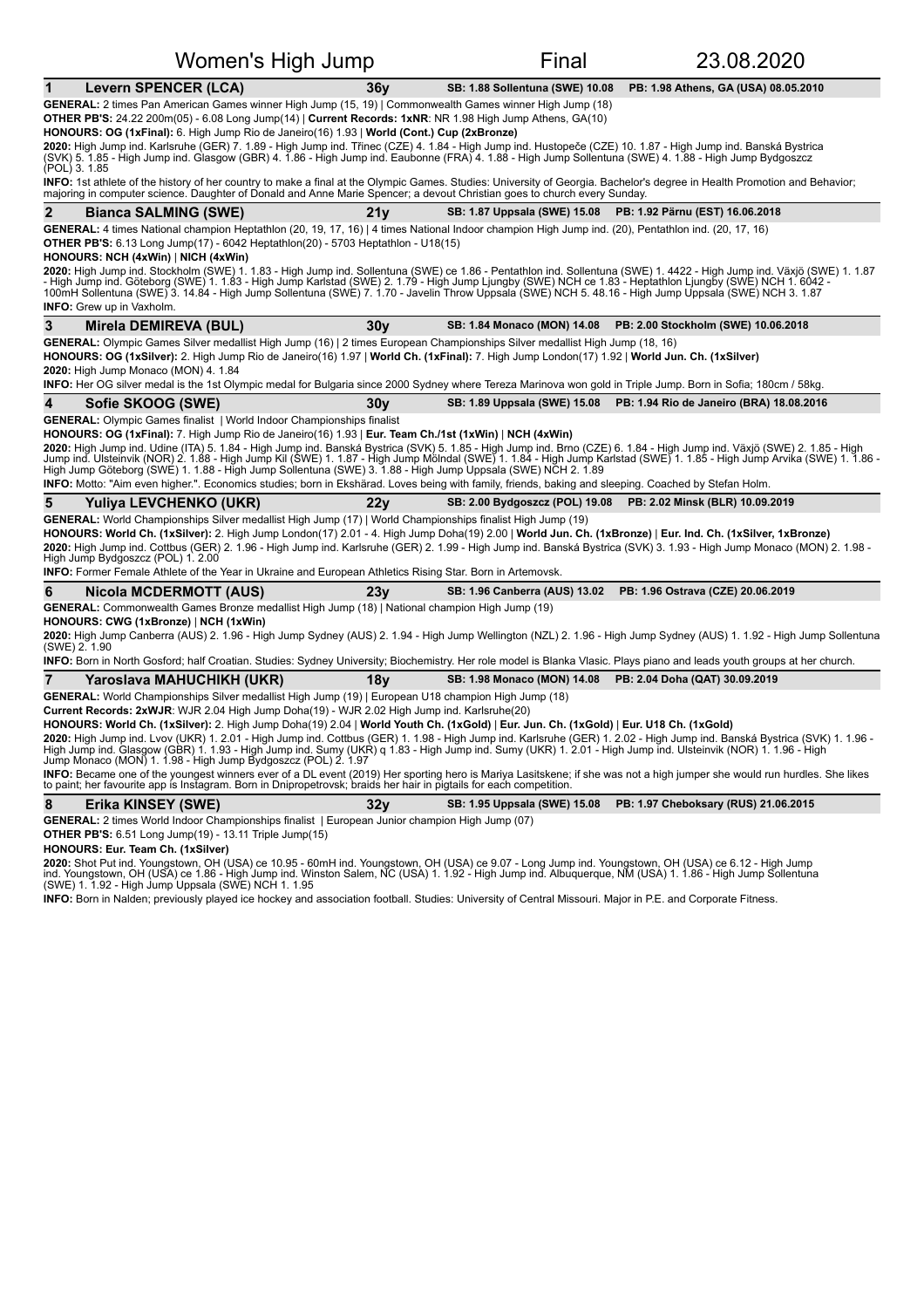# Women's High Jump — Final — 23.08.2020

## 1 Levern SPENCER (LCA) — 36y — SB: 1.88 Sollentuna (SWE) 10.08 — PB: 1.98 Athens, GA (USA) 08.05.2010

**GENERAL:** 2 times Pan American Games winner High Jump (15, 19) | Commonwealth Games winner High Jump (18)
**OTHER PB'S:** 24.22 200m(05) - 6.08 Long Jump(14) | **Current Records: 1xNR**: NR 1.98 High Jump Athens, GA(10)
**HONOURS: OG (1xFinal):** 6. High Jump Rio de Janeiro(16) 1.93 | **World (Cont.) Cup (2xBronze)**
**2020:** High Jump ind. Karlsruhe (GER) 7. 1.89 - High Jump ind. Třinec (CZE) 4. 1.84 - High Jump ind. Hustopeče (CZE) 10. 1.87 - High Jump ind. Banská Bystrica (SVK) 5. 1.85 - High Jump ind. Glasgow (GBR) 4. 1.86 - High Jump ind. Eaubonne (FRA) 4. 1.88 - High Jump Sollentuna (SWE) 4. 1.88 - High Jump Bydgoszcz (POL) 3. 1.85
**INFO:** 1st athlete of the history of her country to make a final at the Olympic Games. Studies: University of Georgia. Bachelor's degree in Health Promotion and Behavior; majoring in computer science. Daughter of Donald and Anne Marie Spencer; a devout Christian goes to church every Sunday.

## 2 Bianca SALMING (SWE) — 21y — SB: 1.87 Uppsala (SWE) 15.08 — PB: 1.92 Pärnu (EST) 16.06.2018

**GENERAL:** 4 times National champion Heptathlon (20, 19, 17, 16) | 4 times National Indoor champion High Jump ind. (20), Pentathlon ind. (20, 17, 16)
**OTHER PB'S:** 6.13 Long Jump(17) - 6042 Heptathlon(20) - 5703 Heptathlon - U18(15)
**HONOURS: NCH (4xWin)** | **NICH (4xWin)**
**2020:** High Jump ind. Stockholm (SWE) 1. 1.83 - High Jump ind. Sollentuna (SWE) ce 1.86 - Pentathlon ind. Sollentuna (SWE) 1. 4422 - High Jump ind. Växjö (SWE) 1. 1.87 - High Jump ind. Göteborg (SWE) 1. 1.83 - High Jump Karlstad (SWE) 2. 1.79 - High Jump Ljungby (SWE) NCH ce 1.83 - Heptathlon Ljungby (SWE) NCH 1. 6042 - 100mH Sollentuna (SWE) 3. 14.84 - High Jump Sollentuna (SWE) 7. 1.70 - Javelin Throw Uppsala (SWE) NCH 5. 48.16 - High Jump Uppsala (SWE) NCH 3. 1.87
**INFO:** Grew up in Vaxholm.

## 3 Mirela DEMIREVA (BUL) — 30y — SB: 1.84 Monaco (MON) 14.08 — PB: 2.00 Stockholm (SWE) 10.06.2018

**GENERAL:** Olympic Games Silver medallist High Jump (16) | 2 times European Championships Silver medallist High Jump (18, 16)
**HONOURS: OG (1xSilver):** 2. High Jump Rio de Janeiro(16) 1.97 | **World Ch. (1xFinal):** 7. High Jump London(17) 1.92 | **World Jun. Ch. (1xSilver)**
**2020:** High Jump Monaco (MON) 4. 1.84
**INFO:** Her OG silver medal is the 1st Olympic medal for Bulgaria since 2000 Sydney where Tereza Marinova won gold in Triple Jump. Born in Sofia; 180cm / 58kg.

## 4 Sofie SKOOG (SWE) — 30y — SB: 1.89 Uppsala (SWE) 15.08 — PB: 1.94 Rio de Janeiro (BRA) 18.08.2016

**GENERAL:** Olympic Games finalist | World Indoor Championships finalist
**HONOURS: OG (1xFinal):** 7. High Jump Rio de Janeiro(16) 1.93 | **Eur. Team Ch./1st (1xWin)** | **NCH (4xWin)**
**2020:** High Jump ind. Udine (ITA) 5. 1.84 - High Jump ind. Banská Bystrica (SVK) 5. 1.85 - High Jump ind. Brno (CZE) 6. 1.84 - High Jump ind. Växjö (SWE) 2. 1.85 - High Jump ind. Ulsteinvik (NOR) 2. 1.88 - High Jump Kil (SWE) 1. 1.87 - High Jump Mölndal (SWE) 1. 1.84 - High Jump Karlstad (SWE) 1. 1.85 - High Jump Arvika (SWE) 1. 1.86 - High Jump Göteborg (SWE) 1. 1.88 - High Jump Sollentuna (SWE) 3. 1.88 - High Jump Uppsala (SWE) NCH 2. 1.89
**INFO:** Motto: "Aim even higher.". Economics studies; born in Ekshärad. Loves being with family, friends, baking and sleeping. Coached by Stefan Holm.

## 5 Yuliya LEVCHENKO (UKR) — 22y — SB: 2.00 Bydgoszcz (POL) 19.08 — PB: 2.02 Minsk (BLR) 10.09.2019

**GENERAL:** World Championships Silver medallist High Jump (17) | World Championships finalist High Jump (19)
**HONOURS: World Ch. (1xSilver):** 2. High Jump London(17) 2.01 - 4. High Jump Doha(19) 2.00 | **World Jun. Ch. (1xBronze)** | **Eur. Ind. Ch. (1xSilver, 1xBronze)**
**2020:** High Jump ind. Cottbus (GER) 2. 1.96 - High Jump ind. Karlsruhe (GER) 2. 1.99 - High Jump ind. Banská Bystrica (SVK) 3. 1.93 - High Jump Monaco (MON) 2. 1.98 - High Jump Bydgoszcz (POL) 1. 2.00
**INFO:** Former Female Athlete of the Year in Ukraine and European Athletics Rising Star. Born in Artemovsk.

## 6 Nicola MCDERMOTT (AUS) — 23y — SB: 1.96 Canberra (AUS) 13.02 — PB: 1.96 Ostrava (CZE) 20.06.2019

**GENERAL:** Commonwealth Games Bronze medallist High Jump (18) | National champion High Jump (19)
**HONOURS: CWG (1xBronze)** | **NCH (1xWin)**
**2020:** High Jump Canberra (AUS) 2. 1.96 - High Jump Sydney (AUS) 2. 1.94 - High Jump Wellington (NZL) 2. 1.96 - High Jump Sydney (AUS) 1. 1.92 - High Jump Sollentuna (SWE) 2. 1.90
**INFO:** Born in North Gosford; half Croatian. Studies: Sydney University; Biochemistry. Her role model is Blanka Vlasic. Plays piano and leads youth groups at her church.

## 7 Yaroslava MAHUCHIKH (UKR) — 18y — SB: 1.98 Monaco (MON) 14.08 — PB: 2.04 Doha (QAT) 30.09.2019

**GENERAL:** World Championships Silver medallist High Jump (19) | European U18 champion High Jump (18)
**Current Records: 2xWJR**: WJR 2.04 High Jump Doha(19) - WJR 2.02 High Jump ind. Karlsruhe(20)
**HONOURS: World Ch. (1xSilver):** 2. High Jump Doha(19) 2.04 | **World Youth Ch. (1xGold)** | **Eur. Jun. Ch. (1xGold)** | **Eur. U18 Ch. (1xGold)**
**2020:** High Jump ind. Lvov (UKR) 1. 2.01 - High Jump ind. Cottbus (GER) 1. 1.98 - High Jump ind. Karlsruhe (GER) 1. 2.02 - High Jump ind. Banská Bystrica (SVK) 1. 1.96 - High Jump ind. Glasgow (GBR) 1. 1.93 - High Jump ind. Sumy (UKR) ce 1.83 - High Jump ind. Sumy (UKR) 1. 2.01 - High Jump ind. Ulsteinvik (NOR) 1. 1.96 - High Jump Monaco (MON) 1. 1.98 - High Jump Bydgoszcz (POL) 2. 1.97
**INFO:** Became one of the youngest winners ever of a DL event (2019) Her sporting hero is Mariya Lasitskene; if she was not a high jumper she would run hurdles. She likes to paint; her favourite app is Instagram. Born in Dnipropetrovsk; braids her hair in pigtails for each competition.

## 8 Erika KINSEY (SWE) — 32y — SB: 1.95 Uppsala (SWE) 15.08 — PB: 1.97 Cheboksary (RUS) 21.06.2015

**GENERAL:** 2 times World Indoor Championships finalist | European Junior champion High Jump (07)
**OTHER PB'S:** 6.51 Long Jump(19) - 13.11 Triple Jump(15)
**HONOURS: Eur. Team Ch. (1xSilver)**
**2020:** Shot Put ind. Youngstown, OH (USA) ce 10.95 - 60mH ind. Youngstown, OH (USA) ce 9.07 - Long Jump ind. Youngstown, OH (USA) ce 6.12 - High Jump ind. Youngstown, OH (USA) ce 1.86 - High Jump ind. Winston Salem, NC (USA) 1. 1.92 - High Jump ind. Albuquerque, NM (USA) 1. 1.86 - High Jump Sollentuna (SWE) 1. 1.92 - High Jump Uppsala (SWE) NCH 1. 1.95
**INFO:** Born in Nalden; previously played ice hockey and association football. Studies: University of Central Missouri. Major in P.E. and Corporate Fitness.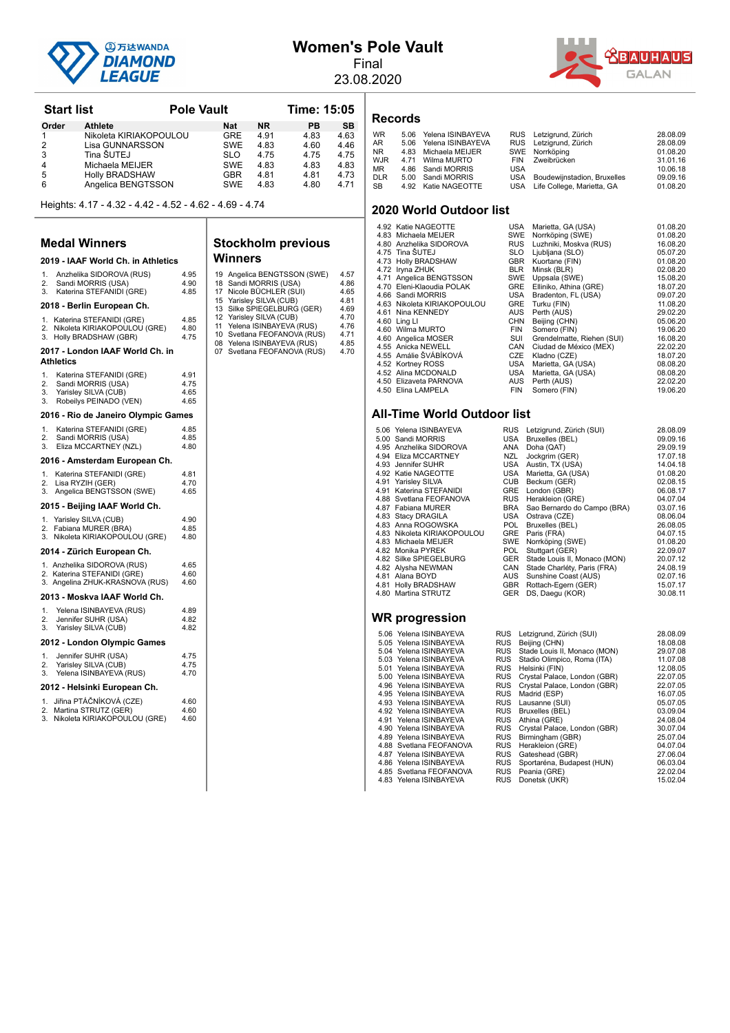# Women's Pole Vault

Final

23.08.2020

## Start list — Pole Vault — Time: 15:05

| Order | Athlete | Nat | NR | PB | SB |
|---|---|---|---|---|---|
| 1 | Nikoleta KIRIAKOPOULOU | GRE | 4.91 | 4.83 | 4.63 |
| 2 | Lisa GUNNARSSON | SWE | 4.83 | 4.60 | 4.46 |
| 3 | Tina ŠUTEJ | SLO | 4.75 | 4.75 | 4.75 |
| 4 | Michaela MEIJER | SWE | 4.83 | 4.83 | 4.83 |
| 5 | Holly BRADSHAW | GBR | 4.81 | 4.81 | 4.73 |
| 6 | Angelica BENGTSSON | SWE | 4.83 | 4.80 | 4.71 |

Heights: 4.17 - 4.32 - 4.42 - 4.52 - 4.62 - 4.69 - 4.74

## Medal Winners

### 2019 - IAAF World Ch. in Athletics

1. Anzhelika SIDOROVA (RUS) 4.95
2. Sandi MORRIS (USA) 4.90
3. Katerina STEFANIDI (GRE) 4.85

### 2018 - Berlin European Ch.

1. Katerina STEFANIDI (GRE) 4.85
2. Nikoleta KIRIAKOPOULOU (GRE) 4.80
3. Holly BRADSHAW (GBR) 4.75

### 2017 - London IAAF World Ch. in Athletics

1. Katerina STEFANIDI (GRE) 4.91
2. Sandi MORRIS (USA) 4.75
3. Yarisley SILVA (CUB) 4.65
3. Robeilys PEINADO (VEN) 4.65

### 2016 - Rio de Janeiro Olympic Games

1. Katerina STEFANIDI (GRE) 4.85
2. Sandi MORRIS (USA) 4.85
3. Eliza MCCARTNEY (NZL) 4.80

### 2016 - Amsterdam European Ch.

1. Katerina STEFANIDI (GRE) 4.81
2. Lisa RYZIH (GER) 4.70
3. Angelica BENGTSSON (SWE) 4.65

### 2015 - Beijing IAAF World Ch.

1. Yarisley SILVA (CUB) 4.90
2. Fabiana MURER (BRA) 4.85
3. Nikoleta KIRIAKOPOULOU (GRE) 4.80

### 2014 - Zürich European Ch.

1. Anzhelika SIDOROVA (RUS) 4.65
2. Katerina STEFANIDI (GRE) 4.60
3. Angelina ZHUK-KRASNOVA (RUS) 4.60

### 2013 - Moskva IAAF World Ch.

1. Yelena ISINBAYEVA (RUS) 4.89
2. Jennifer SUHR (USA) 4.82
3. Yarisley SILVA (CUB) 4.82

### 2012 - London Olympic Games

1. Jennifer SUHR (USA) 4.75
2. Yarisley SILVA (CUB) 4.75
3. Yelena ISINBAYEVA (RUS) 4.70

### 2012 - Helsinki European Ch.

1. Jiřina PTÁČNÍKOVÁ (CZE) 4.60
2. Martina STRUTZ (GER) 4.60
3. Nikoleta KIRIAKOPOULOU (GRE) 4.60

## Stockholm previous Winners

| Year | Athlete | Mark |
|---|---|---|
| 19 | Angelica BENGTSSON (SWE) | 4.57 |
| 18 | Sandi MORRIS (USA) | 4.86 |
| 17 | Nicole BÜCHLER (SUI) | 4.65 |
| 15 | Yarisley SILVA (CUB) | 4.81 |
| 13 | Silke SPIEGELBURG (GER) | 4.69 |
| 12 | Yarisley SILVA (CUB) | 4.70 |
| 11 | Yelena ISINBAYEVA (RUS) | 4.76 |
| 10 | Svetlana FEOFANOVA (RUS) | 4.71 |
| 08 | Yelena ISINBAYEVA (RUS) | 4.85 |
| 07 | Svetlana FEOFANOVA (RUS) | 4.70 |

## Records

| | Mark | Athlete | Nat | Venue | Date |
|---|---|---|---|---|---|
| WR | 5.06 | Yelena ISINBAYEVA | RUS | Letzigrund, Zürich | 28.08.09 |
| AR | 5.06 | Yelena ISINBAYEVA | RUS | Letzigrund, Zürich | 28.08.09 |
| NR | 4.83 | Michaela MEIJER | SWE | Norrköping | 01.08.20 |
| WJR | 4.71 | Wilma MURTO | FIN | Zweibrücken | 31.01.16 |
| MR | 4.86 | Sandi MORRIS | USA | | 10.06.18 |
| DLR | 5.00 | Sandi MORRIS | USA | Boudewijnstadion, Bruxelles | 09.09.16 |
| SB | 4.92 | Katie NAGEOTTE | USA | Life College, Marietta, GA | 01.08.20 |

## 2020 World Outdoor list

| Mark | Athlete | Nat | Venue | Date |
|---|---|---|---|---|
| 4.92 | Katie NAGEOTTE | USA | Marietta, GA (USA) | 01.08.20 |
| 4.83 | Michaela MEIJER | SWE | Norrköping (SWE) | 01.08.20 |
| 4.80 | Anzhelika SIDOROVA | RUS | Luzhniki, Moskva (RUS) | 16.08.20 |
| 4.75 | Tina ŠUTEJ | SLO | Ljubljana (SLO) | 05.07.20 |
| 4.73 | Holly BRADSHAW | GBR | Kuortane (FIN) | 01.08.20 |
| 4.72 | Iryna ZHUK | BLR | Minsk (BLR) | 02.08.20 |
| 4.71 | Angelica BENGTSSON | SWE | Uppsala (SWE) | 15.08.20 |
| 4.70 | Eleni-Klaoudia POLAK | GRE | Elliniko, Athina (GRE) | 18.07.20 |
| 4.66 | Sandi MORRIS | USA | Bradenton, FL (USA) | 09.07.20 |
| 4.63 | Nikoleta KIRIAKOPOULOU | GRE | Turku (FIN) | 11.08.20 |
| 4.61 | Nina KENNEDY | AUS | Perth (AUS) | 29.02.20 |
| 4.60 | Ling LI | CHN | Beijing (CHN) | 05.06.20 |
| 4.60 | Wilma MURTO | FIN | Somero (FIN) | 19.06.20 |
| 4.60 | Angelica MOSER | SUI | Grendelmatte, Riehen (SUI) | 16.08.20 |
| 4.55 | Anicka NEWELL | CAN | Ciudad de México (MEX) | 22.02.20 |
| 4.55 | Amálie ŠVÁBÍKOVÁ | CZE | Kladno (CZE) | 18.07.20 |
| 4.52 | Kortney ROSS | USA | Marietta, GA (USA) | 08.08.20 |
| 4.52 | Alina MCDONALD | USA | Marietta, GA (USA) | 08.08.20 |
| 4.50 | Elizaveta PARNOVA | AUS | Perth (AUS) | 22.02.20 |
| 4.50 | Elina LAMPELA | FIN | Somero (FIN) | 19.06.20 |

## All-Time World Outdoor list

| Mark | Athlete | Nat | Venue | Date |
|---|---|---|---|---|
| 5.06 | Yelena ISINBAYEVA | RUS | Letzigrund, Zürich (SUI) | 28.08.09 |
| 5.00 | Sandi MORRIS | USA | Bruxelles (BEL) | 09.09.16 |
| 4.95 | Anzhelika SIDOROVA | ANA | Doha (QAT) | 29.09.19 |
| 4.94 | Eliza MCCARTNEY | NZL | Jockgrim (GER) | 17.07.18 |
| 4.93 | Jennifer SUHR | USA | Austin, TX (USA) | 14.04.18 |
| 4.92 | Katie NAGEOTTE | USA | Marietta, GA (USA) | 01.08.20 |
| 4.91 | Yarisley SILVA | CUB | Beckum (GER) | 02.08.15 |
| 4.91 | Katerina STEFANIDI | GRE | London (GBR) | 06.08.17 |
| 4.88 | Svetlana FEOFANOVA | RUS | Herakleion (GRE) | 04.07.04 |
| 4.87 | Fabiana MURER | BRA | Sao Bernardo do Campo (BRA) | 03.07.16 |
| 4.83 | Stacy DRAGILA | USA | Ostrava (CZE) | 08.06.04 |
| 4.83 | Anna ROGOWSKA | POL | Bruxelles (BEL) | 26.08.05 |
| 4.83 | Nikoleta KIRIAKOPOULOU | GRE | Paris (FRA) | 04.07.15 |
| 4.83 | Michaela MEIJER | SWE | Norrköping (SWE) | 01.08.20 |
| 4.82 | Monika PYREK | POL | Stuttgart (GER) | 22.09.07 |
| 4.82 | Silke SPIEGELBURG | GER | Stade Louis II, Monaco (MON) | 20.07.12 |
| 4.82 | Alysha NEWMAN | CAN | Stade Charléty, Paris (FRA) | 24.08.19 |
| 4.81 | Alana BOYD | AUS | Sunshine Coast (AUS) | 02.07.16 |
| 4.81 | Holly BRADSHAW | GBR | Rottach-Egern (GER) | 15.07.17 |
| 4.80 | Martina STRUTZ | GER | DS, Daegu (KOR) | 30.08.11 |

## WR progression

| Mark | Athlete | Nat | Venue | Date |
|---|---|---|---|---|
| 5.06 | Yelena ISINBAYEVA | RUS | Letzigrund, Zürich (SUI) | 28.08.09 |
| 5.05 | Yelena ISINBAYEVA | RUS | Beijing (CHN) | 18.08.08 |
| 5.04 | Yelena ISINBAYEVA | RUS | Stade Louis II, Monaco (MON) | 29.07.08 |
| 5.03 | Yelena ISINBAYEVA | RUS | Stadio Olimpico, Roma (ITA) | 11.07.08 |
| 5.01 | Yelena ISINBAYEVA | RUS | Helsinki (FIN) | 12.08.05 |
| 5.00 | Yelena ISINBAYEVA | RUS | Crystal Palace, London (GBR) | 22.07.05 |
| 4.96 | Yelena ISINBAYEVA | RUS | Crystal Palace, London (GBR) | 22.07.05 |
| 4.95 | Yelena ISINBAYEVA | RUS | Madrid (ESP) | 16.07.05 |
| 4.93 | Yelena ISINBAYEVA | RUS | Lausanne (SUI) | 05.07.05 |
| 4.92 | Yelena ISINBAYEVA | RUS | Bruxelles (BEL) | 03.09.04 |
| 4.91 | Yelena ISINBAYEVA | RUS | Athina (GRE) | 24.08.04 |
| 4.90 | Yelena ISINBAYEVA | RUS | Crystal Palace, London (GBR) | 30.07.04 |
| 4.89 | Yelena ISINBAYEVA | RUS | Birmingham (GBR) | 25.07.04 |
| 4.88 | Svetlana FEOFANOVA | RUS | Herakleion (GRE) | 04.07.04 |
| 4.87 | Yelena ISINBAYEVA | RUS | Gateshead (GBR) | 27.06.04 |
| 4.86 | Yelena ISINBAYEVA | RUS | Sportaréna, Budapest (HUN) | 06.03.04 |
| 4.85 | Svetlana FEOFANOVA | RUS | Peania (GRE) | 22.02.04 |
| 4.83 | Yelena ISINBAYEVA | RUS | Donetsk (UKR) | 15.02.04 |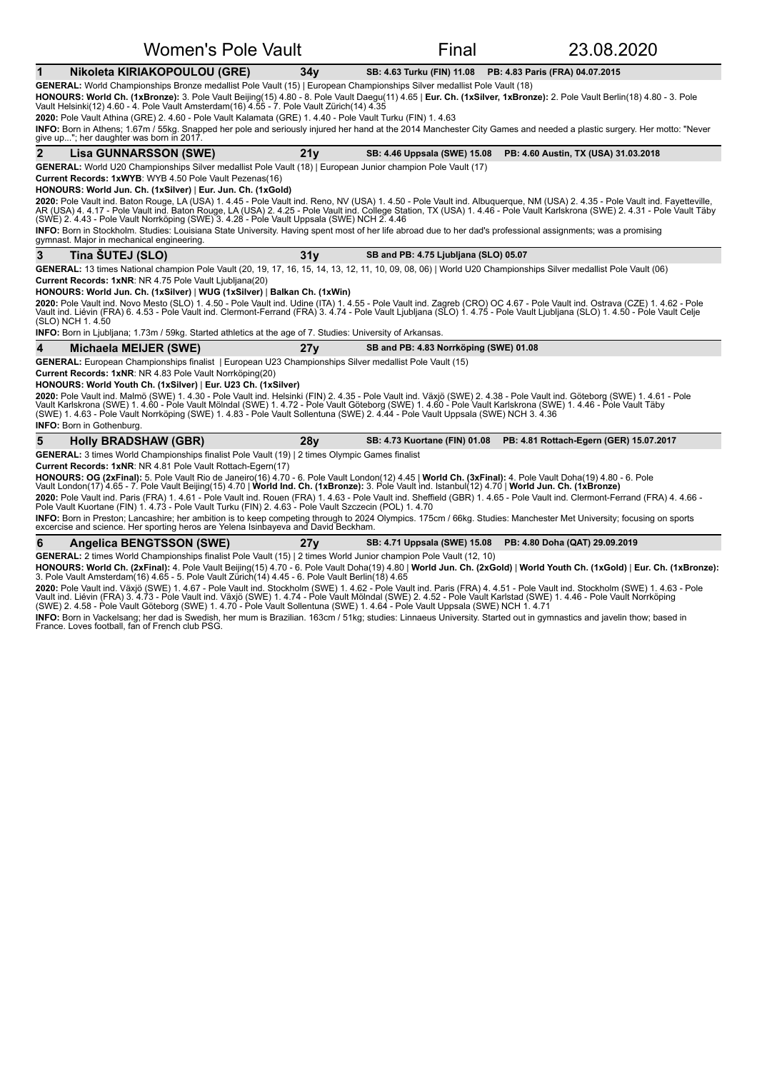# Women's Pole Vault — Final — 23.08.2020

## 1 Nikoleta KIRIAKOPOULOU (GRE) — 34y — SB: 4.63 Turku (FIN) 11.08 — PB: 4.83 Paris (FRA) 04.07.2015

**GENERAL:** World Championships Bronze medallist Pole Vault (15) | European Championships Silver medallist Pole Vault (18)

**HONOURS: World Ch. (1xBronze):** 3. Pole Vault Beijing(15) 4.80 - 8. Pole Vault Daegu(11) 4.65 | **Eur. Ch. (1xSilver, 1xBronze):** 2. Pole Vault Berlin(18) 4.80 - 3. Pole Vault Helsinki(12) 4.60 - 4. Pole Vault Amsterdam(16) 4.55 - 7. Pole Vault Zürich(14) 4.35

**2020:** Pole Vault Athina (GRE) 2. 4.60 - Pole Vault Kalamata (GRE) 1. 4.40 - Pole Vault Turku (FIN) 1. 4.63

**INFO:** Born in Athens; 1.67m / 55kg. Snapped her pole and seriously injured her hand at the 2014 Manchester City Games and needed a plastic surgery. Her motto: "Never give up..."; her daughter was born in 2017.

## 2 Lisa GUNNARSSON (SWE) — 21y — SB: 4.46 Uppsala (SWE) 15.08 — PB: 4.60 Austin, TX (USA) 31.03.2018

**GENERAL:** World U20 Championships Silver medallist Pole Vault (18) | European Junior champion Pole Vault (17)

**Current Records: 1xWYB**: WYB 4.50 Pole Vault Pezenas(16)

**HONOURS: World Jun. Ch. (1xSilver)** | **Eur. Jun. Ch. (1xGold)**

**2020:** Pole Vault ind. Baton Rouge, LA (USA) 1. 4.45 - Pole Vault ind. Reno, NV (USA) 1. 4.50 - Pole Vault ind. Albuquerque, NM (USA) 2. 4.35 - Pole Vault ind. Fayetteville, AR (USA) 4. 4.17 - Pole Vault ind. Baton Rouge, LA (USA) 2. 4.25 - Pole Vault ind. College Station, TX (USA) 1. 4.46 - Pole Vault Karlskrona (SWE) 2. 4.31 - Pole Vault Täby (SWE) 2. 4.43 - Pole Vault Norrköping (SWE) 3. 4.28 - Pole Vault Uppsala (SWE) NCH 2. 4.46

**INFO:** Born in Stockholm. Studies: Louisiana State University. Having spent most of her life abroad due to her dad's professional assignments; was a promising gymnast. Major in mechanical engineering.

## 3 Tina ŠUTEJ (SLO) — 31y — SB and PB: 4.75 Ljubljana (SLO) 05.07

**GENERAL:** 13 times National champion Pole Vault (20, 19, 17, 16, 15, 14, 13, 12, 11, 10, 09, 08, 06) | World U20 Championships Silver medallist Pole Vault (06)

**Current Records: 1xNR**: NR 4.75 Pole Vault Ljubljana(20)

**HONOURS: World Jun. Ch. (1xSilver)** | **WUG (1xSilver)** | **Balkan Ch. (1xWin)**

**2020:** Pole Vault ind. Novo Mesto (SLO) 1. 4.50 - Pole Vault ind. Udine (ITA) 1. 4.55 - Pole Vault ind. Zagreb (CRO) OC 4.67 - Pole Vault ind. Ostrava (CZE) 1. 4.62 - Pole Vault ind. Liévin (FRA) 6. 4.53 - Pole Vault ind. Clermont-Ferrand (FRA) 3. 4.74 - Pole Vault Ljubljana (SLO) 1. 4.75 - Pole Vault Ljubljana (SLO) 1. 4.50 - Pole Vault Celje (SLO) NCH 1. 4.50

**INFO:** Born in Ljubljana; 1.73m / 59kg. Started athletics at the age of 7. Studies: University of Arkansas.

## 4 Michaela MEIJER (SWE) — 27y — SB and PB: 4.83 Norrköping (SWE) 01.08

**GENERAL:** European Championships finalist | European U23 Championships Silver medallist Pole Vault (15)

**Current Records: 1xNR**: NR 4.83 Pole Vault Norrköping(20)

**HONOURS: World Youth Ch. (1xSilver)** | **Eur. U23 Ch. (1xSilver)**

**2020:** Pole Vault ind. Malmö (SWE) 1. 4.30 - Pole Vault ind. Helsinki (FIN) 2. 4.35 - Pole Vault ind. Växjö (SWE) 2. 4.38 - Pole Vault ind. Göteborg (SWE) 1. 4.61 - Pole Vault Karlskrona (SWE) 1. 4.60 - Pole Vault Mölndal (SWE) 1. 4.72 - Pole Vault Göteborg (SWE) 1. 4.60 - Pole Vault Karlskrona (SWE) 1. 4.46 - Pole Vault Täby (SWE) 1. 4.63 - Pole Vault Norrköping (SWE) 1. 4.83 - Pole Vault Sollentuna (SWE) 2. 4.44 - Pole Vault Uppsala (SWE) NCH 3. 4.36

**INFO:** Born in Gothenburg.

## 5 Holly BRADSHAW (GBR) — 28y — SB: 4.73 Kuortane (FIN) 01.08 — PB: 4.81 Rottach-Egern (GER) 15.07.2017

**GENERAL:** 3 times World Championships finalist Pole Vault (19) | 2 times Olympic Games finalist

**Current Records: 1xNR**: NR 4.81 Pole Vault Rottach-Egern(17)

**HONOURS: OG (2xFinal):** 5. Pole Vault Rio de Janeiro(16) 4.70 - 6. Pole Vault London(12) 4.45 | **World Ch. (3xFinal):** 4. Pole Vault Doha(19) 4.80 - 6. Pole Vault London(17) 4.65 - 7. Pole Vault Beijing(15) 4.70 | **World Ind. Ch. (1xBronze):** 3. Pole Vault ind. Istanbul(12) 4.70 | **World Jun. Ch. (1xBronze)**

**2020:** Pole Vault ind. Paris (FRA) 1. 4.61 - Pole Vault ind. Rouen (FRA) 1. 4.63 - Pole Vault ind. Sheffield (GBR) 1. 4.65 - Pole Vault ind. Clermont-Ferrand (FRA) 4. 4.66 - Pole Vault Kuortane (FIN) 1. 4.73 - Pole Vault Turku (FIN) 2. 4.63 - Pole Vault Szczecin (POL) 1. 4.70

**INFO:** Born in Preston; Lancashire; her ambition is to keep competing through to 2024 Olympics. 175cm / 66kg. Studies: Manchester Met University; focusing on sports excercise and science. Her sporting heros are Yelena Isinbayeva and David Beckham.

## 6 Angelica BENGTSSON (SWE) — 27y — SB: 4.71 Uppsala (SWE) 15.08 — PB: 4.80 Doha (QAT) 29.09.2019

**GENERAL:** 2 times World Championships finalist Pole Vault (15) | 2 times World Junior champion Pole Vault (12, 10)

**HONOURS: World Ch. (2xFinal):** 4. Pole Vault Beijing(15) 4.70 - 6. Pole Vault Doha(19) 4.80 | **World Jun. Ch. (2xGold)** | **World Youth Ch. (1xGold)** | **Eur. Ch. (1xBronze):** 3. Pole Vault Amsterdam(16) 4.65 - 5. Pole Vault Zürich(14) 4.45 - 6. Pole Vault Berlin(18) 4.65

**2020:** Pole Vault ind. Växjö (SWE) 1. 4.67 - Pole Vault ind. Stockholm (SWE) 1. 4.62 - Pole Vault ind. Paris (FRA) 4. 4.51 - Pole Vault ind. Stockholm (SWE) 1. 4.63 - Pole Vault ind. Liévin (FRA) 3. 4.73 - Pole Vault ind. Växjö (SWE) 1. 4.74 - Pole Vault Mölndal (SWE) 2. 4.52 - Pole Vault Karlstad (SWE) 1. 4.46 - Pole Vault Norrköping (SWE) 2. 4.58 - Pole Vault Göteborg (SWE) 1. 4.70 - Pole Vault Sollentuna (SWE) 1. 4.64 - Pole Vault Uppsala (SWE) NCH 1. 4.71

**INFO:** Born in Vackelsang; her dad is Swedish, her mum is Brazilian. 163cm / 51kg; studies: Linnaeus University. Started out in gymnastics and javelin thow; based in France. Loves football, fan of French club PSG.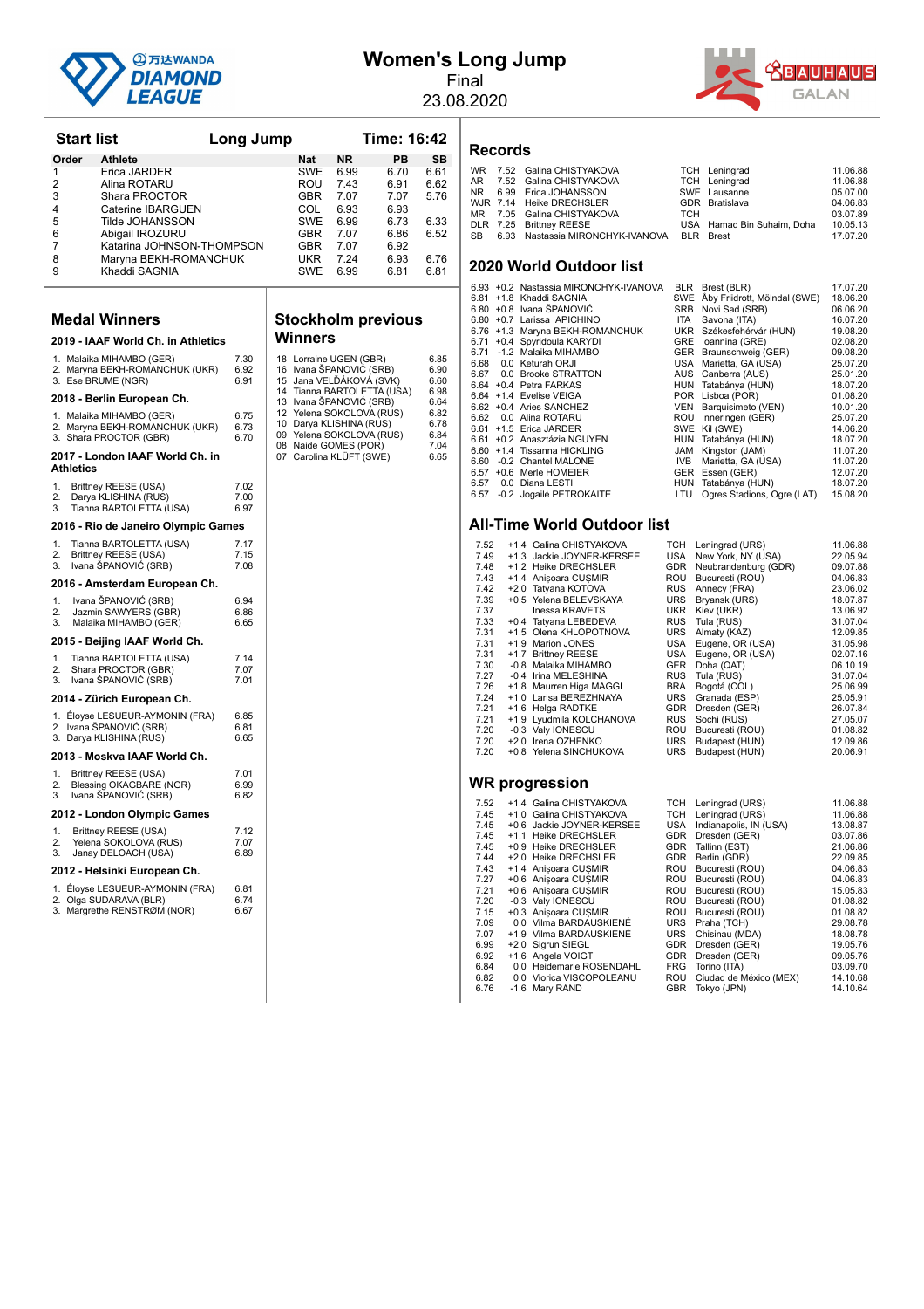# Women's Long Jump

Final

23.08.2020

## Start list — Long Jump — Time: 16:42

| Order | Athlete | Nat | NR | PB | SB |
|---|---|---|---|---|---|
| 1 | Erica JARDER | SWE | 6.99 | 6.70 | 6.61 |
| 2 | Alina ROTARU | ROU | 7.43 | 6.91 | 6.62 |
| 3 | Shara PROCTOR | GBR | 7.07 | 7.07 | 5.76 |
| 4 | Caterine IBARGUEN | COL | 6.93 | 6.93 | |
| 5 | Tilde JOHANSSON | SWE | 6.99 | 6.73 | 6.33 |
| 6 | Abigail IROZURU | GBR | 7.07 | 6.86 | 6.52 |
| 7 | Katarina JOHNSON-THOMPSON | GBR | 7.07 | 6.92 | |
| 8 | Maryna BEKH-ROMANCHUK | UKR | 7.24 | 6.93 | 6.76 |
| 9 | Khaddi SAGNIA | SWE | 6.99 | 6.81 | 6.81 |

## Medal Winners

### 2019 - IAAF World Ch. in Athletics

1. Malaika MIHAMBO (GER) 7.30
2. Maryna BEKH-ROMANCHUK (UKR) 6.92
3. Ese BRUME (NGR) 6.91

### 2018 - Berlin European Ch.

1. Malaika MIHAMBO (GER) 6.75
2. Maryna BEKH-ROMANCHUK (UKR) 6.73
3. Shara PROCTOR (GBR) 6.70

### 2017 - London IAAF World Ch. in Athletics

1. Brittney REESE (USA) 7.02
2. Darya KLISHINA (RUS) 7.00
3. Tianna BARTOLETTA (USA) 6.97

### 2016 - Rio de Janeiro Olympic Games

1. Tianna BARTOLETTA (USA) 7.17
2. Brittney REESE (USA) 7.15
3. Ivana ŠPANOVIĆ (SRB) 7.08

### 2016 - Amsterdam European Ch.

1. Ivana ŠPANOVIĆ (SRB) 6.94
2. Jazmin SAWYERS (GBR) 6.86
3. Malaika MIHAMBO (GER) 6.65

### 2015 - Beijing IAAF World Ch.

1. Tianna BARTOLETTA (USA) 7.14
2. Shara PROCTOR (GBR) 7.07
3. Ivana ŠPANOVIĆ (SRB) 7.01

### 2014 - Zürich European Ch.

1. Éloyse LESUEUR-AYMONIN (FRA) 6.85
2. Ivana ŠPANOVIĆ (SRB) 6.81
3. Darya KLISHINA (RUS) 6.65

### 2013 - Moskva IAAF World Ch.

1. Brittney REESE (USA) 7.01
2. Blessing OKAGBARE (NGR) 6.99
3. Ivana ŠPANOVIĆ (SRB) 6.82

### 2012 - London Olympic Games

1. Brittney REESE (USA) 7.12
2. Yelena SOKOLOVA (RUS) 7.07
3. Janay DELOACH (USA) 6.89

### 2012 - Helsinki European Ch.

1. Éloyse LESUEUR-AYMONIN (FRA) 6.81
2. Olga SUDARAVA (BLR) 6.74
3. Margrethe RENSTRØM (NOR) 6.67

## Stockholm previous Winners

| Year | Athlete | Mark |
|---|---|---|
| 18 | Lorraine UGEN (GBR) | 6.85 |
| 16 | Ivana ŠPANOVIĆ (SRB) | 6.90 |
| 15 | Jana VELĎÁKOVÁ (SVK) | 6.60 |
| 14 | Tianna BARTOLETTA (USA) | 6.98 |
| 13 | Ivana ŠPANOVIĆ (SRB) | 6.64 |
| 12 | Yelena SOKOLOVA (RUS) | 6.82 |
| 10 | Darya KLISHINA (RUS) | 6.78 |
| 09 | Yelena SOKOLOVA (RUS) | 6.84 |
| 08 | Naide GOMES (POR) | 7.04 |
| 07 | Carolina KLÜFT (SWE) | 6.65 |

## Records

| | Mark | Athlete | Nat | Venue | Date |
|---|---|---|---|---|---|
| WR | 7.52 | Galina CHISTYAKOVA | TCH | Leningrad | 11.06.88 |
| AR | 7.52 | Galina CHISTYAKOVA | TCH | Leningrad | 11.06.88 |
| NR | 6.99 | Erica JOHANSSON | SWE | Lausanne | 05.07.00 |
| WJR | 7.14 | Heike DRECHSLER | GDR | Bratislava | 04.06.83 |
| MR | 7.05 | Galina CHISTYAKOVA | TCH | | 03.07.89 |
| DLR | 7.25 | Brittney REESE | USA | Hamad Bin Suhaim, Doha | 10.05.13 |
| SB | 6.93 | Nastassia MIRONCHYK-IVANOVA | BLR | Brest | 17.07.20 |

## 2020 World Outdoor list

| Mark | Wind | Athlete | Nat | Venue | Date |
|---|---|---|---|---|---|
| 6.93 | +0.2 | Nastassia MIRONCHYK-IVANOVA | BLR | Brest (BLR) | 17.07.20 |
| 6.81 | +1.8 | Khaddi SAGNIA | SWE | Åby Friidrott, Mölndal (SWE) | 18.06.20 |
| 6.80 | +0.8 | Ivana ŠPANOVIĆ | SRB | Novi Sad (SRB) | 06.06.20 |
| 6.80 | +0.7 | Larissa IAPICHINO | ITA | Savona (ITA) | 16.07.20 |
| 6.76 | +1.3 | Maryna BEKH-ROMANCHUK | UKR | Székesfehérvár (HUN) | 19.08.20 |
| 6.71 | +0.4 | Spyridoula KARYDI | GRE | Ioannina (GRE) | 02.08.20 |
| 6.71 | -1.2 | Malaika MIHAMBO | GER | Braunschweig (GER) | 09.08.20 |
| 6.68 | 0.0 | Keturah ORJI | USA | Marietta, GA (USA) | 25.07.20 |
| 6.67 | 0.0 | Brooke STRATTON | AUS | Canberra (AUS) | 25.01.20 |
| 6.64 | +0.4 | Petra FARKAS | HUN | Tatabánya (HUN) | 18.07.20 |
| 6.64 | +1.4 | Evelise VEIGA | POR | Lisboa (POR) | 01.08.20 |
| 6.62 | +0.4 | Aries SANCHEZ | VEN | Barquisimeto (VEN) | 10.01.20 |
| 6.62 | 0.0 | Alina ROTARU | ROU | Inneringen (GER) | 25.07.20 |
| 6.61 | +1.5 | Erica JARDER | SWE | Kil (SWE) | 14.06.20 |
| 6.61 | +0.2 | Anasztázia NGUYEN | HUN | Tatabánya (HUN) | 18.07.20 |
| 6.60 | +1.4 | Tissanna HICKLING | JAM | Kingston (JAM) | 11.07.20 |
| 6.60 | -0.2 | Chantel MALONE | IVB | Marietta, GA (USA) | 11.07.20 |
| 6.57 | +0.6 | Merle HOMEIER | GER | Essen (GER) | 12.07.20 |
| 6.57 | 0.0 | Diana LESTI | HUN | Tatabánya (HUN) | 18.07.20 |
| 6.57 | -0.2 | Jogailė PETROKAITE | LTU | Ogres Stadions, Ogre (LAT) | 15.08.20 |

## All-Time World Outdoor list

| Mark | Wind | Athlete | Nat | Venue | Date |
|---|---|---|---|---|---|
| 7.52 | +1.4 | Galina CHISTYAKOVA | TCH | Leningrad (URS) | 11.06.88 |
| 7.49 | +1.3 | Jackie JOYNER-KERSEE | USA | New York, NY (USA) | 22.05.94 |
| 7.48 | +1.2 | Heike DRECHSLER | GDR | Neubrandenburg (GDR) | 09.07.88 |
| 7.43 | +1.4 | Anișoara CUȘMIR | ROU | Bucuresti (ROU) | 04.06.83 |
| 7.42 | +2.0 | Tatyana KOTOVA | RUS | Annecy (FRA) | 23.06.02 |
| 7.39 | +0.5 | Yelena BELEVSKAYA | URS | Bryansk (URS) | 18.07.87 |
| 7.37 | | Inessa KRAVETS | UKR | Kiev (UKR) | 13.06.92 |
| 7.33 | +0.4 | Tatyana LEBEDEVA | RUS | Tula (RUS) | 31.07.04 |
| 7.31 | +1.5 | Olena KHLOPOTNOVA | URS | Almaty (KAZ) | 12.09.85 |
| 7.31 | +1.9 | Marion JONES | USA | Eugene, OR (USA) | 31.05.98 |
| 7.31 | +1.7 | Brittney REESE | USA | Eugene, OR (USA) | 02.07.16 |
| 7.30 | -0.8 | Malaika MIHAMBO | GER | Doha (QAT) | 06.10.19 |
| 7.27 | -0.4 | Irina MELESHINA | RUS | Tula (RUS) | 31.07.04 |
| 7.26 | +1.8 | Maurren Higa MAGGI | BRA | Bogotá (COL) | 25.06.99 |
| 7.24 | +1.0 | Larisa BEREZHNAYA | URS | Granada (ESP) | 25.05.91 |
| 7.21 | +1.6 | Helga RADTKE | GDR | Dresden (GER) | 26.07.84 |
| 7.21 | +1.9 | Lyudmila KOLCHANOVA | RUS | Sochi (RUS) | 27.05.07 |
| 7.20 | -0.3 | Valy IONESCU | ROU | Bucuresti (ROU) | 01.08.82 |
| 7.20 | +2.0 | Irena OZHENKO | URS | Budapest (HUN) | 12.09.86 |
| 7.20 | +0.8 | Yelena SINCHUKOVA | URS | Budapest (HUN) | 20.06.91 |

## WR progression

| Mark | Wind | Athlete | Nat | Venue | Date |
|---|---|---|---|---|---|
| 7.52 | +1.4 | Galina CHISTYAKOVA | TCH | Leningrad (URS) | 11.06.88 |
| 7.45 | +1.0 | Galina CHISTYAKOVA | TCH | Leningrad (URS) | 11.06.88 |
| 7.45 | +0.6 | Jackie JOYNER-KERSEE | USA | Indianapolis, IN (USA) | 13.08.87 |
| 7.45 | +1.1 | Heike DRECHSLER | GDR | Dresden (GER) | 03.07.86 |
| 7.45 | +0.9 | Heike DRECHSLER | GDR | Tallinn (EST) | 21.06.86 |
| 7.44 | +2.0 | Heike DRECHSLER | GDR | Berlin (GDR) | 22.09.85 |
| 7.43 | +1.4 | Anișoara CUȘMIR | ROU | Bucuresti (ROU) | 04.06.83 |
| 7.27 | +0.6 | Anișoara CUȘMIR | ROU | Bucuresti (ROU) | 04.06.83 |
| 7.21 | +0.6 | Anișoara CUȘMIR | ROU | Bucuresti (ROU) | 15.05.83 |
| 7.20 | -0.3 | Valy IONESCU | ROU | Bucuresti (ROU) | 01.08.82 |
| 7.15 | +0.3 | Anișoara CUȘMIR | ROU | Bucuresti (ROU) | 01.08.82 |
| 7.09 | 0.0 | Vilma BARDAUSKIENĖ | URS | Praha (TCH) | 29.08.78 |
| 7.07 | +1.9 | Vilma BARDAUSKIENĖ | URS | Chisinau (MDA) | 18.08.78 |
| 6.99 | +2.0 | Sigrun SIEGL | GDR | Dresden (GER) | 19.05.76 |
| 6.92 | +1.6 | Angela VOIGT | GDR | Dresden (GER) | 09.05.76 |
| 6.84 | 0.0 | Heidemarie ROSENDAHL | FRG | Torino (ITA) | 03.09.70 |
| 6.82 | 0.0 | Viorica VISCOPOLEANU | ROU | Ciudad de México (MEX) | 14.10.68 |
| 6.76 | -1.6 | Mary RAND | GBR | Tokyo (JPN) | 14.10.64 |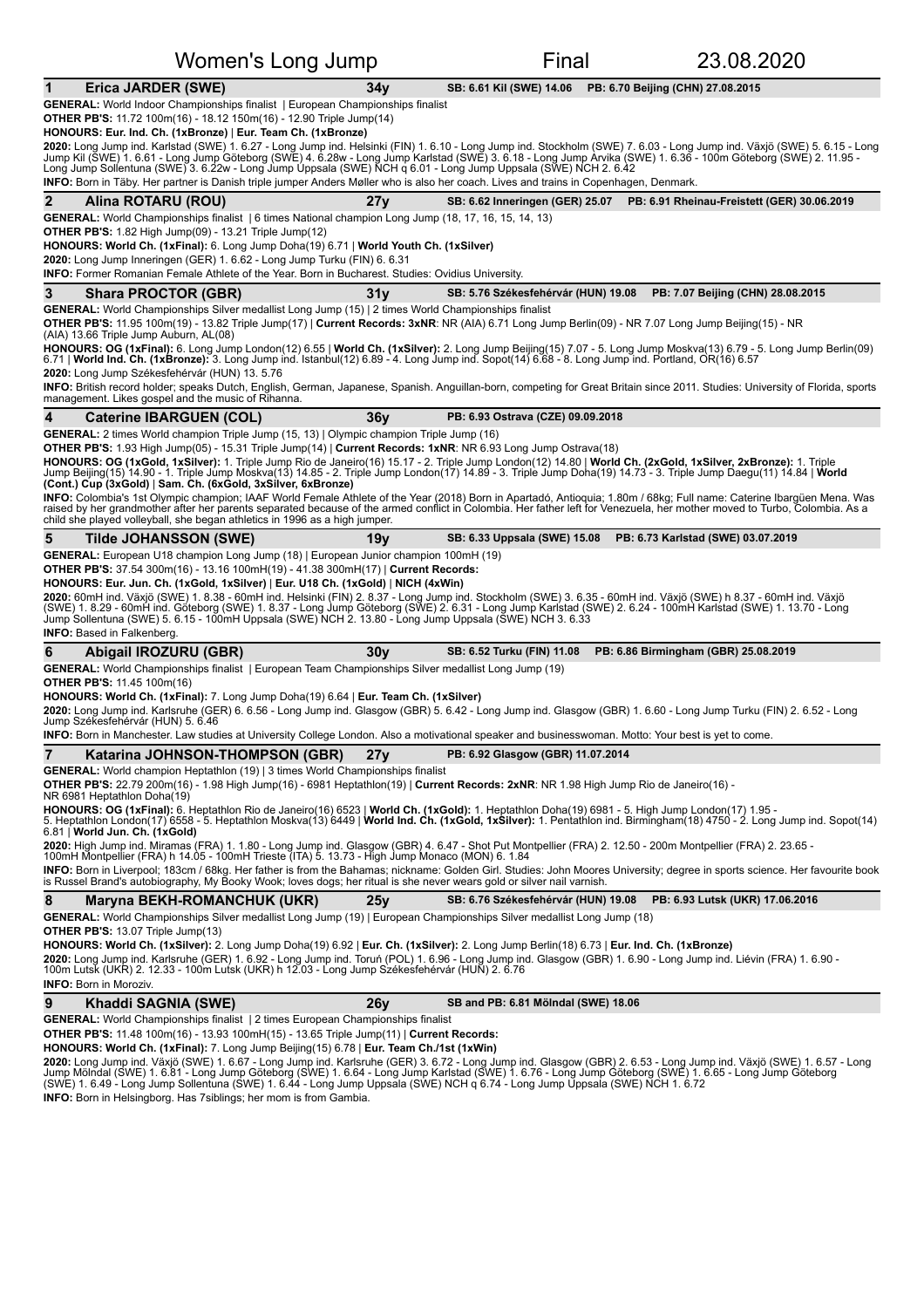# Women's Long Jump — Final — 23.08.2020

## 1 Erica JARDER (SWE) — 34y — SB: 6.61 Kil (SWE) 14.06 — PB: 6.70 Beijing (CHN) 27.08.2015

**GENERAL:** World Indoor Championships finalist | European Championships finalist

**OTHER PB'S:** 11.72 100m(16) - 18.12 150m(16) - 12.90 Triple Jump(14)

**HONOURS: Eur. Ind. Ch. (1xBronze)** | **Eur. Team Ch. (1xBronze)**

**2020:** Long Jump ind. Karlstad (SWE) 1. 6.27 - Long Jump ind. Helsinki (FIN) 1. 6.10 - Long Jump ind. Stockholm (SWE) 7. 6.03 - Long Jump ind. Växjö (SWE) 5. 6.15 - Long Jump Kil (SWE) 1. 6.61 - Long Jump Göteborg (SWE) 4. 6.28w - Long Jump Karlstad (SWE) 3. 6.18 - Long Jump Arvika (SWE) 1. 6.36 - 100m Göteborg (SWE) 2. 11.95 - Long Jump Sollentuna (SWE) 3. 6.22w - Long Jump Uppsala (SWE) NCH q 6.01 - Long Jump Uppsala (SWE) NCH 2. 6.42

**INFO:** Born in Täby. Her partner is Danish triple jumper Anders Møller who is also her coach. Lives and trains in Copenhagen, Denmark.

## 2 Alina ROTARU (ROU) — 27y — SB: 6.62 Inneringen (GER) 25.07 — PB: 6.91 Rheinau-Freistett (GER) 30.06.2019

**GENERAL:** World Championships finalist | 6 times National champion Long Jump (18, 17, 16, 15, 14, 13)

**OTHER PB'S:** 1.82 High Jump(09) - 13.21 Triple Jump(12)

**HONOURS: World Ch. (1xFinal):** 6. Long Jump Doha(19) 6.71 | **World Youth Ch. (1xSilver)**

**2020:** Long Jump Inneringen (GER) 1. 6.62 - Long Jump Turku (FIN) 6. 6.31

**INFO:** Former Romanian Female Athlete of the Year. Born in Bucharest. Studies: Ovidius University.

## 3 Shara PROCTOR (GBR) — 31y — SB: 5.76 Székesfehérvár (HUN) 19.08 — PB: 7.07 Beijing (CHN) 28.08.2015

**GENERAL:** World Championships Silver medallist Long Jump (15) | 2 times World Championships finalist

**OTHER PB'S:** 11.95 100m(19) - 13.82 Triple Jump(17) | **Current Records: 3xNR**: NR (AIA) 6.71 Long Jump Berlin(09) - NR 7.07 Long Jump Beijing(15) - NR (AIA) 13.66 Triple Jump Auburn, AL(08)

**HONOURS: OG (1xFinal):** 6. Long Jump London(12) 6.55 | **World Ch. (1xSilver):** 2. Long Jump Beijing(15) 7.07 - 5. Long Jump Moskva(13) 6.79 - 5. Long Jump Berlin(09) 6.71 | **World Ind. Ch. (1xBronze):** 3. Long Jump ind. Istanbul(12) 6.89 - 4. Long Jump ind. Sopot(14) 6.68 - 8. Long Jump ind. Portland, OR(16) 6.57

**2020:** Long Jump Székesfehérvár (HUN) 13. 5.76

**INFO:** British record holder; speaks Dutch, English, German, Japanese, Spanish. Anguillan-born, competing for Great Britain since 2011. Studies: University of Florida, sports management. Likes gospel and the music of Rihanna.

## 4 Caterine IBARGUEN (COL) — 36y — PB: 6.93 Ostrava (CZE) 09.09.2018

**GENERAL:** 2 times World champion Triple Jump (15, 13) | Olympic champion Triple Jump (16)

**OTHER PB'S:** 1.93 High Jump(05) - 15.31 Triple Jump(14) | **Current Records: 1xNR**: NR 6.93 Long Jump Ostrava(18)

**HONOURS: OG (1xGold, 1xSilver):** 1. Triple Jump Rio de Janeiro(16) 15.17 - 2. Triple Jump London(12) 14.80 | **World Ch. (2xGold, 1xSilver, 2xBronze):** 1. Triple Jump Beijing(15) 14.90 - 1. Triple Jump Moskva(13) 14.85 - 2. Triple Jump London(17) 14.89 - 3. Triple Jump Doha(19) 14.73 - 3. Triple Jump Daegu(11) 14.84 | **World (Cont.) Cup (3xGold)** | **Sam. Ch. (6xGold, 3xSilver, 6xBronze)**

**INFO:** Colombia's 1st Olympic champion; IAAF World Female Athlete of the Year (2018) Born in Apartadó, Antioquia; 1.80m / 68kg; Full name: Caterine Ibargüen Mena. Was raised by her grandmother after her parents separated because of the armed conflict in Colombia. Her father left for Venezuela, her mother moved to Turbo, Colombia. As a child she played volleyball, she began athletics in 1996 as a high jumper.

## 5 Tilde JOHANSSON (SWE) — 19y — SB: 6.33 Uppsala (SWE) 15.08 — PB: 6.73 Karlstad (SWE) 03.07.2019

**GENERAL:** European U18 champion Long Jump (18) | European Junior champion 100mH (19)

**OTHER PB'S:** 37.54 300m(16) - 13.16 100mH(19) - 41.38 300mH(17) | **Current Records:**

**HONOURS: Eur. Jun. Ch. (1xGold, 1xSilver)** | **Eur. U18 Ch. (1xGold)** | **NICH (4xWin)**

**2020:** 60mH ind. Växjö (SWE) 1. 8.38 - 60mH ind. Helsinki (FIN) 2. 8.37 - Long Jump ind. Stockholm (SWE) 3. 6.35 - 60mH ind. Växjö (SWE) h 8.37 - 60mH ind. Växjö (SWE) 1. 8.29 - 60mH ind. Göteborg (SWE) 1. 8.37 - Long Jump Göteborg (SWE) 2. 6.31 - Long Jump Karlstad (SWE) 2. 6.24 - 100mH Karlstad (SWE) 1. 13.70 - Long Jump Sollentuna (SWE) 5. 6.15 - 100mH Uppsala (SWE) NCH 2. 13.80 - Long Jump Uppsala (SWE) NCH 3. 6.33

**INFO:** Based in Falkenberg.

## 6 Abigail IROZURU (GBR) — 30y — SB: 6.52 Turku (FIN) 11.08 — PB: 6.86 Birmingham (GBR) 25.08.2019

**GENERAL:** World Championships finalist | European Team Championships Silver medallist Long Jump (19)

**OTHER PB'S:** 11.45 100m(16)

**HONOURS: World Ch. (1xFinal):** 7. Long Jump Doha(19) 6.64 | **Eur. Team Ch. (1xSilver)**

**2020:** Long Jump ind. Karlsruhe (GER) 6. 6.56 - Long Jump ind. Glasgow (GBR) 5. 6.42 - Long Jump ind. Glasgow (GBR) 1. 6.60 - Long Jump Turku (FIN) 2. 6.52 - Long Jump Székesfehérvár (HUN) 5. 6.46

**INFO:** Born in Manchester. Law studies at University College London. Also a motivational speaker and businesswoman. Motto: Your best is yet to come.

## 7 Katarina JOHNSON-THOMPSON (GBR) — 27y — PB: 6.92 Glasgow (GBR) 11.07.2014

**GENERAL:** World champion Heptathlon (19) | 3 times World Championships finalist

**OTHER PB'S:** 22.79 200m(16) - 1.98 High Jump(16) - 6981 Heptathlon(19) | **Current Records: 2xNR**: NR 1.98 High Jump Rio de Janeiro(16) - NR 6981 Heptathlon Doha(19)

**HONOURS: OG (1xFinal):** 6. Heptathlon Rio de Janeiro(16) 6523 | **World Ch. (1xGold):** 1. Heptathlon Doha(19) 6981 - 5. High Jump London(17) 1.95 - 5. Heptathlon London(17) 6558 - 5. Heptathlon Moskva(13) 6449 | **World Ind. Ch. (1xGold, 1xSilver):** 1. Pentathlon ind. Birmingham(18) 4750 - 2. Long Jump ind. Sopot(14) 6.81 | **World Jun. Ch. (1xGold)**

**2020:** High Jump ind. Miramas (FRA) 1. 1.80 - Long Jump ind. Glasgow (GBR) 4. 6.47 - Shot Put Montpellier (FRA) 2. 12.50 - 200m Montpellier (FRA) 2. 23.65 - 100mH Montpellier (FRA) h 14.05 - 100mH Trieste (ITA) 5. 13.73 - High Jump Monaco (MON) 6. 1.84

**INFO:** Born in Liverpool; 183cm / 68kg. Her father is from the Bahamas; nickname: Golden Girl. Studies: John Moores University; degree in sports science. Her favourite book is Russel Brand's autobiography, My Booky Wook; loves dogs; her ritual is she never wears gold or silver nail varnish.

## 8 Maryna BEKH-ROMANCHUK (UKR) — 25y — SB: 6.76 Székesfehérvár (HUN) 19.08 — PB: 6.93 Lutsk (UKR) 17.06.2016

**GENERAL:** World Championships Silver medallist Long Jump (19) | European Championships Silver medallist Long Jump (18)

**OTHER PB'S:** 13.07 Triple Jump(13)

**HONOURS: World Ch. (1xSilver):** 2. Long Jump Doha(19) 6.92 | **Eur. Ch. (1xSilver):** 2. Long Jump Berlin(18) 6.73 | **Eur. Ind. Ch. (1xBronze)**

**2020:** Long Jump ind. Karlsruhe (GER) 1. 6.92 - Long Jump ind. Toruń (POL) 1. 6.96 - Long Jump ind. Glasgow (GBR) 1. 6.90 - Long Jump ind. Liévin (FRA) 1. 6.90 - 100m Lutsk (UKR) 2. 12.33 - 100m Lutsk (UKR) h 12.03 - Long Jump Székesfehérvár (HUN) 2. 6.76

**INFO:** Born in Moroziv.

## 9 Khaddi SAGNIA (SWE) — 26y — SB and PB: 6.81 Mölndal (SWE) 18.06

**GENERAL:** World Championships finalist | 2 times European Championships finalist

**OTHER PB'S:** 11.48 100m(16) - 13.93 100mH(15) - 13.65 Triple Jump(11) | **Current Records:**

**HONOURS: World Ch. (1xFinal):** 7. Long Jump Beijing(15) 6.78 | **Eur. Team Ch./1st (1xWin)**

**2020:** Long Jump ind. Växjö (SWE) 1. 6.67 - Long Jump ind. Karlsruhe (GER) 3. 6.72 - Long Jump ind. Glasgow (GBR) 2. 6.53 - Long Jump ind. Växjö (SWE) 1. 6.57 - Long Jump Mölndal (SWE) 1. 6.81 - Long Jump Göteborg (SWE) 1. 6.64 - Long Jump Karlstad (SWE) 1. 6.76 - Long Jump Göteborg (SWE) 1. 6.65 - Long Jump Göteborg (SWE) 1. 6.49 - Long Jump Sollentuna (SWE) 1. 6.44 - Long Jump Uppsala (SWE) NCH q 6.74 - Long Jump Uppsala (SWE) NCH 1. 6.72

**INFO:** Born in Helsingborg. Has 7siblings; her mom is from Gambia.